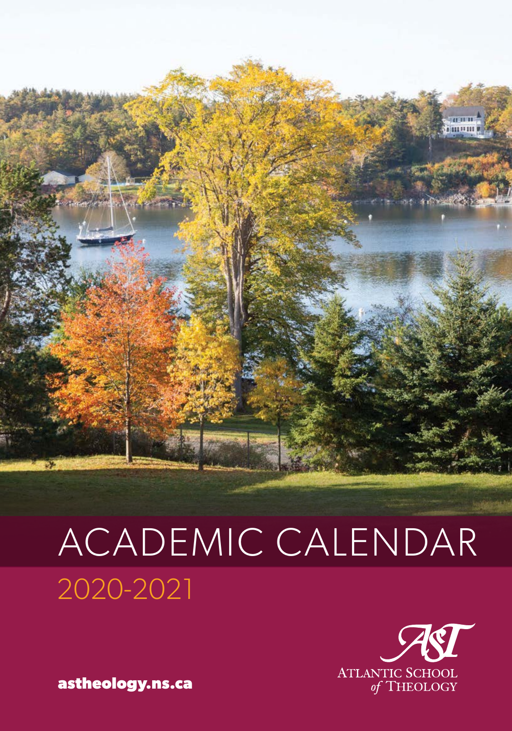# ACADEMIC CALENDAR

## 2020-2021

ATLANTIC SCHOOL of THEOLOGY

astheology.ns.ca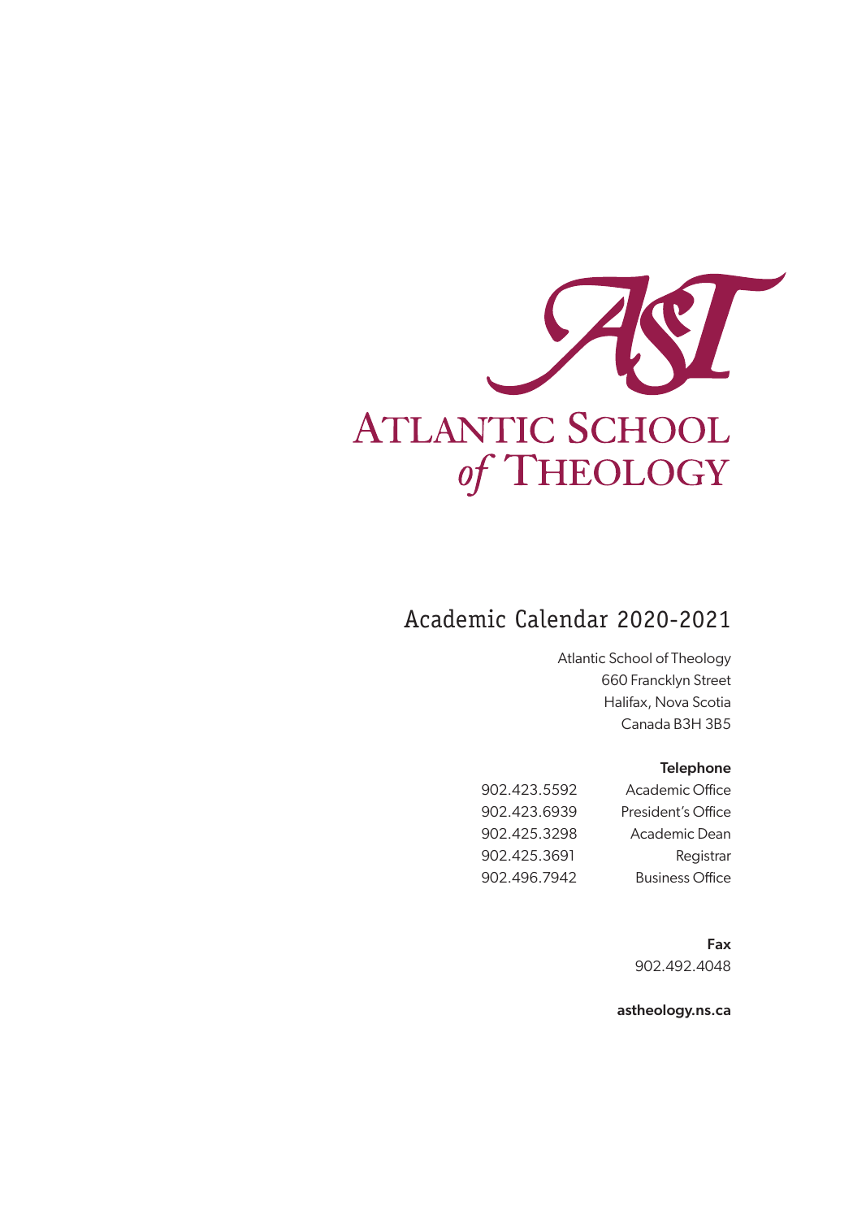# ATLANTIC SCHOOL of THEOLOGY

## Academic Calendar 2020-2021

Atlantic School of Theology
660 Francklyn Street
Halifax, Nova Scotia
Canada B3H 3B5

**Telephone**

| | |
|---|---|
| 902.423.5592 | Academic Office |
| 902.423.6939 | President's Office |
| 902.425.3298 | Academic Dean |
| 902.425.3691 | Registrar |
| 902.496.7942 | Business Office |

**Fax**
902.492.4048

**astheology.ns.ca**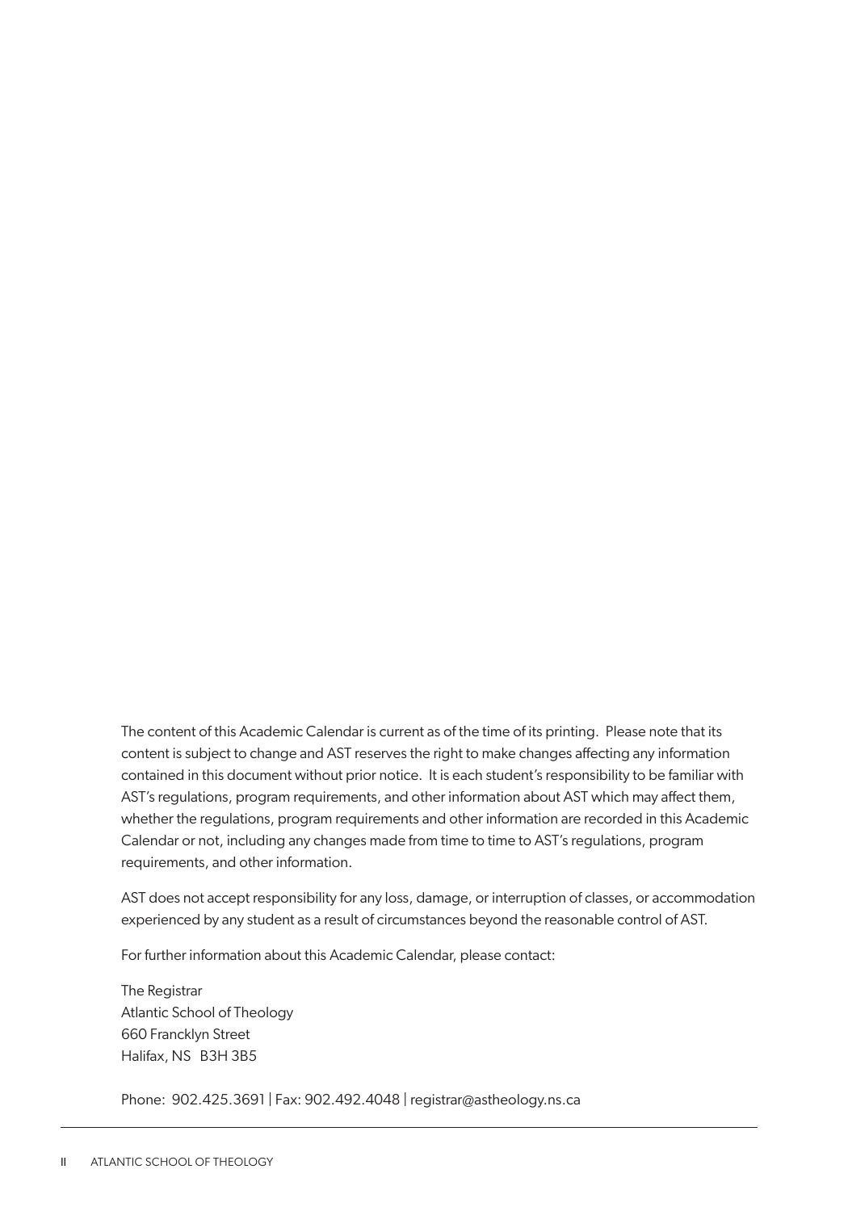The content of this Academic Calendar is current as of the time of its printing. Please note that its content is subject to change and AST reserves the right to make changes affecting any information contained in this document without prior notice. It is each student's responsibility to be familiar with AST's regulations, program requirements, and other information about AST which may affect them, whether the regulations, program requirements and other information are recorded in this Academic Calendar or not, including any changes made from time to time to AST's regulations, program requirements, and other information.

AST does not accept responsibility for any loss, damage, or interruption of classes, or accommodation experienced by any student as a result of circumstances beyond the reasonable control of AST.

For further information about this Academic Calendar, please contact:

The Registrar
Atlantic School of Theology
660 Francklyn Street
Halifax, NS B3H 3B5

Phone: 902.425.3691 | Fax: 902.492.4048 | registrar@astheology.ns.ca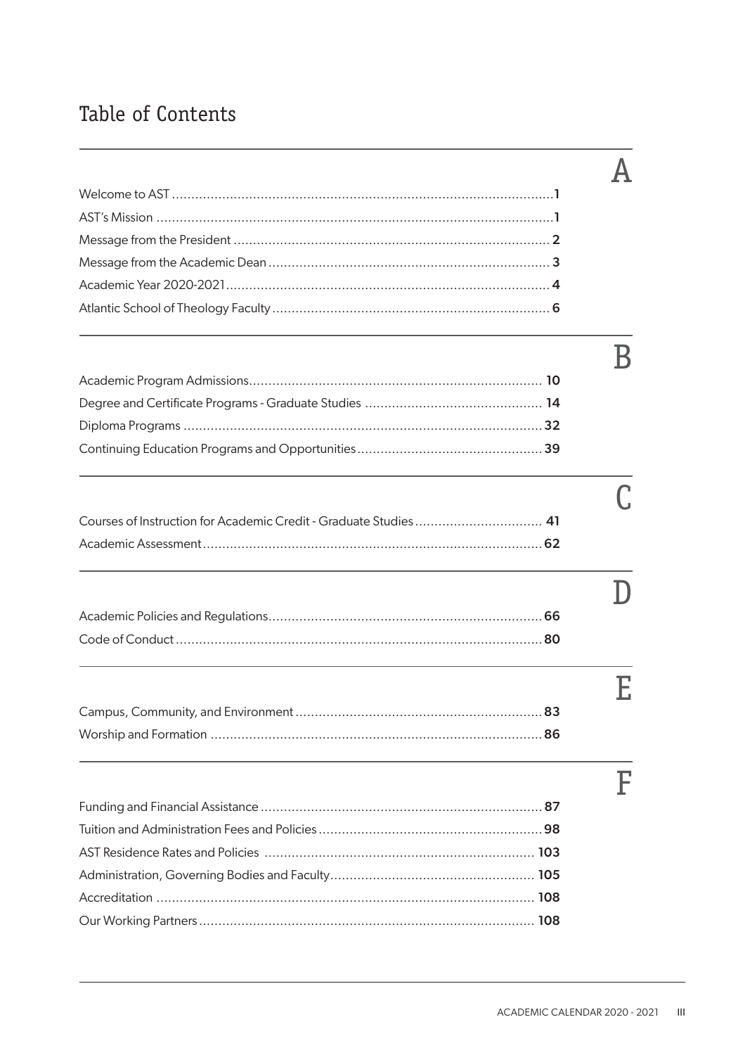# Table of Contents

## A

| | |
|---|---|
| Welcome to AST | **1** |
| AST's Mission | **1** |
| Message from the President | **2** |
| Message from the Academic Dean | **3** |
| Academic Year 2020-2021 | **4** |
| Atlantic School of Theology Faculty | **6** |

## B

| | |
|---|---|
| Academic Program Admissions | **10** |
| Degree and Certificate Programs - Graduate Studies | **14** |
| Diploma Programs | **32** |
| Continuing Education Programs and Opportunities | **39** |

## C

| | |
|---|---|
| Courses of Instruction for Academic Credit - Graduate Studies | **41** |
| Academic Assessment | **62** |

## D

| | |
|---|---|
| Academic Policies and Regulations | **66** |
| Code of Conduct | **80** |

## E

| | |
|---|---|
| Campus, Community, and Environment | **83** |
| Worship and Formation | **86** |

## F

| | |
|---|---|
| Funding and Financial Assistance | **87** |
| Tuition and Administration Fees and Policies | **98** |
| AST Residence Rates and Policies | **103** |
| Administration, Governing Bodies and Faculty | **105** |
| Accreditation | **108** |
| Our Working Partners | **108** |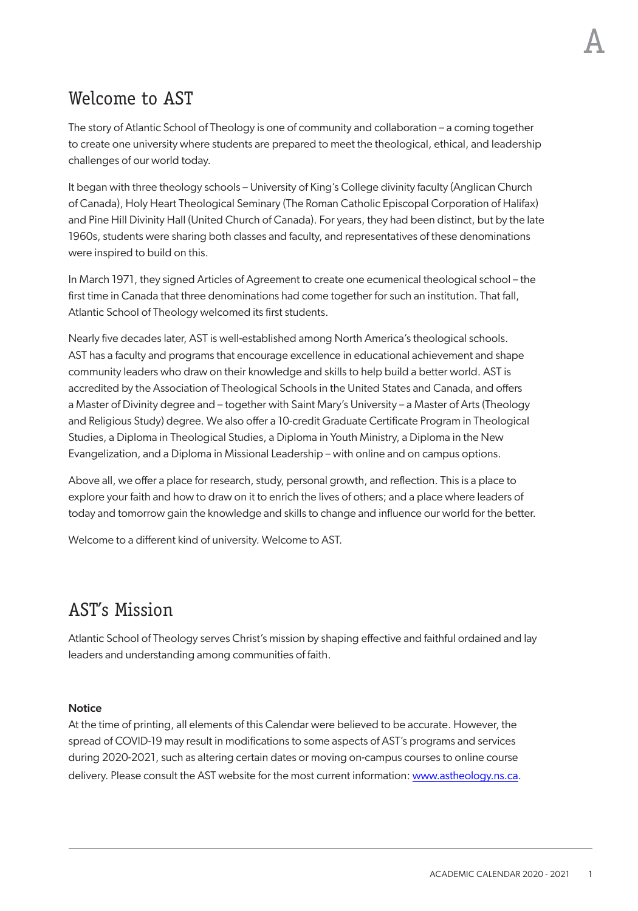# Welcome to AST

The story of Atlantic School of Theology is one of community and collaboration – a coming together to create one university where students are prepared to meet the theological, ethical, and leadership challenges of our world today.

It began with three theology schools – University of King's College divinity faculty (Anglican Church of Canada), Holy Heart Theological Seminary (The Roman Catholic Episcopal Corporation of Halifax) and Pine Hill Divinity Hall (United Church of Canada). For years, they had been distinct, but by the late 1960s, students were sharing both classes and faculty, and representatives of these denominations were inspired to build on this.

In March 1971, they signed Articles of Agreement to create one ecumenical theological school – the first time in Canada that three denominations had come together for such an institution. That fall, Atlantic School of Theology welcomed its first students.

Nearly five decades later, AST is well-established among North America's theological schools. AST has a faculty and programs that encourage excellence in educational achievement and shape community leaders who draw on their knowledge and skills to help build a better world. AST is accredited by the Association of Theological Schools in the United States and Canada, and offers a Master of Divinity degree and – together with Saint Mary's University – a Master of Arts (Theology and Religious Study) degree. We also offer a 10-credit Graduate Certificate Program in Theological Studies, a Diploma in Theological Studies, a Diploma in Youth Ministry, a Diploma in the New Evangelization, and a Diploma in Missional Leadership – with online and on campus options.

Above all, we offer a place for research, study, personal growth, and reflection. This is a place to explore your faith and how to draw on it to enrich the lives of others; and a place where leaders of today and tomorrow gain the knowledge and skills to change and influence our world for the better.

Welcome to a different kind of university. Welcome to AST.

# AST's Mission

Atlantic School of Theology serves Christ's mission by shaping effective and faithful ordained and lay leaders and understanding among communities of faith.

**Notice**

At the time of printing, all elements of this Calendar were believed to be accurate. However, the spread of COVID-19 may result in modifications to some aspects of AST's programs and services during 2020-2021, such as altering certain dates or moving on-campus courses to online course delivery. Please consult the AST website for the most current information: www.astheology.ns.ca.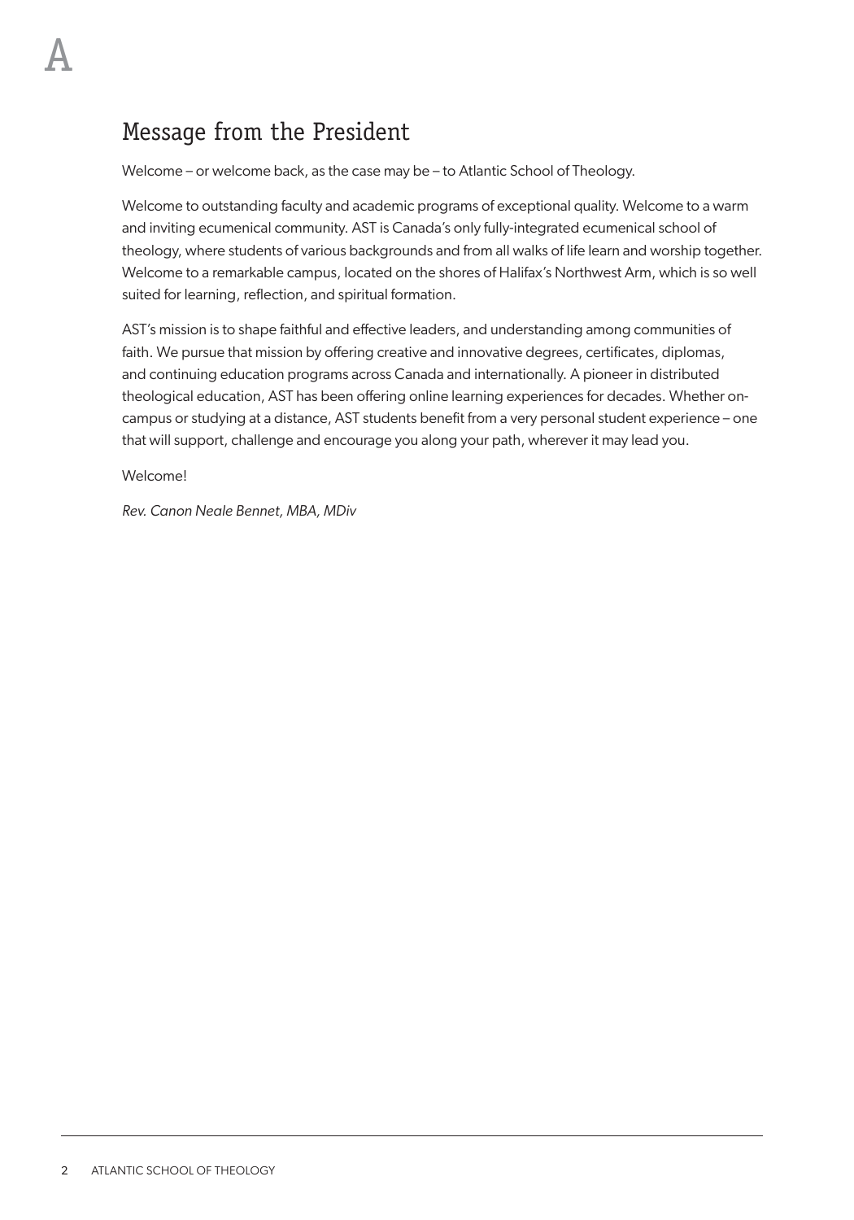## Message from the President

Welcome – or welcome back, as the case may be – to Atlantic School of Theology.

Welcome to outstanding faculty and academic programs of exceptional quality. Welcome to a warm and inviting ecumenical community. AST is Canada's only fully-integrated ecumenical school of theology, where students of various backgrounds and from all walks of life learn and worship together. Welcome to a remarkable campus, located on the shores of Halifax's Northwest Arm, which is so well suited for learning, reflection, and spiritual formation.

AST's mission is to shape faithful and effective leaders, and understanding among communities of faith. We pursue that mission by offering creative and innovative degrees, certificates, diplomas, and continuing education programs across Canada and internationally. A pioneer in distributed theological education, AST has been offering online learning experiences for decades. Whether on-campus or studying at a distance, AST students benefit from a very personal student experience – one that will support, challenge and encourage you along your path, wherever it may lead you.

Welcome!

*Rev. Canon Neale Bennet, MBA, MDiv*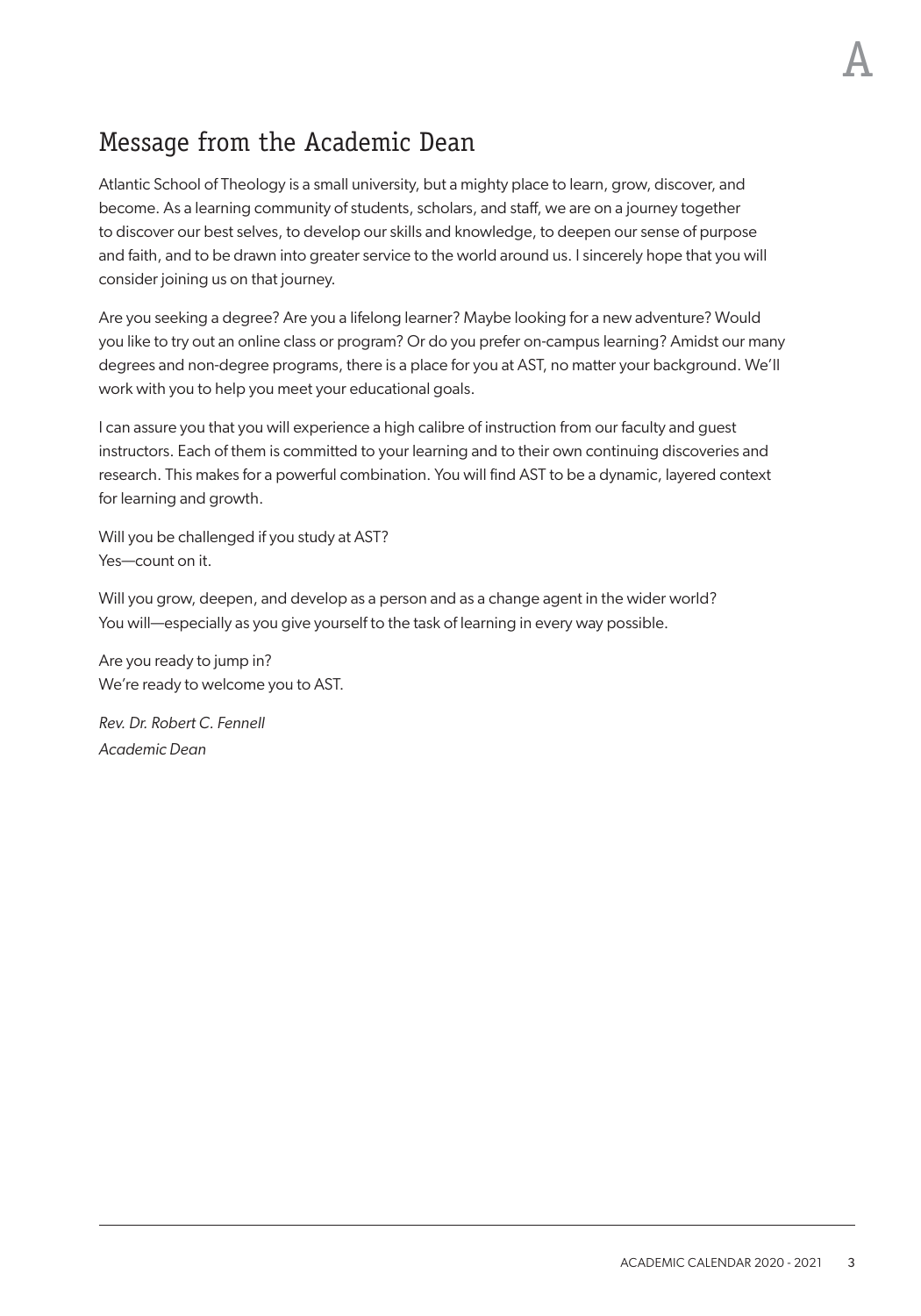## Message from the Academic Dean

Atlantic School of Theology is a small university, but a mighty place to learn, grow, discover, and become. As a learning community of students, scholars, and staff, we are on a journey together to discover our best selves, to develop our skills and knowledge, to deepen our sense of purpose and faith, and to be drawn into greater service to the world around us. I sincerely hope that you will consider joining us on that journey.

Are you seeking a degree? Are you a lifelong learner? Maybe looking for a new adventure? Would you like to try out an online class or program? Or do you prefer on-campus learning? Amidst our many degrees and non-degree programs, there is a place for you at AST, no matter your background. We'll work with you to help you meet your educational goals.

I can assure you that you will experience a high calibre of instruction from our faculty and guest instructors. Each of them is committed to your learning and to their own continuing discoveries and research. This makes for a powerful combination. You will find AST to be a dynamic, layered context for learning and growth.

Will you be challenged if you study at AST?
Yes—count on it.

Will you grow, deepen, and develop as a person and as a change agent in the wider world?
You will—especially as you give yourself to the task of learning in every way possible.

Are you ready to jump in?
We're ready to welcome you to AST.

*Rev. Dr. Robert C. Fennell*
*Academic Dean*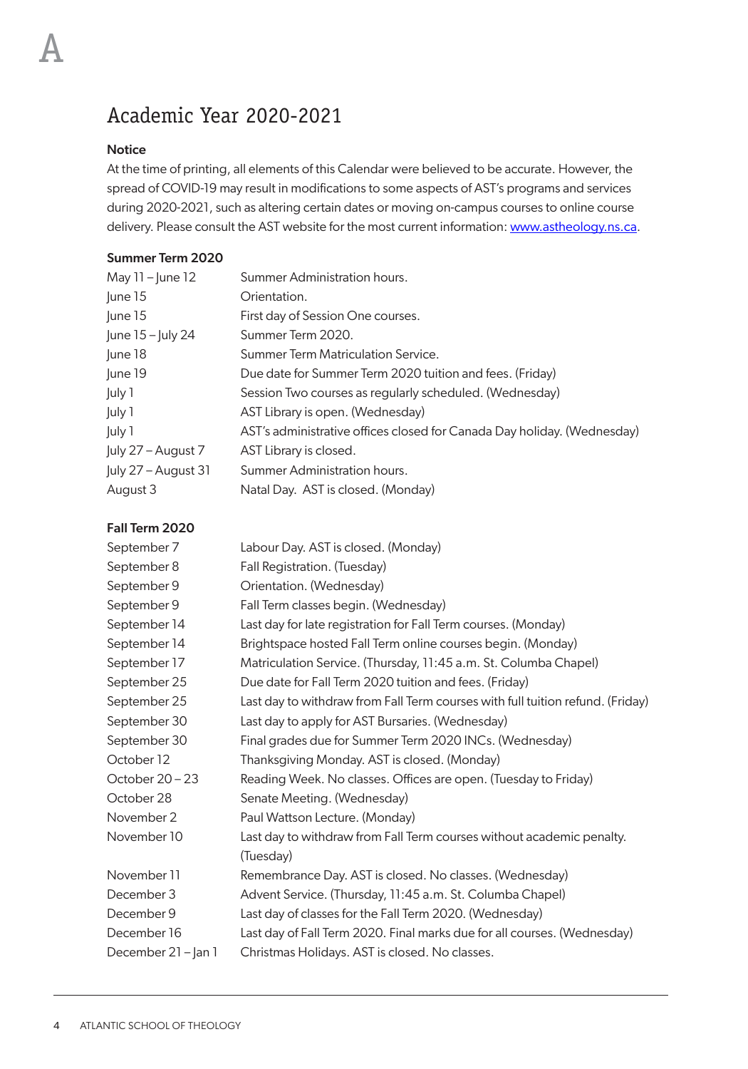# Academic Year 2020-2021

**Notice**

At the time of printing, all elements of this Calendar were believed to be accurate. However, the spread of COVID-19 may result in modifications to some aspects of AST's programs and services during 2020-2021, such as altering certain dates or moving on-campus courses to online course delivery. Please consult the AST website for the most current information: www.astheology.ns.ca.

**Summer Term 2020**

| | |
|---|---|
| May 11 – June 12 | Summer Administration hours. |
| June 15 | Orientation. |
| June 15 | First day of Session One courses. |
| June 15 – July 24 | Summer Term 2020. |
| June 18 | Summer Term Matriculation Service. |
| June 19 | Due date for Summer Term 2020 tuition and fees. (Friday) |
| July 1 | Session Two courses as regularly scheduled. (Wednesday) |
| July 1 | AST Library is open. (Wednesday) |
| July 1 | AST's administrative offices closed for Canada Day holiday. (Wednesday) |
| July 27 – August 7 | AST Library is closed. |
| July 27 – August 31 | Summer Administration hours. |
| August 3 | Natal Day. AST is closed. (Monday) |

**Fall Term 2020**

| | |
|---|---|
| September 7 | Labour Day. AST is closed. (Monday) |
| September 8 | Fall Registration. (Tuesday) |
| September 9 | Orientation. (Wednesday) |
| September 9 | Fall Term classes begin. (Wednesday) |
| September 14 | Last day for late registration for Fall Term courses. (Monday) |
| September 14 | Brightspace hosted Fall Term online courses begin. (Monday) |
| September 17 | Matriculation Service. (Thursday, 11:45 a.m. St. Columba Chapel) |
| September 25 | Due date for Fall Term 2020 tuition and fees. (Friday) |
| September 25 | Last day to withdraw from Fall Term courses with full tuition refund. (Friday) |
| September 30 | Last day to apply for AST Bursaries. (Wednesday) |
| September 30 | Final grades due for Summer Term 2020 INCs. (Wednesday) |
| October 12 | Thanksgiving Monday. AST is closed. (Monday) |
| October 20 – 23 | Reading Week. No classes. Offices are open. (Tuesday to Friday) |
| October 28 | Senate Meeting. (Wednesday) |
| November 2 | Paul Wattson Lecture. (Monday) |
| November 10 | Last day to withdraw from Fall Term courses without academic penalty. (Tuesday) |
| November 11 | Remembrance Day. AST is closed. No classes. (Wednesday) |
| December 3 | Advent Service. (Thursday, 11:45 a.m. St. Columba Chapel) |
| December 9 | Last day of classes for the Fall Term 2020. (Wednesday) |
| December 16 | Last day of Fall Term 2020. Final marks due for all courses. (Wednesday) |
| December 21 – Jan 1 | Christmas Holidays. AST is closed. No classes. |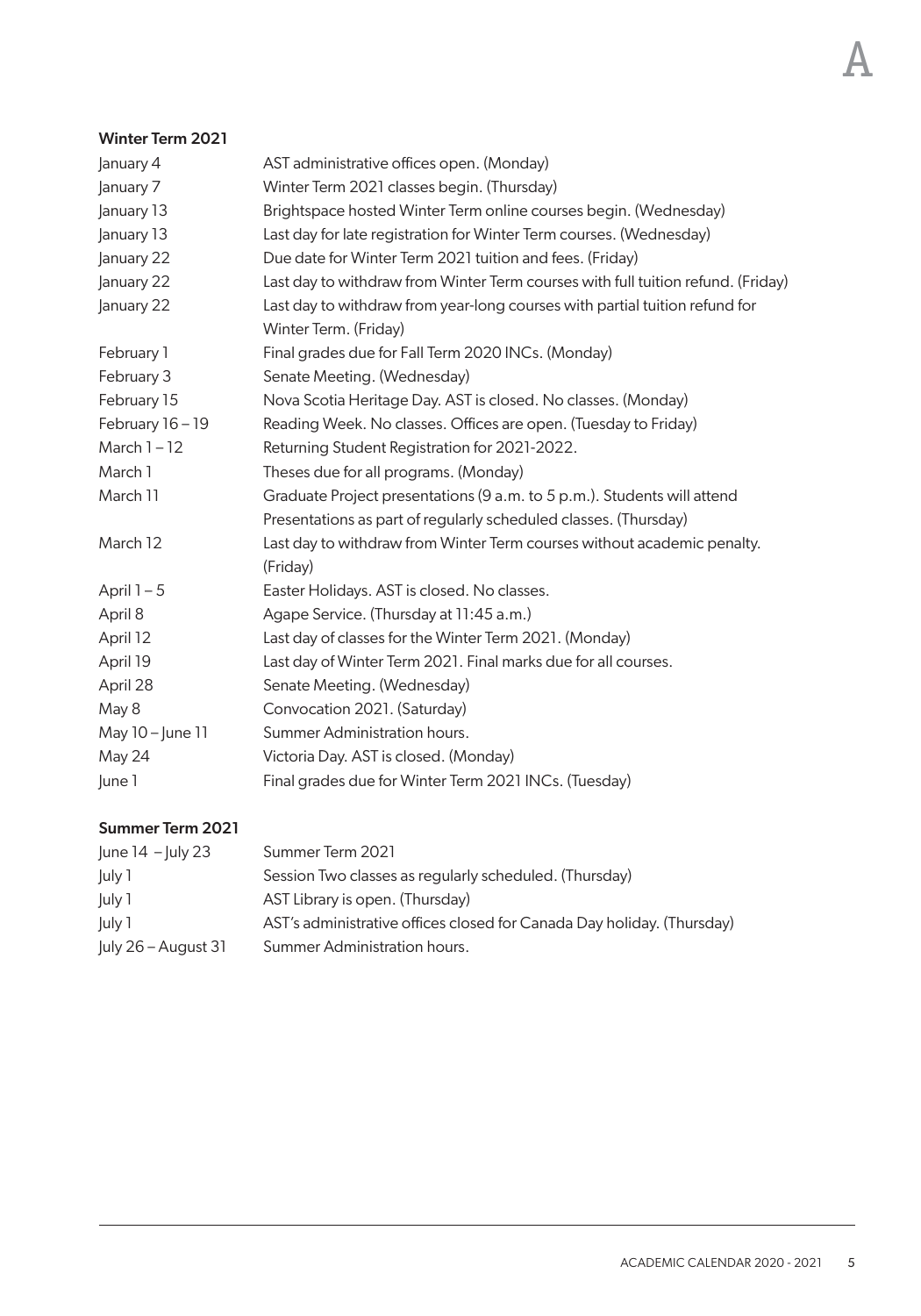### Winter Term 2021

| | |
|---|---|
| January 4 | AST administrative offices open. (Monday) |
| January 7 | Winter Term 2021 classes begin. (Thursday) |
| January 13 | Brightspace hosted Winter Term online courses begin. (Wednesday) |
| January 13 | Last day for late registration for Winter Term courses. (Wednesday) |
| January 22 | Due date for Winter Term 2021 tuition and fees. (Friday) |
| January 22 | Last day to withdraw from Winter Term courses with full tuition refund. (Friday) |
| January 22 | Last day to withdraw from year-long courses with partial tuition refund for Winter Term. (Friday) |
| February 1 | Final grades due for Fall Term 2020 INCs. (Monday) |
| February 3 | Senate Meeting. (Wednesday) |
| February 15 | Nova Scotia Heritage Day. AST is closed. No classes. (Monday) |
| February 16 – 19 | Reading Week. No classes. Offices are open. (Tuesday to Friday) |
| March 1 – 12 | Returning Student Registration for 2021-2022. |
| March 1 | Theses due for all programs. (Monday) |
| March 11 | Graduate Project presentations (9 a.m. to 5 p.m.). Students will attend Presentations as part of regularly scheduled classes. (Thursday) |
| March 12 | Last day to withdraw from Winter Term courses without academic penalty. (Friday) |
| April 1 – 5 | Easter Holidays. AST is closed. No classes. |
| April 8 | Agape Service. (Thursday at 11:45 a.m.) |
| April 12 | Last day of classes for the Winter Term 2021. (Monday) |
| April 19 | Last day of Winter Term 2021. Final marks due for all courses. |
| April 28 | Senate Meeting. (Wednesday) |
| May 8 | Convocation 2021. (Saturday) |
| May 10 – June 11 | Summer Administration hours. |
| May 24 | Victoria Day. AST is closed. (Monday) |
| June 1 | Final grades due for Winter Term 2021 INCs. (Tuesday) |

### Summer Term 2021

| | |
|---|---|
| June 14 – July 23 | Summer Term 2021 |
| July 1 | Session Two classes as regularly scheduled. (Thursday) |
| July 1 | AST Library is open. (Thursday) |
| July 1 | AST's administrative offices closed for Canada Day holiday. (Thursday) |
| July 26 – August 31 | Summer Administration hours. |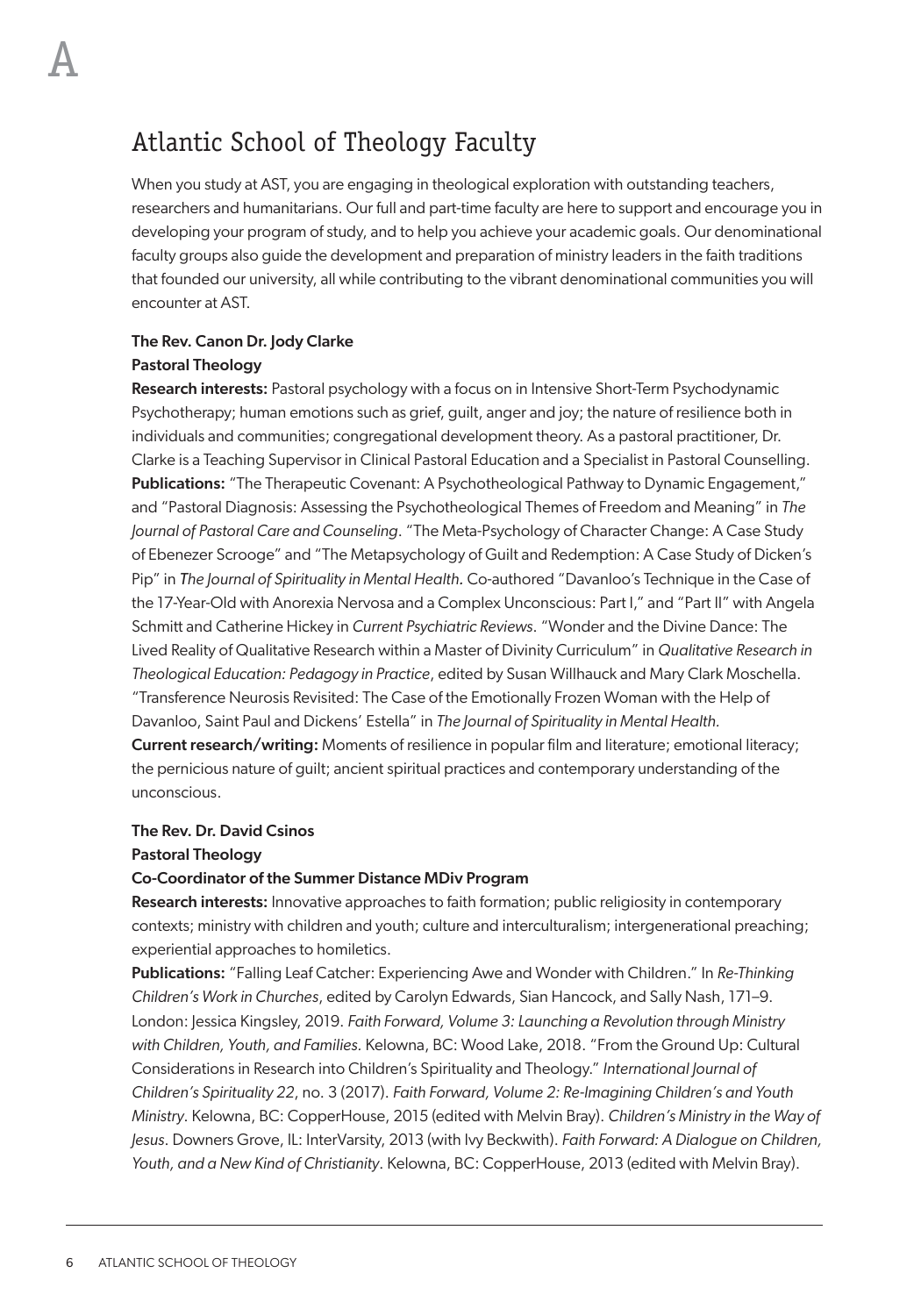# Atlantic School of Theology Faculty

When you study at AST, you are engaging in theological exploration with outstanding teachers, researchers and humanitarians. Our full and part-time faculty are here to support and encourage you in developing your program of study, and to help you achieve your academic goals. Our denominational faculty groups also guide the development and preparation of ministry leaders in the faith traditions that founded our university, all while contributing to the vibrant denominational communities you will encounter at AST.

**The Rev. Canon Dr. Jody Clarke**
**Pastoral Theology**

**Research interests:** Pastoral psychology with a focus on in Intensive Short-Term Psychodynamic Psychotherapy; human emotions such as grief, guilt, anger and joy; the nature of resilience both in individuals and communities; congregational development theory. As a pastoral practitioner, Dr. Clarke is a Teaching Supervisor in Clinical Pastoral Education and a Specialist in Pastoral Counselling.
**Publications:** "The Therapeutic Covenant: A Psychotheological Pathway to Dynamic Engagement," and "Pastoral Diagnosis: Assessing the Psychotheological Themes of Freedom and Meaning" in *The Journal of Pastoral Care and Counseling*. "The Meta-Psychology of Character Change: A Case Study of Ebenezer Scrooge" and "The Metapsychology of Guilt and Redemption: A Case Study of Dicken's Pip" in *The Journal of Spirituality in Mental Health.* Co-authored "Davanloo's Technique in the Case of the 17-Year-Old with Anorexia Nervosa and a Complex Unconscious: Part I," and "Part II" with Angela Schmitt and Catherine Hickey in *Current Psychiatric Reviews*. "Wonder and the Divine Dance: The Lived Reality of Qualitative Research within a Master of Divinity Curriculum" in *Qualitative Research in Theological Education: Pedagogy in Practice*, edited by Susan Willhauck and Mary Clark Moschella. "Transference Neurosis Revisited: The Case of the Emotionally Frozen Woman with the Help of Davanloo, Saint Paul and Dickens' Estella" in *The Journal of Spirituality in Mental Health.*
**Current research/writing:** Moments of resilience in popular film and literature; emotional literacy; the pernicious nature of guilt; ancient spiritual practices and contemporary understanding of the unconscious.

**The Rev. Dr. David Csinos**
**Pastoral Theology**
**Co-Coordinator of the Summer Distance MDiv Program**

**Research interests:** Innovative approaches to faith formation; public religiosity in contemporary contexts; ministry with children and youth; culture and interculturalism; intergenerational preaching; experiential approaches to homiletics.
**Publications:** "Falling Leaf Catcher: Experiencing Awe and Wonder with Children." In *Re-Thinking Children's Work in Churches*, edited by Carolyn Edwards, Sian Hancock, and Sally Nash, 171–9. London: Jessica Kingsley, 2019. *Faith Forward, Volume 3: Launching a Revolution through Ministry with Children, Youth, and Families.* Kelowna, BC: Wood Lake, 2018. "From the Ground Up: Cultural Considerations in Research into Children's Spirituality and Theology." *International Journal of Children's Spirituality 22*, no. 3 (2017). *Faith Forward, Volume 2: Re-Imagining Children's and Youth Ministry*. Kelowna, BC: CopperHouse, 2015 (edited with Melvin Bray). *Children's Ministry in the Way of Jesus*. Downers Grove, IL: InterVarsity, 2013 (with Ivy Beckwith). *Faith Forward: A Dialogue on Children, Youth, and a New Kind of Christianity*. Kelowna, BC: CopperHouse, 2013 (edited with Melvin Bray).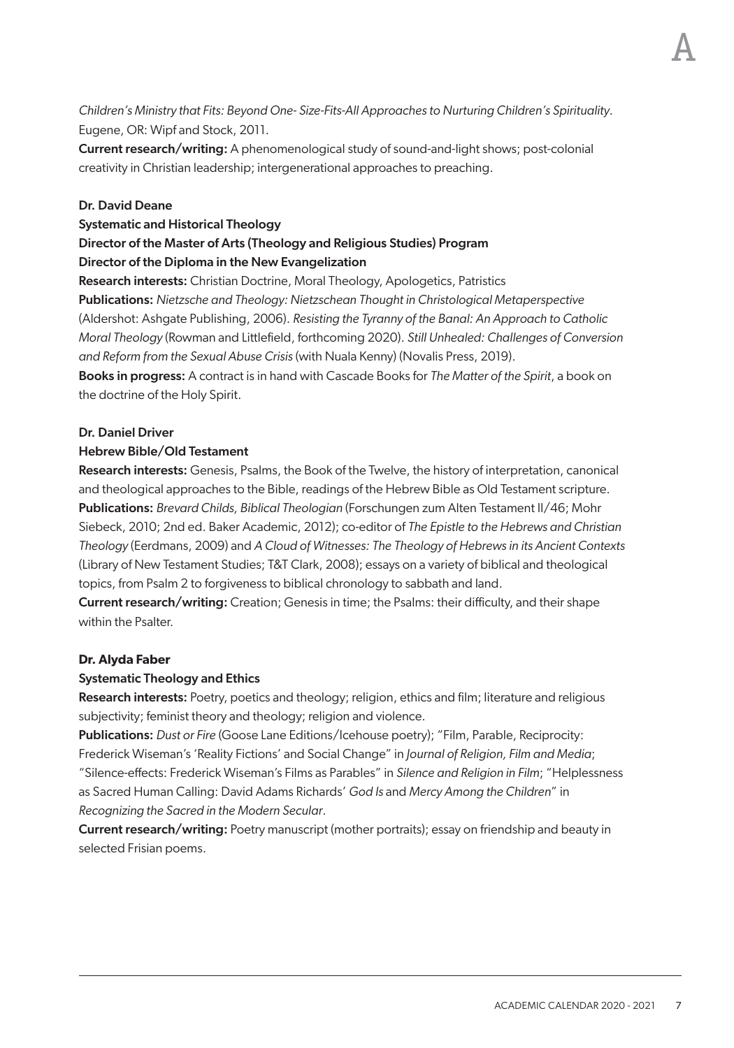*Children's Ministry that Fits: Beyond One- Size-Fits-All Approaches to Nurturing Children's Spirituality*. Eugene, OR: Wipf and Stock, 2011.

**Current research/writing:** A phenomenological study of sound-and-light shows; post-colonial creativity in Christian leadership; intergenerational approaches to preaching.

**Dr. David Deane**

**Systematic and Historical Theology**

**Director of the Master of Arts (Theology and Religious Studies) Program**

**Director of the Diploma in the New Evangelization**

**Research interests:** Christian Doctrine, Moral Theology, Apologetics, Patristics

**Publications:** *Nietzsche and Theology: Nietzschean Thought in Christological Metaperspective* (Aldershot: Ashgate Publishing, 2006). *Resisting the Tyranny of the Banal: An Approach to Catholic Moral Theology* (Rowman and Littlefield, forthcoming 2020). *Still Unhealed: Challenges of Conversion and Reform from the Sexual Abuse Crisis* (with Nuala Kenny) (Novalis Press, 2019).

**Books in progress:** A contract is in hand with Cascade Books for *The Matter of the Spirit*, a book on the doctrine of the Holy Spirit.

**Dr. Daniel Driver**

**Hebrew Bible/Old Testament**

**Research interests:** Genesis, Psalms, the Book of the Twelve, the history of interpretation, canonical and theological approaches to the Bible, readings of the Hebrew Bible as Old Testament scripture.

**Publications:** *Brevard Childs, Biblical Theologian* (Forschungen zum Alten Testament II/46; Mohr Siebeck, 2010; 2nd ed. Baker Academic, 2012); co-editor of *The Epistle to the Hebrews and Christian Theology* (Eerdmans, 2009) and *A Cloud of Witnesses: The Theology of Hebrews in its Ancient Contexts* (Library of New Testament Studies; T&T Clark, 2008); essays on a variety of biblical and theological topics, from Psalm 2 to forgiveness to biblical chronology to sabbath and land.

**Current research/writing:** Creation; Genesis in time; the Psalms: their difficulty, and their shape within the Psalter.

**Dr. Alyda Faber**

**Systematic Theology and Ethics**

**Research interests:** Poetry, poetics and theology; religion, ethics and film; literature and religious subjectivity; feminist theory and theology; religion and violence.

**Publications:** *Dust or Fire* (Goose Lane Editions/Icehouse poetry); "Film, Parable, Reciprocity: Frederick Wiseman's 'Reality Fictions' and Social Change" in *Journal of Religion, Film and Media*; "Silence-effects: Frederick Wiseman's Films as Parables" in *Silence and Religion in Film*; "Helplessness as Sacred Human Calling: David Adams Richards' *God Is* and *Mercy Among the Children*" in *Recognizing the Sacred in the Modern Secular*.

**Current research/writing:** Poetry manuscript (mother portraits); essay on friendship and beauty in selected Frisian poems.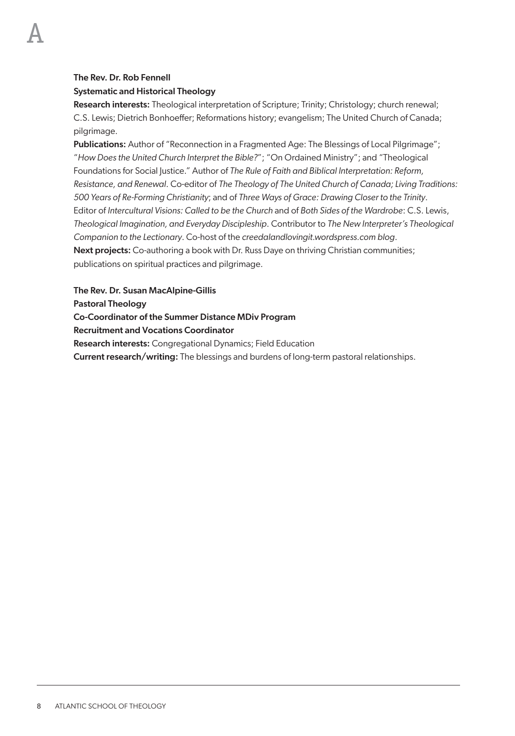**The Rev. Dr. Rob Fennell**
**Systematic and Historical Theology**

**Research interests:** Theological interpretation of Scripture; Trinity; Christology; church renewal; C.S. Lewis; Dietrich Bonhoeffer; Reformations history; evangelism; The United Church of Canada; pilgrimage.

**Publications:** Author of "Reconnection in a Fragmented Age: The Blessings of Local Pilgrimage"; "*How Does the United Church Interpret the Bible?*"; "On Ordained Ministry"; and "Theological Foundations for Social Justice." Author of *The Rule of Faith and Biblical Interpretation: Reform, Resistance, and Renewal*. Co-editor of *The Theology of The United Church of Canada; Living Traditions: 500 Years of Re-Forming Christianity*; and of *Three Ways of Grace: Drawing Closer to the Trinity*. Editor of *Intercultural Visions: Called to be the Church* and of *Both Sides of the Wardrobe*: C.S. Lewis, *Theological Imagination, and Everyday Discipleship*. Contributor to *The New Interpreter's Theological Companion to the Lectionary*. Co-host of the *creedalandlovingit.wordpress.com blog*.

**Next projects:** Co-authoring a book with Dr. Russ Daye on thriving Christian communities; publications on spiritual practices and pilgrimage.

**The Rev. Dr. Susan MacAlpine-Gillis**
**Pastoral Theology**
**Co-Coordinator of the Summer Distance MDiv Program**
**Recruitment and Vocations Coordinator**

**Research interests:** Congregational Dynamics; Field Education

**Current research/writing:** The blessings and burdens of long-term pastoral relationships.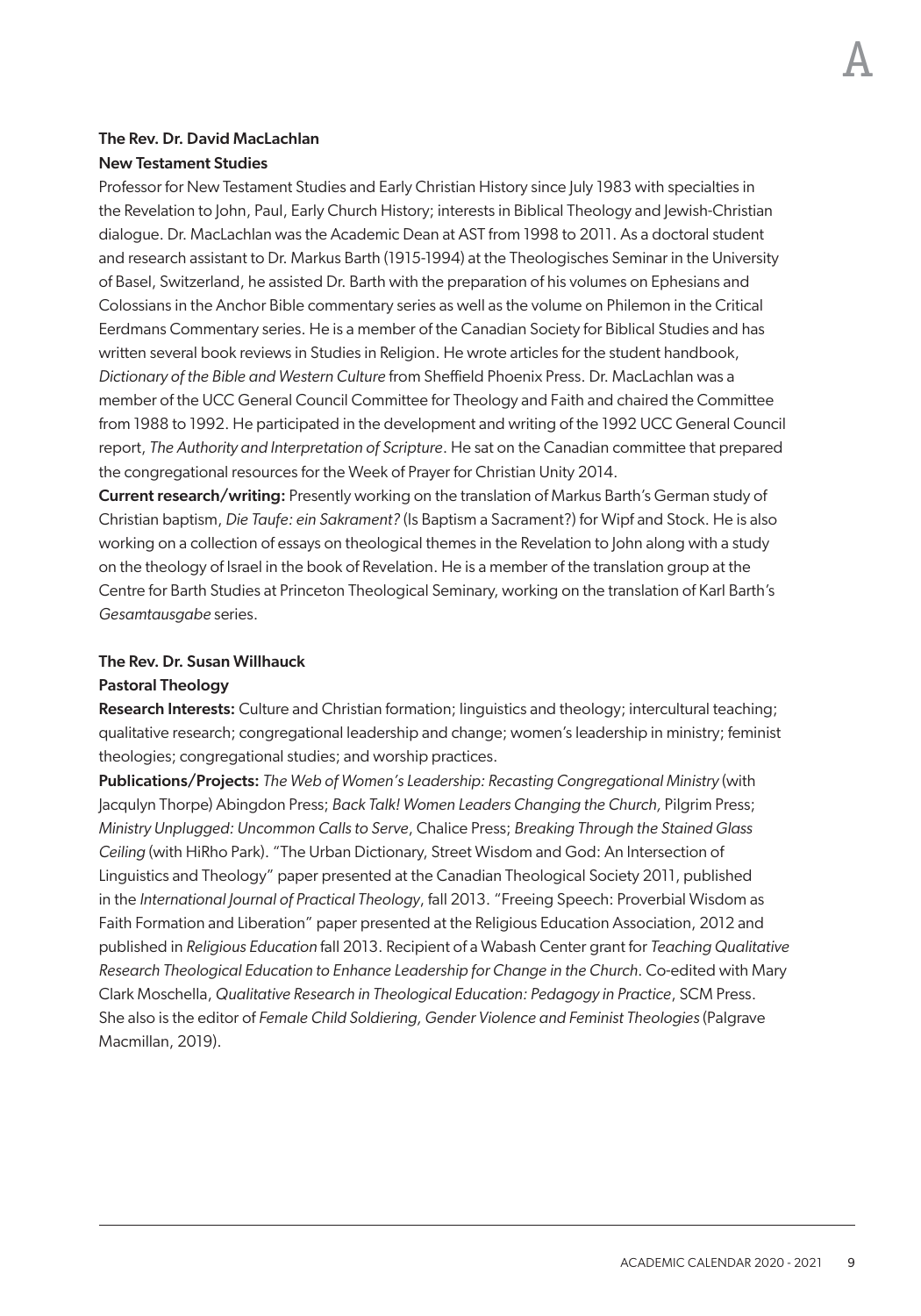### The Rev. Dr. David MacLachlan

**New Testament Studies**

Professor for New Testament Studies and Early Christian History since July 1983 with specialties in the Revelation to John, Paul, Early Church History; interests in Biblical Theology and Jewish-Christian dialogue. Dr. MacLachlan was the Academic Dean at AST from 1998 to 2011. As a doctoral student and research assistant to Dr. Markus Barth (1915-1994) at the Theologisches Seminar in the University of Basel, Switzerland, he assisted Dr. Barth with the preparation of his volumes on Ephesians and Colossians in the Anchor Bible commentary series as well as the volume on Philemon in the Critical Eerdmans Commentary series. He is a member of the Canadian Society for Biblical Studies and has written several book reviews in Studies in Religion. He wrote articles for the student handbook, *Dictionary of the Bible and Western Culture* from Sheffield Phoenix Press. Dr. MacLachlan was a member of the UCC General Council Committee for Theology and Faith and chaired the Committee from 1988 to 1992. He participated in the development and writing of the 1992 UCC General Council report, *The Authority and Interpretation of Scripture*. He sat on the Canadian committee that prepared the congregational resources for the Week of Prayer for Christian Unity 2014.

**Current research/writing:** Presently working on the translation of Markus Barth's German study of Christian baptism, *Die Taufe: ein Sakrament?* (Is Baptism a Sacrament?) for Wipf and Stock. He is also working on a collection of essays on theological themes in the Revelation to John along with a study on the theology of Israel in the book of Revelation. He is a member of the translation group at the Centre for Barth Studies at Princeton Theological Seminary, working on the translation of Karl Barth's *Gesamtausgabe* series.

### The Rev. Dr. Susan Willhauck

**Pastoral Theology**

**Research Interests:** Culture and Christian formation; linguistics and theology; intercultural teaching; qualitative research; congregational leadership and change; women's leadership in ministry; feminist theologies; congregational studies; and worship practices.

**Publications/Projects:** *The Web of Women's Leadership: Recasting Congregational Ministry* (with Jacqulyn Thorpe) Abingdon Press; *Back Talk! Women Leaders Changing the Church,* Pilgrim Press; *Ministry Unplugged: Uncommon Calls to Serve*, Chalice Press; *Breaking Through the Stained Glass Ceiling* (with HiRho Park). "The Urban Dictionary, Street Wisdom and God: An Intersection of Linguistics and Theology" paper presented at the Canadian Theological Society 2011, published in the *International Journal of Practical Theology*, fall 2013. "Freeing Speech: Proverbial Wisdom as Faith Formation and Liberation" paper presented at the Religious Education Association, 2012 and published in *Religious Education* fall 2013. Recipient of a Wabash Center grant for *Teaching Qualitative Research Theological Education to Enhance Leadership for Change in the Church*. Co-edited with Mary Clark Moschella, *Qualitative Research in Theological Education: Pedagogy in Practice*, SCM Press. She also is the editor of *Female Child Soldiering, Gender Violence and Feminist Theologies* (Palgrave Macmillan, 2019).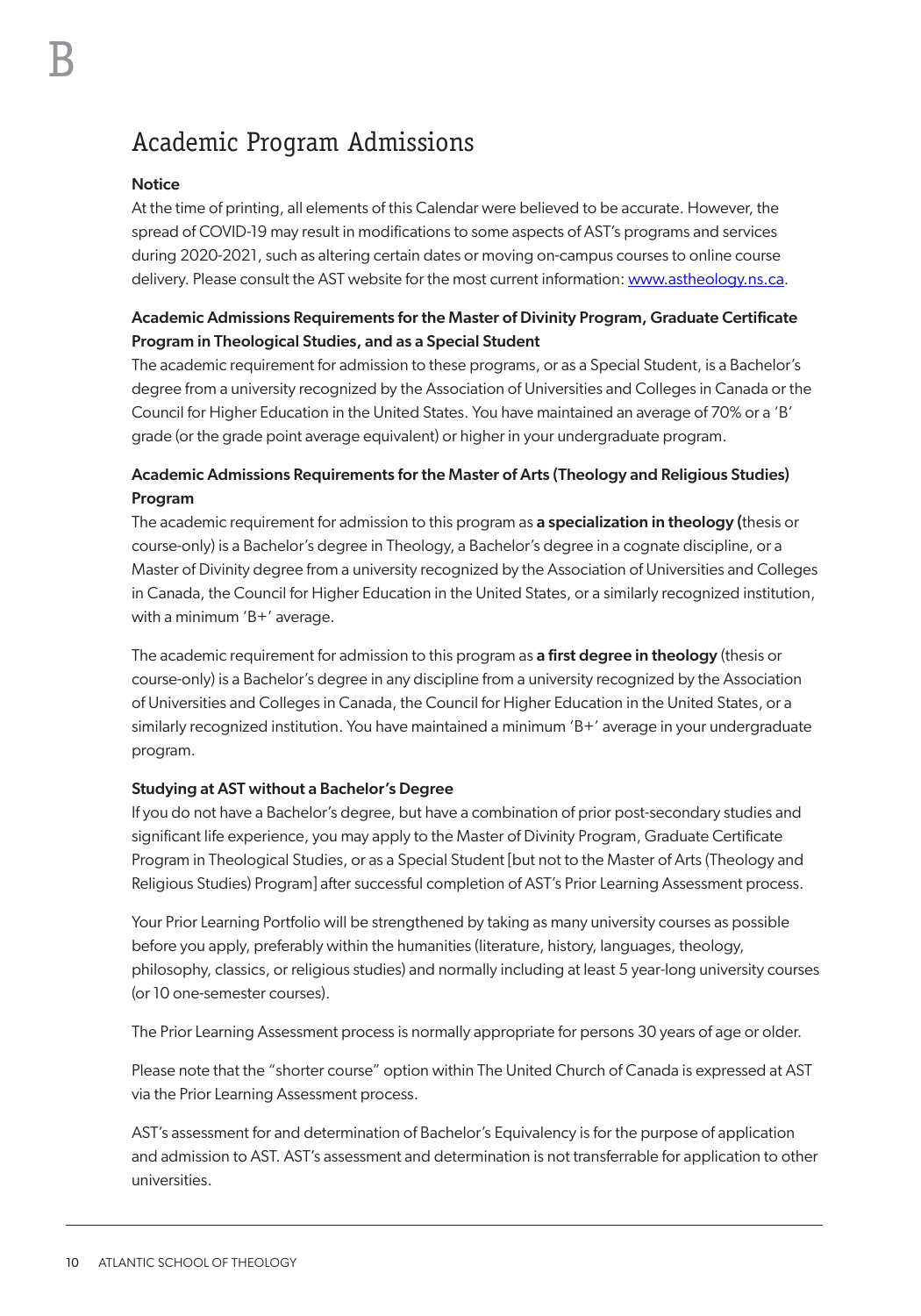# Academic Program Admissions

**Notice**

At the time of printing, all elements of this Calendar were believed to be accurate. However, the spread of COVID-19 may result in modifications to some aspects of AST's programs and services during 2020-2021, such as altering certain dates or moving on-campus courses to online course delivery. Please consult the AST website for the most current information: www.astheology.ns.ca.

**Academic Admissions Requirements for the Master of Divinity Program, Graduate Certificate Program in Theological Studies, and as a Special Student**

The academic requirement for admission to these programs, or as a Special Student, is a Bachelor's degree from a university recognized by the Association of Universities and Colleges in Canada or the Council for Higher Education in the United States. You have maintained an average of 70% or a 'B' grade (or the grade point average equivalent) or higher in your undergraduate program.

**Academic Admissions Requirements for the Master of Arts (Theology and Religious Studies) Program**

The academic requirement for admission to this program as **a specialization in theology (**thesis or course-only) is a Bachelor's degree in Theology, a Bachelor's degree in a cognate discipline, or a Master of Divinity degree from a university recognized by the Association of Universities and Colleges in Canada, the Council for Higher Education in the United States, or a similarly recognized institution, with a minimum 'B+' average.

The academic requirement for admission to this program as **a first degree in theology** (thesis or course-only) is a Bachelor's degree in any discipline from a university recognized by the Association of Universities and Colleges in Canada, the Council for Higher Education in the United States, or a similarly recognized institution. You have maintained a minimum 'B+' average in your undergraduate program.

**Studying at AST without a Bachelor's Degree**

If you do not have a Bachelor's degree, but have a combination of prior post-secondary studies and significant life experience, you may apply to the Master of Divinity Program, Graduate Certificate Program in Theological Studies, or as a Special Student [but not to the Master of Arts (Theology and Religious Studies) Program] after successful completion of AST's Prior Learning Assessment process.

Your Prior Learning Portfolio will be strengthened by taking as many university courses as possible before you apply, preferably within the humanities (literature, history, languages, theology, philosophy, classics, or religious studies) and normally including at least 5 year-long university courses (or 10 one-semester courses).

The Prior Learning Assessment process is normally appropriate for persons 30 years of age or older.

Please note that the "shorter course" option within The United Church of Canada is expressed at AST via the Prior Learning Assessment process.

AST's assessment for and determination of Bachelor's Equivalency is for the purpose of application and admission to AST. AST's assessment and determination is not transferrable for application to other universities.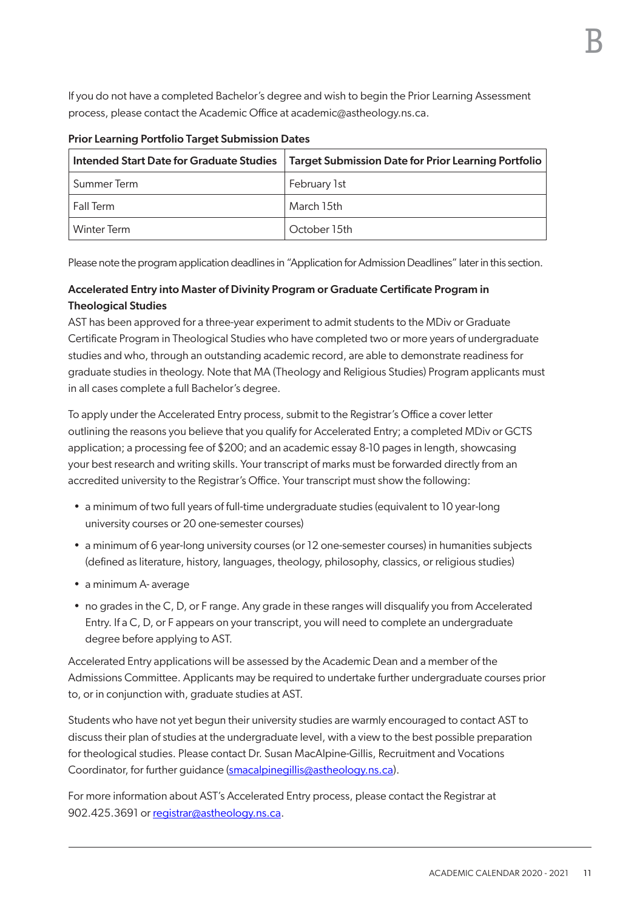If you do not have a completed Bachelor's degree and wish to begin the Prior Learning Assessment process, please contact the Academic Office at academic@astheology.ns.ca.

**Prior Learning Portfolio Target Submission Dates**

| Intended Start Date for Graduate Studies | Target Submission Date for Prior Learning Portfolio |
|---|---|
| Summer Term | February 1st |
| Fall Term | March 15th |
| Winter Term | October 15th |

Please note the program application deadlines in "Application for Admission Deadlines" later in this section.

**Accelerated Entry into Master of Divinity Program or Graduate Certificate Program in Theological Studies**

AST has been approved for a three-year experiment to admit students to the MDiv or Graduate Certificate Program in Theological Studies who have completed two or more years of undergraduate studies and who, through an outstanding academic record, are able to demonstrate readiness for graduate studies in theology. Note that MA (Theology and Religious Studies) Program applicants must in all cases complete a full Bachelor's degree.

To apply under the Accelerated Entry process, submit to the Registrar's Office a cover letter outlining the reasons you believe that you qualify for Accelerated Entry; a completed MDiv or GCTS application; a processing fee of $200; and an academic essay 8-10 pages in length, showcasing your best research and writing skills. Your transcript of marks must be forwarded directly from an accredited university to the Registrar's Office. Your transcript must show the following:

- a minimum of two full years of full-time undergraduate studies (equivalent to 10 year-long university courses or 20 one-semester courses)
- a minimum of 6 year-long university courses (or 12 one-semester courses) in humanities subjects (defined as literature, history, languages, theology, philosophy, classics, or religious studies)
- a minimum A- average
- no grades in the C, D, or F range. Any grade in these ranges will disqualify you from Accelerated Entry. If a C, D, or F appears on your transcript, you will need to complete an undergraduate degree before applying to AST.

Accelerated Entry applications will be assessed by the Academic Dean and a member of the Admissions Committee. Applicants may be required to undertake further undergraduate courses prior to, or in conjunction with, graduate studies at AST.

Students who have not yet begun their university studies are warmly encouraged to contact AST to discuss their plan of studies at the undergraduate level, with a view to the best possible preparation for theological studies. Please contact Dr. Susan MacAlpine-Gillis, Recruitment and Vocations Coordinator, for further guidance (smacalpinegillis@astheology.ns.ca).

For more information about AST's Accelerated Entry process, please contact the Registrar at 902.425.3691 or registrar@astheology.ns.ca.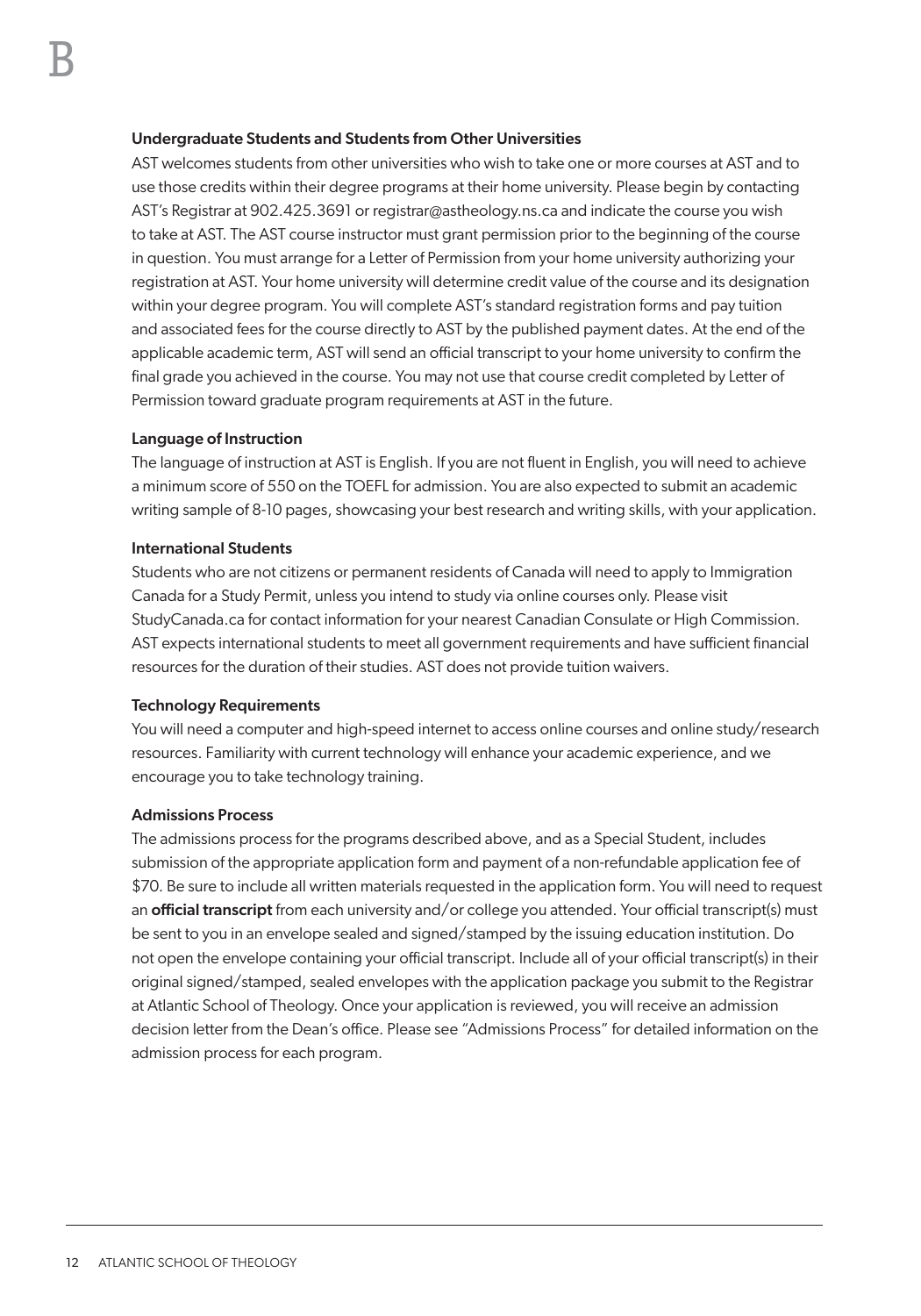### Undergraduate Students and Students from Other Universities

AST welcomes students from other universities who wish to take one or more courses at AST and to use those credits within their degree programs at their home university. Please begin by contacting AST's Registrar at 902.425.3691 or registrar@astheology.ns.ca and indicate the course you wish to take at AST. The AST course instructor must grant permission prior to the beginning of the course in question. You must arrange for a Letter of Permission from your home university authorizing your registration at AST. Your home university will determine credit value of the course and its designation within your degree program. You will complete AST's standard registration forms and pay tuition and associated fees for the course directly to AST by the published payment dates. At the end of the applicable academic term, AST will send an official transcript to your home university to confirm the final grade you achieved in the course. You may not use that course credit completed by Letter of Permission toward graduate program requirements at AST in the future.

### Language of Instruction

The language of instruction at AST is English. If you are not fluent in English, you will need to achieve a minimum score of 550 on the TOEFL for admission. You are also expected to submit an academic writing sample of 8-10 pages, showcasing your best research and writing skills, with your application.

### International Students

Students who are not citizens or permanent residents of Canada will need to apply to Immigration Canada for a Study Permit, unless you intend to study via online courses only. Please visit StudyCanada.ca for contact information for your nearest Canadian Consulate or High Commission. AST expects international students to meet all government requirements and have sufficient financial resources for the duration of their studies. AST does not provide tuition waivers.

### Technology Requirements

You will need a computer and high-speed internet to access online courses and online study/research resources. Familiarity with current technology will enhance your academic experience, and we encourage you to take technology training.

### Admissions Process

The admissions process for the programs described above, and as a Special Student, includes submission of the appropriate application form and payment of a non-refundable application fee of $70. Be sure to include all written materials requested in the application form. You will need to request an **official transcript** from each university and/or college you attended. Your official transcript(s) must be sent to you in an envelope sealed and signed/stamped by the issuing education institution. Do not open the envelope containing your official transcript. Include all of your official transcript(s) in their original signed/stamped, sealed envelopes with the application package you submit to the Registrar at Atlantic School of Theology. Once your application is reviewed, you will receive an admission decision letter from the Dean's office. Please see "Admissions Process" for detailed information on the admission process for each program.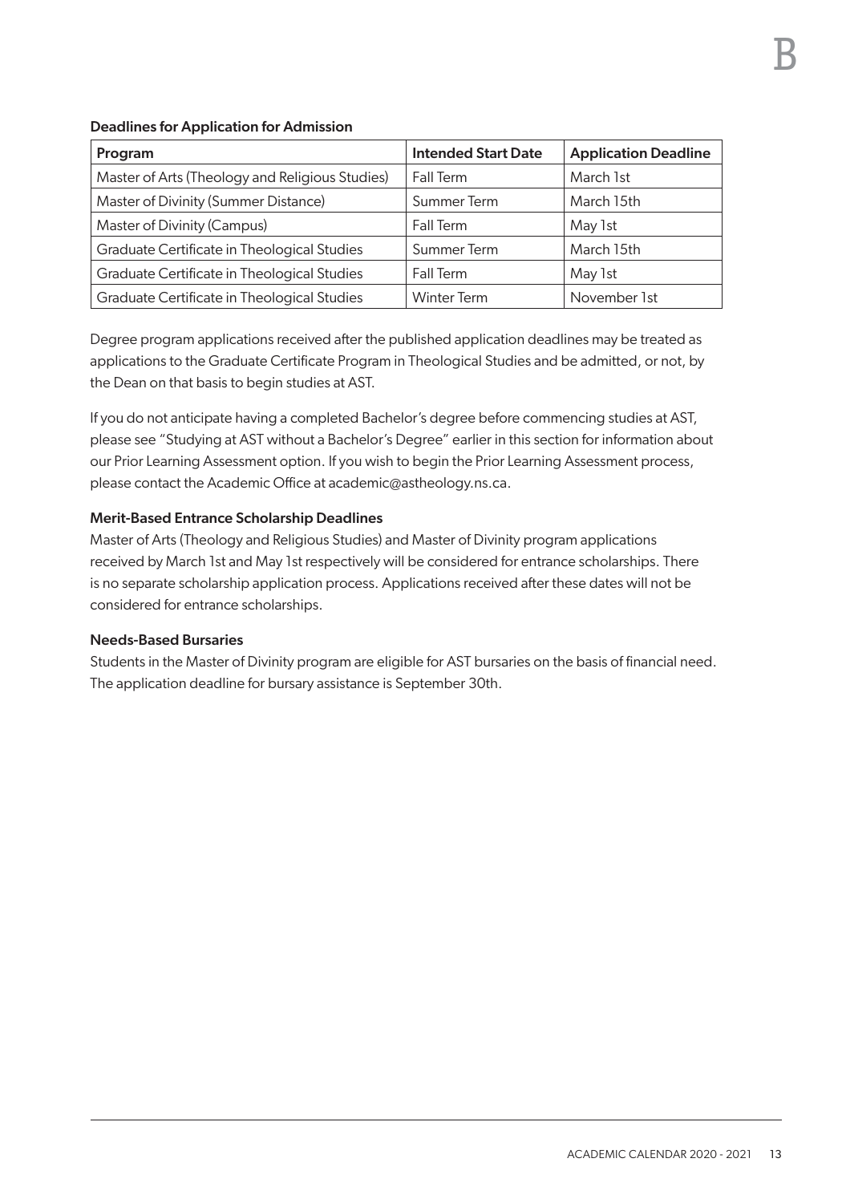#### Deadlines for Application for Admission

| Program | Intended Start Date | Application Deadline |
| --- | --- | --- |
| Master of Arts (Theology and Religious Studies) | Fall Term | March 1st |
| Master of Divinity (Summer Distance) | Summer Term | March 15th |
| Master of Divinity (Campus) | Fall Term | May 1st |
| Graduate Certificate in Theological Studies | Summer Term | March 15th |
| Graduate Certificate in Theological Studies | Fall Term | May 1st |
| Graduate Certificate in Theological Studies | Winter Term | November 1st |

Degree program applications received after the published application deadlines may be treated as applications to the Graduate Certificate Program in Theological Studies and be admitted, or not, by the Dean on that basis to begin studies at AST.

If you do not anticipate having a completed Bachelor's degree before commencing studies at AST, please see "Studying at AST without a Bachelor's Degree" earlier in this section for information about our Prior Learning Assessment option. If you wish to begin the Prior Learning Assessment process, please contact the Academic Office at academic@astheology.ns.ca.

#### Merit-Based Entrance Scholarship Deadlines

Master of Arts (Theology and Religious Studies) and Master of Divinity program applications received by March 1st and May 1st respectively will be considered for entrance scholarships. There is no separate scholarship application process. Applications received after these dates will not be considered for entrance scholarships.

#### Needs-Based Bursaries

Students in the Master of Divinity program are eligible for AST bursaries on the basis of financial need. The application deadline for bursary assistance is September 30th.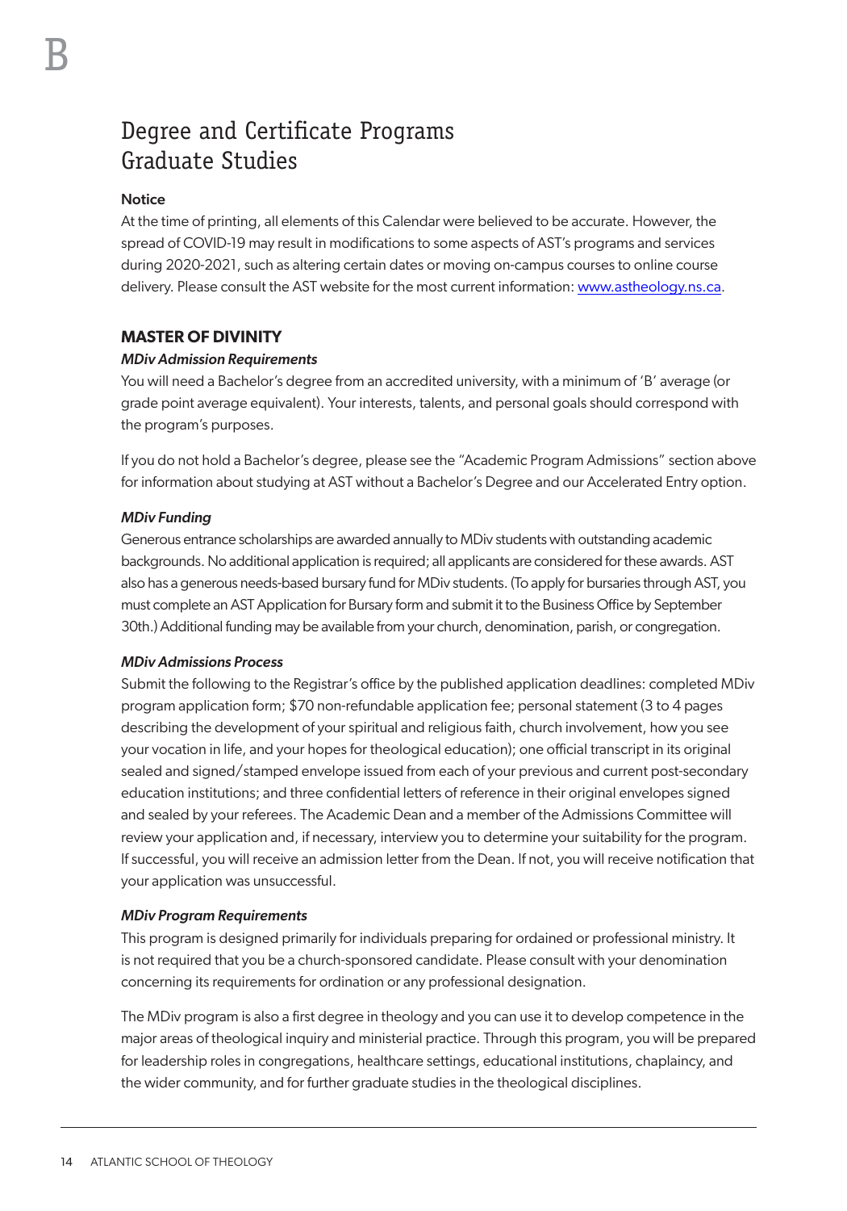# Degree and Certificate Programs Graduate Studies

**Notice**

At the time of printing, all elements of this Calendar were believed to be accurate. However, the spread of COVID-19 may result in modifications to some aspects of AST's programs and services during 2020-2021, such as altering certain dates or moving on-campus courses to online course delivery. Please consult the AST website for the most current information: www.astheology.ns.ca.

## MASTER OF DIVINITY

### *MDiv Admission Requirements*

You will need a Bachelor's degree from an accredited university, with a minimum of 'B' average (or grade point average equivalent). Your interests, talents, and personal goals should correspond with the program's purposes.

If you do not hold a Bachelor's degree, please see the "Academic Program Admissions" section above for information about studying at AST without a Bachelor's Degree and our Accelerated Entry option.

### *MDiv Funding*

Generous entrance scholarships are awarded annually to MDiv students with outstanding academic backgrounds. No additional application is required; all applicants are considered for these awards. AST also has a generous needs-based bursary fund for MDiv students. (To apply for bursaries through AST, you must complete an AST Application for Bursary form and submit it to the Business Office by September 30th.) Additional funding may be available from your church, denomination, parish, or congregation.

### *MDiv Admissions Process*

Submit the following to the Registrar's office by the published application deadlines: completed MDiv program application form; $70 non-refundable application fee; personal statement (3 to 4 pages describing the development of your spiritual and religious faith, church involvement, how you see your vocation in life, and your hopes for theological education); one official transcript in its original sealed and signed/stamped envelope issued from each of your previous and current post-secondary education institutions; and three confidential letters of reference in their original envelopes signed and sealed by your referees. The Academic Dean and a member of the Admissions Committee will review your application and, if necessary, interview you to determine your suitability for the program. If successful, you will receive an admission letter from the Dean. If not, you will receive notification that your application was unsuccessful.

### *MDiv Program Requirements*

This program is designed primarily for individuals preparing for ordained or professional ministry. It is not required that you be a church-sponsored candidate. Please consult with your denomination concerning its requirements for ordination or any professional designation.

The MDiv program is also a first degree in theology and you can use it to develop competence in the major areas of theological inquiry and ministerial practice. Through this program, you will be prepared for leadership roles in congregations, healthcare settings, educational institutions, chaplaincy, and the wider community, and for further graduate studies in the theological disciplines.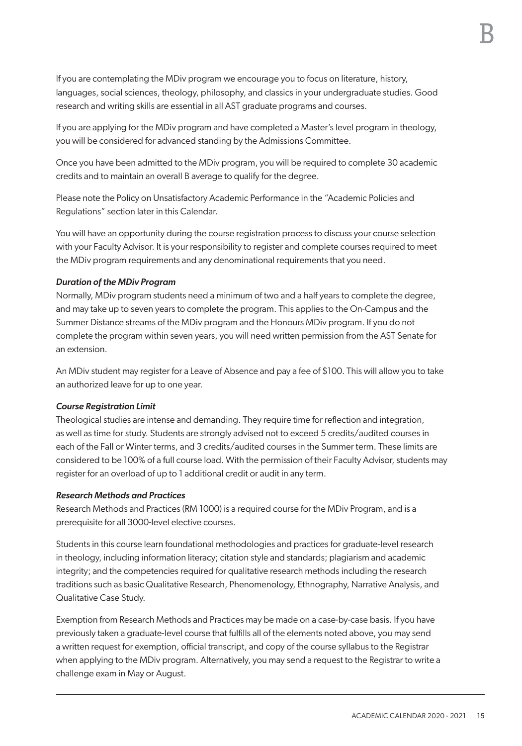If you are contemplating the MDiv program we encourage you to focus on literature, history, languages, social sciences, theology, philosophy, and classics in your undergraduate studies. Good research and writing skills are essential in all AST graduate programs and courses.

If you are applying for the MDiv program and have completed a Master's level program in theology, you will be considered for advanced standing by the Admissions Committee.

Once you have been admitted to the MDiv program, you will be required to complete 30 academic credits and to maintain an overall B average to qualify for the degree.

Please note the Policy on Unsatisfactory Academic Performance in the "Academic Policies and Regulations" section later in this Calendar.

You will have an opportunity during the course registration process to discuss your course selection with your Faculty Advisor. It is your responsibility to register and complete courses required to meet the MDiv program requirements and any denominational requirements that you need.

***Duration of the MDiv Program***

Normally, MDiv program students need a minimum of two and a half years to complete the degree, and may take up to seven years to complete the program. This applies to the On-Campus and the Summer Distance streams of the MDiv program and the Honours MDiv program. If you do not complete the program within seven years, you will need written permission from the AST Senate for an extension.

An MDiv student may register for a Leave of Absence and pay a fee of $100. This will allow you to take an authorized leave for up to one year.

***Course Registration Limit***

Theological studies are intense and demanding. They require time for reflection and integration, as well as time for study. Students are strongly advised not to exceed 5 credits/audited courses in each of the Fall or Winter terms, and 3 credits/audited courses in the Summer term. These limits are considered to be 100% of a full course load. With the permission of their Faculty Advisor, students may register for an overload of up to 1 additional credit or audit in any term.

***Research Methods and Practices***

Research Methods and Practices (RM 1000) is a required course for the MDiv Program, and is a prerequisite for all 3000-level elective courses.

Students in this course learn foundational methodologies and practices for graduate-level research in theology, including information literacy; citation style and standards; plagiarism and academic integrity; and the competencies required for qualitative research methods including the research traditions such as basic Qualitative Research, Phenomenology, Ethnography, Narrative Analysis, and Qualitative Case Study.

Exemption from Research Methods and Practices may be made on a case-by-case basis. If you have previously taken a graduate-level course that fulfills all of the elements noted above, you may send a written request for exemption, official transcript, and copy of the course syllabus to the Registrar when applying to the MDiv program. Alternatively, you may send a request to the Registrar to write a challenge exam in May or August.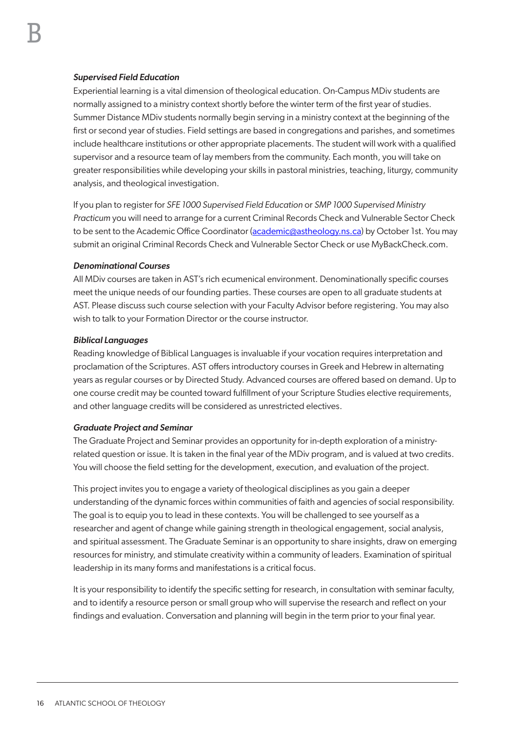### *Supervised Field Education*

Experiential learning is a vital dimension of theological education. On-Campus MDiv students are normally assigned to a ministry context shortly before the winter term of the first year of studies. Summer Distance MDiv students normally begin serving in a ministry context at the beginning of the first or second year of studies. Field settings are based in congregations and parishes, and sometimes include healthcare institutions or other appropriate placements. The student will work with a qualified supervisor and a resource team of lay members from the community. Each month, you will take on greater responsibilities while developing your skills in pastoral ministries, teaching, liturgy, community analysis, and theological investigation.

If you plan to register for *SFE 1000 Supervised Field Education* or *SMP 1000 Supervised Ministry Practicum* you will need to arrange for a current Criminal Records Check and Vulnerable Sector Check to be sent to the Academic Office Coordinator (academic@astheology.ns.ca) by October 1st. You may submit an original Criminal Records Check and Vulnerable Sector Check or use MyBackCheck.com.

### *Denominational Courses*

All MDiv courses are taken in AST's rich ecumenical environment. Denominationally specific courses meet the unique needs of our founding parties. These courses are open to all graduate students at AST. Please discuss such course selection with your Faculty Advisor before registering. You may also wish to talk to your Formation Director or the course instructor.

### *Biblical Languages*

Reading knowledge of Biblical Languages is invaluable if your vocation requires interpretation and proclamation of the Scriptures. AST offers introductory courses in Greek and Hebrew in alternating years as regular courses or by Directed Study. Advanced courses are offered based on demand. Up to one course credit may be counted toward fulfillment of your Scripture Studies elective requirements, and other language credits will be considered as unrestricted electives.

### *Graduate Project and Seminar*

The Graduate Project and Seminar provides an opportunity for in-depth exploration of a ministry-related question or issue. It is taken in the final year of the MDiv program, and is valued at two credits. You will choose the field setting for the development, execution, and evaluation of the project.

This project invites you to engage a variety of theological disciplines as you gain a deeper understanding of the dynamic forces within communities of faith and agencies of social responsibility. The goal is to equip you to lead in these contexts. You will be challenged to see yourself as a researcher and agent of change while gaining strength in theological engagement, social analysis, and spiritual assessment. The Graduate Seminar is an opportunity to share insights, draw on emerging resources for ministry, and stimulate creativity within a community of leaders. Examination of spiritual leadership in its many forms and manifestations is a critical focus.

It is your responsibility to identify the specific setting for research, in consultation with seminar faculty, and to identify a resource person or small group who will supervise the research and reflect on your findings and evaluation. Conversation and planning will begin in the term prior to your final year.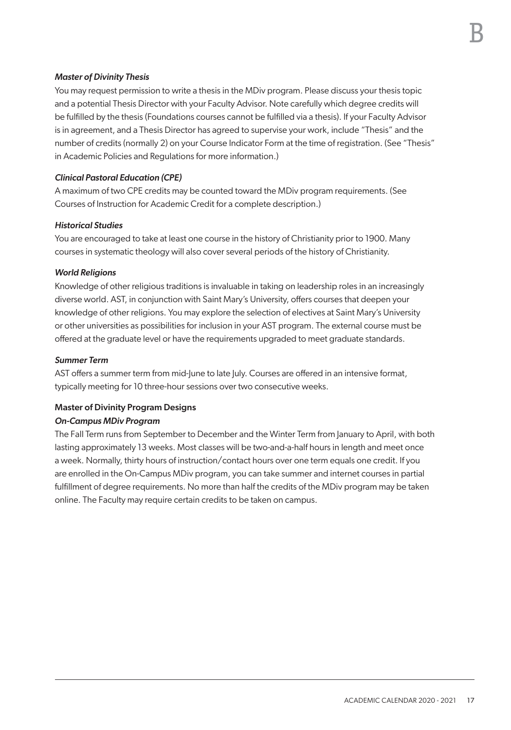### *Master of Divinity Thesis*

You may request permission to write a thesis in the MDiv program. Please discuss your thesis topic and a potential Thesis Director with your Faculty Advisor. Note carefully which degree credits will be fulfilled by the thesis (Foundations courses cannot be fulfilled via a thesis). If your Faculty Advisor is in agreement, and a Thesis Director has agreed to supervise your work, include "Thesis" and the number of credits (normally 2) on your Course Indicator Form at the time of registration. (See "Thesis" in Academic Policies and Regulations for more information.)

### *Clinical Pastoral Education (CPE)*

A maximum of two CPE credits may be counted toward the MDiv program requirements. (See Courses of Instruction for Academic Credit for a complete description.)

### *Historical Studies*

You are encouraged to take at least one course in the history of Christianity prior to 1900. Many courses in systematic theology will also cover several periods of the history of Christianity.

### *World Religions*

Knowledge of other religious traditions is invaluable in taking on leadership roles in an increasingly diverse world. AST, in conjunction with Saint Mary's University, offers courses that deepen your knowledge of other religions. You may explore the selection of electives at Saint Mary's University or other universities as possibilities for inclusion in your AST program. The external course must be offered at the graduate level or have the requirements upgraded to meet graduate standards.

### *Summer Term*

AST offers a summer term from mid-June to late July. Courses are offered in an intensive format, typically meeting for 10 three-hour sessions over two consecutive weeks.

## Master of Divinity Program Designs

### *On-Campus MDiv Program*

The Fall Term runs from September to December and the Winter Term from January to April, with both lasting approximately 13 weeks. Most classes will be two-and-a-half hours in length and meet once a week. Normally, thirty hours of instruction/contact hours over one term equals one credit. If you are enrolled in the On-Campus MDiv program, you can take summer and internet courses in partial fulfillment of degree requirements. No more than half the credits of the MDiv program may be taken online. The Faculty may require certain credits to be taken on campus.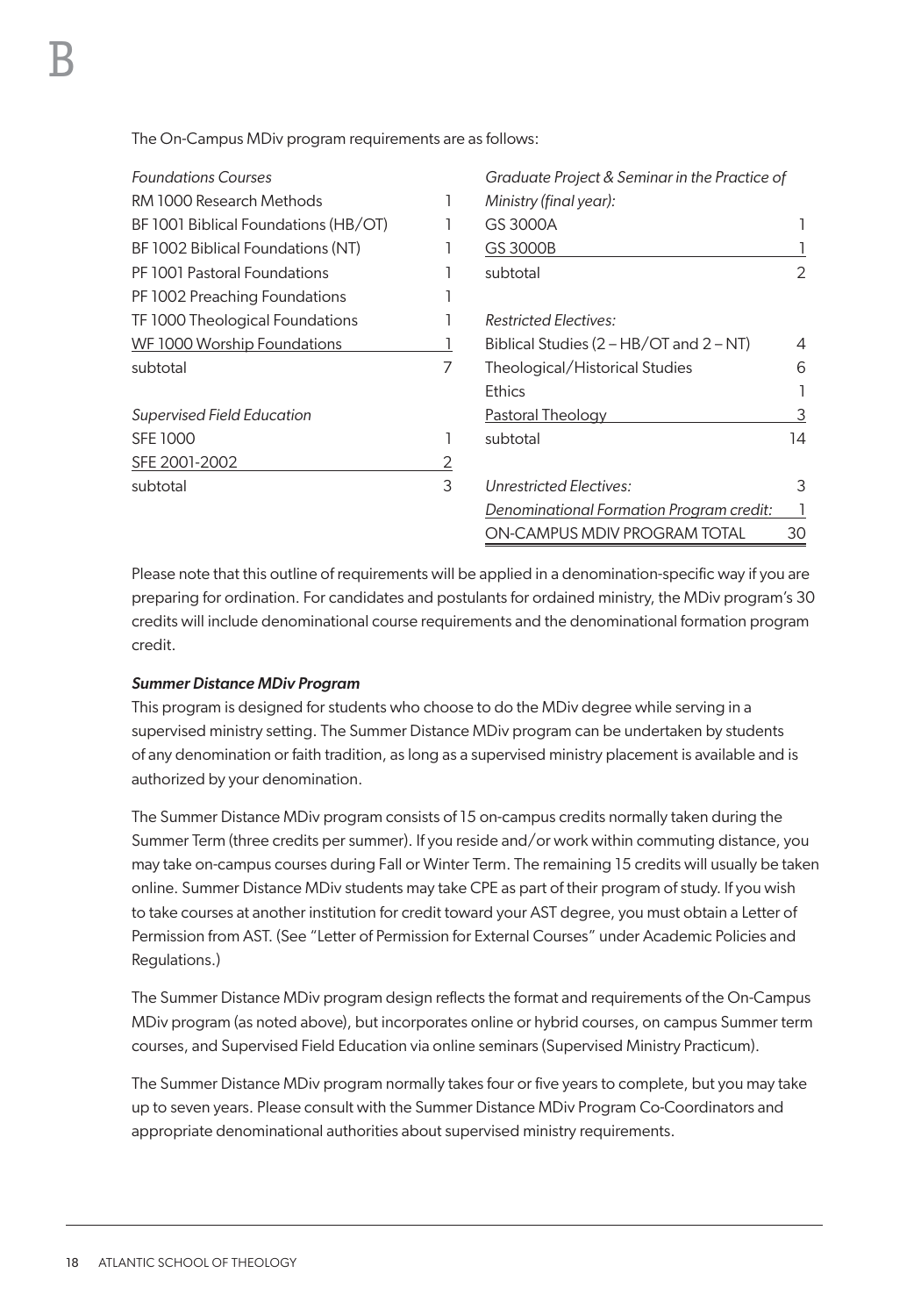The On-Campus MDiv program requirements are as follows:

| *Foundations Courses* | |
|---|---|
| RM 1000 Research Methods | 1 |
| BF 1001 Biblical Foundations (HB/OT) | 1 |
| BF 1002 Biblical Foundations (NT) | 1 |
| PF 1001 Pastoral Foundations | 1 |
| PF 1002 Preaching Foundations | 1 |
| TF 1000 Theological Foundations | 1 |
| WF 1000 Worship Foundations | 1 |
| subtotal | 7 |
| *Supervised Field Education* | |
| SFE 1000 | 1 |
| SFE 2001-2002 | 2 |
| subtotal | 3 |
| *Graduate Project & Seminar in the Practice of Ministry (final year):* | |
| GS 3000A | 1 |
| GS 3000B | 1 |
| subtotal | 2 |
| *Restricted Electives:* | |
| Biblical Studies (2 – HB/OT and 2 – NT) | 4 |
| Theological/Historical Studies | 6 |
| Ethics | 1 |
| Pastoral Theology | 3 |
| subtotal | 14 |
| *Unrestricted Electives:* | 3 |
| *Denominational Formation Program credit:* | 1 |
| ON-CAMPUS MDIV PROGRAM TOTAL | 30 |

Please note that this outline of requirements will be applied in a denomination-specific way if you are preparing for ordination. For candidates and postulants for ordained ministry, the MDiv program's 30 credits will include denominational course requirements and the denominational formation program credit.

***Summer Distance MDiv Program***

This program is designed for students who choose to do the MDiv degree while serving in a supervised ministry setting. The Summer Distance MDiv program can be undertaken by students of any denomination or faith tradition, as long as a supervised ministry placement is available and is authorized by your denomination.

The Summer Distance MDiv program consists of 15 on-campus credits normally taken during the Summer Term (three credits per summer). If you reside and/or work within commuting distance, you may take on-campus courses during Fall or Winter Term. The remaining 15 credits will usually be taken online. Summer Distance MDiv students may take CPE as part of their program of study. If you wish to take courses at another institution for credit toward your AST degree, you must obtain a Letter of Permission from AST. (See "Letter of Permission for External Courses" under Academic Policies and Regulations.)

The Summer Distance MDiv program design reflects the format and requirements of the On-Campus MDiv program (as noted above), but incorporates online or hybrid courses, on campus Summer term courses, and Supervised Field Education via online seminars (Supervised Ministry Practicum).

The Summer Distance MDiv program normally takes four or five years to complete, but you may take up to seven years. Please consult with the Summer Distance MDiv Program Co-Coordinators and appropriate denominational authorities about supervised ministry requirements.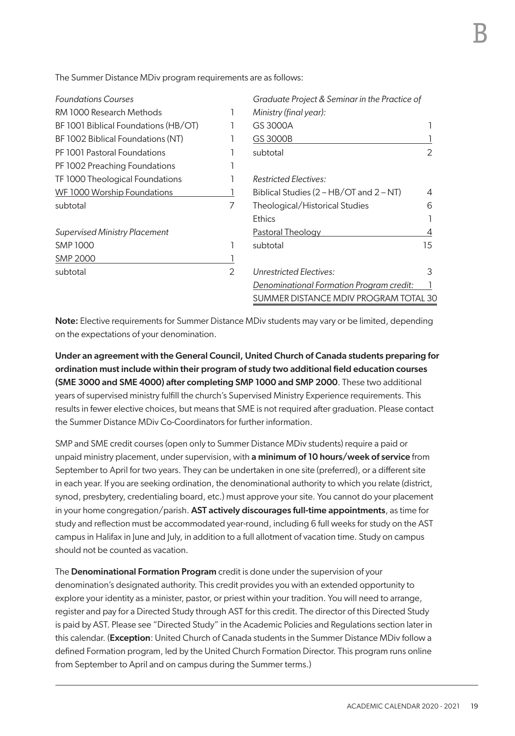The Summer Distance MDiv program requirements are as follows:

| *Foundations Courses* | |
|---|---|
| RM 1000 Research Methods | 1 |
| BF 1001 Biblical Foundations (HB/OT) | 1 |
| BF 1002 Biblical Foundations (NT) | 1 |
| PF 1001 Pastoral Foundations | 1 |
| PF 1002 Preaching Foundations | 1 |
| TF 1000 Theological Foundations | 1 |
| WF 1000 Worship Foundations | 1 |
| subtotal | 7 |

| *Supervised Ministry Placement* | |
|---|---|
| SMP 1000 | 1 |
| SMP 2000 | 1 |
| subtotal | 2 |

| *Graduate Project & Seminar in the Practice of Ministry (final year):* | |
|---|---|
| GS 3000A | 1 |
| GS 3000B | 1 |
| subtotal | 2 |

| *Restricted Electives:* | |
|---|---|
| Biblical Studies (2 – HB/OT and 2 – NT) | 4 |
| Theological/Historical Studies | 6 |
| Ethics | 1 |
| Pastoral Theology | 4 |
| subtotal | 15 |

| | |
|---|---|
| *Unrestricted Electives:* | 3 |
| *Denominational Formation Program credit:* | 1 |
| SUMMER DISTANCE MDIV PROGRAM TOTAL | 30 |

**Note:** Elective requirements for Summer Distance MDiv students may vary or be limited, depending on the expectations of your denomination.

**Under an agreement with the General Council, United Church of Canada students preparing for ordination must include within their program of study two additional field education courses (SME 3000 and SME 4000) after completing SMP 1000 and SMP 2000**. These two additional years of supervised ministry fulfill the church's Supervised Ministry Experience requirements. This results in fewer elective choices, but means that SME is not required after graduation. Please contact the Summer Distance MDiv Co-Coordinators for further information.

SMP and SME credit courses (open only to Summer Distance MDiv students) require a paid or unpaid ministry placement, under supervision, with **a minimum of 10 hours/week of service** from September to April for two years. They can be undertaken in one site (preferred), or a different site in each year. If you are seeking ordination, the denominational authority to which you relate (district, synod, presbytery, credentialing board, etc.) must approve your site. You cannot do your placement in your home congregation/parish. **AST actively discourages full-time appointments**, as time for study and reflection must be accommodated year-round, including 6 full weeks for study on the AST campus in Halifax in June and July, in addition to a full allotment of vacation time. Study on campus should not be counted as vacation.

The **Denominational Formation Program** credit is done under the supervision of your denomination's designated authority. This credit provides you with an extended opportunity to explore your identity as a minister, pastor, or priest within your tradition. You will need to arrange, register and pay for a Directed Study through AST for this credit. The director of this Directed Study is paid by AST. Please see "Directed Study" in the Academic Policies and Regulations section later in this calendar. (**Exception**: United Church of Canada students in the Summer Distance MDiv follow a defined Formation program, led by the United Church Formation Director. This program runs online from September to April and on campus during the Summer terms.)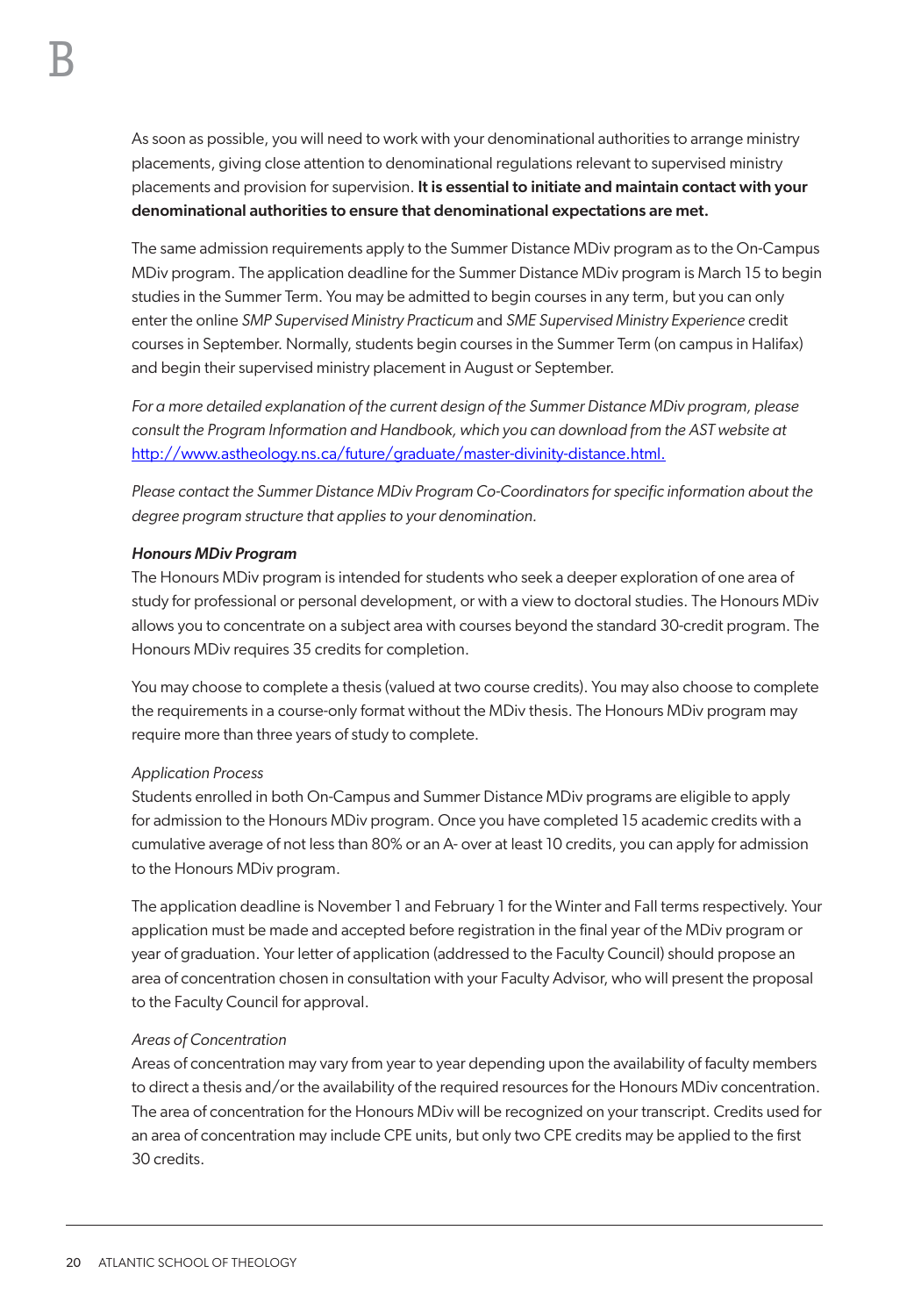As soon as possible, you will need to work with your denominational authorities to arrange ministry placements, giving close attention to denominational regulations relevant to supervised ministry placements and provision for supervision. **It is essential to initiate and maintain contact with your denominational authorities to ensure that denominational expectations are met.**

The same admission requirements apply to the Summer Distance MDiv program as to the On-Campus MDiv program. The application deadline for the Summer Distance MDiv program is March 15 to begin studies in the Summer Term. You may be admitted to begin courses in any term, but you can only enter the online *SMP Supervised Ministry Practicum* and *SME Supervised Ministry Experience* credit courses in September. Normally, students begin courses in the Summer Term (on campus in Halifax) and begin their supervised ministry placement in August or September.

*For a more detailed explanation of the current design of the Summer Distance MDiv program, please consult the Program Information and Handbook, which you can download from the AST website at* [http://www.astheology.ns.ca/future/graduate/master-divinity-distance.html.](http://www.astheology.ns.ca/future/graduate/master-divinity-distance.html)

*Please contact the Summer Distance MDiv Program Co-Coordinators for specific information about the degree program structure that applies to your denomination.*

***Honours MDiv Program***

The Honours MDiv program is intended for students who seek a deeper exploration of one area of study for professional or personal development, or with a view to doctoral studies. The Honours MDiv allows you to concentrate on a subject area with courses beyond the standard 30-credit program. The Honours MDiv requires 35 credits for completion.

You may choose to complete a thesis (valued at two course credits). You may also choose to complete the requirements in a course-only format without the MDiv thesis. The Honours MDiv program may require more than three years of study to complete.

*Application Process*

Students enrolled in both On-Campus and Summer Distance MDiv programs are eligible to apply for admission to the Honours MDiv program. Once you have completed 15 academic credits with a cumulative average of not less than 80% or an A- over at least 10 credits, you can apply for admission to the Honours MDiv program.

The application deadline is November 1 and February 1 for the Winter and Fall terms respectively. Your application must be made and accepted before registration in the final year of the MDiv program or year of graduation. Your letter of application (addressed to the Faculty Council) should propose an area of concentration chosen in consultation with your Faculty Advisor, who will present the proposal to the Faculty Council for approval.

*Areas of Concentration*

Areas of concentration may vary from year to year depending upon the availability of faculty members to direct a thesis and/or the availability of the required resources for the Honours MDiv concentration. The area of concentration for the Honours MDiv will be recognized on your transcript. Credits used for an area of concentration may include CPE units, but only two CPE credits may be applied to the first 30 credits.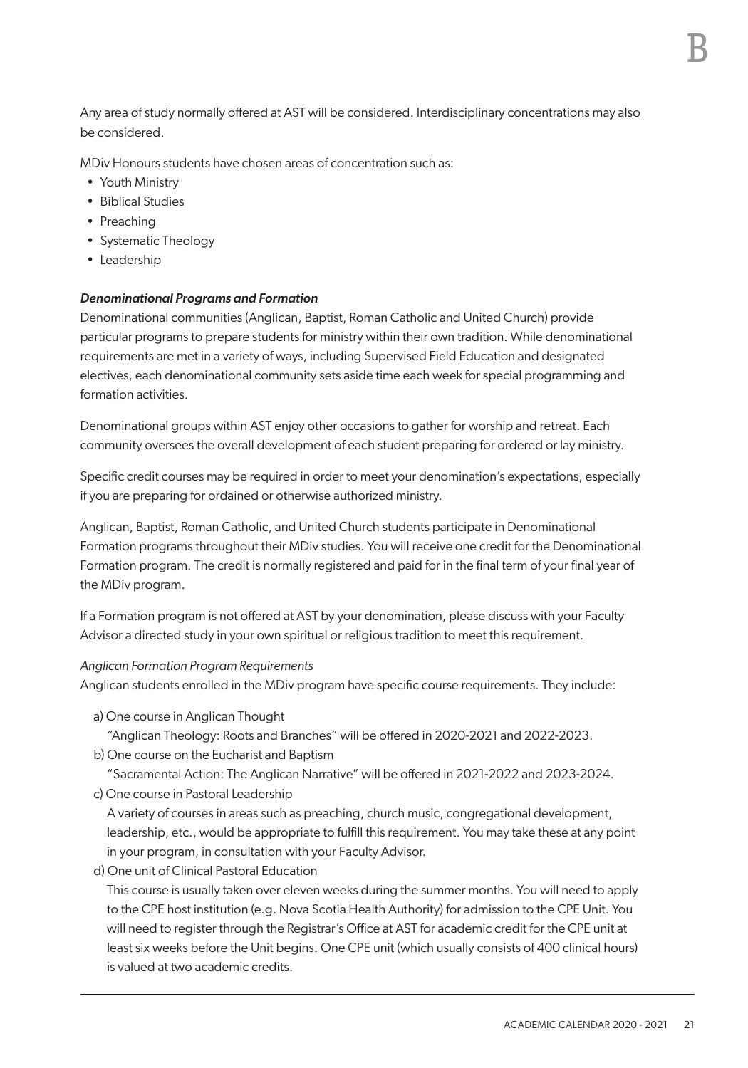Any area of study normally offered at AST will be considered. Interdisciplinary concentrations may also be considered.

MDiv Honours students have chosen areas of concentration such as:

- Youth Ministry
- Biblical Studies
- Preaching
- Systematic Theology
- Leadership

***Denominational Programs and Formation***

Denominational communities (Anglican, Baptist, Roman Catholic and United Church) provide particular programs to prepare students for ministry within their own tradition. While denominational requirements are met in a variety of ways, including Supervised Field Education and designated electives, each denominational community sets aside time each week for special programming and formation activities.

Denominational groups within AST enjoy other occasions to gather for worship and retreat. Each community oversees the overall development of each student preparing for ordered or lay ministry.

Specific credit courses may be required in order to meet your denomination's expectations, especially if you are preparing for ordained or otherwise authorized ministry.

Anglican, Baptist, Roman Catholic, and United Church students participate in Denominational Formation programs throughout their MDiv studies. You will receive one credit for the Denominational Formation program. The credit is normally registered and paid for in the final term of your final year of the MDiv program.

If a Formation program is not offered at AST by your denomination, please discuss with your Faculty Advisor a directed study in your own spiritual or religious tradition to meet this requirement.

*Anglican Formation Program Requirements*

Anglican students enrolled in the MDiv program have specific course requirements. They include:

a) One course in Anglican Thought
"Anglican Theology: Roots and Branches" will be offered in 2020-2021 and 2022-2023.

b) One course on the Eucharist and Baptism
"Sacramental Action: The Anglican Narrative" will be offered in 2021-2022 and 2023-2024.

c) One course in Pastoral Leadership
A variety of courses in areas such as preaching, church music, congregational development, leadership, etc., would be appropriate to fulfill this requirement. You may take these at any point in your program, in consultation with your Faculty Advisor.

d) One unit of Clinical Pastoral Education
This course is usually taken over eleven weeks during the summer months. You will need to apply to the CPE host institution (e.g. Nova Scotia Health Authority) for admission to the CPE Unit. You will need to register through the Registrar's Office at AST for academic credit for the CPE unit at least six weeks before the Unit begins. One CPE unit (which usually consists of 400 clinical hours) is valued at two academic credits.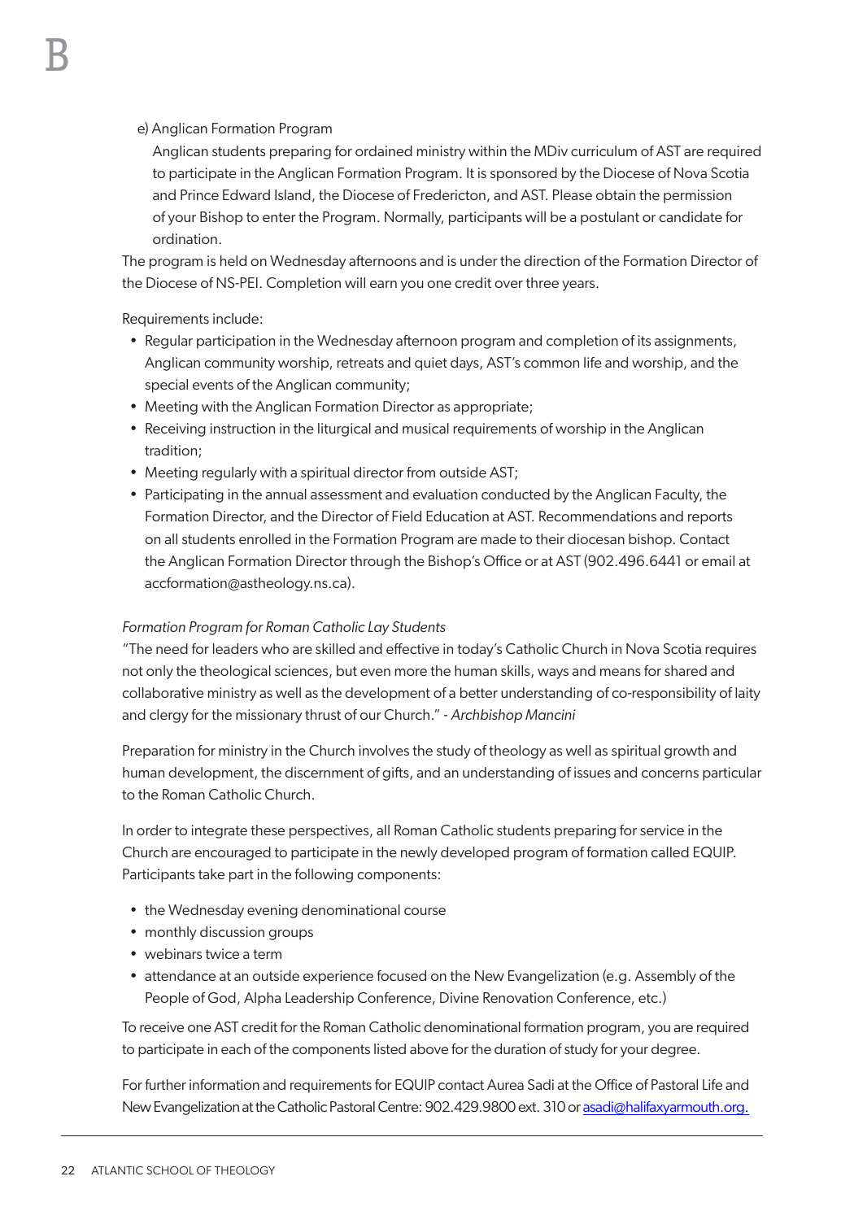e) Anglican Formation Program

Anglican students preparing for ordained ministry within the MDiv curriculum of AST are required to participate in the Anglican Formation Program. It is sponsored by the Diocese of Nova Scotia and Prince Edward Island, the Diocese of Fredericton, and AST. Please obtain the permission of your Bishop to enter the Program. Normally, participants will be a postulant or candidate for ordination.

The program is held on Wednesday afternoons and is under the direction of the Formation Director of the Diocese of NS-PEI. Completion will earn you one credit over three years.

Requirements include:

- Regular participation in the Wednesday afternoon program and completion of its assignments, Anglican community worship, retreats and quiet days, AST's common life and worship, and the special events of the Anglican community;
- Meeting with the Anglican Formation Director as appropriate;
- Receiving instruction in the liturgical and musical requirements of worship in the Anglican tradition;
- Meeting regularly with a spiritual director from outside AST;
- Participating in the annual assessment and evaluation conducted by the Anglican Faculty, the Formation Director, and the Director of Field Education at AST. Recommendations and reports on all students enrolled in the Formation Program are made to their diocesan bishop. Contact the Anglican Formation Director through the Bishop's Office or at AST (902.496.6441 or email at accformation@astheology.ns.ca).

*Formation Program for Roman Catholic Lay Students*

"The need for leaders who are skilled and effective in today's Catholic Church in Nova Scotia requires not only the theological sciences, but even more the human skills, ways and means for shared and collaborative ministry as well as the development of a better understanding of co-responsibility of laity and clergy for the missionary thrust of our Church." - *Archbishop Mancini*

Preparation for ministry in the Church involves the study of theology as well as spiritual growth and human development, the discernment of gifts, and an understanding of issues and concerns particular to the Roman Catholic Church.

In order to integrate these perspectives, all Roman Catholic students preparing for service in the Church are encouraged to participate in the newly developed program of formation called EQUIP. Participants take part in the following components:

- the Wednesday evening denominational course
- monthly discussion groups
- webinars twice a term
- attendance at an outside experience focused on the New Evangelization (e.g. Assembly of the People of God, Alpha Leadership Conference, Divine Renovation Conference, etc.)

To receive one AST credit for the Roman Catholic denominational formation program, you are required to participate in each of the components listed above for the duration of study for your degree.

For further information and requirements for EQUIP contact Aurea Sadi at the Office of Pastoral Life and New Evangelization at the Catholic Pastoral Centre: 902.429.9800 ext. 310 or asadi@halifaxyarmouth.org.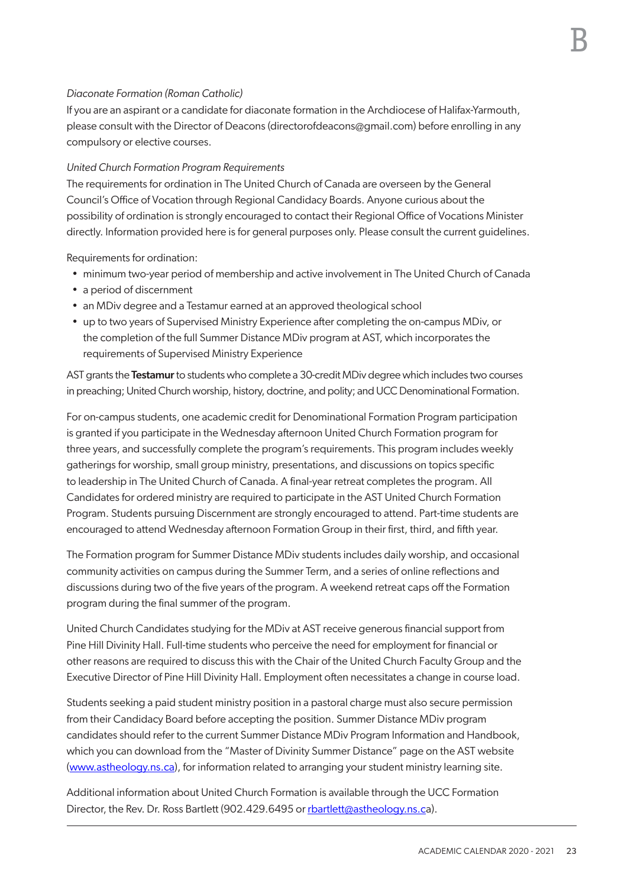*Diaconate Formation (Roman Catholic)*

If you are an aspirant or a candidate for diaconate formation in the Archdiocese of Halifax-Yarmouth, please consult with the Director of Deacons (directorofdeacons@gmail.com) before enrolling in any compulsory or elective courses.

*United Church Formation Program Requirements*

The requirements for ordination in The United Church of Canada are overseen by the General Council's Office of Vocation through Regional Candidacy Boards. Anyone curious about the possibility of ordination is strongly encouraged to contact their Regional Office of Vocations Minister directly. Information provided here is for general purposes only. Please consult the current guidelines.

Requirements for ordination:

- minimum two-year period of membership and active involvement in The United Church of Canada
- a period of discernment
- an MDiv degree and a Testamur earned at an approved theological school
- up to two years of Supervised Ministry Experience after completing the on-campus MDiv, or the completion of the full Summer Distance MDiv program at AST, which incorporates the requirements of Supervised Ministry Experience

AST grants the **Testamur** to students who complete a 30-credit MDiv degree which includes two courses in preaching; United Church worship, history, doctrine, and polity; and UCC Denominational Formation.

For on-campus students, one academic credit for Denominational Formation Program participation is granted if you participate in the Wednesday afternoon United Church Formation program for three years, and successfully complete the program's requirements. This program includes weekly gatherings for worship, small group ministry, presentations, and discussions on topics specific to leadership in The United Church of Canada. A final-year retreat completes the program. All Candidates for ordered ministry are required to participate in the AST United Church Formation Program. Students pursuing Discernment are strongly encouraged to attend. Part-time students are encouraged to attend Wednesday afternoon Formation Group in their first, third, and fifth year.

The Formation program for Summer Distance MDiv students includes daily worship, and occasional community activities on campus during the Summer Term, and a series of online reflections and discussions during two of the five years of the program. A weekend retreat caps off the Formation program during the final summer of the program.

United Church Candidates studying for the MDiv at AST receive generous financial support from Pine Hill Divinity Hall. Full-time students who perceive the need for employment for financial or other reasons are required to discuss this with the Chair of the United Church Faculty Group and the Executive Director of Pine Hill Divinity Hall. Employment often necessitates a change in course load.

Students seeking a paid student ministry position in a pastoral charge must also secure permission from their Candidacy Board before accepting the position. Summer Distance MDiv program candidates should refer to the current Summer Distance MDiv Program Information and Handbook, which you can download from the "Master of Divinity Summer Distance" page on the AST website (www.astheology.ns.ca), for information related to arranging your student ministry learning site.

Additional information about United Church Formation is available through the UCC Formation Director, the Rev. Dr. Ross Bartlett (902.429.6495 or rbartlett@astheology.ns.ca).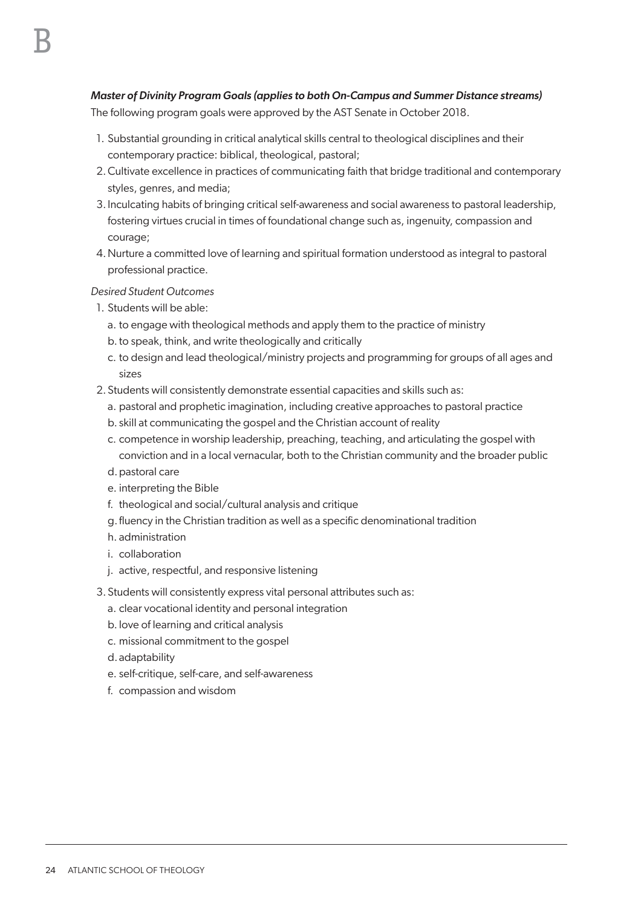***Master of Divinity Program Goals (applies to both On-Campus and Summer Distance streams)***

The following program goals were approved by the AST Senate in October 2018.

1. Substantial grounding in critical analytical skills central to theological disciplines and their contemporary practice: biblical, theological, pastoral;
2. Cultivate excellence in practices of communicating faith that bridge traditional and contemporary styles, genres, and media;
3. Inculcating habits of bringing critical self-awareness and social awareness to pastoral leadership, fostering virtues crucial in times of foundational change such as, ingenuity, compassion and courage;
4. Nurture a committed love of learning and spiritual formation understood as integral to pastoral professional practice.

*Desired Student Outcomes*

1. Students will be able:
   a. to engage with theological methods and apply them to the practice of ministry
   b. to speak, think, and write theologically and critically
   c. to design and lead theological/ministry projects and programming for groups of all ages and sizes
2. Students will consistently demonstrate essential capacities and skills such as:
   a. pastoral and prophetic imagination, including creative approaches to pastoral practice
   b. skill at communicating the gospel and the Christian account of reality
   c. competence in worship leadership, preaching, teaching, and articulating the gospel with conviction and in a local vernacular, both to the Christian community and the broader public
   d. pastoral care
   e. interpreting the Bible
   f. theological and social/cultural analysis and critique
   g. fluency in the Christian tradition as well as a specific denominational tradition
   h. administration
   i. collaboration
   j. active, respectful, and responsive listening
3. Students will consistently express vital personal attributes such as:
   a. clear vocational identity and personal integration
   b. love of learning and critical analysis
   c. missional commitment to the gospel
   d. adaptability
   e. self-critique, self-care, and self-awareness
   f. compassion and wisdom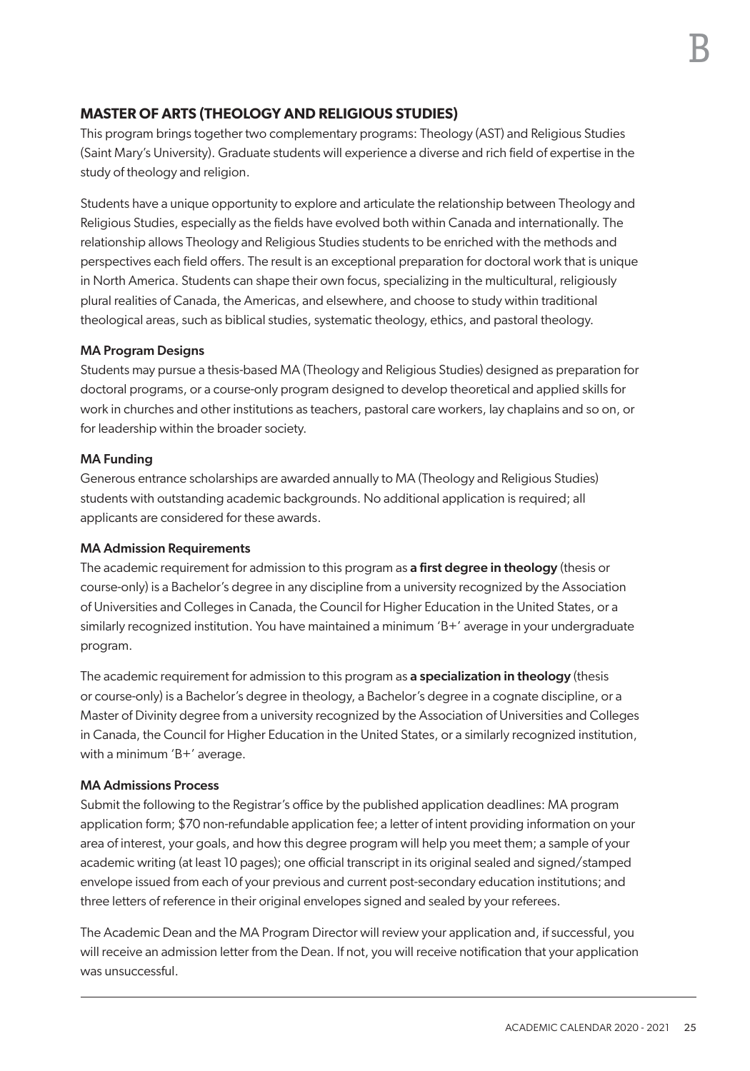## MASTER OF ARTS (THEOLOGY AND RELIGIOUS STUDIES)

This program brings together two complementary programs: Theology (AST) and Religious Studies (Saint Mary's University). Graduate students will experience a diverse and rich field of expertise in the study of theology and religion.

Students have a unique opportunity to explore and articulate the relationship between Theology and Religious Studies, especially as the fields have evolved both within Canada and internationally. The relationship allows Theology and Religious Studies students to be enriched with the methods and perspectives each field offers. The result is an exceptional preparation for doctoral work that is unique in North America. Students can shape their own focus, specializing in the multicultural, religiously plural realities of Canada, the Americas, and elsewhere, and choose to study within traditional theological areas, such as biblical studies, systematic theology, ethics, and pastoral theology.

### MA Program Designs

Students may pursue a thesis-based MA (Theology and Religious Studies) designed as preparation for doctoral programs, or a course-only program designed to develop theoretical and applied skills for work in churches and other institutions as teachers, pastoral care workers, lay chaplains and so on, or for leadership within the broader society.

### MA Funding

Generous entrance scholarships are awarded annually to MA (Theology and Religious Studies) students with outstanding academic backgrounds. No additional application is required; all applicants are considered for these awards.

### MA Admission Requirements

The academic requirement for admission to this program as **a first degree in theology** (thesis or course-only) is a Bachelor's degree in any discipline from a university recognized by the Association of Universities and Colleges in Canada, the Council for Higher Education in the United States, or a similarly recognized institution. You have maintained a minimum 'B+' average in your undergraduate program.

The academic requirement for admission to this program as **a specialization in theology** (thesis or course-only) is a Bachelor's degree in theology, a Bachelor's degree in a cognate discipline, or a Master of Divinity degree from a university recognized by the Association of Universities and Colleges in Canada, the Council for Higher Education in the United States, or a similarly recognized institution, with a minimum 'B+' average.

### MA Admissions Process

Submit the following to the Registrar's office by the published application deadlines: MA program application form; $70 non-refundable application fee; a letter of intent providing information on your area of interest, your goals, and how this degree program will help you meet them; a sample of your academic writing (at least 10 pages); one official transcript in its original sealed and signed/stamped envelope issued from each of your previous and current post-secondary education institutions; and three letters of reference in their original envelopes signed and sealed by your referees.

The Academic Dean and the MA Program Director will review your application and, if successful, you will receive an admission letter from the Dean. If not, you will receive notification that your application was unsuccessful.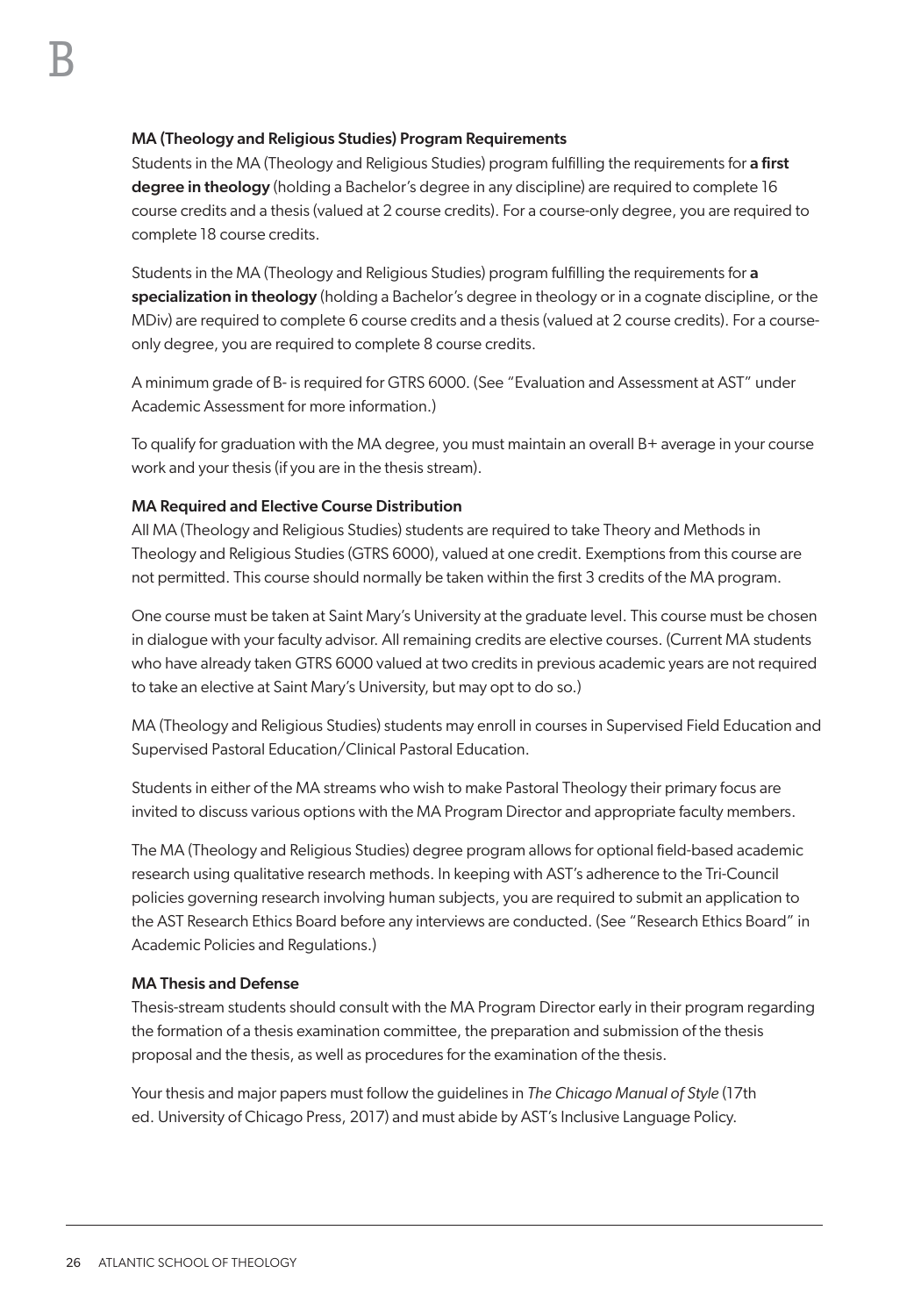### MA (Theology and Religious Studies) Program Requirements

Students in the MA (Theology and Religious Studies) program fulfilling the requirements for **a first degree in theology** (holding a Bachelor's degree in any discipline) are required to complete 16 course credits and a thesis (valued at 2 course credits). For a course-only degree, you are required to complete 18 course credits.

Students in the MA (Theology and Religious Studies) program fulfilling the requirements for **a specialization in theology** (holding a Bachelor's degree in theology or in a cognate discipline, or the MDiv) are required to complete 6 course credits and a thesis (valued at 2 course credits). For a course-only degree, you are required to complete 8 course credits.

A minimum grade of B- is required for GTRS 6000. (See "Evaluation and Assessment at AST" under Academic Assessment for more information.)

To qualify for graduation with the MA degree, you must maintain an overall B+ average in your course work and your thesis (if you are in the thesis stream).

### MA Required and Elective Course Distribution

All MA (Theology and Religious Studies) students are required to take Theory and Methods in Theology and Religious Studies (GTRS 6000), valued at one credit. Exemptions from this course are not permitted. This course should normally be taken within the first 3 credits of the MA program.

One course must be taken at Saint Mary's University at the graduate level. This course must be chosen in dialogue with your faculty advisor. All remaining credits are elective courses. (Current MA students who have already taken GTRS 6000 valued at two credits in previous academic years are not required to take an elective at Saint Mary's University, but may opt to do so.)

MA (Theology and Religious Studies) students may enroll in courses in Supervised Field Education and Supervised Pastoral Education/Clinical Pastoral Education.

Students in either of the MA streams who wish to make Pastoral Theology their primary focus are invited to discuss various options with the MA Program Director and appropriate faculty members.

The MA (Theology and Religious Studies) degree program allows for optional field-based academic research using qualitative research methods. In keeping with AST's adherence to the Tri-Council policies governing research involving human subjects, you are required to submit an application to the AST Research Ethics Board before any interviews are conducted. (See "Research Ethics Board" in Academic Policies and Regulations.)

### MA Thesis and Defense

Thesis-stream students should consult with the MA Program Director early in their program regarding the formation of a thesis examination committee, the preparation and submission of the thesis proposal and the thesis, as well as procedures for the examination of the thesis.

Your thesis and major papers must follow the guidelines in *The Chicago Manual of Style* (17th ed. University of Chicago Press, 2017) and must abide by AST's Inclusive Language Policy.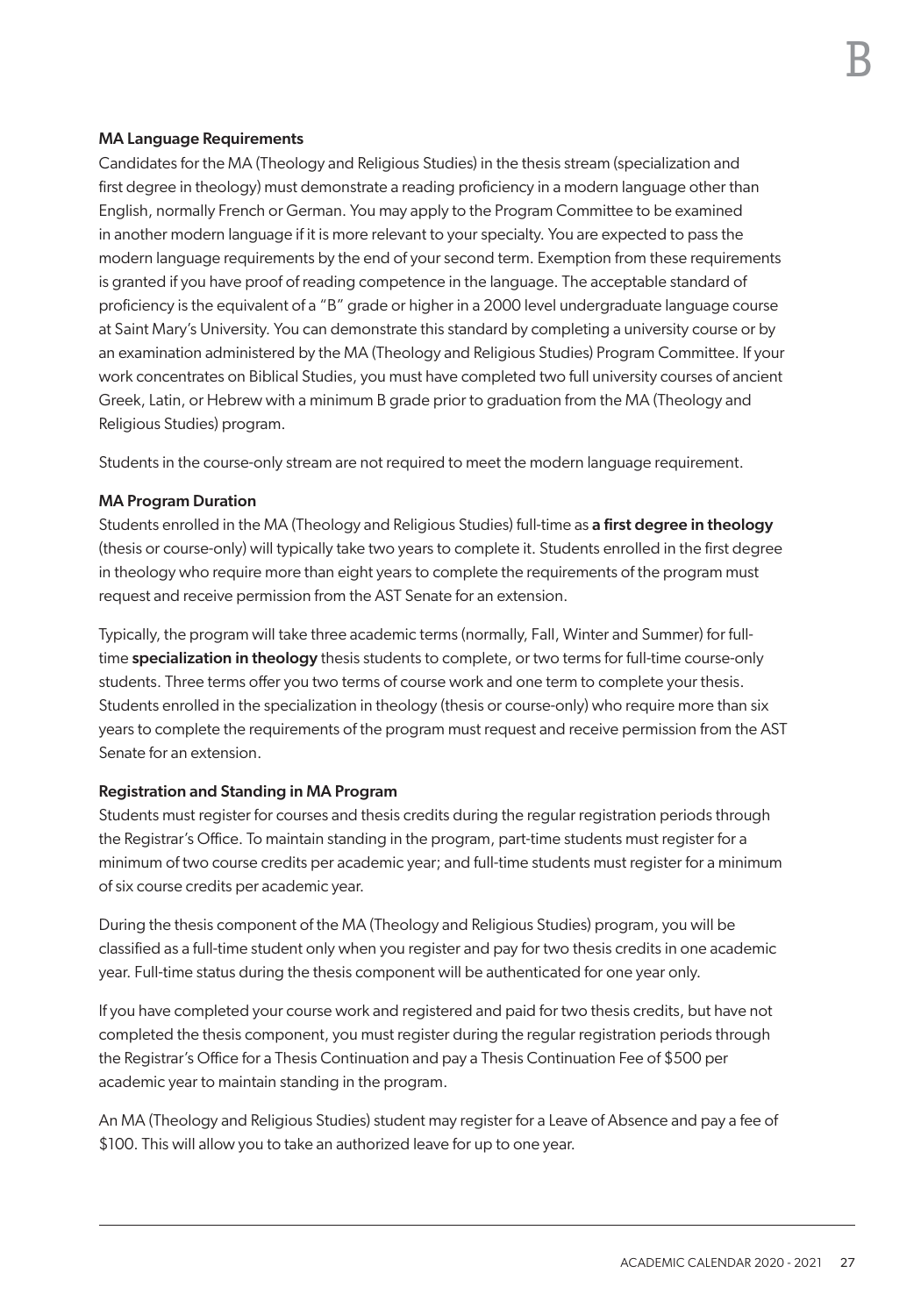### MA Language Requirements

Candidates for the MA (Theology and Religious Studies) in the thesis stream (specialization and first degree in theology) must demonstrate a reading proficiency in a modern language other than English, normally French or German. You may apply to the Program Committee to be examined in another modern language if it is more relevant to your specialty. You are expected to pass the modern language requirements by the end of your second term. Exemption from these requirements is granted if you have proof of reading competence in the language. The acceptable standard of proficiency is the equivalent of a "B" grade or higher in a 2000 level undergraduate language course at Saint Mary's University. You can demonstrate this standard by completing a university course or by an examination administered by the MA (Theology and Religious Studies) Program Committee. If your work concentrates on Biblical Studies, you must have completed two full university courses of ancient Greek, Latin, or Hebrew with a minimum B grade prior to graduation from the MA (Theology and Religious Studies) program.

Students in the course-only stream are not required to meet the modern language requirement.

### MA Program Duration

Students enrolled in the MA (Theology and Religious Studies) full-time as **a first degree in theology** (thesis or course-only) will typically take two years to complete it. Students enrolled in the first degree in theology who require more than eight years to complete the requirements of the program must request and receive permission from the AST Senate for an extension.

Typically, the program will take three academic terms (normally, Fall, Winter and Summer) for full-time **specialization in theology** thesis students to complete, or two terms for full-time course-only students. Three terms offer you two terms of course work and one term to complete your thesis. Students enrolled in the specialization in theology (thesis or course-only) who require more than six years to complete the requirements of the program must request and receive permission from the AST Senate for an extension.

### Registration and Standing in MA Program

Students must register for courses and thesis credits during the regular registration periods through the Registrar's Office. To maintain standing in the program, part-time students must register for a minimum of two course credits per academic year; and full-time students must register for a minimum of six course credits per academic year.

During the thesis component of the MA (Theology and Religious Studies) program, you will be classified as a full-time student only when you register and pay for two thesis credits in one academic year. Full-time status during the thesis component will be authenticated for one year only.

If you have completed your course work and registered and paid for two thesis credits, but have not completed the thesis component, you must register during the regular registration periods through the Registrar's Office for a Thesis Continuation and pay a Thesis Continuation Fee of $500 per academic year to maintain standing in the program.

An MA (Theology and Religious Studies) student may register for a Leave of Absence and pay a fee of $100. This will allow you to take an authorized leave for up to one year.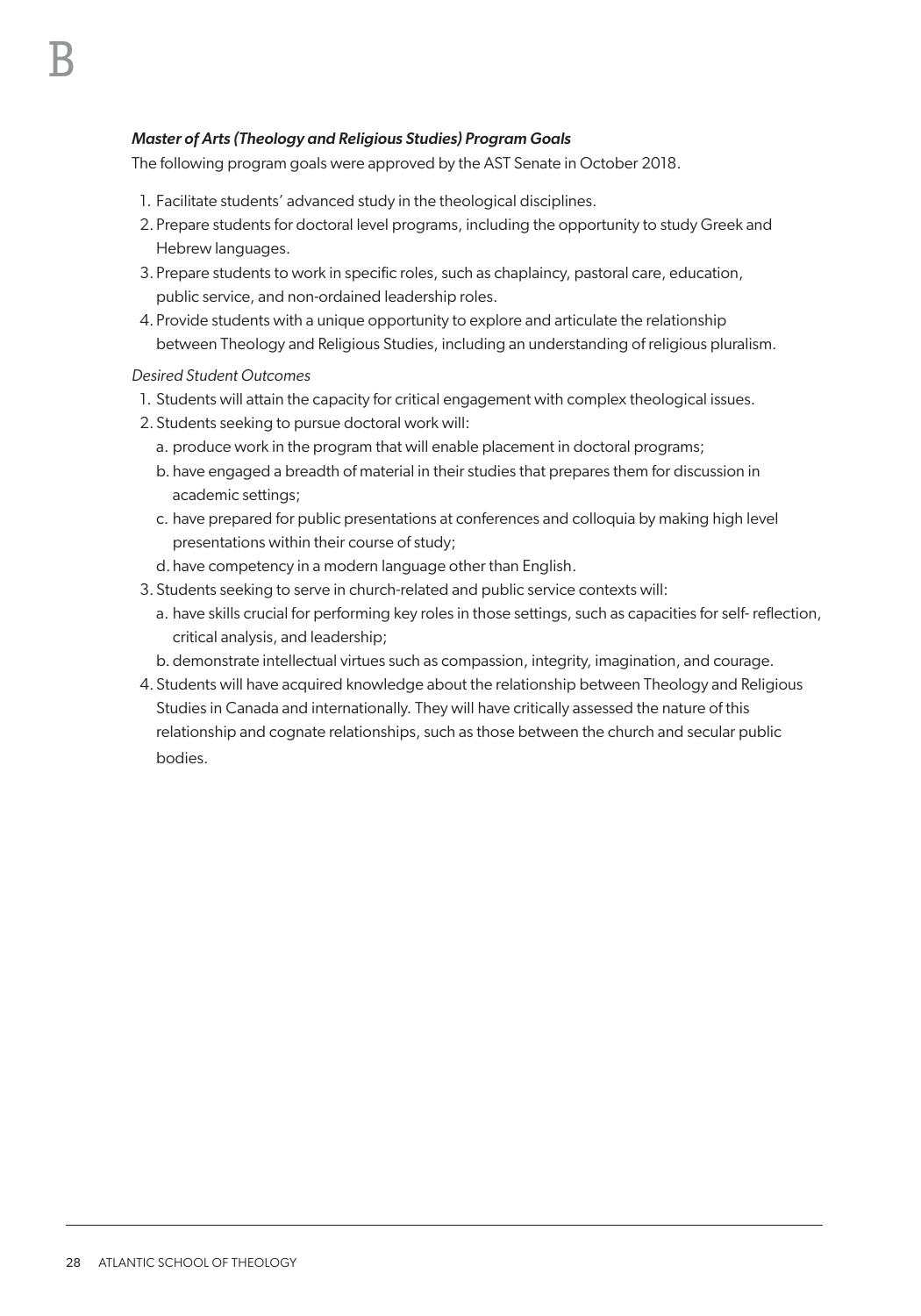### *Master of Arts (Theology and Religious Studies) Program Goals*

The following program goals were approved by the AST Senate in October 2018.

1. Facilitate students' advanced study in the theological disciplines.
2. Prepare students for doctoral level programs, including the opportunity to study Greek and Hebrew languages.
3. Prepare students to work in specific roles, such as chaplaincy, pastoral care, education, public service, and non-ordained leadership roles.
4. Provide students with a unique opportunity to explore and articulate the relationship between Theology and Religious Studies, including an understanding of religious pluralism.

*Desired Student Outcomes*

1. Students will attain the capacity for critical engagement with complex theological issues.
2. Students seeking to pursue doctoral work will:
   a. produce work in the program that will enable placement in doctoral programs;
   b. have engaged a breadth of material in their studies that prepares them for discussion in academic settings;
   c. have prepared for public presentations at conferences and colloquia by making high level presentations within their course of study;
   d. have competency in a modern language other than English.
3. Students seeking to serve in church-related and public service contexts will:
   a. have skills crucial for performing key roles in those settings, such as capacities for self- reflection, critical analysis, and leadership;
   b. demonstrate intellectual virtues such as compassion, integrity, imagination, and courage.
4. Students will have acquired knowledge about the relationship between Theology and Religious Studies in Canada and internationally. They will have critically assessed the nature of this relationship and cognate relationships, such as those between the church and secular public bodies.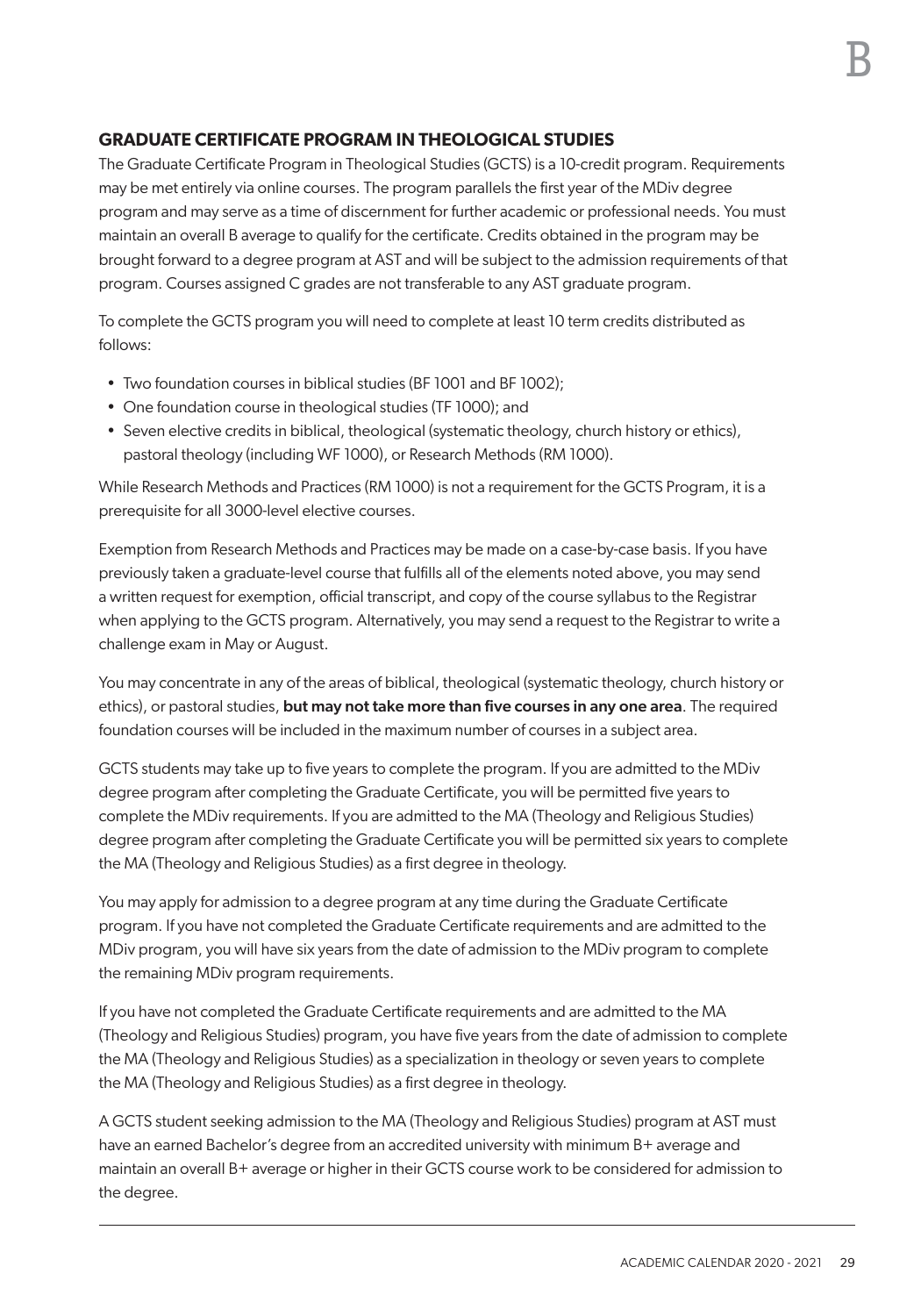## GRADUATE CERTIFICATE PROGRAM IN THEOLOGICAL STUDIES

The Graduate Certificate Program in Theological Studies (GCTS) is a 10-credit program. Requirements may be met entirely via online courses. The program parallels the first year of the MDiv degree program and may serve as a time of discernment for further academic or professional needs. You must maintain an overall B average to qualify for the certificate. Credits obtained in the program may be brought forward to a degree program at AST and will be subject to the admission requirements of that program. Courses assigned C grades are not transferable to any AST graduate program.

To complete the GCTS program you will need to complete at least 10 term credits distributed as follows:

- Two foundation courses in biblical studies (BF 1001 and BF 1002);
- One foundation course in theological studies (TF 1000); and
- Seven elective credits in biblical, theological (systematic theology, church history or ethics), pastoral theology (including WF 1000), or Research Methods (RM 1000).

While Research Methods and Practices (RM 1000) is not a requirement for the GCTS Program, it is a prerequisite for all 3000-level elective courses.

Exemption from Research Methods and Practices may be made on a case-by-case basis. If you have previously taken a graduate-level course that fulfills all of the elements noted above, you may send a written request for exemption, official transcript, and copy of the course syllabus to the Registrar when applying to the GCTS program. Alternatively, you may send a request to the Registrar to write a challenge exam in May or August.

You may concentrate in any of the areas of biblical, theological (systematic theology, church history or ethics), or pastoral studies, **but may not take more than five courses in any one area**. The required foundation courses will be included in the maximum number of courses in a subject area.

GCTS students may take up to five years to complete the program. If you are admitted to the MDiv degree program after completing the Graduate Certificate, you will be permitted five years to complete the MDiv requirements. If you are admitted to the MA (Theology and Religious Studies) degree program after completing the Graduate Certificate you will be permitted six years to complete the MA (Theology and Religious Studies) as a first degree in theology.

You may apply for admission to a degree program at any time during the Graduate Certificate program. If you have not completed the Graduate Certificate requirements and are admitted to the MDiv program, you will have six years from the date of admission to the MDiv program to complete the remaining MDiv program requirements.

If you have not completed the Graduate Certificate requirements and are admitted to the MA (Theology and Religious Studies) program, you have five years from the date of admission to complete the MA (Theology and Religious Studies) as a specialization in theology or seven years to complete the MA (Theology and Religious Studies) as a first degree in theology.

A GCTS student seeking admission to the MA (Theology and Religious Studies) program at AST must have an earned Bachelor's degree from an accredited university with minimum B+ average and maintain an overall B+ average or higher in their GCTS course work to be considered for admission to the degree.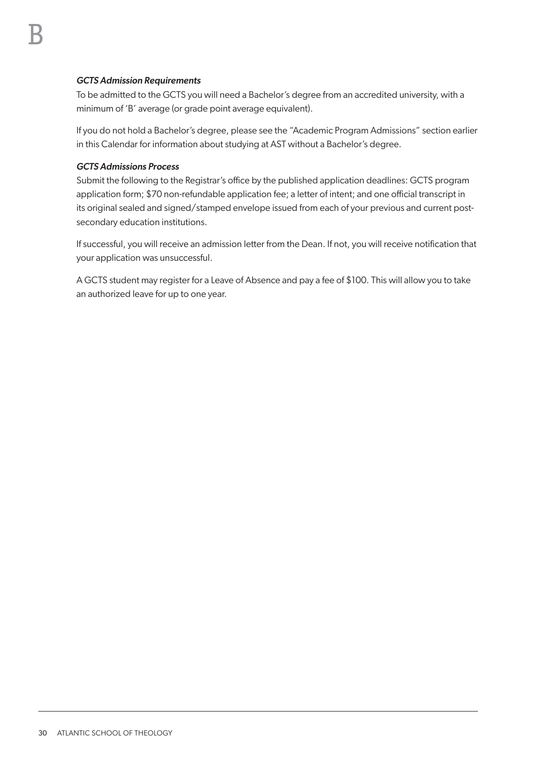*GCTS Admission Requirements*

To be admitted to the GCTS you will need a Bachelor's degree from an accredited university, with a minimum of 'B' average (or grade point average equivalent).

If you do not hold a Bachelor's degree, please see the "Academic Program Admissions" section earlier in this Calendar for information about studying at AST without a Bachelor's degree.

*GCTS Admissions Process*

Submit the following to the Registrar's office by the published application deadlines: GCTS program application form; $70 non-refundable application fee; a letter of intent; and one official transcript in its original sealed and signed/stamped envelope issued from each of your previous and current post-secondary education institutions.

If successful, you will receive an admission letter from the Dean. If not, you will receive notification that your application was unsuccessful.

A GCTS student may register for a Leave of Absence and pay a fee of $100. This will allow you to take an authorized leave for up to one year.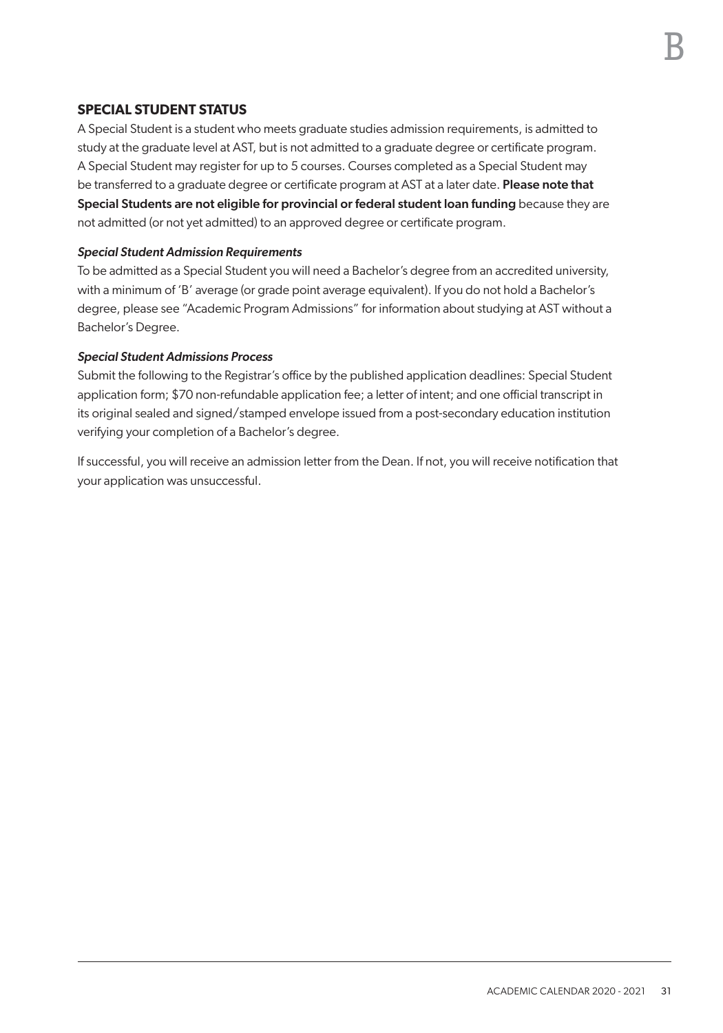## SPECIAL STUDENT STATUS

A Special Student is a student who meets graduate studies admission requirements, is admitted to study at the graduate level at AST, but is not admitted to a graduate degree or certificate program. A Special Student may register for up to 5 courses. Courses completed as a Special Student may be transferred to a graduate degree or certificate program at AST at a later date. **Please note that Special Students are not eligible for provincial or federal student loan funding** because they are not admitted (or not yet admitted) to an approved degree or certificate program.

***Special Student Admission Requirements***

To be admitted as a Special Student you will need a Bachelor's degree from an accredited university, with a minimum of 'B' average (or grade point average equivalent). If you do not hold a Bachelor's degree, please see "Academic Program Admissions" for information about studying at AST without a Bachelor's Degree.

***Special Student Admissions Process***

Submit the following to the Registrar's office by the published application deadlines: Special Student application form; $70 non-refundable application fee; a letter of intent; and one official transcript in its original sealed and signed/stamped envelope issued from a post-secondary education institution verifying your completion of a Bachelor's degree.

If successful, you will receive an admission letter from the Dean. If not, you will receive notification that your application was unsuccessful.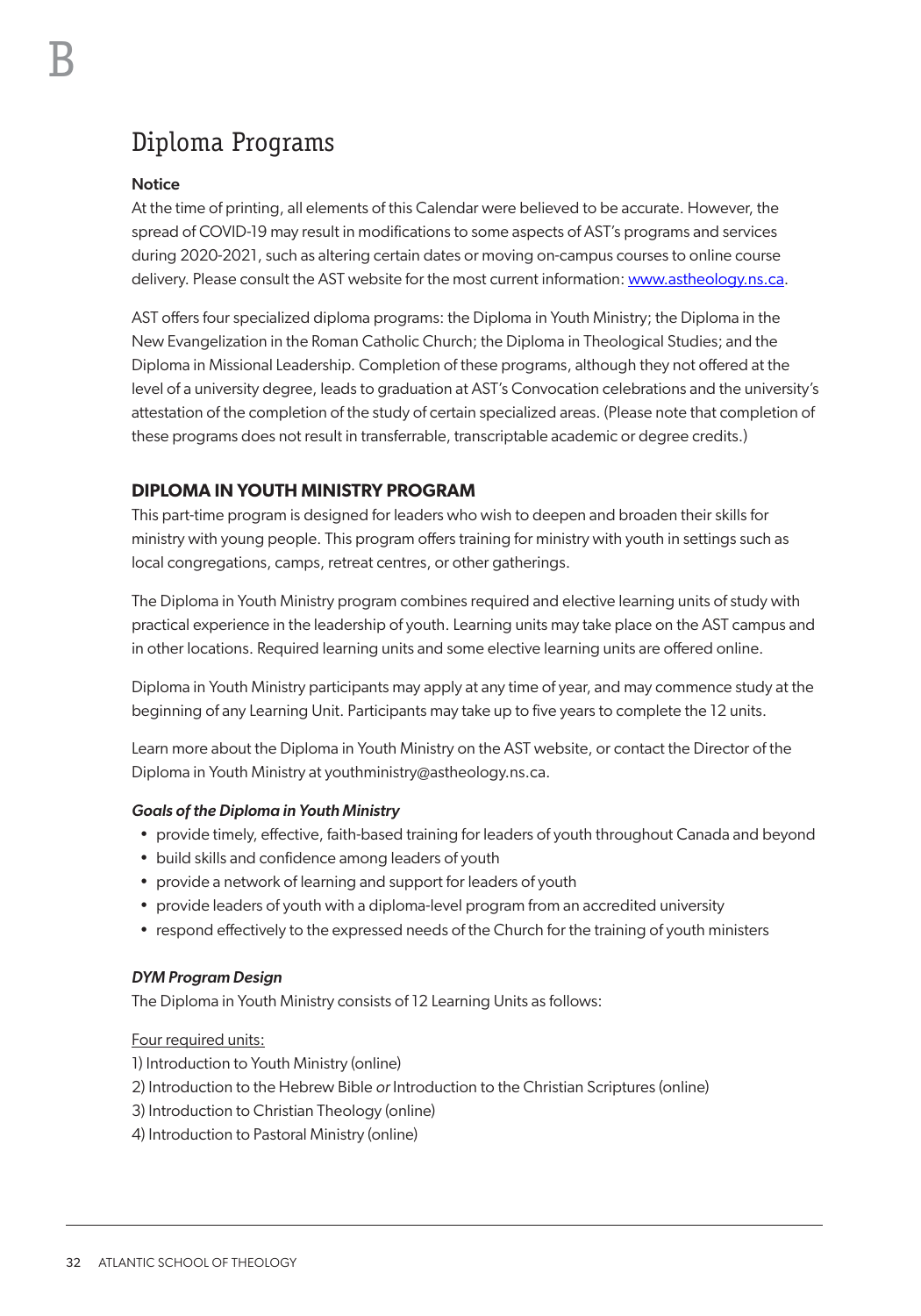# Diploma Programs

**Notice**

At the time of printing, all elements of this Calendar were believed to be accurate. However, the spread of COVID-19 may result in modifications to some aspects of AST's programs and services during 2020-2021, such as altering certain dates or moving on-campus courses to online course delivery. Please consult the AST website for the most current information: www.astheology.ns.ca.

AST offers four specialized diploma programs: the Diploma in Youth Ministry; the Diploma in the New Evangelization in the Roman Catholic Church; the Diploma in Theological Studies; and the Diploma in Missional Leadership. Completion of these programs, although they not offered at the level of a university degree, leads to graduation at AST's Convocation celebrations and the university's attestation of the completion of the study of certain specialized areas. (Please note that completion of these programs does not result in transferrable, transcriptable academic or degree credits.)

## DIPLOMA IN YOUTH MINISTRY PROGRAM

This part-time program is designed for leaders who wish to deepen and broaden their skills for ministry with young people. This program offers training for ministry with youth in settings such as local congregations, camps, retreat centres, or other gatherings.

The Diploma in Youth Ministry program combines required and elective learning units of study with practical experience in the leadership of youth. Learning units may take place on the AST campus and in other locations. Required learning units and some elective learning units are offered online.

Diploma in Youth Ministry participants may apply at any time of year, and may commence study at the beginning of any Learning Unit. Participants may take up to five years to complete the 12 units.

Learn more about the Diploma in Youth Ministry on the AST website, or contact the Director of the Diploma in Youth Ministry at youthministry@astheology.ns.ca.

### *Goals of the Diploma in Youth Ministry*

- provide timely, effective, faith-based training for leaders of youth throughout Canada and beyond
- build skills and confidence among leaders of youth
- provide a network of learning and support for leaders of youth
- provide leaders of youth with a diploma-level program from an accredited university
- respond effectively to the expressed needs of the Church for the training of youth ministers

### *DYM Program Design*

The Diploma in Youth Ministry consists of 12 Learning Units as follows:

<u>Four required units:</u>

1) Introduction to Youth Ministry (online)
2) Introduction to the Hebrew Bible *or* Introduction to the Christian Scriptures (online)
3) Introduction to Christian Theology (online)
4) Introduction to Pastoral Ministry (online)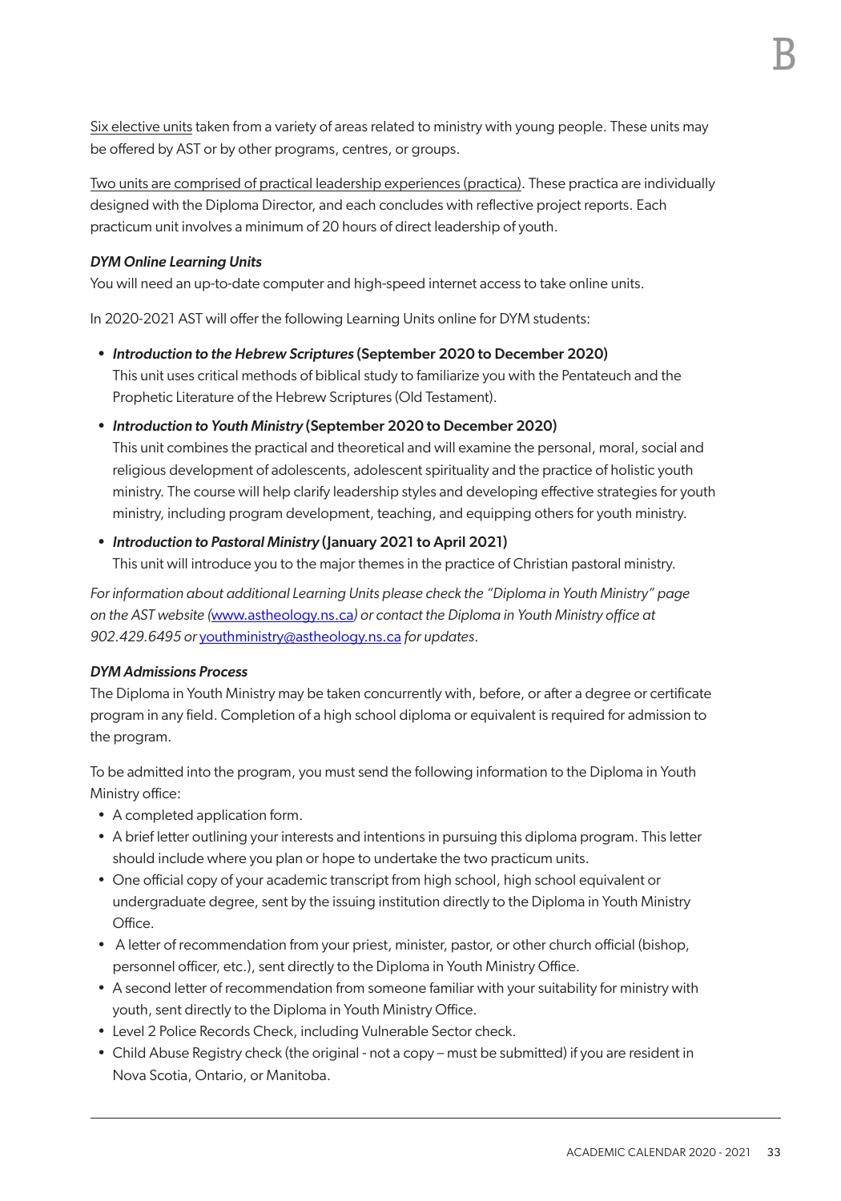Six elective units taken from a variety of areas related to ministry with young people. These units may be offered by AST or by other programs, centres, or groups.

Two units are comprised of practical leadership experiences (practica). These practica are individually designed with the Diploma Director, and each concludes with reflective project reports. Each practicum unit involves a minimum of 20 hours of direct leadership of youth.

***DYM Online Learning Units***

You will need an up-to-date computer and high-speed internet access to take online units.

In 2020-2021 AST will offer the following Learning Units online for DYM students:

- ***Introduction to the Hebrew Scriptures* (September 2020 to December 2020)**
  This unit uses critical methods of biblical study to familiarize you with the Pentateuch and the Prophetic Literature of the Hebrew Scriptures (Old Testament).
- ***Introduction to Youth Ministry* (September 2020 to December 2020)**
  This unit combines the practical and theoretical and will examine the personal, moral, social and religious development of adolescents, adolescent spirituality and the practice of holistic youth ministry. The course will help clarify leadership styles and developing effective strategies for youth ministry, including program development, teaching, and equipping others for youth ministry.
- ***Introduction to Pastoral Ministry* (January 2021 to April 2021)**
  This unit will introduce you to the major themes in the practice of Christian pastoral ministry.

*For information about additional Learning Units please check the "Diploma in Youth Ministry" page on the AST website (www.astheology.ns.ca) or contact the Diploma in Youth Ministry office at 902.429.6495 or youthministry@astheology.ns.ca for updates.*

***DYM Admissions Process***

The Diploma in Youth Ministry may be taken concurrently with, before, or after a degree or certificate program in any field. Completion of a high school diploma or equivalent is required for admission to the program.

To be admitted into the program, you must send the following information to the Diploma in Youth Ministry office:

- A completed application form.
- A brief letter outlining your interests and intentions in pursuing this diploma program. This letter should include where you plan or hope to undertake the two practicum units.
- One official copy of your academic transcript from high school, high school equivalent or undergraduate degree, sent by the issuing institution directly to the Diploma in Youth Ministry Office.
- A letter of recommendation from your priest, minister, pastor, or other church official (bishop, personnel officer, etc.), sent directly to the Diploma in Youth Ministry Office.
- A second letter of recommendation from someone familiar with your suitability for ministry with youth, sent directly to the Diploma in Youth Ministry Office.
- Level 2 Police Records Check, including Vulnerable Sector check.
- Child Abuse Registry check (the original - not a copy – must be submitted) if you are resident in Nova Scotia, Ontario, or Manitoba.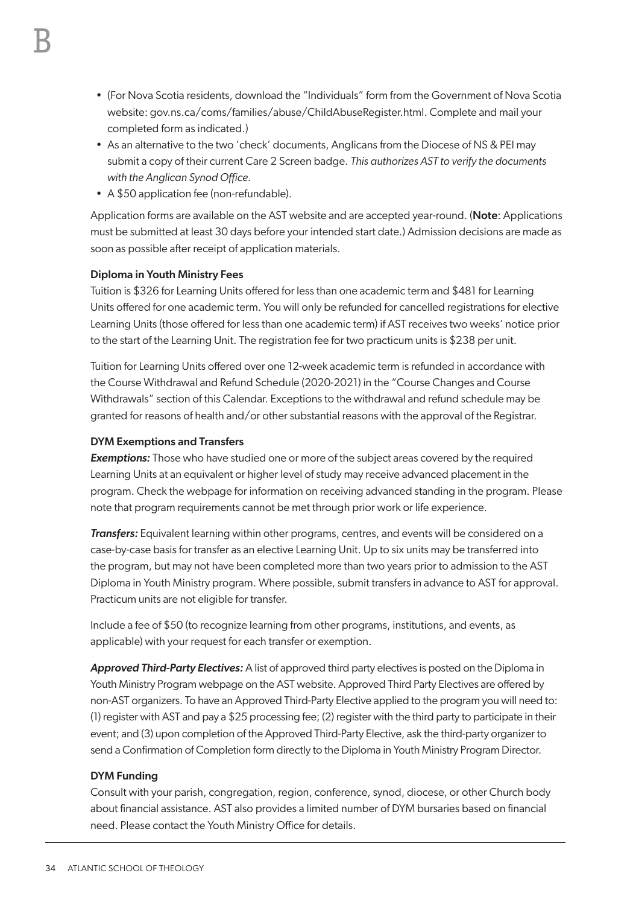- (For Nova Scotia residents, download the "Individuals" form from the Government of Nova Scotia website: gov.ns.ca/coms/families/abuse/ChildAbuseRegister.html. Complete and mail your completed form as indicated.)
- As an alternative to the two 'check' documents, Anglicans from the Diocese of NS & PEI may submit a copy of their current Care 2 Screen badge. *This authorizes AST to verify the documents with the Anglican Synod Office.*
- A $50 application fee (non-refundable).

Application forms are available on the AST website and are accepted year-round. (**Note**: Applications must be submitted at least 30 days before your intended start date.) Admission decisions are made as soon as possible after receipt of application materials.

#### Diploma in Youth Ministry Fees

Tuition is $326 for Learning Units offered for less than one academic term and $481 for Learning Units offered for one academic term. You will only be refunded for cancelled registrations for elective Learning Units (those offered for less than one academic term) if AST receives two weeks' notice prior to the start of the Learning Unit. The registration fee for two practicum units is $238 per unit.

Tuition for Learning Units offered over one 12-week academic term is refunded in accordance with the Course Withdrawal and Refund Schedule (2020-2021) in the "Course Changes and Course Withdrawals" section of this Calendar. Exceptions to the withdrawal and refund schedule may be granted for reasons of health and/or other substantial reasons with the approval of the Registrar.

#### DYM Exemptions and Transfers

***Exemptions:*** Those who have studied one or more of the subject areas covered by the required Learning Units at an equivalent or higher level of study may receive advanced placement in the program. Check the webpage for information on receiving advanced standing in the program. Please note that program requirements cannot be met through prior work or life experience.

***Transfers:*** Equivalent learning within other programs, centres, and events will be considered on a case-by-case basis for transfer as an elective Learning Unit. Up to six units may be transferred into the program, but may not have been completed more than two years prior to admission to the AST Diploma in Youth Ministry program. Where possible, submit transfers in advance to AST for approval. Practicum units are not eligible for transfer.

Include a fee of $50 (to recognize learning from other programs, institutions, and events, as applicable) with your request for each transfer or exemption.

***Approved Third-Party Electives:*** A list of approved third party electives is posted on the Diploma in Youth Ministry Program webpage on the AST website. Approved Third Party Electives are offered by non-AST organizers. To have an Approved Third-Party Elective applied to the program you will need to: (1) register with AST and pay a $25 processing fee; (2) register with the third party to participate in their event; and (3) upon completion of the Approved Third-Party Elective, ask the third-party organizer to send a Confirmation of Completion form directly to the Diploma in Youth Ministry Program Director.

#### DYM Funding

Consult with your parish, congregation, region, conference, synod, diocese, or other Church body about financial assistance. AST also provides a limited number of DYM bursaries based on financial need. Please contact the Youth Ministry Office for details.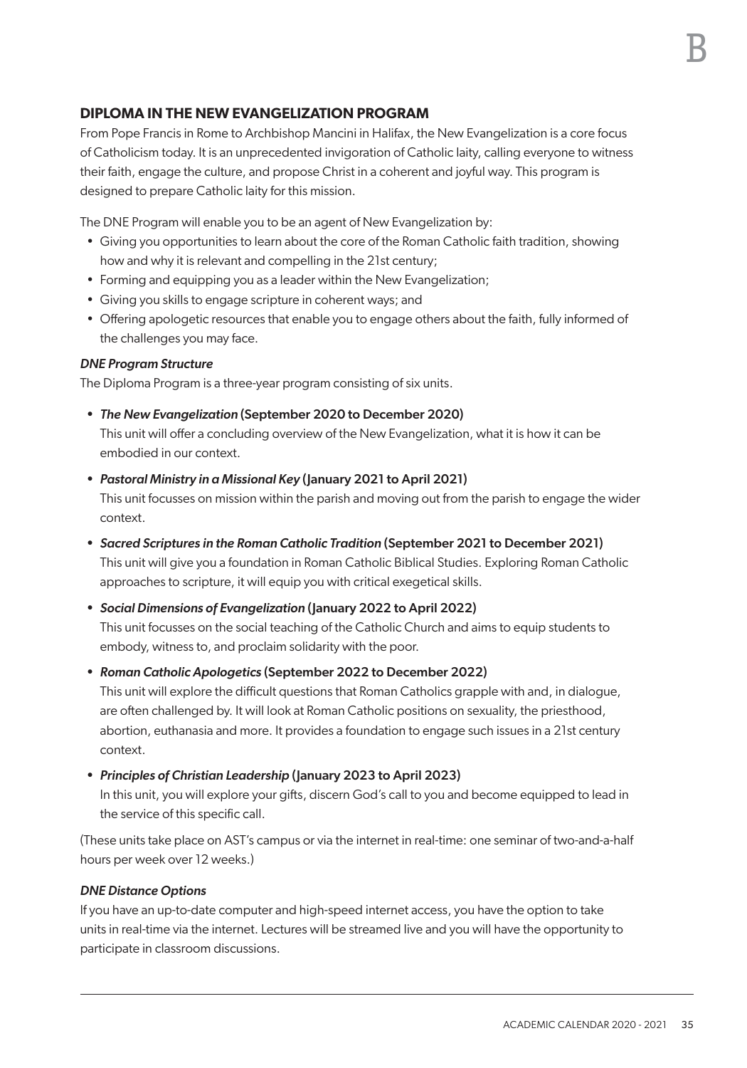## DIPLOMA IN THE NEW EVANGELIZATION PROGRAM

From Pope Francis in Rome to Archbishop Mancini in Halifax, the New Evangelization is a core focus of Catholicism today. It is an unprecedented invigoration of Catholic laity, calling everyone to witness their faith, engage the culture, and propose Christ in a coherent and joyful way. This program is designed to prepare Catholic laity for this mission.

The DNE Program will enable you to be an agent of New Evangelization by:

- Giving you opportunities to learn about the core of the Roman Catholic faith tradition, showing how and why it is relevant and compelling in the 21st century;
- Forming and equipping you as a leader within the New Evangelization;
- Giving you skills to engage scripture in coherent ways; and
- Offering apologetic resources that enable you to engage others about the faith, fully informed of the challenges you may face.

### *DNE Program Structure*

The Diploma Program is a three-year program consisting of six units.

- ***The New Evangelization* (September 2020 to December 2020)**
  This unit will offer a concluding overview of the New Evangelization, what it is how it can be embodied in our context.
- ***Pastoral Ministry in a Missional Key* (January 2021 to April 2021)**
  This unit focusses on mission within the parish and moving out from the parish to engage the wider context.
- ***Sacred Scriptures in the Roman Catholic Tradition* (September 2021 to December 2021)**
  This unit will give you a foundation in Roman Catholic Biblical Studies. Exploring Roman Catholic approaches to scripture, it will equip you with critical exegetical skills.
- ***Social Dimensions of Evangelization* (January 2022 to April 2022)**
  This unit focusses on the social teaching of the Catholic Church and aims to equip students to embody, witness to, and proclaim solidarity with the poor.
- ***Roman Catholic Apologetics* (September 2022 to December 2022)**
  This unit will explore the difficult questions that Roman Catholics grapple with and, in dialogue, are often challenged by. It will look at Roman Catholic positions on sexuality, the priesthood, abortion, euthanasia and more. It provides a foundation to engage such issues in a 21st century context.
- ***Principles of Christian Leadership* (January 2023 to April 2023)**
  In this unit, you will explore your gifts, discern God's call to you and become equipped to lead in the service of this specific call.

(These units take place on AST's campus or via the internet in real-time: one seminar of two-and-a-half hours per week over 12 weeks.)

### *DNE Distance Options*

If you have an up-to-date computer and high-speed internet access, you have the option to take units in real-time via the internet. Lectures will be streamed live and you will have the opportunity to participate in classroom discussions.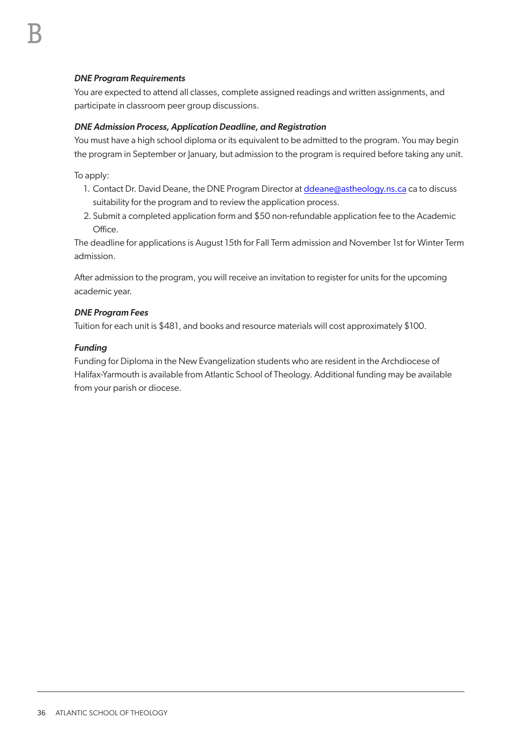*DNE Program Requirements*

You are expected to attend all classes, complete assigned readings and written assignments, and participate in classroom peer group discussions.

*DNE Admission Process, Application Deadline, and Registration*

You must have a high school diploma or its equivalent to be admitted to the program. You may begin the program in September or January, but admission to the program is required before taking any unit.

To apply:

1. Contact Dr. David Deane, the DNE Program Director at ddeane@astheology.ns.ca ca to discuss suitability for the program and to review the application process.
2. Submit a completed application form and $50 non-refundable application fee to the Academic Office.

The deadline for applications is August 15th for Fall Term admission and November 1st for Winter Term admission.

After admission to the program, you will receive an invitation to register for units for the upcoming academic year.

*DNE Program Fees*

Tuition for each unit is $481, and books and resource materials will cost approximately $100.

*Funding*

Funding for Diploma in the New Evangelization students who are resident in the Archdiocese of Halifax-Yarmouth is available from Atlantic School of Theology. Additional funding may be available from your parish or diocese.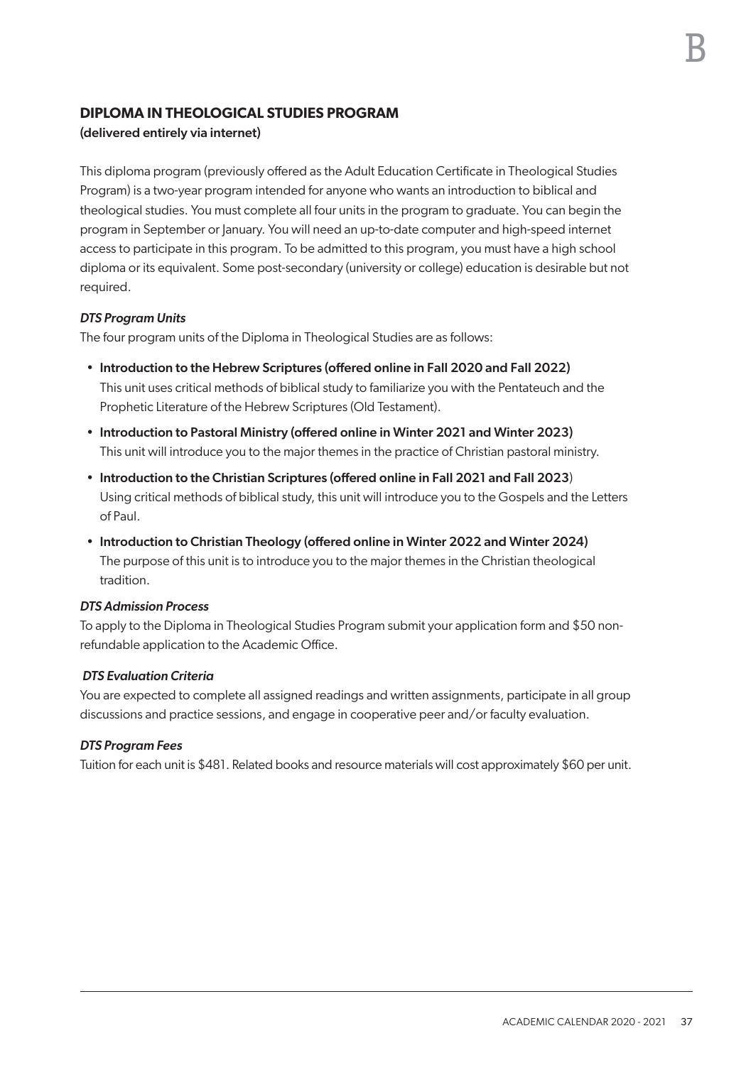## DIPLOMA IN THEOLOGICAL STUDIES PROGRAM

**(delivered entirely via internet)**

This diploma program (previously offered as the Adult Education Certificate in Theological Studies Program) is a two-year program intended for anyone who wants an introduction to biblical and theological studies. You must complete all four units in the program to graduate. You can begin the program in September or January. You will need an up-to-date computer and high-speed internet access to participate in this program. To be admitted to this program, you must have a high school diploma or its equivalent. Some post-secondary (university or college) education is desirable but not required.

### *DTS Program Units*

The four program units of the Diploma in Theological Studies are as follows:

- **Introduction to the Hebrew Scriptures (offered online in Fall 2020 and Fall 2022)**
  This unit uses critical methods of biblical study to familiarize you with the Pentateuch and the Prophetic Literature of the Hebrew Scriptures (Old Testament).
- **Introduction to Pastoral Ministry (offered online in Winter 2021 and Winter 2023)**
  This unit will introduce you to the major themes in the practice of Christian pastoral ministry.
- **Introduction to the Christian Scriptures (offered online in Fall 2021 and Fall 2023)**
  Using critical methods of biblical study, this unit will introduce you to the Gospels and the Letters of Paul.
- **Introduction to Christian Theology (offered online in Winter 2022 and Winter 2024)**
  The purpose of this unit is to introduce you to the major themes in the Christian theological tradition.

### *DTS Admission Process*

To apply to the Diploma in Theological Studies Program submit your application form and $50 non-refundable application to the Academic Office.

### *DTS Evaluation Criteria*

You are expected to complete all assigned readings and written assignments, participate in all group discussions and practice sessions, and engage in cooperative peer and/or faculty evaluation.

### *DTS Program Fees*

Tuition for each unit is $481. Related books and resource materials will cost approximately $60 per unit.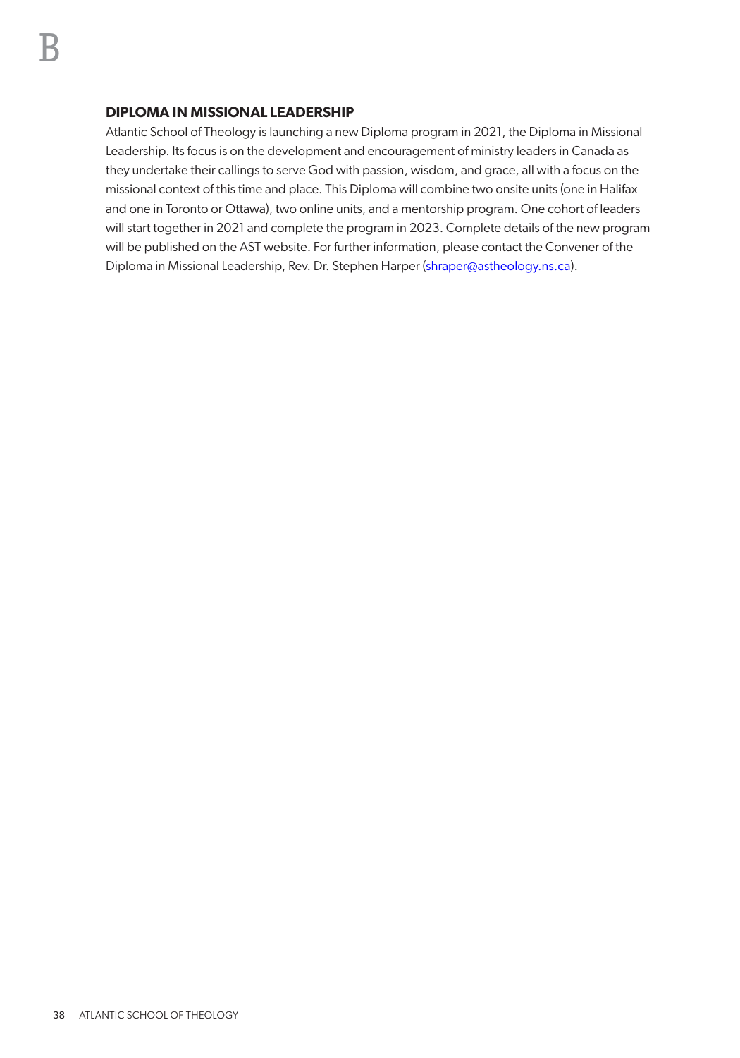## DIPLOMA IN MISSIONAL LEADERSHIP

Atlantic School of Theology is launching a new Diploma program in 2021, the Diploma in Missional Leadership. Its focus is on the development and encouragement of ministry leaders in Canada as they undertake their callings to serve God with passion, wisdom, and grace, all with a focus on the missional context of this time and place. This Diploma will combine two onsite units (one in Halifax and one in Toronto or Ottawa), two online units, and a mentorship program. One cohort of leaders will start together in 2021 and complete the program in 2023. Complete details of the new program will be published on the AST website. For further information, please contact the Convener of the Diploma in Missional Leadership, Rev. Dr. Stephen Harper (shraper@astheology.ns.ca).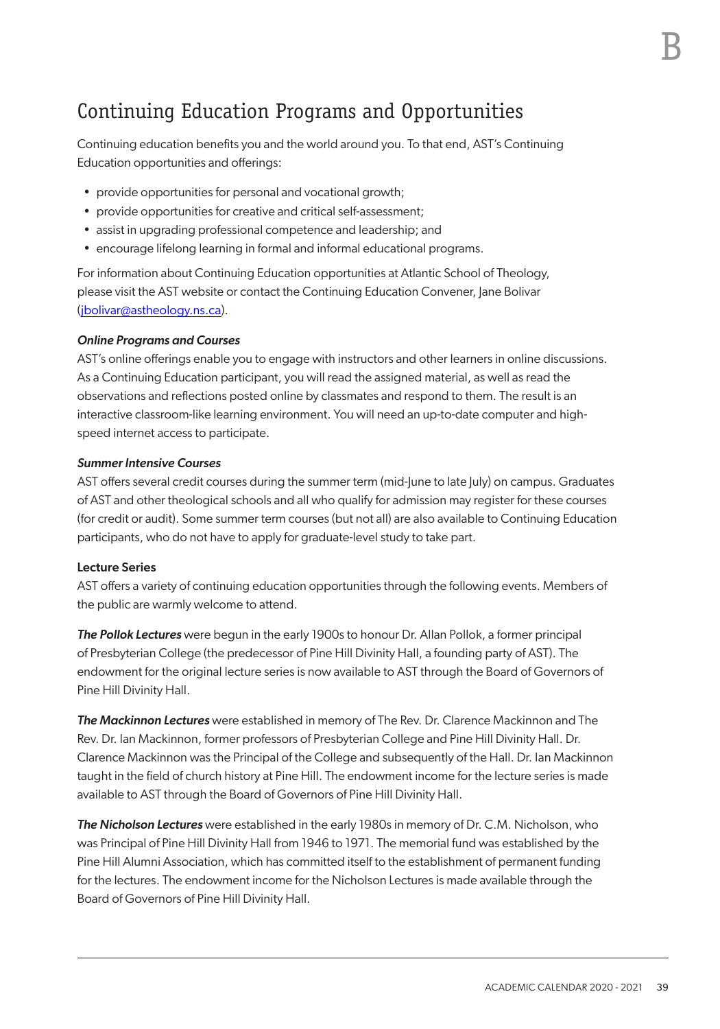# Continuing Education Programs and Opportunities

Continuing education benefits you and the world around you. To that end, AST's Continuing Education opportunities and offerings:

- provide opportunities for personal and vocational growth;
- provide opportunities for creative and critical self-assessment;
- assist in upgrading professional competence and leadership; and
- encourage lifelong learning in formal and informal educational programs.

For information about Continuing Education opportunities at Atlantic School of Theology, please visit the AST website or contact the Continuing Education Convener, Jane Bolivar (jbolivar@astheology.ns.ca).

***Online Programs and Courses***

AST's online offerings enable you to engage with instructors and other learners in online discussions. As a Continuing Education participant, you will read the assigned material, as well as read the observations and reflections posted online by classmates and respond to them. The result is an interactive classroom-like learning environment. You will need an up-to-date computer and high-speed internet access to participate.

***Summer Intensive Courses***

AST offers several credit courses during the summer term (mid-June to late July) on campus. Graduates of AST and other theological schools and all who qualify for admission may register for these courses (for credit or audit). Some summer term courses (but not all) are also available to Continuing Education participants, who do not have to apply for graduate-level study to take part.

**Lecture Series**

AST offers a variety of continuing education opportunities through the following events. Members of the public are warmly welcome to attend.

***The Pollok Lectures*** were begun in the early 1900s to honour Dr. Allan Pollok, a former principal of Presbyterian College (the predecessor of Pine Hill Divinity Hall, a founding party of AST). The endowment for the original lecture series is now available to AST through the Board of Governors of Pine Hill Divinity Hall.

***The Mackinnon Lectures*** were established in memory of The Rev. Dr. Clarence Mackinnon and The Rev. Dr. Ian Mackinnon, former professors of Presbyterian College and Pine Hill Divinity Hall. Dr. Clarence Mackinnon was the Principal of the College and subsequently of the Hall. Dr. Ian Mackinnon taught in the field of church history at Pine Hill. The endowment income for the lecture series is made available to AST through the Board of Governors of Pine Hill Divinity Hall.

***The Nicholson Lectures*** were established in the early 1980s in memory of Dr. C.M. Nicholson, who was Principal of Pine Hill Divinity Hall from 1946 to 1971. The memorial fund was established by the Pine Hill Alumni Association, which has committed itself to the establishment of permanent funding for the lectures. The endowment income for the Nicholson Lectures is made available through the Board of Governors of Pine Hill Divinity Hall.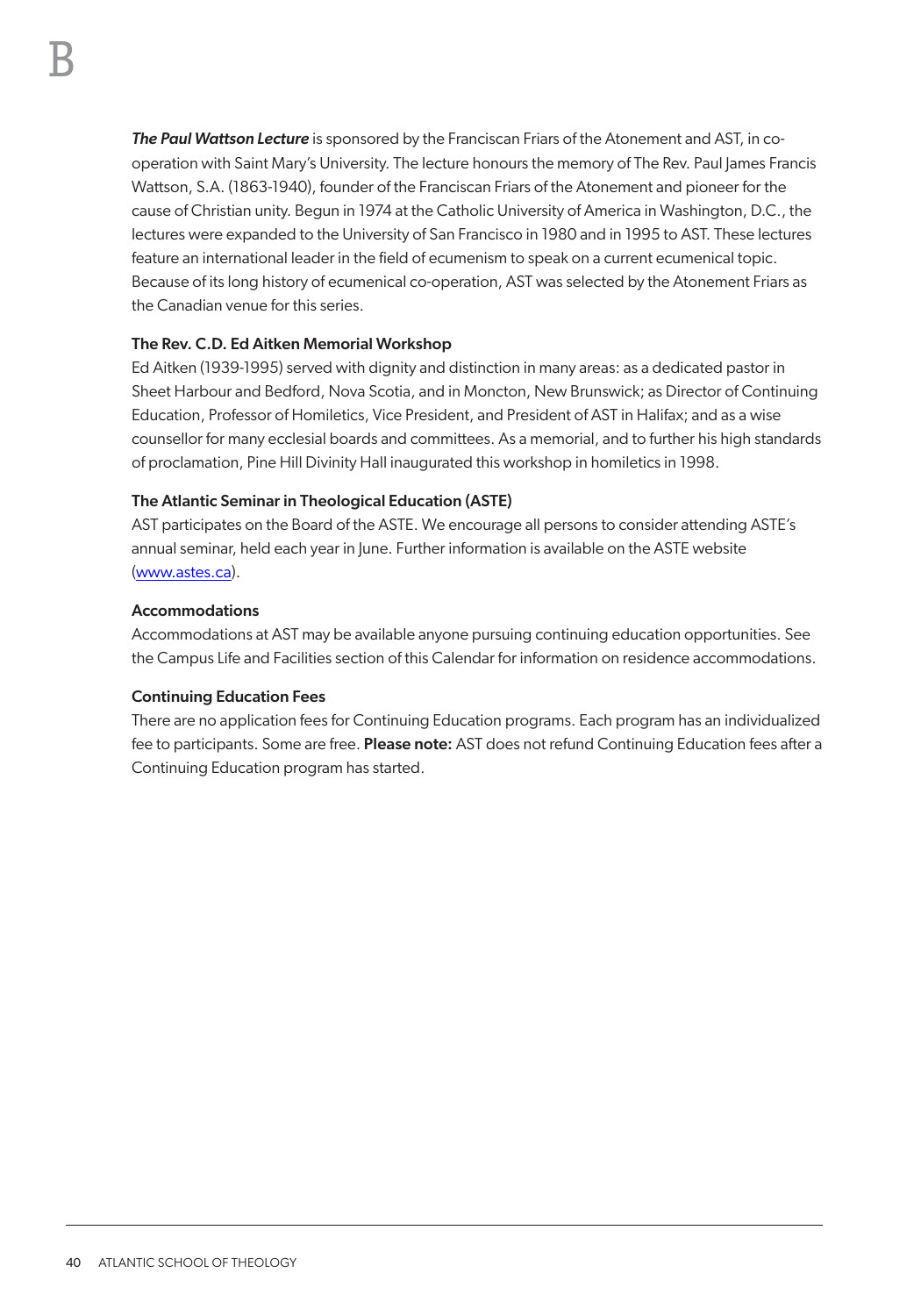***The Paul Wattson Lecture*** is sponsored by the Franciscan Friars of the Atonement and AST, in co-operation with Saint Mary's University. The lecture honours the memory of The Rev. Paul James Francis Wattson, S.A. (1863-1940), founder of the Franciscan Friars of the Atonement and pioneer for the cause of Christian unity. Begun in 1974 at the Catholic University of America in Washington, D.C., the lectures were expanded to the University of San Francisco in 1980 and in 1995 to AST. These lectures feature an international leader in the field of ecumenism to speak on a current ecumenical topic. Because of its long history of ecumenical co-operation, AST was selected by the Atonement Friars as the Canadian venue for this series.

### The Rev. C.D. Ed Aitken Memorial Workshop

Ed Aitken (1939-1995) served with dignity and distinction in many areas: as a dedicated pastor in Sheet Harbour and Bedford, Nova Scotia, and in Moncton, New Brunswick; as Director of Continuing Education, Professor of Homiletics, Vice President, and President of AST in Halifax; and as a wise counsellor for many ecclesial boards and committees. As a memorial, and to further his high standards of proclamation, Pine Hill Divinity Hall inaugurated this workshop in homiletics in 1998.

### The Atlantic Seminar in Theological Education (ASTE)

AST participates on the Board of the ASTE. We encourage all persons to consider attending ASTE's annual seminar, held each year in June. Further information is available on the ASTE website (www.astes.ca).

### Accommodations

Accommodations at AST may be available anyone pursuing continuing education opportunities. See the Campus Life and Facilities section of this Calendar for information on residence accommodations.

### Continuing Education Fees

There are no application fees for Continuing Education programs. Each program has an individualized fee to participants. Some are free. **Please note:** AST does not refund Continuing Education fees after a Continuing Education program has started.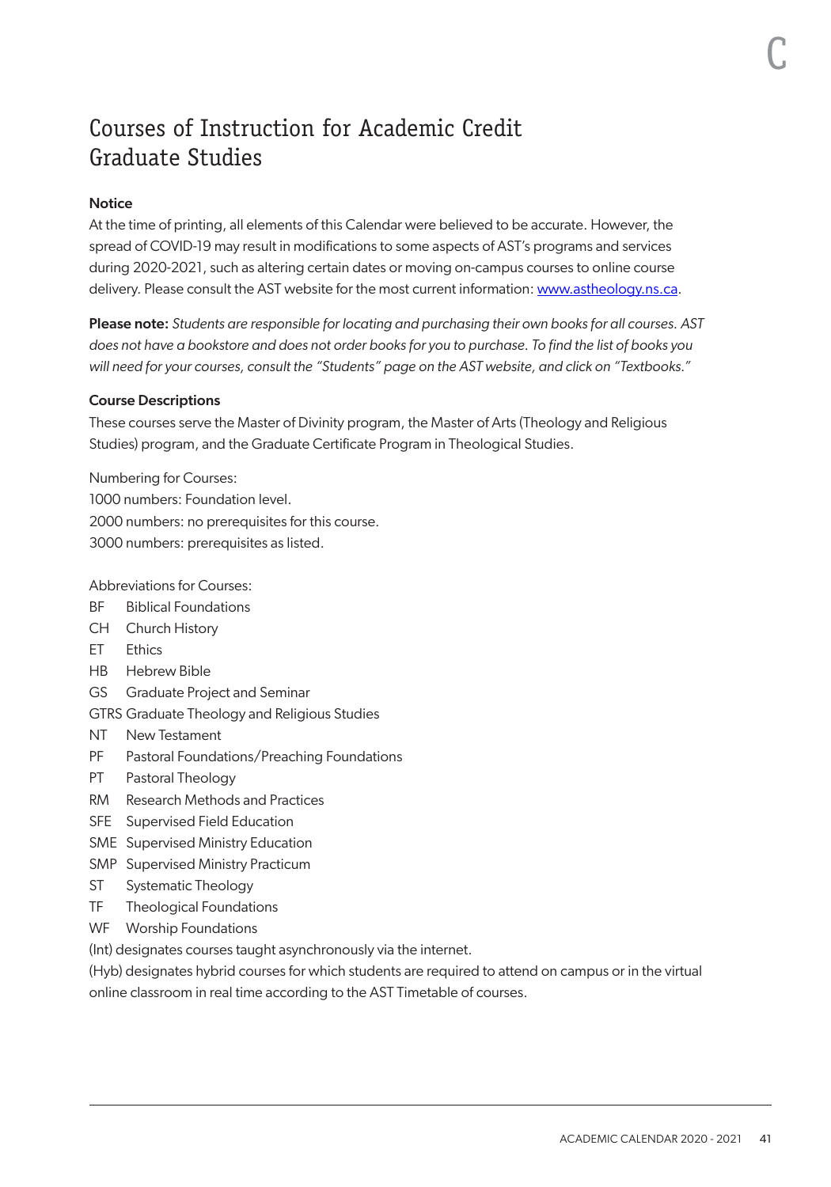# Courses of Instruction for Academic Credit Graduate Studies

**Notice**

At the time of printing, all elements of this Calendar were believed to be accurate. However, the spread of COVID-19 may result in modifications to some aspects of AST's programs and services during 2020-2021, such as altering certain dates or moving on-campus courses to online course delivery. Please consult the AST website for the most current information: www.astheology.ns.ca.

**Please note:** *Students are responsible for locating and purchasing their own books for all courses. AST does not have a bookstore and does not order books for you to purchase. To find the list of books you will need for your courses, consult the "Students" page on the AST website, and click on "Textbooks."*

**Course Descriptions**

These courses serve the Master of Divinity program, the Master of Arts (Theology and Religious Studies) program, and the Graduate Certificate Program in Theological Studies.

Numbering for Courses:
1000 numbers: Foundation level.
2000 numbers: no prerequisites for this course.
3000 numbers: prerequisites as listed.

Abbreviations for Courses:

- BF Biblical Foundations
- CH Church History
- ET Ethics
- HB Hebrew Bible
- GS Graduate Project and Seminar
- GTRS Graduate Theology and Religious Studies
- NT New Testament
- PF Pastoral Foundations/Preaching Foundations
- PT Pastoral Theology
- RM Research Methods and Practices
- SFE Supervised Field Education
- SME Supervised Ministry Education
- SMP Supervised Ministry Practicum
- ST Systematic Theology
- TF Theological Foundations
- WF Worship Foundations

(Int) designates courses taught asynchronously via the internet.

(Hyb) designates hybrid courses for which students are required to attend on campus or in the virtual online classroom in real time according to the AST Timetable of courses.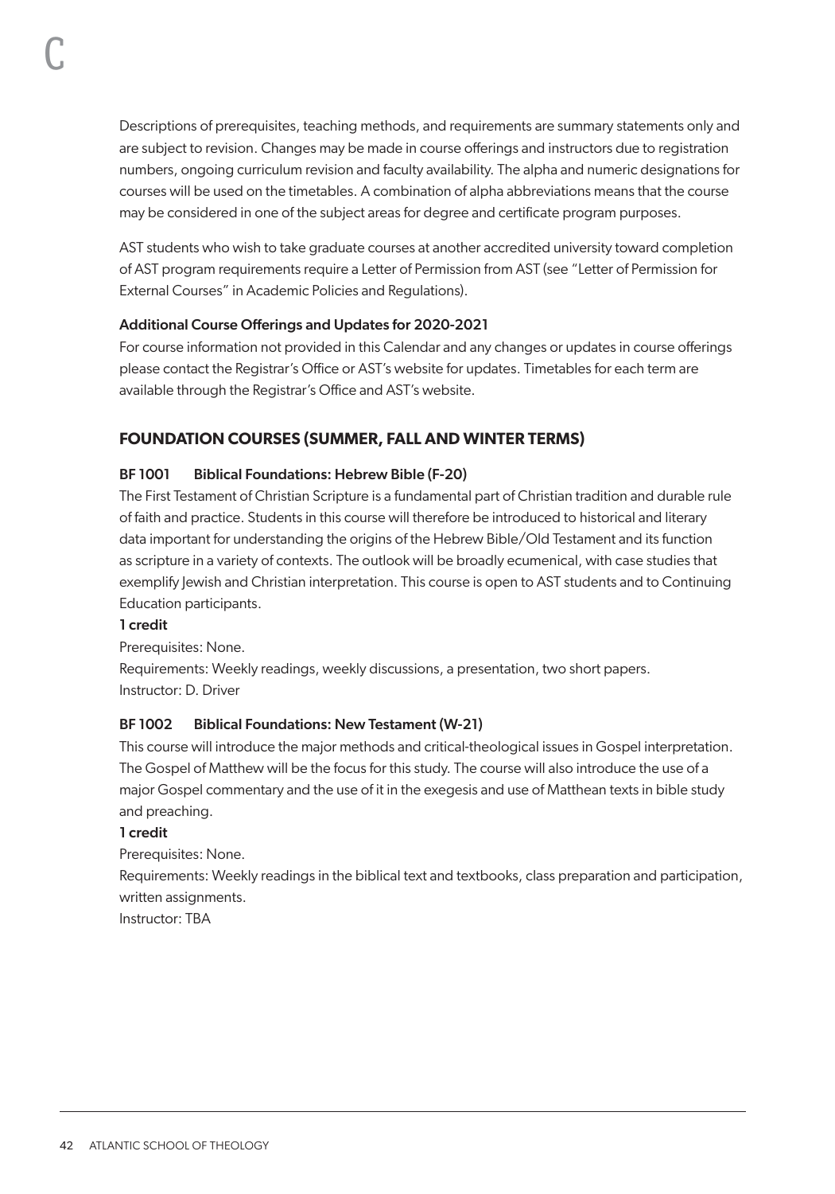Descriptions of prerequisites, teaching methods, and requirements are summary statements only and are subject to revision. Changes may be made in course offerings and instructors due to registration numbers, ongoing curriculum revision and faculty availability. The alpha and numeric designations for courses will be used on the timetables. A combination of alpha abbreviations means that the course may be considered in one of the subject areas for degree and certificate program purposes.

AST students who wish to take graduate courses at another accredited university toward completion of AST program requirements require a Letter of Permission from AST (see "Letter of Permission for External Courses" in Academic Policies and Regulations).

**Additional Course Offerings and Updates for 2020-2021**

For course information not provided in this Calendar and any changes or updates in course offerings please contact the Registrar's Office or AST's website for updates. Timetables for each term are available through the Registrar's Office and AST's website.

## FOUNDATION COURSES (SUMMER, FALL AND WINTER TERMS)

### BF 1001 Biblical Foundations: Hebrew Bible (F-20)

The First Testament of Christian Scripture is a fundamental part of Christian tradition and durable rule of faith and practice. Students in this course will therefore be introduced to historical and literary data important for understanding the origins of the Hebrew Bible/Old Testament and its function as scripture in a variety of contexts. The outlook will be broadly ecumenical, with case studies that exemplify Jewish and Christian interpretation. This course is open to AST students and to Continuing Education participants.

**1 credit**

Prerequisites: None.

Requirements: Weekly readings, weekly discussions, a presentation, two short papers.

Instructor: D. Driver

### BF 1002 Biblical Foundations: New Testament (W-21)

This course will introduce the major methods and critical-theological issues in Gospel interpretation. The Gospel of Matthew will be the focus for this study. The course will also introduce the use of a major Gospel commentary and the use of it in the exegesis and use of Matthean texts in bible study and preaching.

**1 credit**

Prerequisites: None.

Requirements: Weekly readings in the biblical text and textbooks, class preparation and participation, written assignments.

Instructor: TBA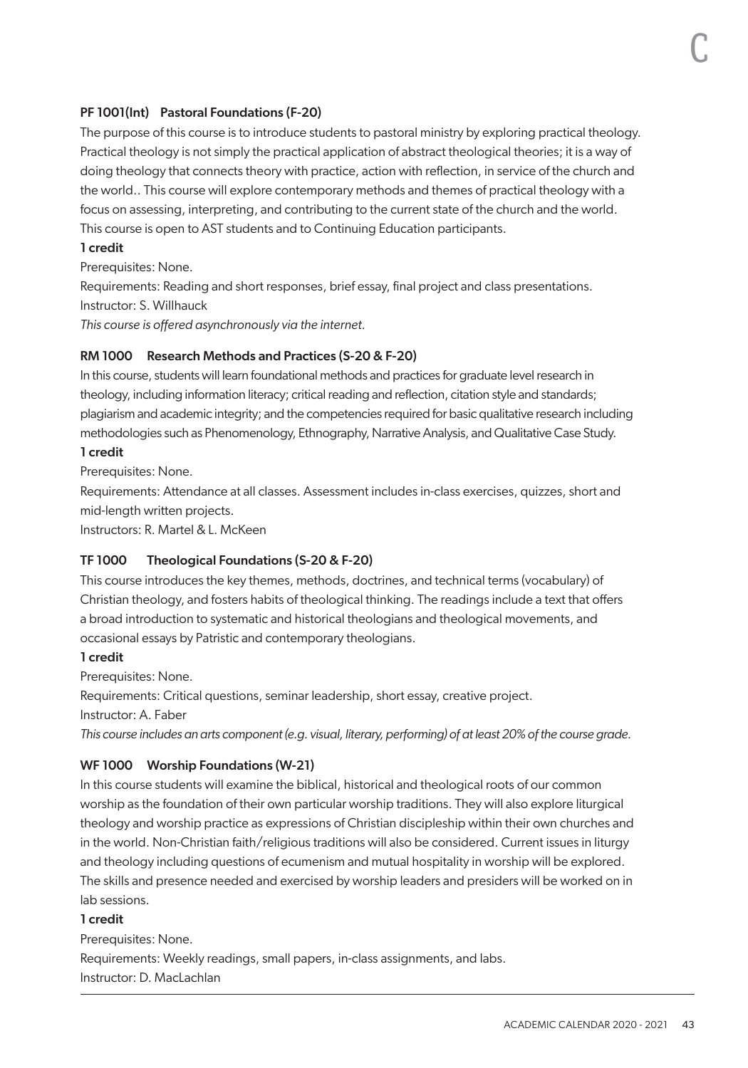### PF 1001(Int) Pastoral Foundations (F-20)

The purpose of this course is to introduce students to pastoral ministry by exploring practical theology. Practical theology is not simply the practical application of abstract theological theories; it is a way of doing theology that connects theory with practice, action with reflection, in service of the church and the world.. This course will explore contemporary methods and themes of practical theology with a focus on assessing, interpreting, and contributing to the current state of the church and the world. This course is open to AST students and to Continuing Education participants.

**1 credit**

Prerequisites: None.

Requirements: Reading and short responses, brief essay, final project and class presentations.

Instructor: S. Willhauck

*This course is offered asynchronously via the internet.*

### RM 1000 Research Methods and Practices (S-20 & F-20)

In this course, students will learn foundational methods and practices for graduate level research in theology, including information literacy; critical reading and reflection, citation style and standards; plagiarism and academic integrity; and the competencies required for basic qualitative research including methodologies such as Phenomenology, Ethnography, Narrative Analysis, and Qualitative Case Study.

**1 credit**

Prerequisites: None.

Requirements: Attendance at all classes. Assessment includes in-class exercises, quizzes, short and mid-length written projects.

Instructors: R. Martel & L. McKeen

### TF 1000 Theological Foundations (S-20 & F-20)

This course introduces the key themes, methods, doctrines, and technical terms (vocabulary) of Christian theology, and fosters habits of theological thinking. The readings include a text that offers a broad introduction to systematic and historical theologians and theological movements, and occasional essays by Patristic and contemporary theologians.

**1 credit**

Prerequisites: None.

Requirements: Critical questions, seminar leadership, short essay, creative project.

Instructor: A. Faber

*This course includes an arts component (e.g. visual, literary, performing) of at least 20% of the course grade.*

### WF 1000 Worship Foundations (W-21)

In this course students will examine the biblical, historical and theological roots of our common worship as the foundation of their own particular worship traditions. They will also explore liturgical theology and worship practice as expressions of Christian discipleship within their own churches and in the world. Non-Christian faith/religious traditions will also be considered. Current issues in liturgy and theology including questions of ecumenism and mutual hospitality in worship will be explored. The skills and presence needed and exercised by worship leaders and presiders will be worked on in lab sessions.

**1 credit**

Prerequisites: None.

Requirements: Weekly readings, small papers, in-class assignments, and labs.

Instructor: D. MacLachlan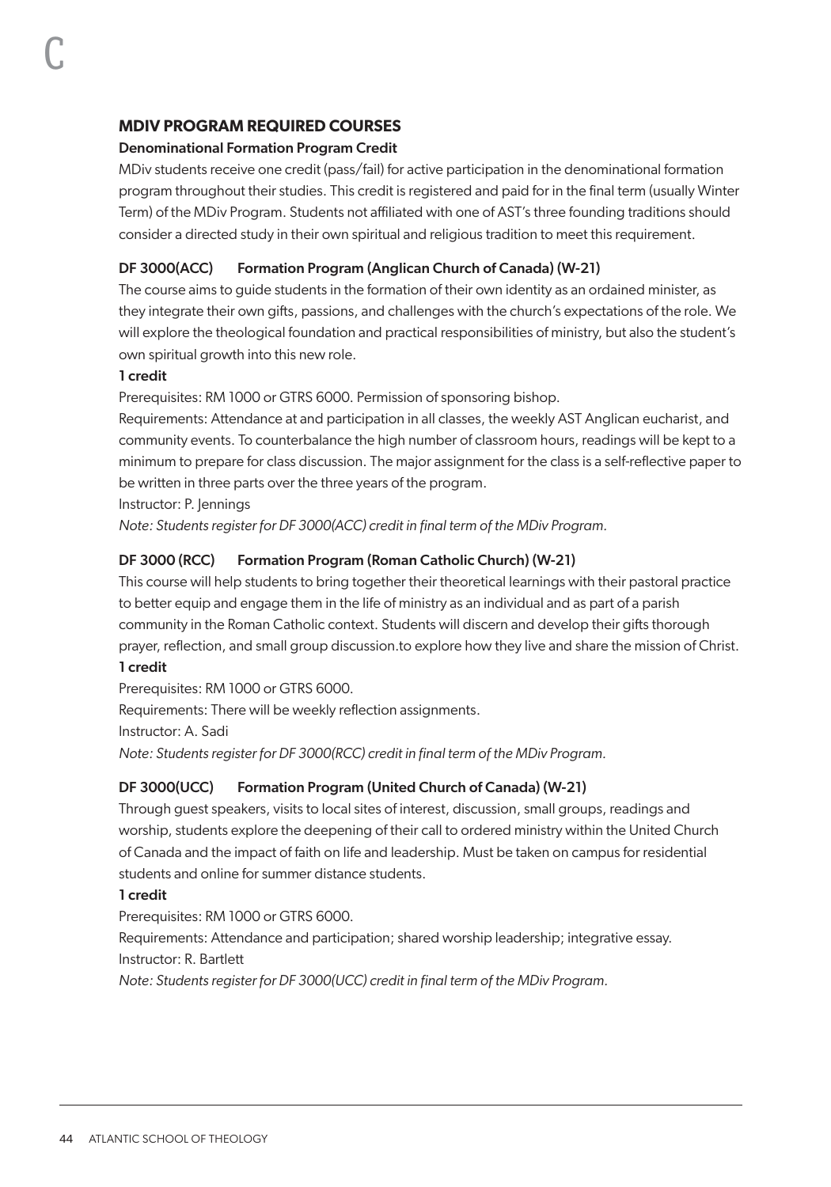## MDIV PROGRAM REQUIRED COURSES

### Denominational Formation Program Credit

MDiv students receive one credit (pass/fail) for active participation in the denominational formation program throughout their studies. This credit is registered and paid for in the final term (usually Winter Term) of the MDiv Program. Students not affiliated with one of AST's three founding traditions should consider a directed study in their own spiritual and religious tradition to meet this requirement.

### DF 3000(ACC) Formation Program (Anglican Church of Canada) (W-21)

The course aims to guide students in the formation of their own identity as an ordained minister, as they integrate their own gifts, passions, and challenges with the church's expectations of the role. We will explore the theological foundation and practical responsibilities of ministry, but also the student's own spiritual growth into this new role.

**1 credit**

Prerequisites: RM 1000 or GTRS 6000. Permission of sponsoring bishop.

Requirements: Attendance at and participation in all classes, the weekly AST Anglican eucharist, and community events. To counterbalance the high number of classroom hours, readings will be kept to a minimum to prepare for class discussion. The major assignment for the class is a self-reflective paper to be written in three parts over the three years of the program.

Instructor: P. Jennings

*Note: Students register for DF 3000(ACC) credit in final term of the MDiv Program.*

### DF 3000 (RCC) Formation Program (Roman Catholic Church) (W-21)

This course will help students to bring together their theoretical learnings with their pastoral practice to better equip and engage them in the life of ministry as an individual and as part of a parish community in the Roman Catholic context. Students will discern and develop their gifts thorough prayer, reflection, and small group discussion.to explore how they live and share the mission of Christ.

**1 credit**

Prerequisites: RM 1000 or GTRS 6000.

Requirements: There will be weekly reflection assignments.

Instructor: A. Sadi

*Note: Students register for DF 3000(RCC) credit in final term of the MDiv Program.*

### DF 3000(UCC) Formation Program (United Church of Canada) (W-21)

Through guest speakers, visits to local sites of interest, discussion, small groups, readings and worship, students explore the deepening of their call to ordered ministry within the United Church of Canada and the impact of faith on life and leadership. Must be taken on campus for residential students and online for summer distance students.

**1 credit**

Prerequisites: RM 1000 or GTRS 6000.

Requirements: Attendance and participation; shared worship leadership; integrative essay.

Instructor: R. Bartlett

*Note: Students register for DF 3000(UCC) credit in final term of the MDiv Program.*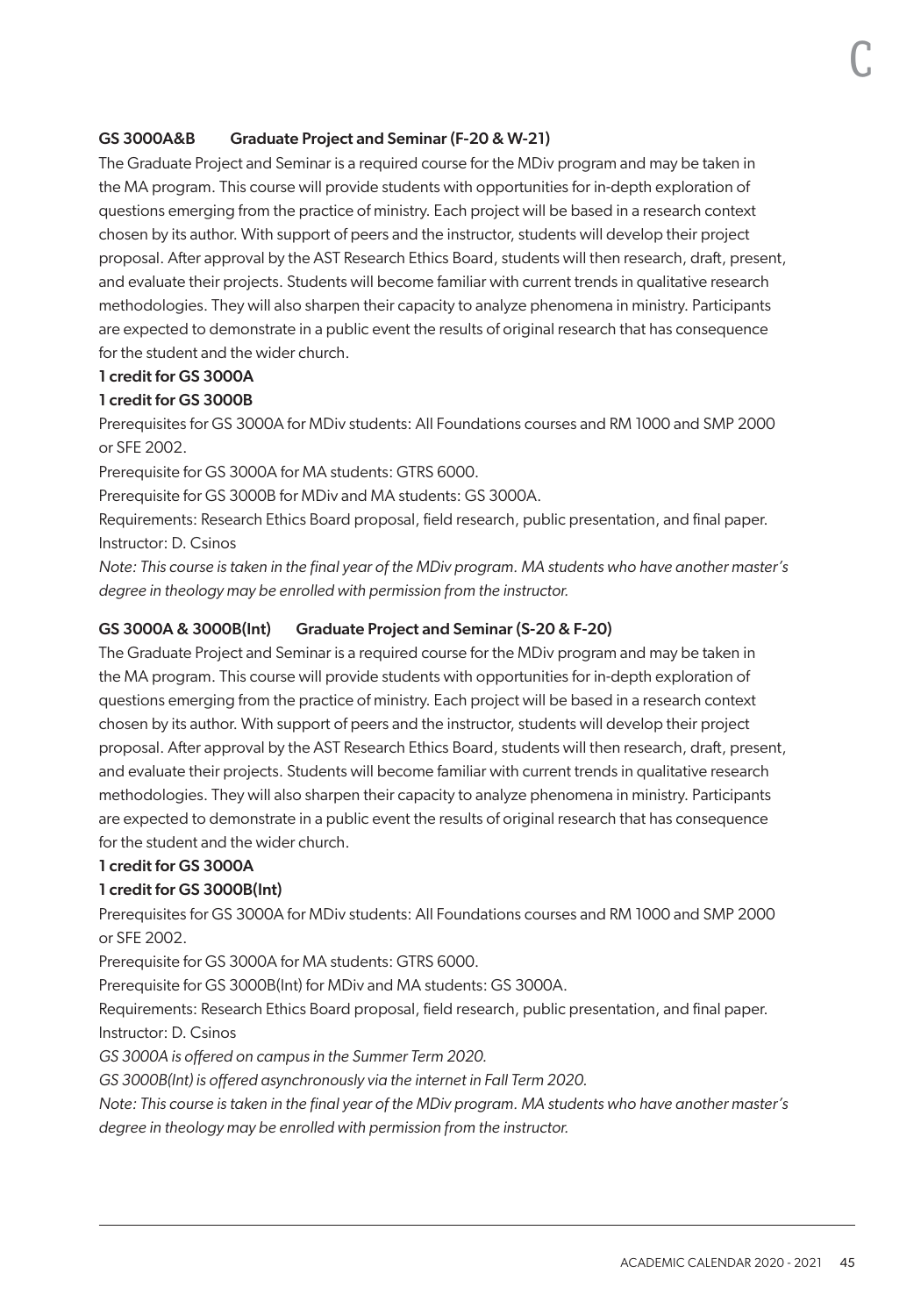### GS 3000A&B Graduate Project and Seminar (F-20 & W-21)

The Graduate Project and Seminar is a required course for the MDiv program and may be taken in the MA program. This course will provide students with opportunities for in-depth exploration of questions emerging from the practice of ministry. Each project will be based in a research context chosen by its author. With support of peers and the instructor, students will develop their project proposal. After approval by the AST Research Ethics Board, students will then research, draft, present, and evaluate their projects. Students will become familiar with current trends in qualitative research methodologies. They will also sharpen their capacity to analyze phenomena in ministry. Participants are expected to demonstrate in a public event the results of original research that has consequence for the student and the wider church.

**1 credit for GS 3000A**

**1 credit for GS 3000B**

Prerequisites for GS 3000A for MDiv students: All Foundations courses and RM 1000 and SMP 2000 or SFE 2002.

Prerequisite for GS 3000A for MA students: GTRS 6000.

Prerequisite for GS 3000B for MDiv and MA students: GS 3000A.

Requirements: Research Ethics Board proposal, field research, public presentation, and final paper.

Instructor: D. Csinos

*Note: This course is taken in the final year of the MDiv program. MA students who have another master's degree in theology may be enrolled with permission from the instructor.*

### GS 3000A & 3000B(Int) Graduate Project and Seminar (S-20 & F-20)

The Graduate Project and Seminar is a required course for the MDiv program and may be taken in the MA program. This course will provide students with opportunities for in-depth exploration of questions emerging from the practice of ministry. Each project will be based in a research context chosen by its author. With support of peers and the instructor, students will develop their project proposal. After approval by the AST Research Ethics Board, students will then research, draft, present, and evaluate their projects. Students will become familiar with current trends in qualitative research methodologies. They will also sharpen their capacity to analyze phenomena in ministry. Participants are expected to demonstrate in a public event the results of original research that has consequence for the student and the wider church.

**1 credit for GS 3000A**

**1 credit for GS 3000B(Int)**

Prerequisites for GS 3000A for MDiv students: All Foundations courses and RM 1000 and SMP 2000 or SFE 2002.

Prerequisite for GS 3000A for MA students: GTRS 6000.

Prerequisite for GS 3000B(Int) for MDiv and MA students: GS 3000A.

Requirements: Research Ethics Board proposal, field research, public presentation, and final paper.

Instructor: D. Csinos

*GS 3000A is offered on campus in the Summer Term 2020.*

*GS 3000B(Int) is offered asynchronously via the internet in Fall Term 2020.*

*Note: This course is taken in the final year of the MDiv program. MA students who have another master's degree in theology may be enrolled with permission from the instructor.*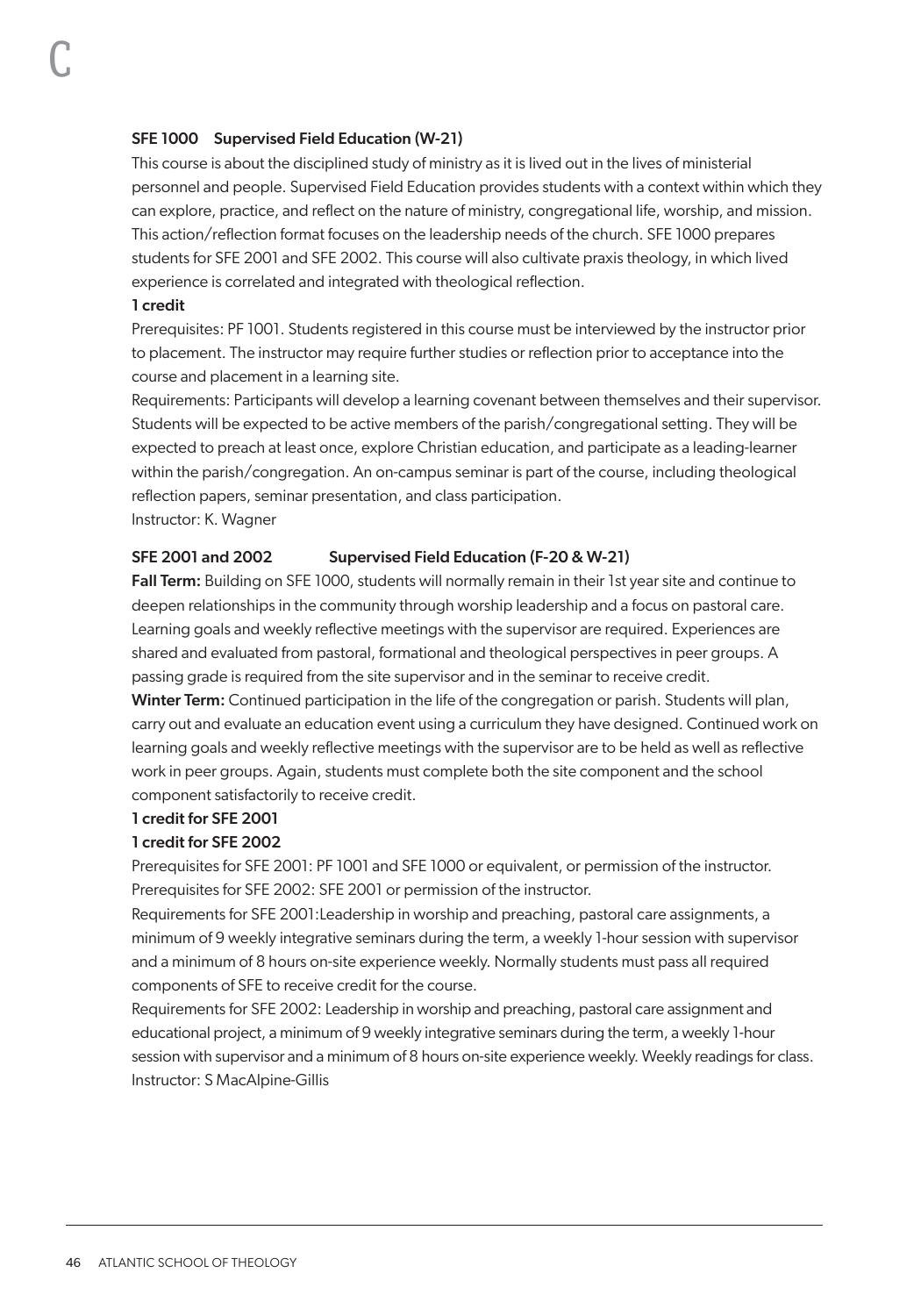### SFE 1000 Supervised Field Education (W-21)

This course is about the disciplined study of ministry as it is lived out in the lives of ministerial personnel and people. Supervised Field Education provides students with a context within which they can explore, practice, and reflect on the nature of ministry, congregational life, worship, and mission. This action/reflection format focuses on the leadership needs of the church. SFE 1000 prepares students for SFE 2001 and SFE 2002. This course will also cultivate praxis theology, in which lived experience is correlated and integrated with theological reflection.

**1 credit**

Prerequisites: PF 1001. Students registered in this course must be interviewed by the instructor prior to placement. The instructor may require further studies or reflection prior to acceptance into the course and placement in a learning site.

Requirements: Participants will develop a learning covenant between themselves and their supervisor. Students will be expected to be active members of the parish/congregational setting. They will be expected to preach at least once, explore Christian education, and participate as a leading-learner within the parish/congregation. An on-campus seminar is part of the course, including theological reflection papers, seminar presentation, and class participation.

Instructor: K. Wagner

### SFE 2001 and 2002 Supervised Field Education (F-20 & W-21)

**Fall Term:** Building on SFE 1000, students will normally remain in their 1st year site and continue to deepen relationships in the community through worship leadership and a focus on pastoral care. Learning goals and weekly reflective meetings with the supervisor are required. Experiences are shared and evaluated from pastoral, formational and theological perspectives in peer groups. A passing grade is required from the site supervisor and in the seminar to receive credit.

**Winter Term:** Continued participation in the life of the congregation or parish. Students will plan, carry out and evaluate an education event using a curriculum they have designed. Continued work on learning goals and weekly reflective meetings with the supervisor are to be held as well as reflective work in peer groups. Again, students must complete both the site component and the school component satisfactorily to receive credit.

**1 credit for SFE 2001**

**1 credit for SFE 2002**

Prerequisites for SFE 2001: PF 1001 and SFE 1000 or equivalent, or permission of the instructor.

Prerequisites for SFE 2002: SFE 2001 or permission of the instructor.

Requirements for SFE 2001:Leadership in worship and preaching, pastoral care assignments, a minimum of 9 weekly integrative seminars during the term, a weekly 1-hour session with supervisor and a minimum of 8 hours on-site experience weekly. Normally students must pass all required components of SFE to receive credit for the course.

Requirements for SFE 2002: Leadership in worship and preaching, pastoral care assignment and educational project, a minimum of 9 weekly integrative seminars during the term, a weekly 1-hour session with supervisor and a minimum of 8 hours on-site experience weekly. Weekly readings for class.

Instructor: S MacAlpine-Gillis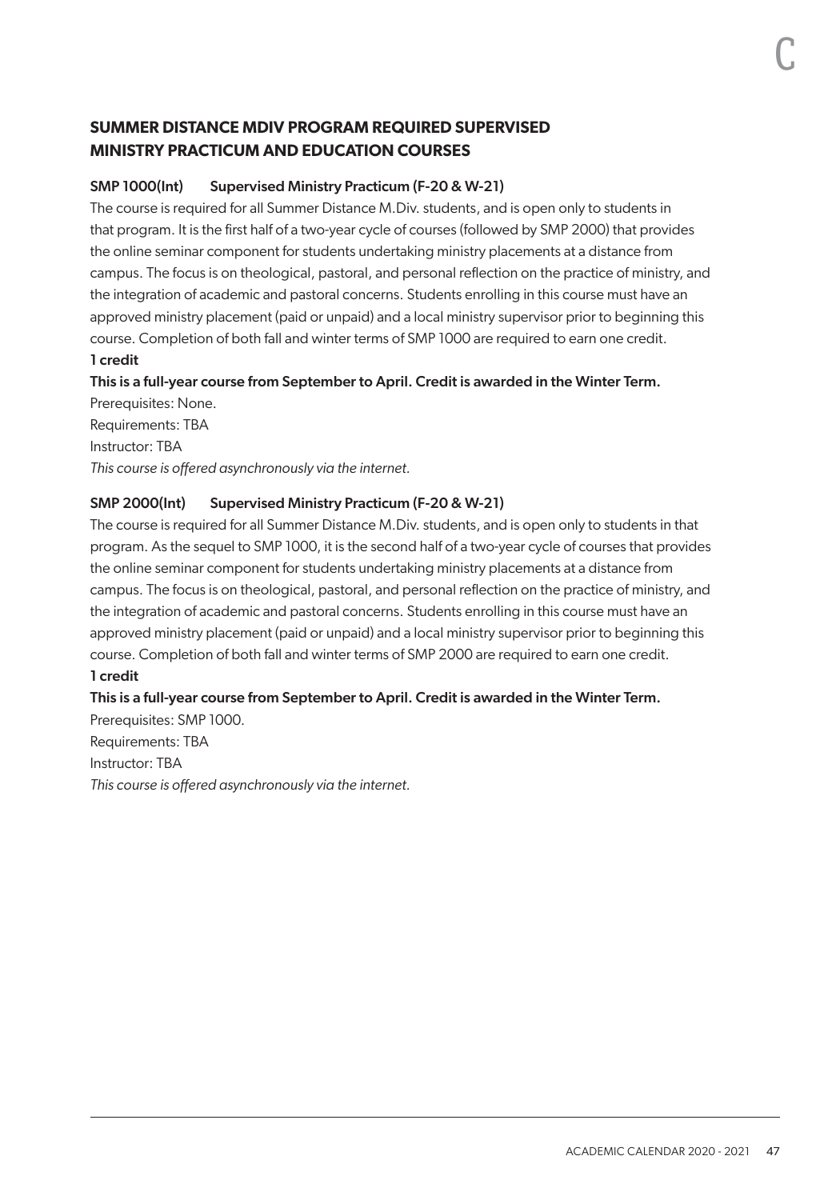## SUMMER DISTANCE MDIV PROGRAM REQUIRED SUPERVISED MINISTRY PRACTICUM AND EDUCATION COURSES

### SMP 1000(Int) Supervised Ministry Practicum (F-20 & W-21)

The course is required for all Summer Distance M.Div. students, and is open only to students in that program. It is the first half of a two-year cycle of courses (followed by SMP 2000) that provides the online seminar component for students undertaking ministry placements at a distance from campus. The focus is on theological, pastoral, and personal reflection on the practice of ministry, and the integration of academic and pastoral concerns. Students enrolling in this course must have an approved ministry placement (paid or unpaid) and a local ministry supervisor prior to beginning this course. Completion of both fall and winter terms of SMP 1000 are required to earn one credit.

**1 credit**

**This is a full-year course from September to April. Credit is awarded in the Winter Term.**

Prerequisites: None.
Requirements: TBA
Instructor: TBA
*This course is offered asynchronously via the internet.*

### SMP 2000(Int) Supervised Ministry Practicum (F-20 & W-21)

The course is required for all Summer Distance M.Div. students, and is open only to students in that program. As the sequel to SMP 1000, it is the second half of a two-year cycle of courses that provides the online seminar component for students undertaking ministry placements at a distance from campus. The focus is on theological, pastoral, and personal reflection on the practice of ministry, and the integration of academic and pastoral concerns. Students enrolling in this course must have an approved ministry placement (paid or unpaid) and a local ministry supervisor prior to beginning this course. Completion of both fall and winter terms of SMP 2000 are required to earn one credit.

**1 credit**

**This is a full-year course from September to April. Credit is awarded in the Winter Term.**

Prerequisites: SMP 1000.
Requirements: TBA
Instructor: TBA
*This course is offered asynchronously via the internet.*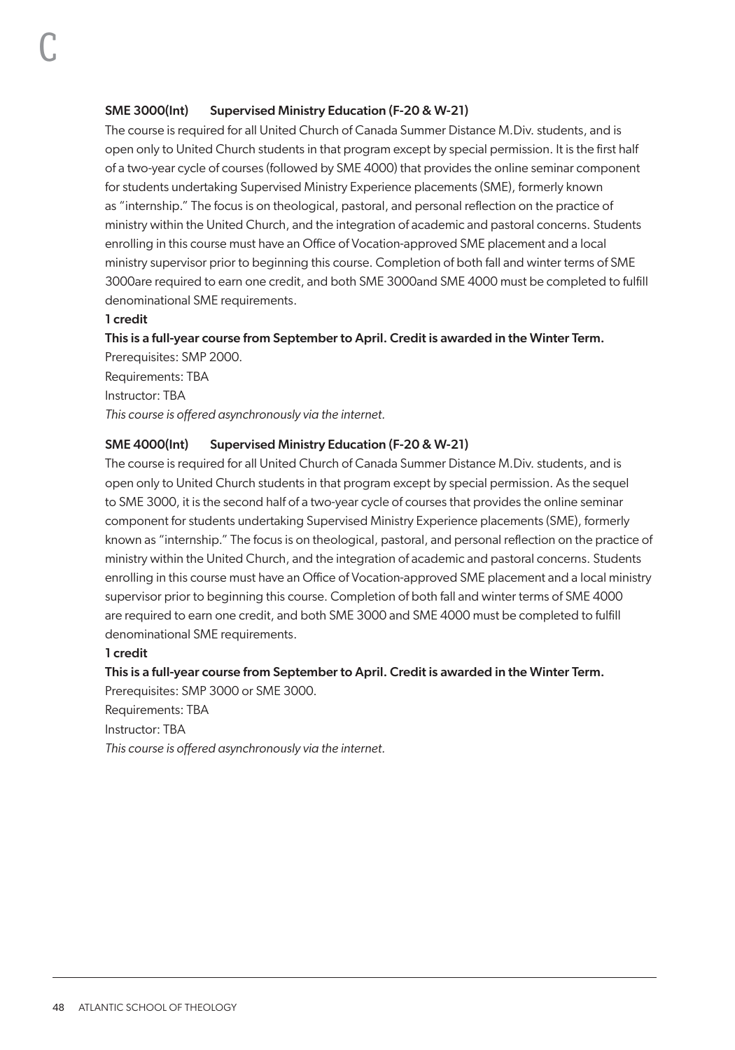### SME 3000(Int) Supervised Ministry Education (F-20 & W-21)

The course is required for all United Church of Canada Summer Distance M.Div. students, and is open only to United Church students in that program except by special permission. It is the first half of a two-year cycle of courses (followed by SME 4000) that provides the online seminar component for students undertaking Supervised Ministry Experience placements (SME), formerly known as "internship." The focus is on theological, pastoral, and personal reflection on the practice of ministry within the United Church, and the integration of academic and pastoral concerns. Students enrolling in this course must have an Office of Vocation-approved SME placement and a local ministry supervisor prior to beginning this course. Completion of both fall and winter terms of SME 3000are required to earn one credit, and both SME 3000and SME 4000 must be completed to fulfill denominational SME requirements.

**1 credit**

**This is a full-year course from September to April. Credit is awarded in the Winter Term.**

Prerequisites: SMP 2000.

Requirements: TBA

Instructor: TBA

*This course is offered asynchronously via the internet.*

### SME 4000(Int) Supervised Ministry Education (F-20 & W-21)

The course is required for all United Church of Canada Summer Distance M.Div. students, and is open only to United Church students in that program except by special permission. As the sequel to SME 3000, it is the second half of a two-year cycle of courses that provides the online seminar component for students undertaking Supervised Ministry Experience placements (SME), formerly known as "internship." The focus is on theological, pastoral, and personal reflection on the practice of ministry within the United Church, and the integration of academic and pastoral concerns. Students enrolling in this course must have an Office of Vocation-approved SME placement and a local ministry supervisor prior to beginning this course. Completion of both fall and winter terms of SME 4000 are required to earn one credit, and both SME 3000 and SME 4000 must be completed to fulfill denominational SME requirements.

**1 credit**

**This is a full-year course from September to April. Credit is awarded in the Winter Term.**

Prerequisites: SMP 3000 or SME 3000.

Requirements: TBA

Instructor: TBA

*This course is offered asynchronously via the internet.*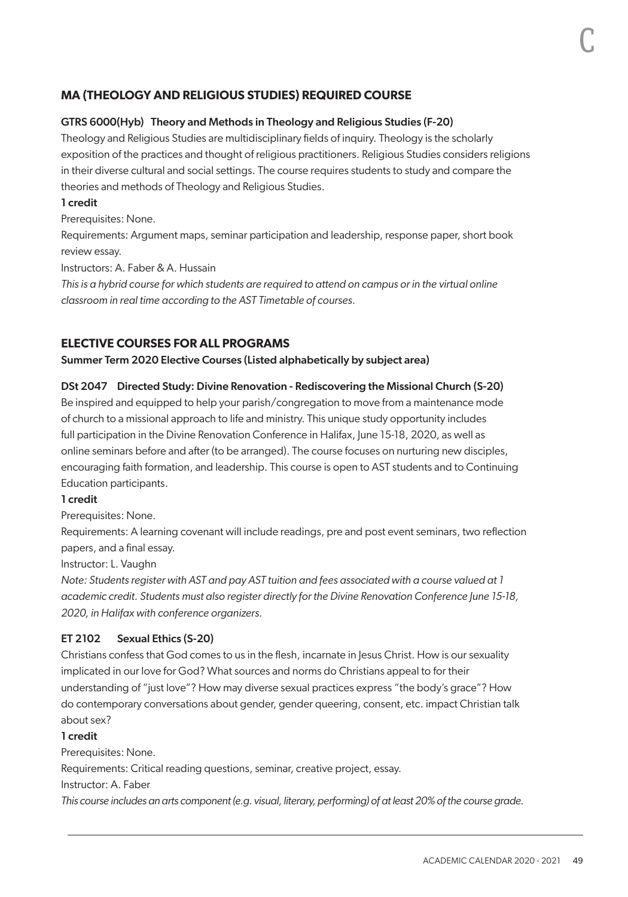## MA (THEOLOGY AND RELIGIOUS STUDIES) REQUIRED COURSE

### GTRS 6000(Hyb) Theory and Methods in Theology and Religious Studies (F-20)

Theology and Religious Studies are multidisciplinary fields of inquiry. Theology is the scholarly exposition of the practices and thought of religious practitioners. Religious Studies considers religions in their diverse cultural and social settings. The course requires students to study and compare the theories and methods of Theology and Religious Studies.

**1 credit**

Prerequisites: None.

Requirements: Argument maps, seminar participation and leadership, response paper, short book review essay.

Instructors: A. Faber & A. Hussain

*This is a hybrid course for which students are required to attend on campus or in the virtual online classroom in real time according to the AST Timetable of courses.*

## ELECTIVE COURSES FOR ALL PROGRAMS

**Summer Term 2020 Elective Courses (Listed alphabetically by subject area)**

### DSt 2047 Directed Study: Divine Renovation - Rediscovering the Missional Church (S-20)

Be inspired and equipped to help your parish/congregation to move from a maintenance mode of church to a missional approach to life and ministry. This unique study opportunity includes full participation in the Divine Renovation Conference in Halifax, June 15-18, 2020, as well as online seminars before and after (to be arranged). The course focuses on nurturing new disciples, encouraging faith formation, and leadership. This course is open to AST students and to Continuing Education participants.

**1 credit**

Prerequisites: None.

Requirements: A learning covenant will include readings, pre and post event seminars, two reflection papers, and a final essay.

Instructor: L. Vaughn

*Note: Students register with AST and pay AST tuition and fees associated with a course valued at 1 academic credit. Students must also register directly for the Divine Renovation Conference June 15-18, 2020, in Halifax with conference organizers.*

### ET 2102 Sexual Ethics (S-20)

Christians confess that God comes to us in the flesh, incarnate in Jesus Christ. How is our sexuality implicated in our love for God? What sources and norms do Christians appeal to for their understanding of "just love"? How may diverse sexual practices express "the body's grace"? How do contemporary conversations about gender, gender queering, consent, etc. impact Christian talk about sex?

**1 credit**

Prerequisites: None.

Requirements: Critical reading questions, seminar, creative project, essay.

Instructor: A. Faber

*This course includes an arts component (e.g. visual, literary, performing) of at least 20% of the course grade.*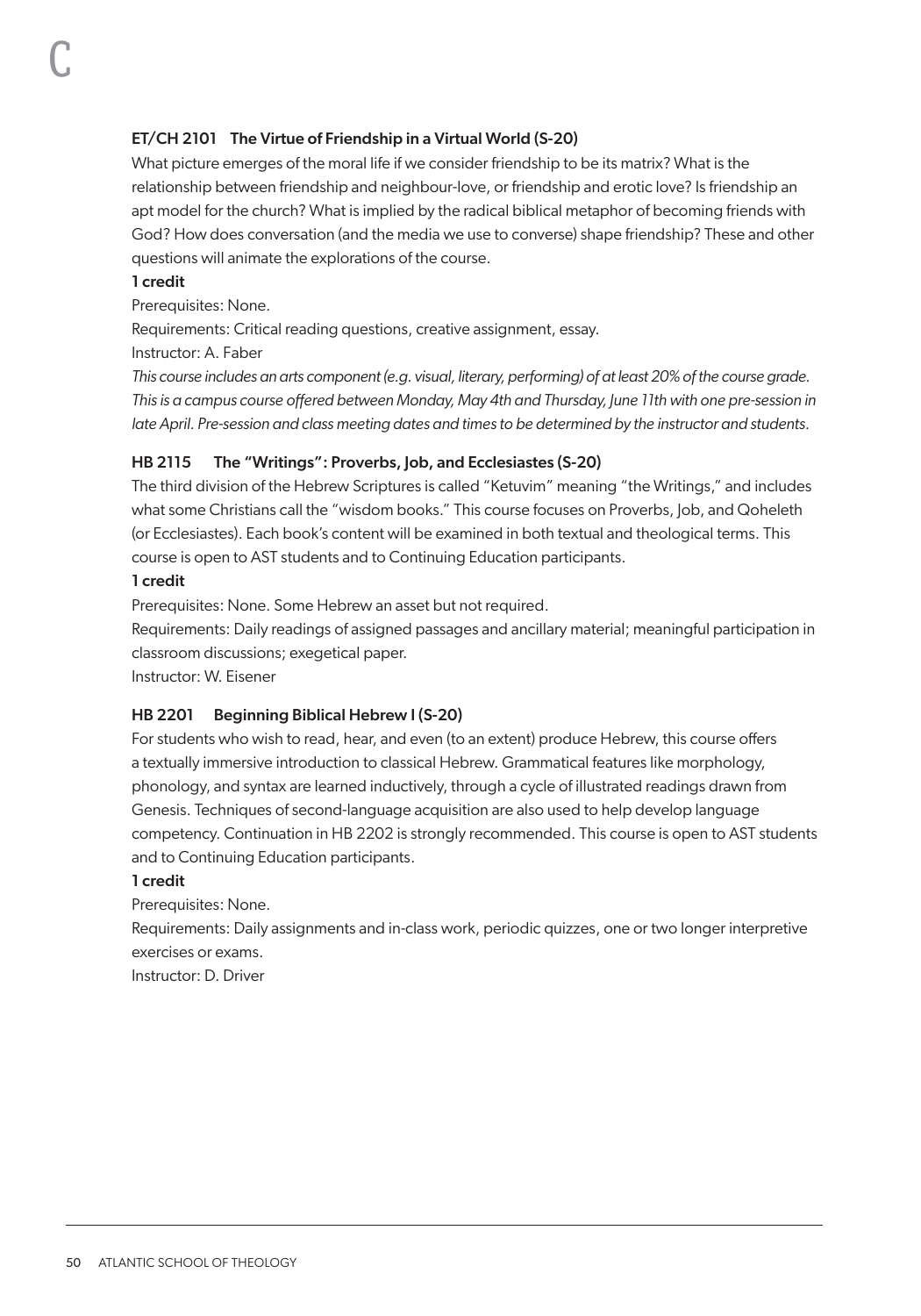### ET/CH 2101 The Virtue of Friendship in a Virtual World (S-20)

What picture emerges of the moral life if we consider friendship to be its matrix? What is the relationship between friendship and neighbour-love, or friendship and erotic love? Is friendship an apt model for the church? What is implied by the radical biblical metaphor of becoming friends with God? How does conversation (and the media we use to converse) shape friendship? These and other questions will animate the explorations of the course.

**1 credit**

Prerequisites: None.

Requirements: Critical reading questions, creative assignment, essay.

Instructor: A. Faber

*This course includes an arts component (e.g. visual, literary, performing) of at least 20% of the course grade. This is a campus course offered between Monday, May 4th and Thursday, June 11th with one pre-session in late April. Pre-session and class meeting dates and times to be determined by the instructor and students.*

### HB 2115 The "Writings": Proverbs, Job, and Ecclesiastes (S-20)

The third division of the Hebrew Scriptures is called "Ketuvim" meaning "the Writings," and includes what some Christians call the "wisdom books." This course focuses on Proverbs, Job, and Qoheleth (or Ecclesiastes). Each book's content will be examined in both textual and theological terms. This course is open to AST students and to Continuing Education participants.

**1 credit**

Prerequisites: None. Some Hebrew an asset but not required.

Requirements: Daily readings of assigned passages and ancillary material; meaningful participation in classroom discussions; exegetical paper.

Instructor: W. Eisener

### HB 2201 Beginning Biblical Hebrew I (S-20)

For students who wish to read, hear, and even (to an extent) produce Hebrew, this course offers a textually immersive introduction to classical Hebrew. Grammatical features like morphology, phonology, and syntax are learned inductively, through a cycle of illustrated readings drawn from Genesis. Techniques of second-language acquisition are also used to help develop language competency. Continuation in HB 2202 is strongly recommended. This course is open to AST students and to Continuing Education participants.

**1 credit**

Prerequisites: None.

Requirements: Daily assignments and in-class work, periodic quizzes, one or two longer interpretive exercises or exams.

Instructor: D. Driver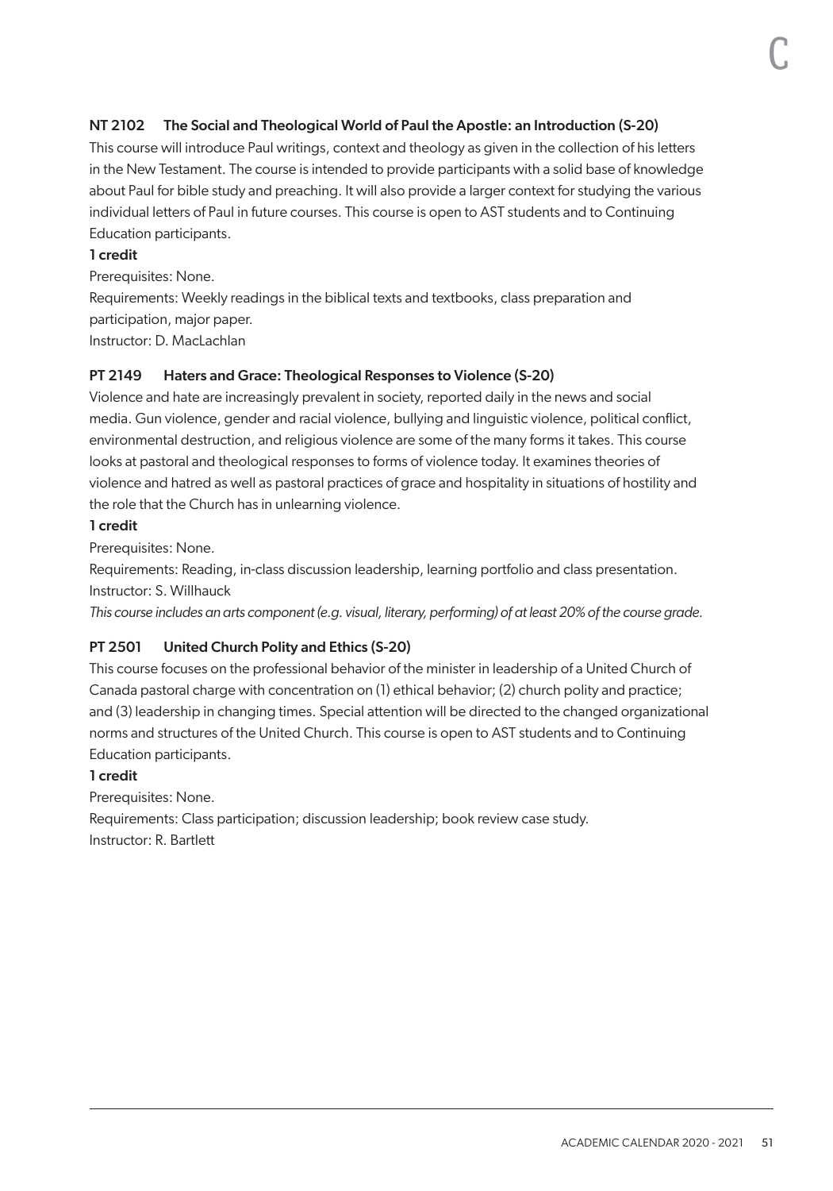### NT 2102 The Social and Theological World of Paul the Apostle: an Introduction (S-20)

This course will introduce Paul writings, context and theology as given in the collection of his letters in the New Testament. The course is intended to provide participants with a solid base of knowledge about Paul for bible study and preaching. It will also provide a larger context for studying the various individual letters of Paul in future courses. This course is open to AST students and to Continuing Education participants.

**1 credit**

Prerequisites: None.

Requirements: Weekly readings in the biblical texts and textbooks, class preparation and participation, major paper.

Instructor: D. MacLachlan

### PT 2149 Haters and Grace: Theological Responses to Violence (S-20)

Violence and hate are increasingly prevalent in society, reported daily in the news and social media. Gun violence, gender and racial violence, bullying and linguistic violence, political conflict, environmental destruction, and religious violence are some of the many forms it takes. This course looks at pastoral and theological responses to forms of violence today. It examines theories of violence and hatred as well as pastoral practices of grace and hospitality in situations of hostility and the role that the Church has in unlearning violence.

**1 credit**

Prerequisites: None.

Requirements: Reading, in-class discussion leadership, learning portfolio and class presentation.

Instructor: S. Willhauck

*This course includes an arts component (e.g. visual, literary, performing) of at least 20% of the course grade.*

### PT 2501 United Church Polity and Ethics (S-20)

This course focuses on the professional behavior of the minister in leadership of a United Church of Canada pastoral charge with concentration on (1) ethical behavior; (2) church polity and practice; and (3) leadership in changing times. Special attention will be directed to the changed organizational norms and structures of the United Church. This course is open to AST students and to Continuing Education participants.

**1 credit**

Prerequisites: None.

Requirements: Class participation; discussion leadership; book review case study.

Instructor: R. Bartlett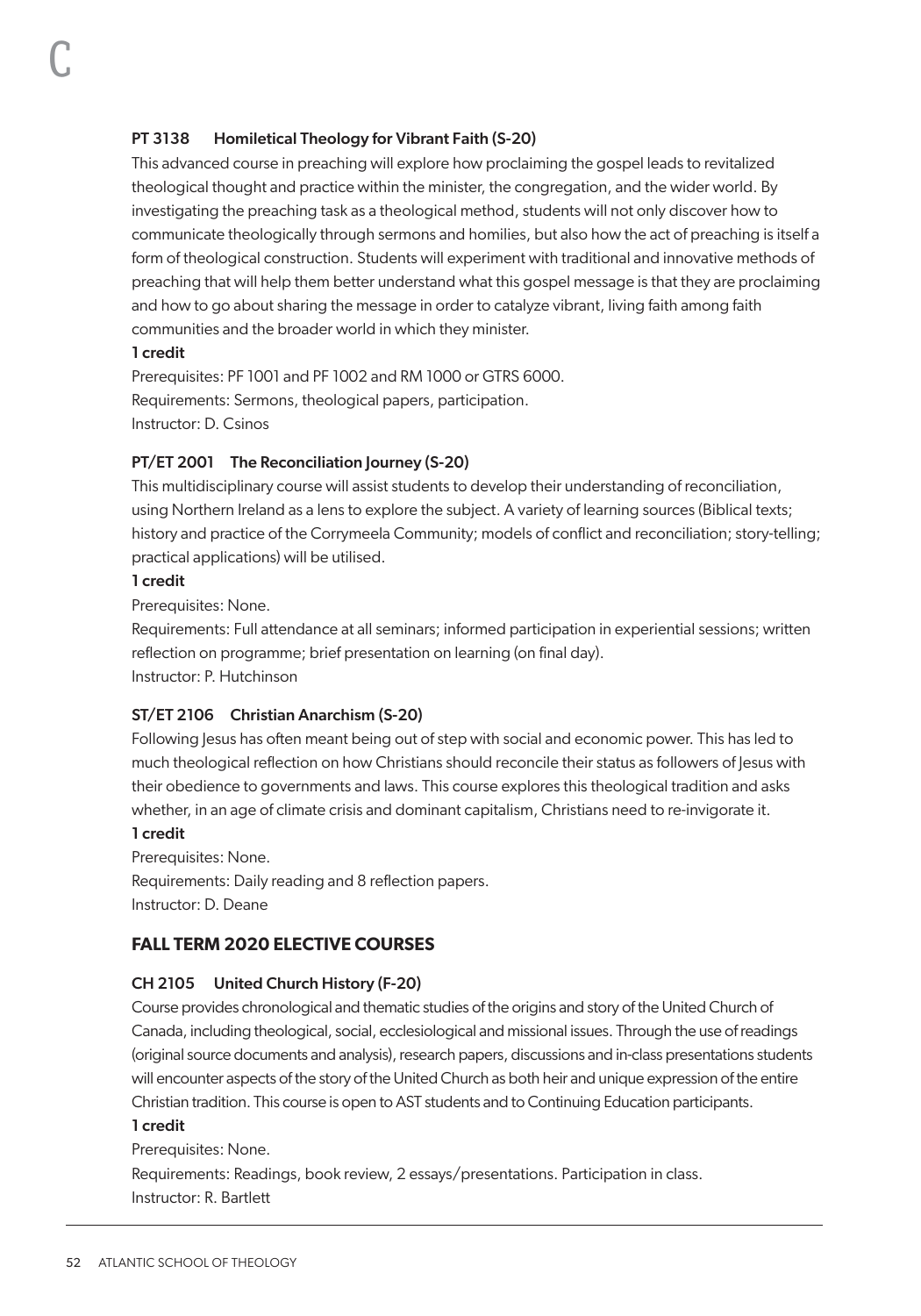**PT 3138 Homiletical Theology for Vibrant Faith (S-20)**

This advanced course in preaching will explore how proclaiming the gospel leads to revitalized theological thought and practice within the minister, the congregation, and the wider world. By investigating the preaching task as a theological method, students will not only discover how to communicate theologically through sermons and homilies, but also how the act of preaching is itself a form of theological construction. Students will experiment with traditional and innovative methods of preaching that will help them better understand what this gospel message is that they are proclaiming and how to go about sharing the message in order to catalyze vibrant, living faith among faith communities and the broader world in which they minister.

**1 credit**

Prerequisites: PF 1001 and PF 1002 and RM 1000 or GTRS 6000.
Requirements: Sermons, theological papers, participation.
Instructor: D. Csinos

**PT/ET 2001 The Reconciliation Journey (S-20)**

This multidisciplinary course will assist students to develop their understanding of reconciliation, using Northern Ireland as a lens to explore the subject. A variety of learning sources (Biblical texts; history and practice of the Corrymeela Community; models of conflict and reconciliation; story-telling; practical applications) will be utilised.

**1 credit**

Prerequisites: None.
Requirements: Full attendance at all seminars; informed participation in experiential sessions; written reflection on programme; brief presentation on learning (on final day).
Instructor: P. Hutchinson

**ST/ET 2106 Christian Anarchism (S-20)**

Following Jesus has often meant being out of step with social and economic power. This has led to much theological reflection on how Christians should reconcile their status as followers of Jesus with their obedience to governments and laws. This course explores this theological tradition and asks whether, in an age of climate crisis and dominant capitalism, Christians need to re-invigorate it.

**1 credit**

Prerequisites: None.
Requirements: Daily reading and 8 reflection papers.
Instructor: D. Deane

## FALL TERM 2020 ELECTIVE COURSES

**CH 2105 United Church History (F-20)**

Course provides chronological and thematic studies of the origins and story of the United Church of Canada, including theological, social, ecclesiological and missional issues. Through the use of readings (original source documents and analysis), research papers, discussions and in-class presentations students will encounter aspects of the story of the United Church as both heir and unique expression of the entire Christian tradition. This course is open to AST students and to Continuing Education participants.

**1 credit**

Prerequisites: None.
Requirements: Readings, book review, 2 essays/presentations. Participation in class.
Instructor: R. Bartlett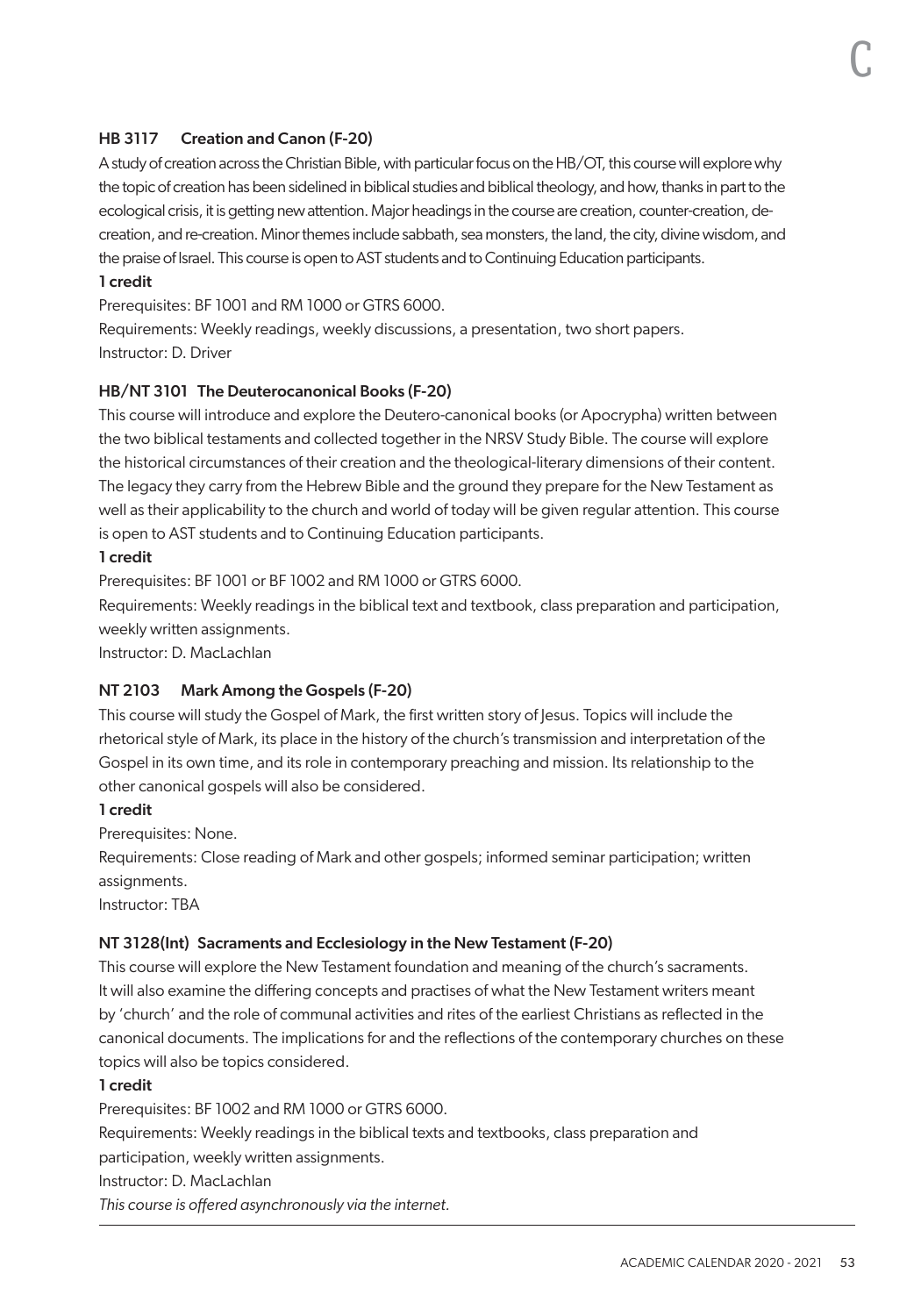### HB 3117 Creation and Canon (F-20)

A study of creation across the Christian Bible, with particular focus on the HB/OT, this course will explore why the topic of creation has been sidelined in biblical studies and biblical theology, and how, thanks in part to the ecological crisis, it is getting new attention. Major headings in the course are creation, counter-creation, de-creation, and re-creation. Minor themes include sabbath, sea monsters, the land, the city, divine wisdom, and the praise of Israel. This course is open to AST students and to Continuing Education participants.

**1 credit**

Prerequisites: BF 1001 and RM 1000 or GTRS 6000.

Requirements: Weekly readings, weekly discussions, a presentation, two short papers.

Instructor: D. Driver

### HB/NT 3101 The Deuterocanonical Books (F-20)

This course will introduce and explore the Deutero-canonical books (or Apocrypha) written between the two biblical testaments and collected together in the NRSV Study Bible. The course will explore the historical circumstances of their creation and the theological-literary dimensions of their content. The legacy they carry from the Hebrew Bible and the ground they prepare for the New Testament as well as their applicability to the church and world of today will be given regular attention. This course is open to AST students and to Continuing Education participants.

**1 credit**

Prerequisites: BF 1001 or BF 1002 and RM 1000 or GTRS 6000.

Requirements: Weekly readings in the biblical text and textbook, class preparation and participation, weekly written assignments.

Instructor: D. MacLachlan

### NT 2103 Mark Among the Gospels (F-20)

This course will study the Gospel of Mark, the first written story of Jesus. Topics will include the rhetorical style of Mark, its place in the history of the church's transmission and interpretation of the Gospel in its own time, and its role in contemporary preaching and mission. Its relationship to the other canonical gospels will also be considered.

**1 credit**

Prerequisites: None.

Requirements: Close reading of Mark and other gospels; informed seminar participation; written assignments.

Instructor: TBA

### NT 3128(Int) Sacraments and Ecclesiology in the New Testament (F-20)

This course will explore the New Testament foundation and meaning of the church's sacraments. It will also examine the differing concepts and practises of what the New Testament writers meant by 'church' and the role of communal activities and rites of the earliest Christians as reflected in the canonical documents. The implications for and the reflections of the contemporary churches on these topics will also be topics considered.

**1 credit**

Prerequisites: BF 1002 and RM 1000 or GTRS 6000.

Requirements: Weekly readings in the biblical texts and textbooks, class preparation and participation, weekly written assignments.

Instructor: D. MacLachlan

*This course is offered asynchronously via the internet.*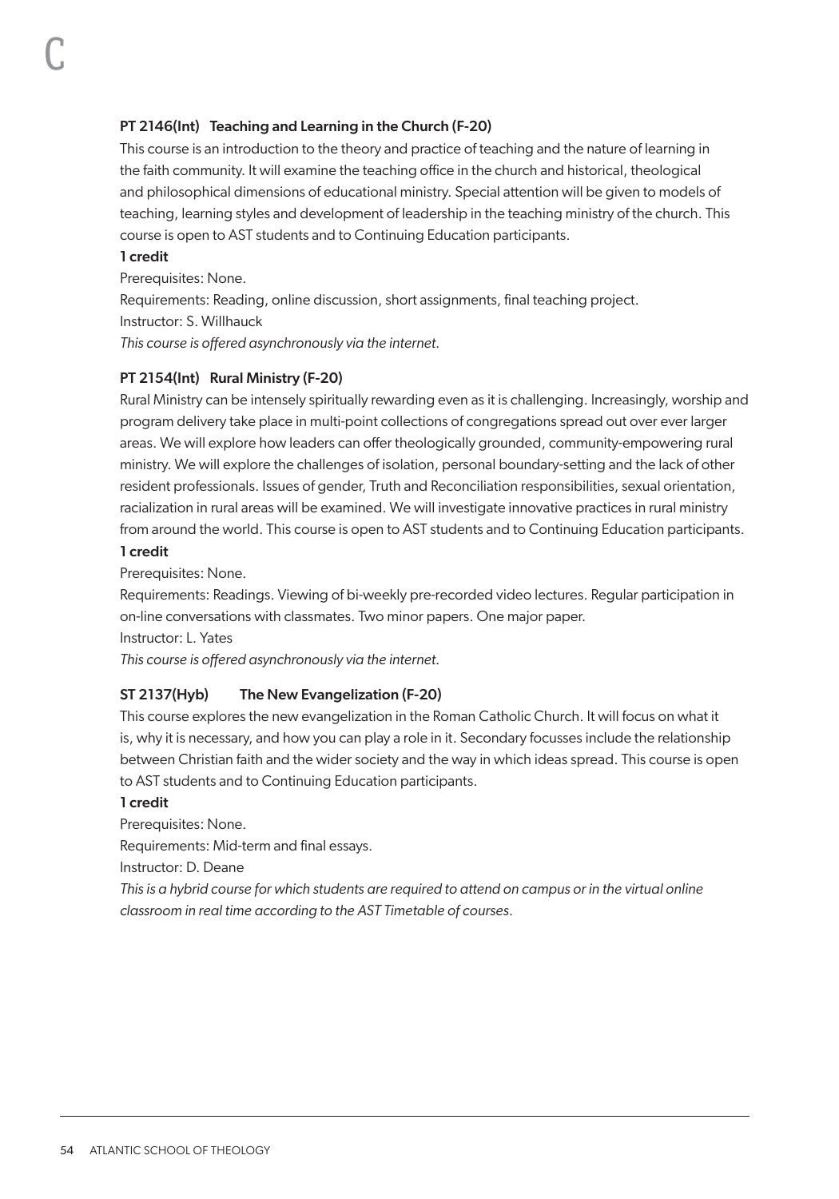### PT 2146(Int) Teaching and Learning in the Church (F-20)

This course is an introduction to the theory and practice of teaching and the nature of learning in the faith community. It will examine the teaching office in the church and historical, theological and philosophical dimensions of educational ministry. Special attention will be given to models of teaching, learning styles and development of leadership in the teaching ministry of the church. This course is open to AST students and to Continuing Education participants.

**1 credit**

Prerequisites: None.

Requirements: Reading, online discussion, short assignments, final teaching project.

Instructor: S. Willhauck

*This course is offered asynchronously via the internet.*

### PT 2154(Int) Rural Ministry (F-20)

Rural Ministry can be intensely spiritually rewarding even as it is challenging. Increasingly, worship and program delivery take place in multi-point collections of congregations spread out over ever larger areas. We will explore how leaders can offer theologically grounded, community-empowering rural ministry. We will explore the challenges of isolation, personal boundary-setting and the lack of other resident professionals. Issues of gender, Truth and Reconciliation responsibilities, sexual orientation, racialization in rural areas will be examined. We will investigate innovative practices in rural ministry from around the world. This course is open to AST students and to Continuing Education participants.

**1 credit**

Prerequisites: None.

Requirements: Readings. Viewing of bi-weekly pre-recorded video lectures. Regular participation in on-line conversations with classmates. Two minor papers. One major paper.

Instructor: L. Yates

*This course is offered asynchronously via the internet.*

### ST 2137(Hyb) The New Evangelization (F-20)

This course explores the new evangelization in the Roman Catholic Church. It will focus on what it is, why it is necessary, and how you can play a role in it. Secondary focusses include the relationship between Christian faith and the wider society and the way in which ideas spread. This course is open to AST students and to Continuing Education participants.

**1 credit**

Prerequisites: None.

Requirements: Mid-term and final essays.

Instructor: D. Deane

*This is a hybrid course for which students are required to attend on campus or in the virtual online classroom in real time according to the AST Timetable of courses.*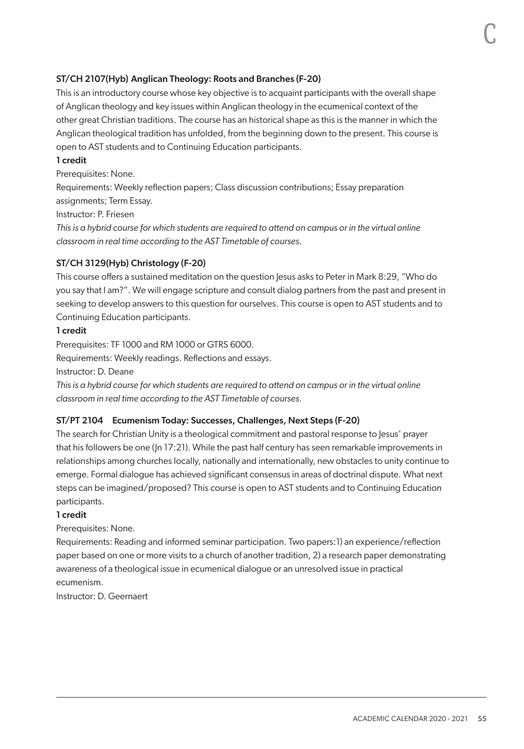### ST/CH 2107(Hyb) Anglican Theology: Roots and Branches (F-20)

This is an introductory course whose key objective is to acquaint participants with the overall shape of Anglican theology and key issues within Anglican theology in the ecumenical context of the other great Christian traditions. The course has an historical shape as this is the manner in which the Anglican theological tradition has unfolded, from the beginning down to the present. This course is open to AST students and to Continuing Education participants.

**1 credit**

Prerequisites: None.

Requirements: Weekly reflection papers; Class discussion contributions; Essay preparation assignments; Term Essay.

Instructor: P. Friesen

*This is a hybrid course for which students are required to attend on campus or in the virtual online classroom in real time according to the AST Timetable of courses.*

### ST/CH 3129(Hyb) Christology (F-20)

This course offers a sustained meditation on the question Jesus asks to Peter in Mark 8:29, "Who do you say that I am?". We will engage scripture and consult dialog partners from the past and present in seeking to develop answers to this question for ourselves. This course is open to AST students and to Continuing Education participants.

**1 credit**

Prerequisites: TF 1000 and RM 1000 or GTRS 6000.

Requirements: Weekly readings. Reflections and essays.

Instructor: D. Deane

*This is a hybrid course for which students are required to attend on campus or in the virtual online classroom in real time according to the AST Timetable of courses.*

### ST/PT 2104 Ecumenism Today: Successes, Challenges, Next Steps (F-20)

The search for Christian Unity is a theological commitment and pastoral response to Jesus' prayer that his followers be one (Jn 17:21). While the past half century has seen remarkable improvements in relationships among churches locally, nationally and internationally, new obstacles to unity continue to emerge. Formal dialogue has achieved significant consensus in areas of doctrinal dispute. What next steps can be imagined/proposed? This course is open to AST students and to Continuing Education participants.

**1 credit**

Prerequisites: None.

Requirements: Reading and informed seminar participation. Two papers:1) an experience/reflection paper based on one or more visits to a church of another tradition, 2) a research paper demonstrating awareness of a theological issue in ecumenical dialogue or an unresolved issue in practical ecumenism.

Instructor: D. Geernaert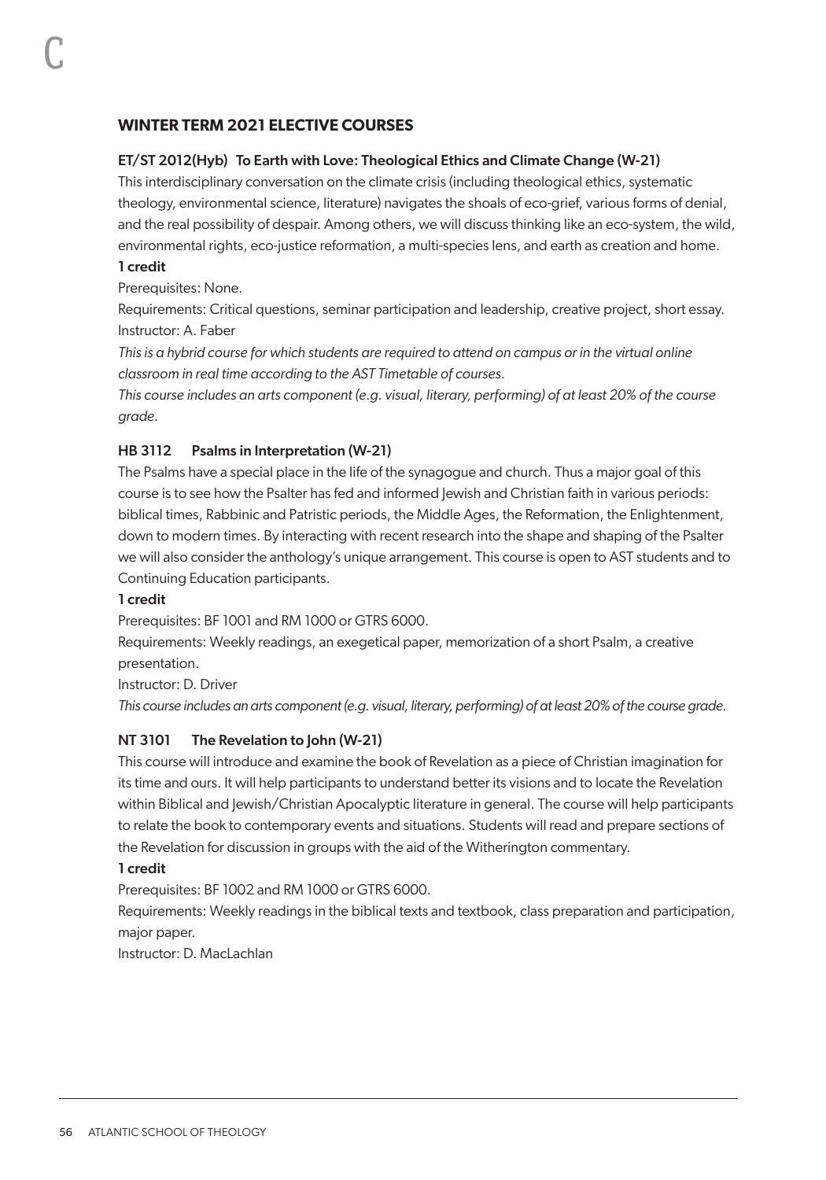## WINTER TERM 2021 ELECTIVE COURSES

### ET/ST 2012(Hyb) To Earth with Love: Theological Ethics and Climate Change (W-21)

This interdisciplinary conversation on the climate crisis (including theological ethics, systematic theology, environmental science, literature) navigates the shoals of eco-grief, various forms of denial, and the real possibility of despair. Among others, we will discuss thinking like an eco-system, the wild, environmental rights, eco-justice reformation, a multi-species lens, and earth as creation and home.

**1 credit**

Prerequisites: None.

Requirements: Critical questions, seminar participation and leadership, creative project, short essay.

Instructor: A. Faber

*This is a hybrid course for which students are required to attend on campus or in the virtual online classroom in real time according to the AST Timetable of courses.*

*This course includes an arts component (e.g. visual, literary, performing) of at least 20% of the course grade.*

### HB 3112 Psalms in Interpretation (W-21)

The Psalms have a special place in the life of the synagogue and church. Thus a major goal of this course is to see how the Psalter has fed and informed Jewish and Christian faith in various periods: biblical times, Rabbinic and Patristic periods, the Middle Ages, the Reformation, the Enlightenment, down to modern times. By interacting with recent research into the shape and shaping of the Psalter we will also consider the anthology's unique arrangement. This course is open to AST students and to Continuing Education participants.

**1 credit**

Prerequisites: BF 1001 and RM 1000 or GTRS 6000.

Requirements: Weekly readings, an exegetical paper, memorization of a short Psalm, a creative presentation.

Instructor: D. Driver

*This course includes an arts component (e.g. visual, literary, performing) of at least 20% of the course grade.*

### NT 3101 The Revelation to John (W-21)

This course will introduce and examine the book of Revelation as a piece of Christian imagination for its time and ours. It will help participants to understand better its visions and to locate the Revelation within Biblical and Jewish/Christian Apocalyptic literature in general. The course will help participants to relate the book to contemporary events and situations. Students will read and prepare sections of the Revelation for discussion in groups with the aid of the Witherington commentary.

**1 credit**

Prerequisites: BF 1002 and RM 1000 or GTRS 6000.

Requirements: Weekly readings in the biblical texts and textbook, class preparation and participation, major paper.

Instructor: D. MacLachlan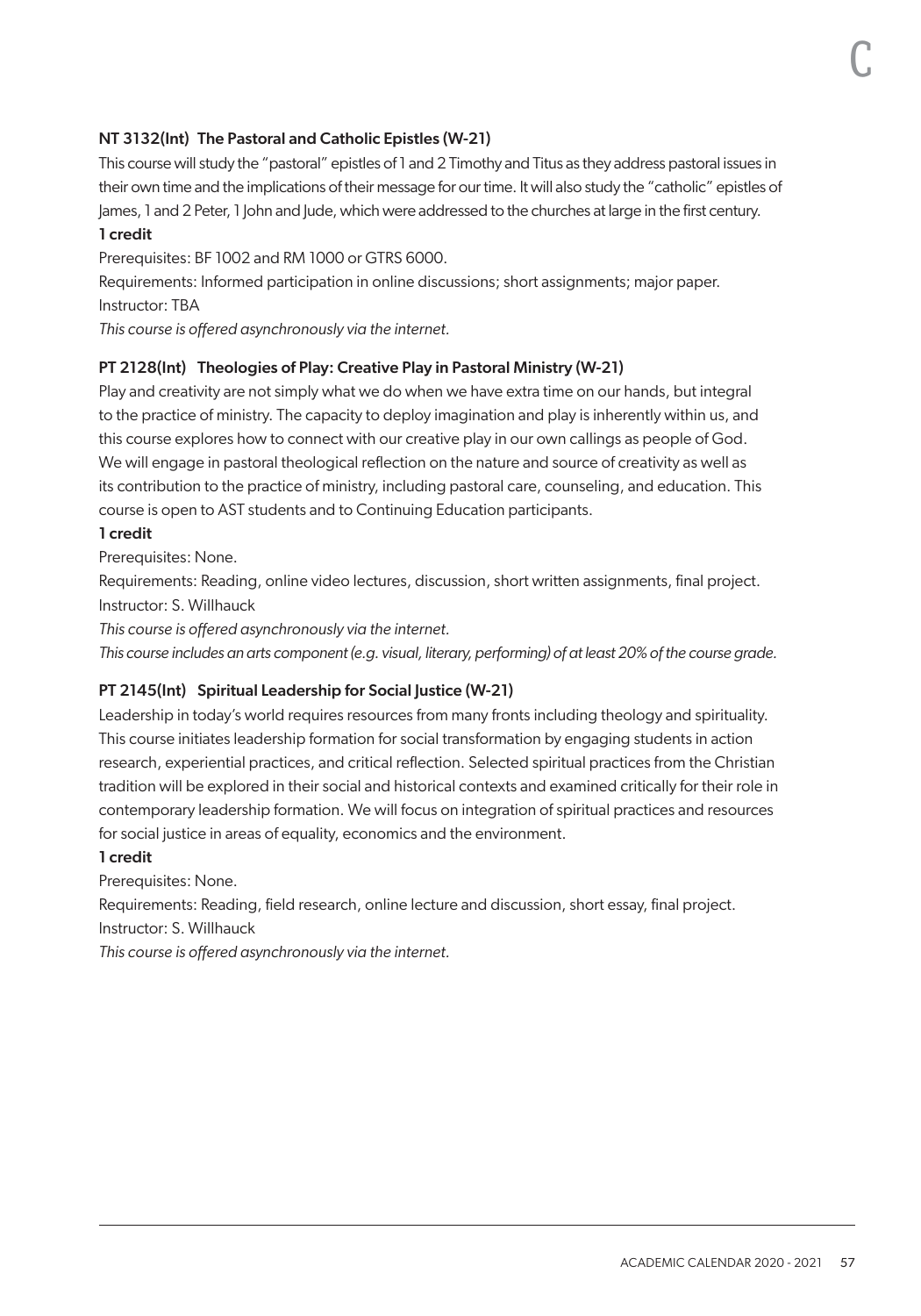### NT 3132(Int) The Pastoral and Catholic Epistles (W-21)

This course will study the "pastoral" epistles of 1 and 2 Timothy and Titus as they address pastoral issues in their own time and the implications of their message for our time. It will also study the "catholic" epistles of James, 1 and 2 Peter, 1 John and Jude, which were addressed to the churches at large in the first century.

**1 credit**

Prerequisites: BF 1002 and RM 1000 or GTRS 6000.

Requirements: Informed participation in online discussions; short assignments; major paper.

Instructor: TBA

*This course is offered asynchronously via the internet.*

### PT 2128(Int) Theologies of Play: Creative Play in Pastoral Ministry (W-21)

Play and creativity are not simply what we do when we have extra time on our hands, but integral to the practice of ministry. The capacity to deploy imagination and play is inherently within us, and this course explores how to connect with our creative play in our own callings as people of God. We will engage in pastoral theological reflection on the nature and source of creativity as well as its contribution to the practice of ministry, including pastoral care, counseling, and education. This course is open to AST students and to Continuing Education participants.

**1 credit**

Prerequisites: None.

Requirements: Reading, online video lectures, discussion, short written assignments, final project.

Instructor: S. Willhauck

*This course is offered asynchronously via the internet.*

*This course includes an arts component (e.g. visual, literary, performing) of at least 20% of the course grade.*

### PT 2145(Int) Spiritual Leadership for Social Justice (W-21)

Leadership in today's world requires resources from many fronts including theology and spirituality. This course initiates leadership formation for social transformation by engaging students in action research, experiential practices, and critical reflection. Selected spiritual practices from the Christian tradition will be explored in their social and historical contexts and examined critically for their role in contemporary leadership formation. We will focus on integration of spiritual practices and resources for social justice in areas of equality, economics and the environment.

**1 credit**

Prerequisites: None.

Requirements: Reading, field research, online lecture and discussion, short essay, final project.

Instructor: S. Willhauck

*This course is offered asynchronously via the internet.*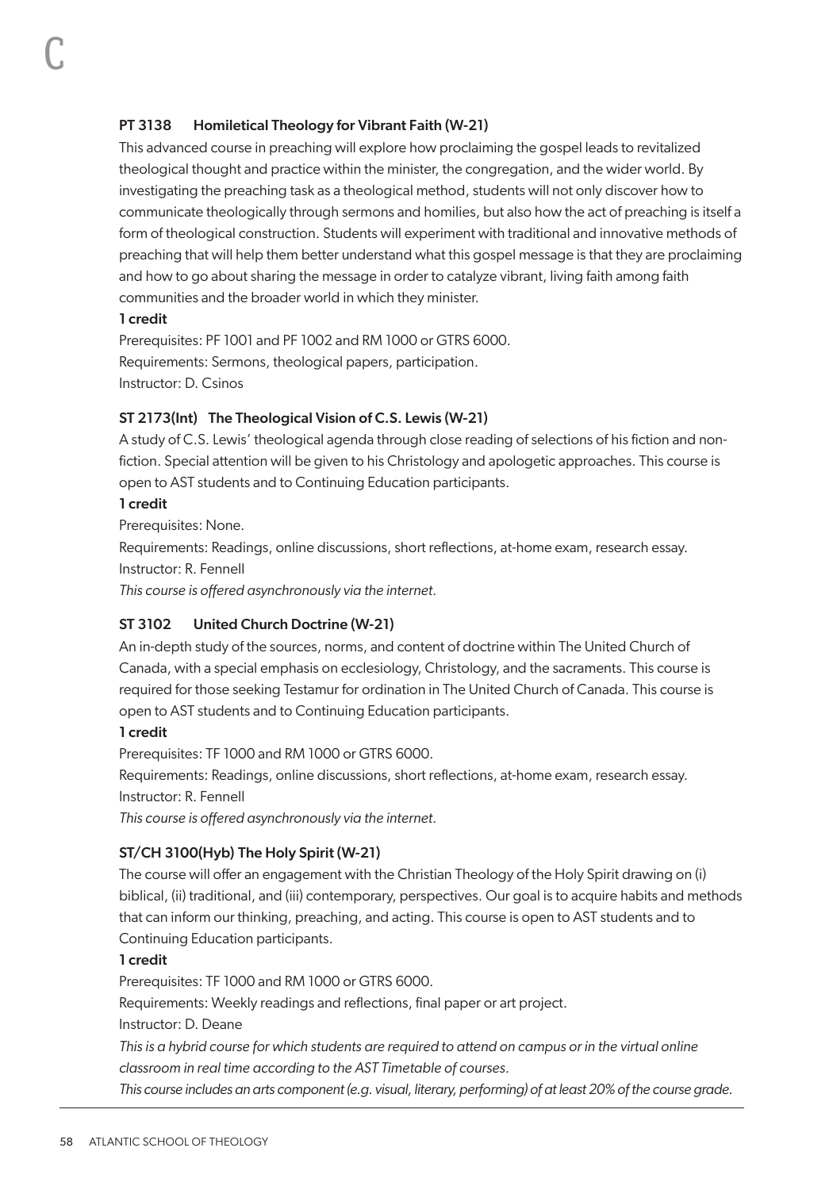### PT 3138 Homiletical Theology for Vibrant Faith (W-21)

This advanced course in preaching will explore how proclaiming the gospel leads to revitalized theological thought and practice within the minister, the congregation, and the wider world. By investigating the preaching task as a theological method, students will not only discover how to communicate theologically through sermons and homilies, but also how the act of preaching is itself a form of theological construction. Students will experiment with traditional and innovative methods of preaching that will help them better understand what this gospel message is that they are proclaiming and how to go about sharing the message in order to catalyze vibrant, living faith among faith communities and the broader world in which they minister.

**1 credit**

Prerequisites: PF 1001 and PF 1002 and RM 1000 or GTRS 6000.
Requirements: Sermons, theological papers, participation.
Instructor: D. Csinos

### ST 2173(Int) The Theological Vision of C.S. Lewis (W-21)

A study of C.S. Lewis' theological agenda through close reading of selections of his fiction and non-fiction. Special attention will be given to his Christology and apologetic approaches. This course is open to AST students and to Continuing Education participants.

**1 credit**

Prerequisites: None.
Requirements: Readings, online discussions, short reflections, at-home exam, research essay.
Instructor: R. Fennell
*This course is offered asynchronously via the internet.*

### ST 3102 United Church Doctrine (W-21)

An in-depth study of the sources, norms, and content of doctrine within The United Church of Canada, with a special emphasis on ecclesiology, Christology, and the sacraments. This course is required for those seeking Testamur for ordination in The United Church of Canada. This course is open to AST students and to Continuing Education participants.

**1 credit**

Prerequisites: TF 1000 and RM 1000 or GTRS 6000.
Requirements: Readings, online discussions, short reflections, at-home exam, research essay.
Instructor: R. Fennell
*This course is offered asynchronously via the internet.*

### ST/CH 3100(Hyb) The Holy Spirit (W-21)

The course will offer an engagement with the Christian Theology of the Holy Spirit drawing on (i) biblical, (ii) traditional, and (iii) contemporary, perspectives. Our goal is to acquire habits and methods that can inform our thinking, preaching, and acting. This course is open to AST students and to Continuing Education participants.

**1 credit**

Prerequisites: TF 1000 and RM 1000 or GTRS 6000.
Requirements: Weekly readings and reflections, final paper or art project.
Instructor: D. Deane
*This is a hybrid course for which students are required to attend on campus or in the virtual online classroom in real time according to the AST Timetable of courses.*
*This course includes an arts component (e.g. visual, literary, performing) of at least 20% of the course grade.*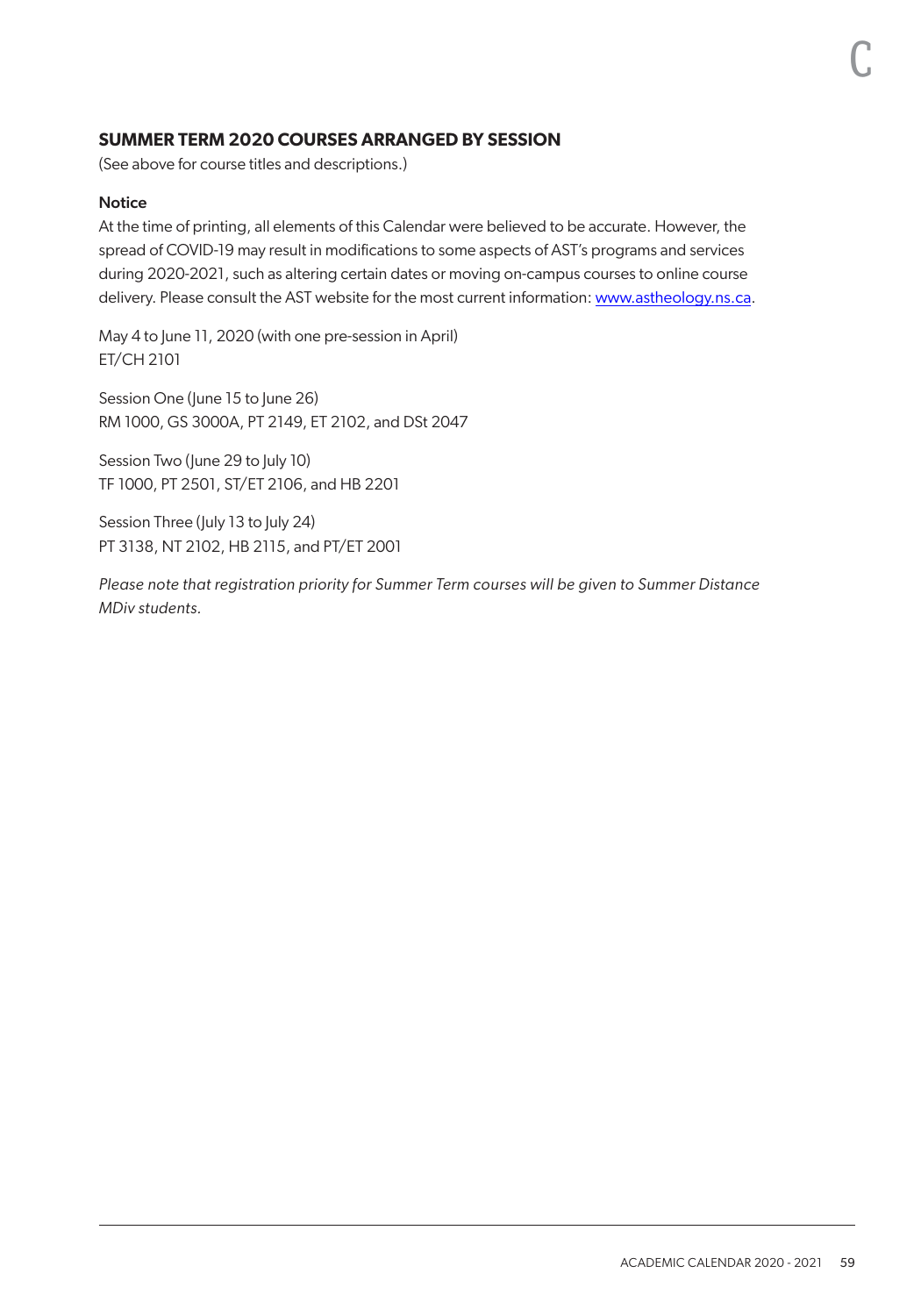## SUMMER TERM 2020 COURSES ARRANGED BY SESSION

(See above for course titles and descriptions.)

### Notice

At the time of printing, all elements of this Calendar were believed to be accurate. However, the spread of COVID-19 may result in modifications to some aspects of AST's programs and services during 2020-2021, such as altering certain dates or moving on-campus courses to online course delivery. Please consult the AST website for the most current information: www.astheology.ns.ca.

May 4 to June 11, 2020 (with one pre-session in April)
ET/CH 2101

Session One (June 15 to June 26)
RM 1000, GS 3000A, PT 2149, ET 2102, and DSt 2047

Session Two (June 29 to July 10)
TF 1000, PT 2501, ST/ET 2106, and HB 2201

Session Three (July 13 to July 24)
PT 3138, NT 2102, HB 2115, and PT/ET 2001

*Please note that registration priority for Summer Term courses will be given to Summer Distance MDiv students.*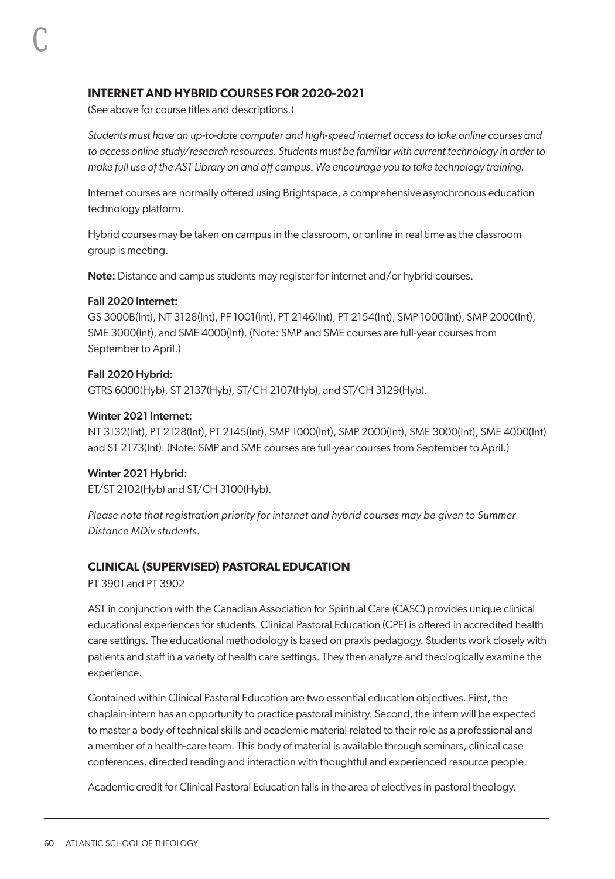## INTERNET AND HYBRID COURSES FOR 2020-2021

(See above for course titles and descriptions.)

*Students must have an up-to-date computer and high-speed internet access to take online courses and to access online study/research resources. Students must be familiar with current technology in order to make full use of the AST Library on and off campus. We encourage you to take technology training.*

Internet courses are normally offered using Brightspace, a comprehensive asynchronous education technology platform.

Hybrid courses may be taken on campus in the classroom, or online in real time as the classroom group is meeting.

**Note:** Distance and campus students may register for internet and/or hybrid courses.

**Fall 2020 Internet:**
GS 3000B(Int), NT 3128(Int), PF 1001(Int), PT 2146(Int), PT 2154(Int), SMP 1000(Int), SMP 2000(Int), SME 3000(Int), and SME 4000(Int). (Note: SMP and SME courses are full-year courses from September to April.)

**Fall 2020 Hybrid:**
GTRS 6000(Hyb), ST 2137(Hyb), ST/CH 2107(Hyb), and ST/CH 3129(Hyb).

**Winter 2021 Internet:**
NT 3132(Int), PT 2128(Int), PT 2145(Int), SMP 1000(Int), SMP 2000(Int), SME 3000(Int), SME 4000(Int) and ST 2173(Int). (Note: SMP and SME courses are full-year courses from September to April.)

**Winter 2021 Hybrid:**
ET/ST 2102(Hyb) and ST/CH 3100(Hyb).

*Please note that registration priority for internet and hybrid courses may be given to Summer Distance MDiv students.*

## CLINICAL (SUPERVISED) PASTORAL EDUCATION

PT 3901 and PT 3902

AST in conjunction with the Canadian Association for Spiritual Care (CASC) provides unique clinical educational experiences for students. Clinical Pastoral Education (CPE) is offered in accredited health care settings. The educational methodology is based on praxis pedagogy. Students work closely with patients and staff in a variety of health care settings. They then analyze and theologically examine the experience.

Contained within Clinical Pastoral Education are two essential education objectives. First, the chaplain-intern has an opportunity to practice pastoral ministry. Second, the intern will be expected to master a body of technical skills and academic material related to their role as a professional and a member of a health-care team. This body of material is available through seminars, clinical case conferences, directed reading and interaction with thoughtful and experienced resource people.

Academic credit for Clinical Pastoral Education falls in the area of electives in pastoral theology.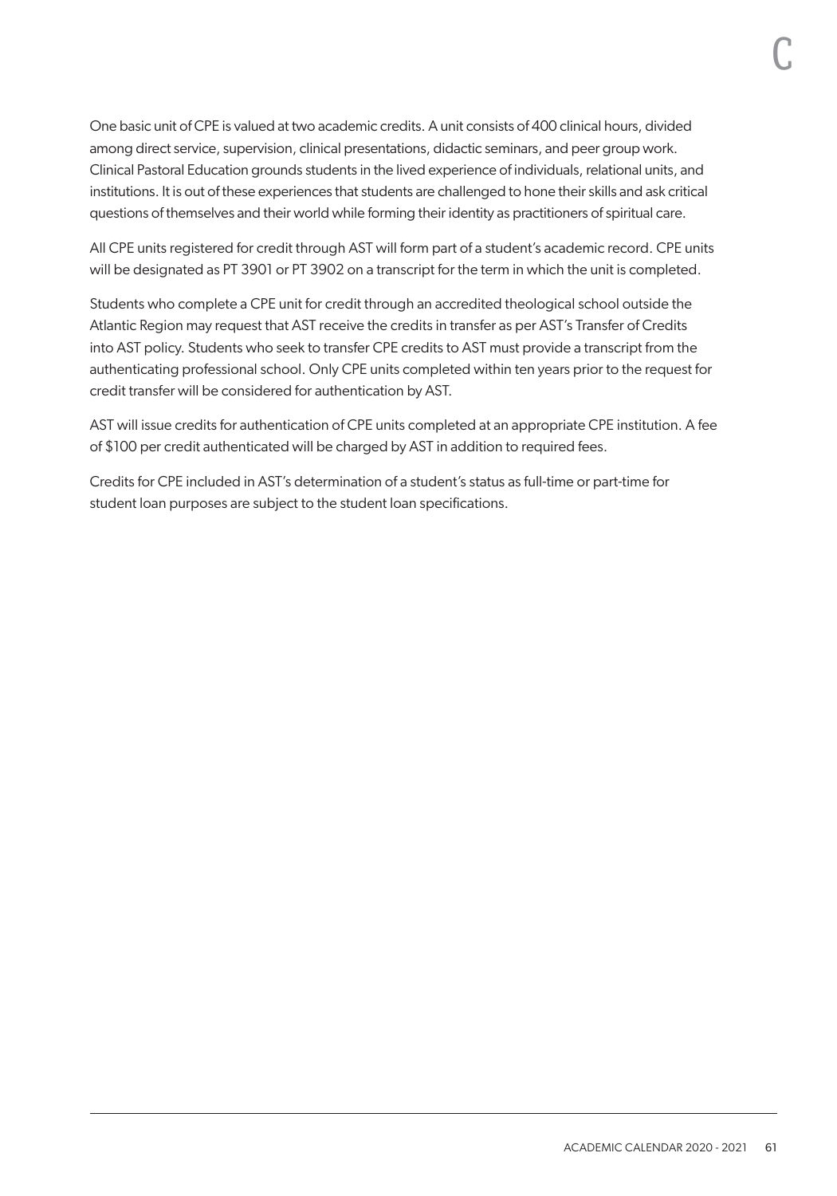One basic unit of CPE is valued at two academic credits. A unit consists of 400 clinical hours, divided among direct service, supervision, clinical presentations, didactic seminars, and peer group work. Clinical Pastoral Education grounds students in the lived experience of individuals, relational units, and institutions. It is out of these experiences that students are challenged to hone their skills and ask critical questions of themselves and their world while forming their identity as practitioners of spiritual care.

All CPE units registered for credit through AST will form part of a student's academic record. CPE units will be designated as PT 3901 or PT 3902 on a transcript for the term in which the unit is completed.

Students who complete a CPE unit for credit through an accredited theological school outside the Atlantic Region may request that AST receive the credits in transfer as per AST's Transfer of Credits into AST policy. Students who seek to transfer CPE credits to AST must provide a transcript from the authenticating professional school. Only CPE units completed within ten years prior to the request for credit transfer will be considered for authentication by AST.

AST will issue credits for authentication of CPE units completed at an appropriate CPE institution. A fee of $100 per credit authenticated will be charged by AST in addition to required fees.

Credits for CPE included in AST's determination of a student's status as full-time or part-time for student loan purposes are subject to the student loan specifications.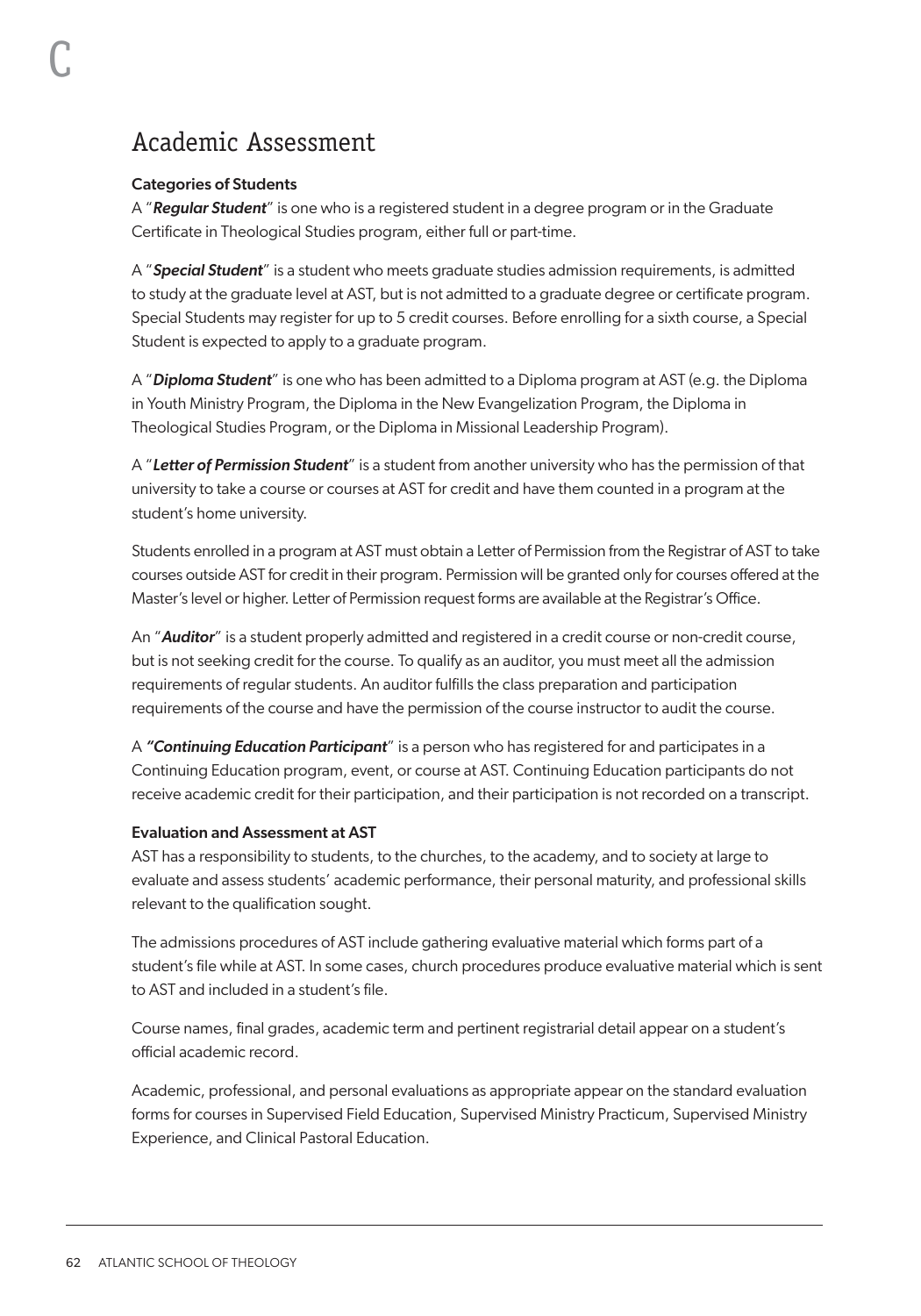## Academic Assessment

### Categories of Students

A "***Regular Student***" is one who is a registered student in a degree program or in the Graduate Certificate in Theological Studies program, either full or part-time.

A "***Special Student***" is a student who meets graduate studies admission requirements, is admitted to study at the graduate level at AST, but is not admitted to a graduate degree or certificate program. Special Students may register for up to 5 credit courses. Before enrolling for a sixth course, a Special Student is expected to apply to a graduate program.

A "***Diploma Student***" is one who has been admitted to a Diploma program at AST (e.g. the Diploma in Youth Ministry Program, the Diploma in the New Evangelization Program, the Diploma in Theological Studies Program, or the Diploma in Missional Leadership Program).

A "***Letter of Permission Student***" is a student from another university who has the permission of that university to take a course or courses at AST for credit and have them counted in a program at the student's home university.

Students enrolled in a program at AST must obtain a Letter of Permission from the Registrar of AST to take courses outside AST for credit in their program. Permission will be granted only for courses offered at the Master's level or higher. Letter of Permission request forms are available at the Registrar's Office.

An "***Auditor***" is a student properly admitted and registered in a credit course or non-credit course, but is not seeking credit for the course. To qualify as an auditor, you must meet all the admission requirements of regular students. An auditor fulfills the class preparation and participation requirements of the course and have the permission of the course instructor to audit the course.

A ***"Continuing Education Participant***" is a person who has registered for and participates in a Continuing Education program, event, or course at AST. Continuing Education participants do not receive academic credit for their participation, and their participation is not recorded on a transcript.

### Evaluation and Assessment at AST

AST has a responsibility to students, to the churches, to the academy, and to society at large to evaluate and assess students' academic performance, their personal maturity, and professional skills relevant to the qualification sought.

The admissions procedures of AST include gathering evaluative material which forms part of a student's file while at AST. In some cases, church procedures produce evaluative material which is sent to AST and included in a student's file.

Course names, final grades, academic term and pertinent registrarial detail appear on a student's official academic record.

Academic, professional, and personal evaluations as appropriate appear on the standard evaluation forms for courses in Supervised Field Education, Supervised Ministry Practicum, Supervised Ministry Experience, and Clinical Pastoral Education.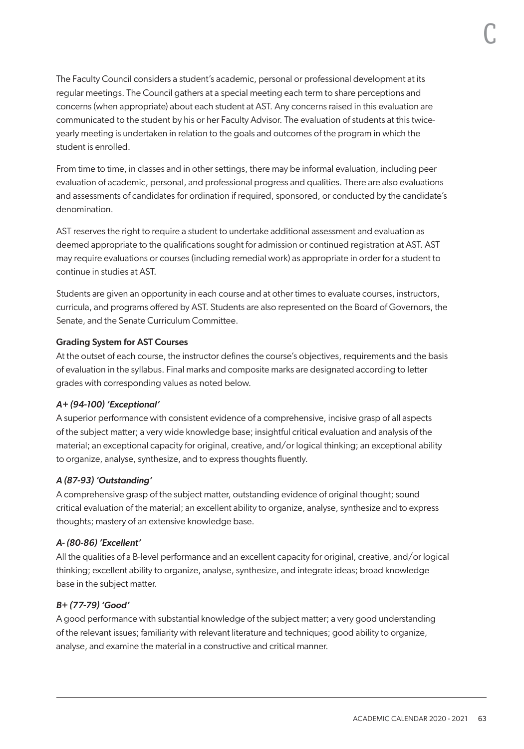The Faculty Council considers a student's academic, personal or professional development at its regular meetings. The Council gathers at a special meeting each term to share perceptions and concerns (when appropriate) about each student at AST. Any concerns raised in this evaluation are communicated to the student by his or her Faculty Advisor. The evaluation of students at this twice-yearly meeting is undertaken in relation to the goals and outcomes of the program in which the student is enrolled.

From time to time, in classes and in other settings, there may be informal evaluation, including peer evaluation of academic, personal, and professional progress and qualities. There are also evaluations and assessments of candidates for ordination if required, sponsored, or conducted by the candidate's denomination.

AST reserves the right to require a student to undertake additional assessment and evaluation as deemed appropriate to the qualifications sought for admission or continued registration at AST. AST may require evaluations or courses (including remedial work) as appropriate in order for a student to continue in studies at AST.

Students are given an opportunity in each course and at other times to evaluate courses, instructors, curricula, and programs offered by AST. Students are also represented on the Board of Governors, the Senate, and the Senate Curriculum Committee.

**Grading System for AST Courses**

At the outset of each course, the instructor defines the course's objectives, requirements and the basis of evaluation in the syllabus. Final marks and composite marks are designated according to letter grades with corresponding values as noted below.

***A+ (94-100) 'Exceptional'***

A superior performance with consistent evidence of a comprehensive, incisive grasp of all aspects of the subject matter; a very wide knowledge base; insightful critical evaluation and analysis of the material; an exceptional capacity for original, creative, and/or logical thinking; an exceptional ability to organize, analyse, synthesize, and to express thoughts fluently.

***A (87-93) 'Outstanding'***

A comprehensive grasp of the subject matter, outstanding evidence of original thought; sound critical evaluation of the material; an excellent ability to organize, analyse, synthesize and to express thoughts; mastery of an extensive knowledge base.

***A- (80-86) 'Excellent'***

All the qualities of a B-level performance and an excellent capacity for original, creative, and/or logical thinking; excellent ability to organize, analyse, synthesize, and integrate ideas; broad knowledge base in the subject matter.

***B+ (77-79) 'Good'***

A good performance with substantial knowledge of the subject matter; a very good understanding of the relevant issues; familiarity with relevant literature and techniques; good ability to organize, analyse, and examine the material in a constructive and critical manner.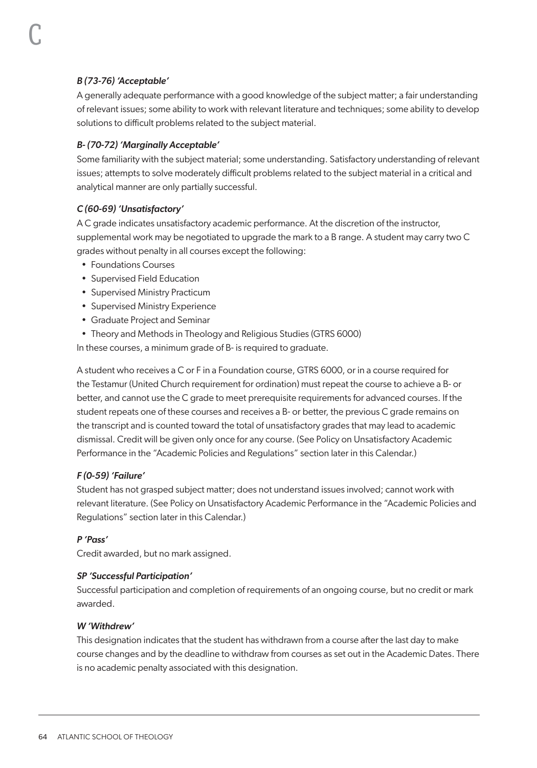*B (73-76) 'Acceptable'*

A generally adequate performance with a good knowledge of the subject matter; a fair understanding of relevant issues; some ability to work with relevant literature and techniques; some ability to develop solutions to difficult problems related to the subject material.

*B- (70-72) 'Marginally Acceptable'*

Some familiarity with the subject material; some understanding. Satisfactory understanding of relevant issues; attempts to solve moderately difficult problems related to the subject material in a critical and analytical manner are only partially successful.

*C (60-69) 'Unsatisfactory'*

A C grade indicates unsatisfactory academic performance. At the discretion of the instructor, supplemental work may be negotiated to upgrade the mark to a B range. A student may carry two C grades without penalty in all courses except the following:

- Foundations Courses
- Supervised Field Education
- Supervised Ministry Practicum
- Supervised Ministry Experience
- Graduate Project and Seminar
- Theory and Methods in Theology and Religious Studies (GTRS 6000)

In these courses, a minimum grade of B- is required to graduate.

A student who receives a C or F in a Foundation course, GTRS 6000, or in a course required for the Testamur (United Church requirement for ordination) must repeat the course to achieve a B- or better, and cannot use the C grade to meet prerequisite requirements for advanced courses. If the student repeats one of these courses and receives a B- or better, the previous C grade remains on the transcript and is counted toward the total of unsatisfactory grades that may lead to academic dismissal. Credit will be given only once for any course. (See Policy on Unsatisfactory Academic Performance in the "Academic Policies and Regulations" section later in this Calendar.)

*F (0-59) 'Failure'*

Student has not grasped subject matter; does not understand issues involved; cannot work with relevant literature. (See Policy on Unsatisfactory Academic Performance in the "Academic Policies and Regulations" section later in this Calendar.)

*P 'Pass'*

Credit awarded, but no mark assigned.

*SP 'Successful Participation'*

Successful participation and completion of requirements of an ongoing course, but no credit or mark awarded.

*W 'Withdrew'*

This designation indicates that the student has withdrawn from a course after the last day to make course changes and by the deadline to withdraw from courses as set out in the Academic Dates. There is no academic penalty associated with this designation.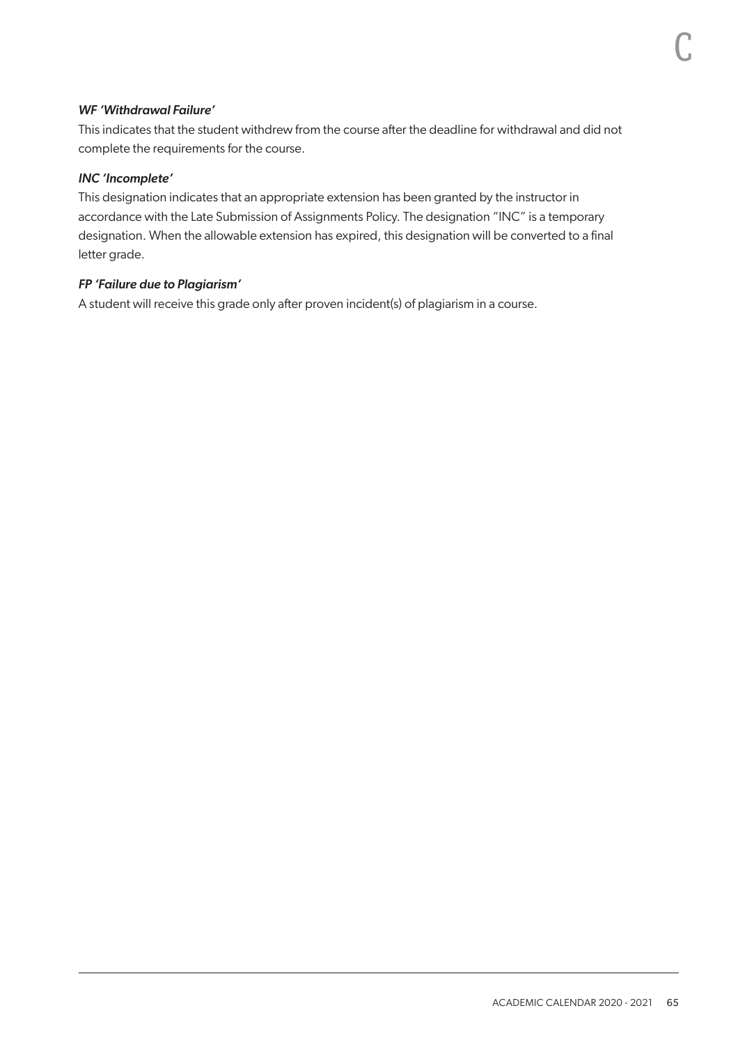*WF 'Withdrawal Failure'*

This indicates that the student withdrew from the course after the deadline for withdrawal and did not complete the requirements for the course.

*INC 'Incomplete'*

This designation indicates that an appropriate extension has been granted by the instructor in accordance with the Late Submission of Assignments Policy. The designation "INC" is a temporary designation. When the allowable extension has expired, this designation will be converted to a final letter grade.

*FP 'Failure due to Plagiarism'*

A student will receive this grade only after proven incident(s) of plagiarism in a course.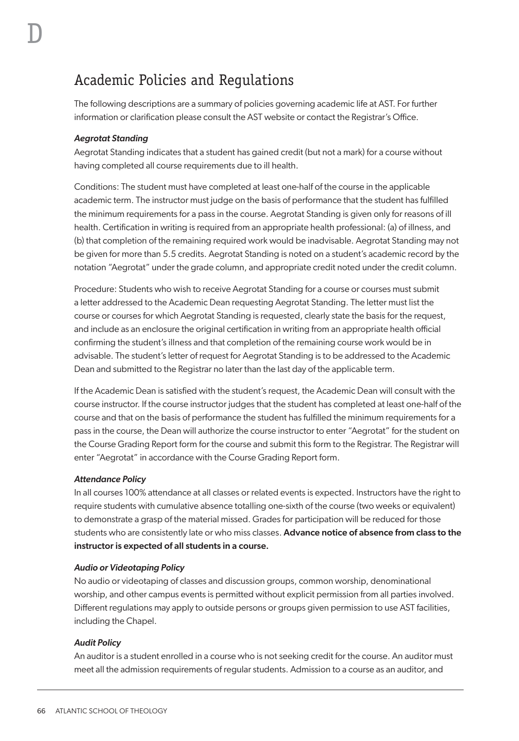# Academic Policies and Regulations

The following descriptions are a summary of policies governing academic life at AST. For further information or clarification please consult the AST website or contact the Registrar's Office.

### *Aegrotat Standing*

Aegrotat Standing indicates that a student has gained credit (but not a mark) for a course without having completed all course requirements due to ill health.

Conditions: The student must have completed at least one-half of the course in the applicable academic term. The instructor must judge on the basis of performance that the student has fulfilled the minimum requirements for a pass in the course. Aegrotat Standing is given only for reasons of ill health. Certification in writing is required from an appropriate health professional: (a) of illness, and (b) that completion of the remaining required work would be inadvisable. Aegrotat Standing may not be given for more than 5.5 credits. Aegrotat Standing is noted on a student's academic record by the notation "Aegrotat" under the grade column, and appropriate credit noted under the credit column.

Procedure: Students who wish to receive Aegrotat Standing for a course or courses must submit a letter addressed to the Academic Dean requesting Aegrotat Standing. The letter must list the course or courses for which Aegrotat Standing is requested, clearly state the basis for the request, and include as an enclosure the original certification in writing from an appropriate health official confirming the student's illness and that completion of the remaining course work would be in advisable. The student's letter of request for Aegrotat Standing is to be addressed to the Academic Dean and submitted to the Registrar no later than the last day of the applicable term.

If the Academic Dean is satisfied with the student's request, the Academic Dean will consult with the course instructor. If the course instructor judges that the student has completed at least one-half of the course and that on the basis of performance the student has fulfilled the minimum requirements for a pass in the course, the Dean will authorize the course instructor to enter "Aegrotat" for the student on the Course Grading Report form for the course and submit this form to the Registrar. The Registrar will enter "Aegrotat" in accordance with the Course Grading Report form.

### *Attendance Policy*

In all courses 100% attendance at all classes or related events is expected. Instructors have the right to require students with cumulative absence totalling one-sixth of the course (two weeks or equivalent) to demonstrate a grasp of the material missed. Grades for participation will be reduced for those students who are consistently late or who miss classes. **Advance notice of absence from class to the instructor is expected of all students in a course.**

### *Audio or Videotaping Policy*

No audio or videotaping of classes and discussion groups, common worship, denominational worship, and other campus events is permitted without explicit permission from all parties involved. Different regulations may apply to outside persons or groups given permission to use AST facilities, including the Chapel.

### *Audit Policy*

An auditor is a student enrolled in a course who is not seeking credit for the course. An auditor must meet all the admission requirements of regular students. Admission to a course as an auditor, and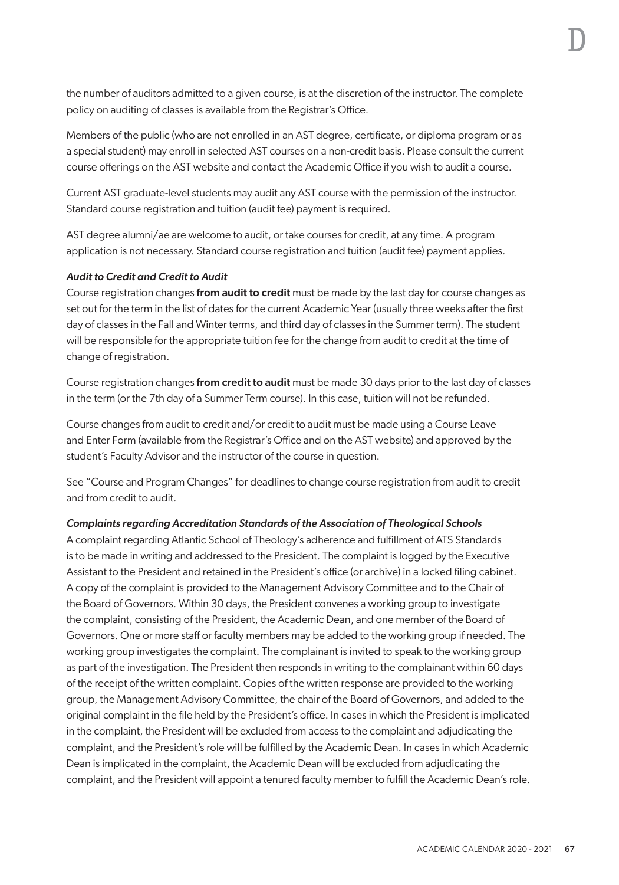the number of auditors admitted to a given course, is at the discretion of the instructor. The complete policy on auditing of classes is available from the Registrar's Office.

Members of the public (who are not enrolled in an AST degree, certificate, or diploma program or as a special student) may enroll in selected AST courses on a non-credit basis. Please consult the current course offerings on the AST website and contact the Academic Office if you wish to audit a course.

Current AST graduate-level students may audit any AST course with the permission of the instructor. Standard course registration and tuition (audit fee) payment is required.

AST degree alumni/ae are welcome to audit, or take courses for credit, at any time. A program application is not necessary. Standard course registration and tuition (audit fee) payment applies.

***Audit to Credit and Credit to Audit***

Course registration changes **from audit to credit** must be made by the last day for course changes as set out for the term in the list of dates for the current Academic Year (usually three weeks after the first day of classes in the Fall and Winter terms, and third day of classes in the Summer term). The student will be responsible for the appropriate tuition fee for the change from audit to credit at the time of change of registration.

Course registration changes **from credit to audit** must be made 30 days prior to the last day of classes in the term (or the 7th day of a Summer Term course). In this case, tuition will not be refunded.

Course changes from audit to credit and/or credit to audit must be made using a Course Leave and Enter Form (available from the Registrar's Office and on the AST website) and approved by the student's Faculty Advisor and the instructor of the course in question.

See "Course and Program Changes" for deadlines to change course registration from audit to credit and from credit to audit.

***Complaints regarding Accreditation Standards of the Association of Theological Schools***

A complaint regarding Atlantic School of Theology's adherence and fulfillment of ATS Standards is to be made in writing and addressed to the President. The complaint is logged by the Executive Assistant to the President and retained in the President's office (or archive) in a locked filing cabinet. A copy of the complaint is provided to the Management Advisory Committee and to the Chair of the Board of Governors. Within 30 days, the President convenes a working group to investigate the complaint, consisting of the President, the Academic Dean, and one member of the Board of Governors. One or more staff or faculty members may be added to the working group if needed. The working group investigates the complaint. The complainant is invited to speak to the working group as part of the investigation. The President then responds in writing to the complainant within 60 days of the receipt of the written complaint. Copies of the written response are provided to the working group, the Management Advisory Committee, the chair of the Board of Governors, and added to the original complaint in the file held by the President's office. In cases in which the President is implicated in the complaint, the President will be excluded from access to the complaint and adjudicating the complaint, and the President's role will be fulfilled by the Academic Dean. In cases in which Academic Dean is implicated in the complaint, the Academic Dean will be excluded from adjudicating the complaint, and the President will appoint a tenured faculty member to fulfill the Academic Dean's role.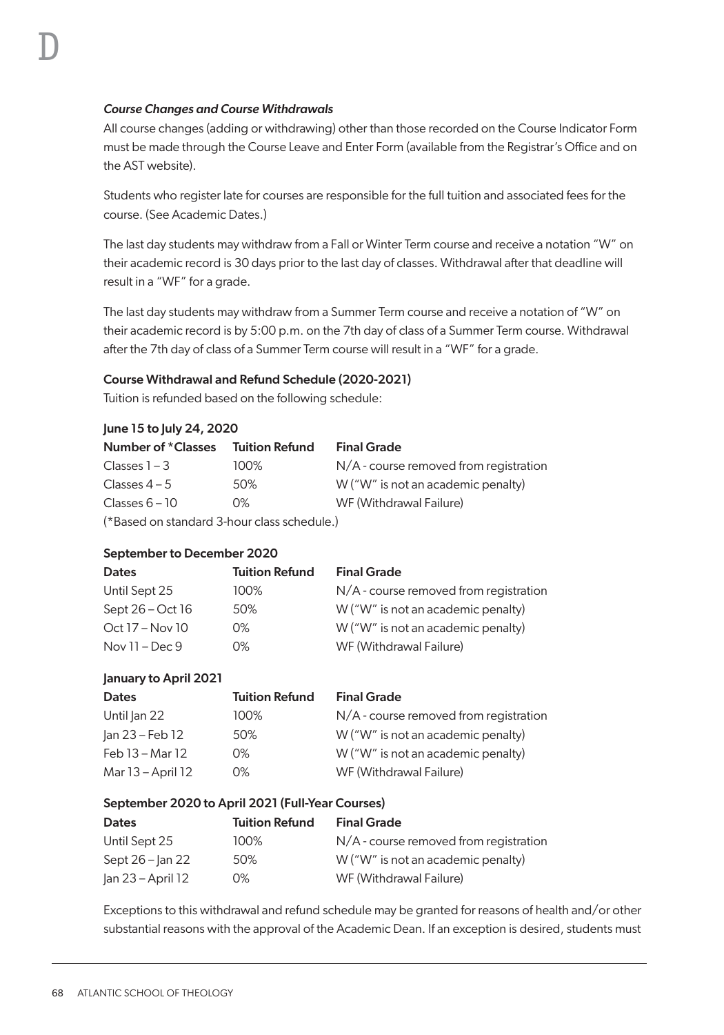### *Course Changes and Course Withdrawals*

All course changes (adding or withdrawing) other than those recorded on the Course Indicator Form must be made through the Course Leave and Enter Form (available from the Registrar's Office and on the AST website).

Students who register late for courses are responsible for the full tuition and associated fees for the course. (See Academic Dates.)

The last day students may withdraw from a Fall or Winter Term course and receive a notation "W" on their academic record is 30 days prior to the last day of classes. Withdrawal after that deadline will result in a "WF" for a grade.

The last day students may withdraw from a Summer Term course and receive a notation of "W" on their academic record is by 5:00 p.m. on the 7th day of class of a Summer Term course. Withdrawal after the 7th day of class of a Summer Term course will result in a "WF" for a grade.

#### Course Withdrawal and Refund Schedule (2020-2021)

Tuition is refunded based on the following schedule:

**June 15 to July 24, 2020**

| Number of *Classes | Tuition Refund | Final Grade |
|---|---|---|
| Classes 1 – 3 | 100% | N/A - course removed from registration |
| Classes 4 – 5 | 50% | W ("W" is not an academic penalty) |
| Classes 6 – 10 | 0% | WF (Withdrawal Failure) |

(*Based on standard 3-hour class schedule.)

**September to December 2020**

| Dates | Tuition Refund | Final Grade |
|---|---|---|
| Until Sept 25 | 100% | N/A - course removed from registration |
| Sept 26 – Oct 16 | 50% | W ("W" is not an academic penalty) |
| Oct 17 – Nov 10 | 0% | W ("W" is not an academic penalty) |
| Nov 11 – Dec 9 | 0% | WF (Withdrawal Failure) |

**January to April 2021**

| Dates | Tuition Refund | Final Grade |
|---|---|---|
| Until Jan 22 | 100% | N/A - course removed from registration |
| Jan 23 – Feb 12 | 50% | W ("W" is not an academic penalty) |
| Feb 13 – Mar 12 | 0% | W ("W" is not an academic penalty) |
| Mar 13 – April 12 | 0% | WF (Withdrawal Failure) |

**September 2020 to April 2021 (Full-Year Courses)**

| Dates | Tuition Refund | Final Grade |
|---|---|---|
| Until Sept 25 | 100% | N/A - course removed from registration |
| Sept 26 – Jan 22 | 50% | W ("W" is not an academic penalty) |
| Jan 23 – April 12 | 0% | WF (Withdrawal Failure) |

Exceptions to this withdrawal and refund schedule may be granted for reasons of health and/or other substantial reasons with the approval of the Academic Dean. If an exception is desired, students must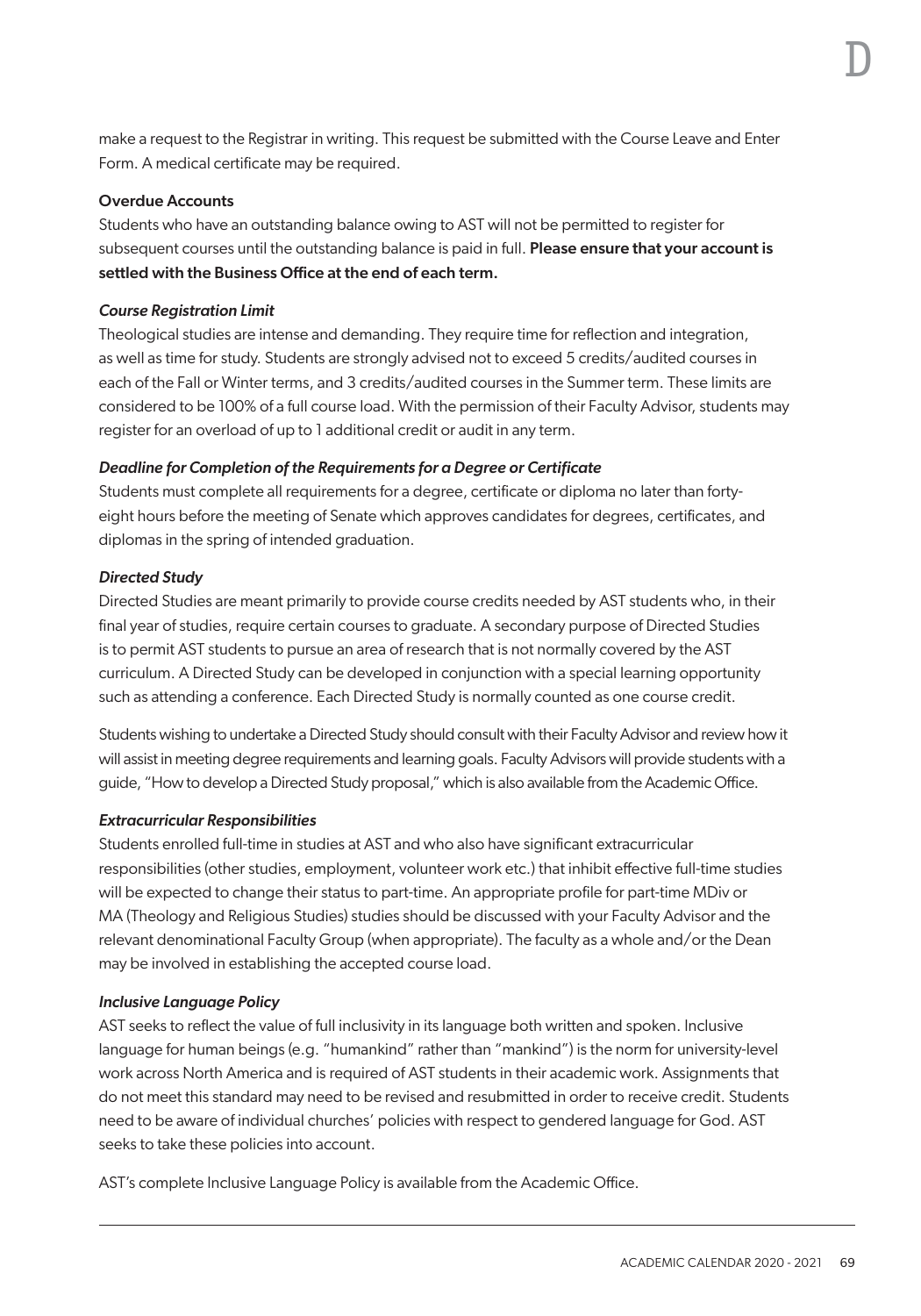make a request to the Registrar in writing. This request be submitted with the Course Leave and Enter Form. A medical certificate may be required.

### Overdue Accounts

Students who have an outstanding balance owing to AST will not be permitted to register for subsequent courses until the outstanding balance is paid in full. **Please ensure that your account is settled with the Business Office at the end of each term.**

#### *Course Registration Limit*

Theological studies are intense and demanding. They require time for reflection and integration, as well as time for study. Students are strongly advised not to exceed 5 credits/audited courses in each of the Fall or Winter terms, and 3 credits/audited courses in the Summer term. These limits are considered to be 100% of a full course load. With the permission of their Faculty Advisor, students may register for an overload of up to 1 additional credit or audit in any term.

#### *Deadline for Completion of the Requirements for a Degree or Certificate*

Students must complete all requirements for a degree, certificate or diploma no later than forty-eight hours before the meeting of Senate which approves candidates for degrees, certificates, and diplomas in the spring of intended graduation.

#### *Directed Study*

Directed Studies are meant primarily to provide course credits needed by AST students who, in their final year of studies, require certain courses to graduate. A secondary purpose of Directed Studies is to permit AST students to pursue an area of research that is not normally covered by the AST curriculum. A Directed Study can be developed in conjunction with a special learning opportunity such as attending a conference. Each Directed Study is normally counted as one course credit.

Students wishing to undertake a Directed Study should consult with their Faculty Advisor and review how it will assist in meeting degree requirements and learning goals. Faculty Advisors will provide students with a guide, "How to develop a Directed Study proposal," which is also available from the Academic Office.

#### *Extracurricular Responsibilities*

Students enrolled full-time in studies at AST and who also have significant extracurricular responsibilities (other studies, employment, volunteer work etc.) that inhibit effective full-time studies will be expected to change their status to part-time. An appropriate profile for part-time MDiv or MA (Theology and Religious Studies) studies should be discussed with your Faculty Advisor and the relevant denominational Faculty Group (when appropriate). The faculty as a whole and/or the Dean may be involved in establishing the accepted course load.

#### *Inclusive Language Policy*

AST seeks to reflect the value of full inclusivity in its language both written and spoken. Inclusive language for human beings (e.g. "humankind" rather than "mankind") is the norm for university-level work across North America and is required of AST students in their academic work. Assignments that do not meet this standard may need to be revised and resubmitted in order to receive credit. Students need to be aware of individual churches' policies with respect to gendered language for God. AST seeks to take these policies into account.

AST's complete Inclusive Language Policy is available from the Academic Office.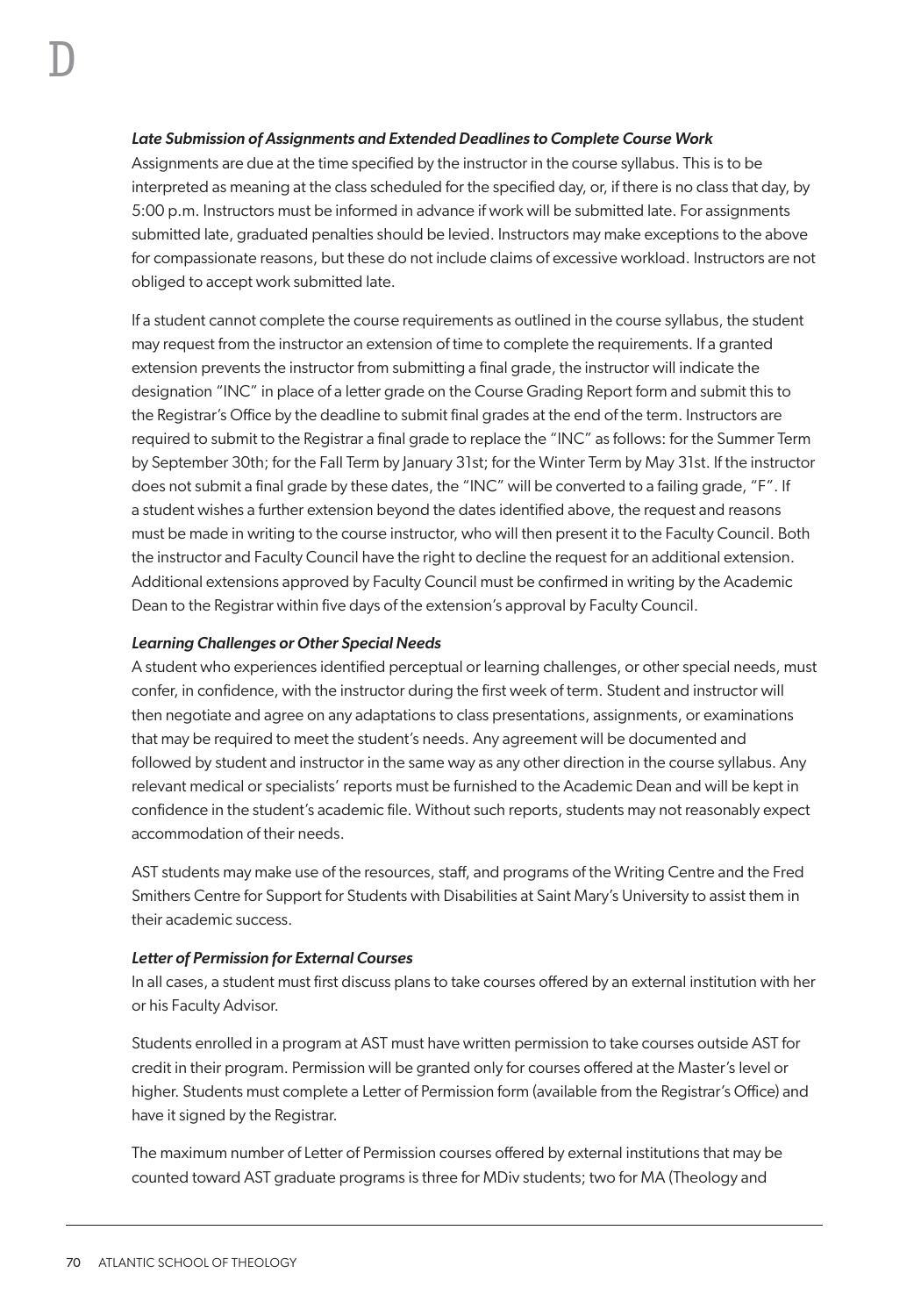*Late Submission of Assignments and Extended Deadlines to Complete Course Work*

Assignments are due at the time specified by the instructor in the course syllabus. This is to be interpreted as meaning at the class scheduled for the specified day, or, if there is no class that day, by 5:00 p.m. Instructors must be informed in advance if work will be submitted late. For assignments submitted late, graduated penalties should be levied. Instructors may make exceptions to the above for compassionate reasons, but these do not include claims of excessive workload. Instructors are not obliged to accept work submitted late.

If a student cannot complete the course requirements as outlined in the course syllabus, the student may request from the instructor an extension of time to complete the requirements. If a granted extension prevents the instructor from submitting a final grade, the instructor will indicate the designation "INC" in place of a letter grade on the Course Grading Report form and submit this to the Registrar's Office by the deadline to submit final grades at the end of the term. Instructors are required to submit to the Registrar a final grade to replace the "INC" as follows: for the Summer Term by September 30th; for the Fall Term by January 31st; for the Winter Term by May 31st. If the instructor does not submit a final grade by these dates, the "INC" will be converted to a failing grade, "F". If a student wishes a further extension beyond the dates identified above, the request and reasons must be made in writing to the course instructor, who will then present it to the Faculty Council. Both the instructor and Faculty Council have the right to decline the request for an additional extension. Additional extensions approved by Faculty Council must be confirmed in writing by the Academic Dean to the Registrar within five days of the extension's approval by Faculty Council.

*Learning Challenges or Other Special Needs*

A student who experiences identified perceptual or learning challenges, or other special needs, must confer, in confidence, with the instructor during the first week of term. Student and instructor will then negotiate and agree on any adaptations to class presentations, assignments, or examinations that may be required to meet the student's needs. Any agreement will be documented and followed by student and instructor in the same way as any other direction in the course syllabus. Any relevant medical or specialists' reports must be furnished to the Academic Dean and will be kept in confidence in the student's academic file. Without such reports, students may not reasonably expect accommodation of their needs.

AST students may make use of the resources, staff, and programs of the Writing Centre and the Fred Smithers Centre for Support for Students with Disabilities at Saint Mary's University to assist them in their academic success.

*Letter of Permission for External Courses*

In all cases, a student must first discuss plans to take courses offered by an external institution with her or his Faculty Advisor.

Students enrolled in a program at AST must have written permission to take courses outside AST for credit in their program. Permission will be granted only for courses offered at the Master's level or higher. Students must complete a Letter of Permission form (available from the Registrar's Office) and have it signed by the Registrar.

The maximum number of Letter of Permission courses offered by external institutions that may be counted toward AST graduate programs is three for MDiv students; two for MA (Theology and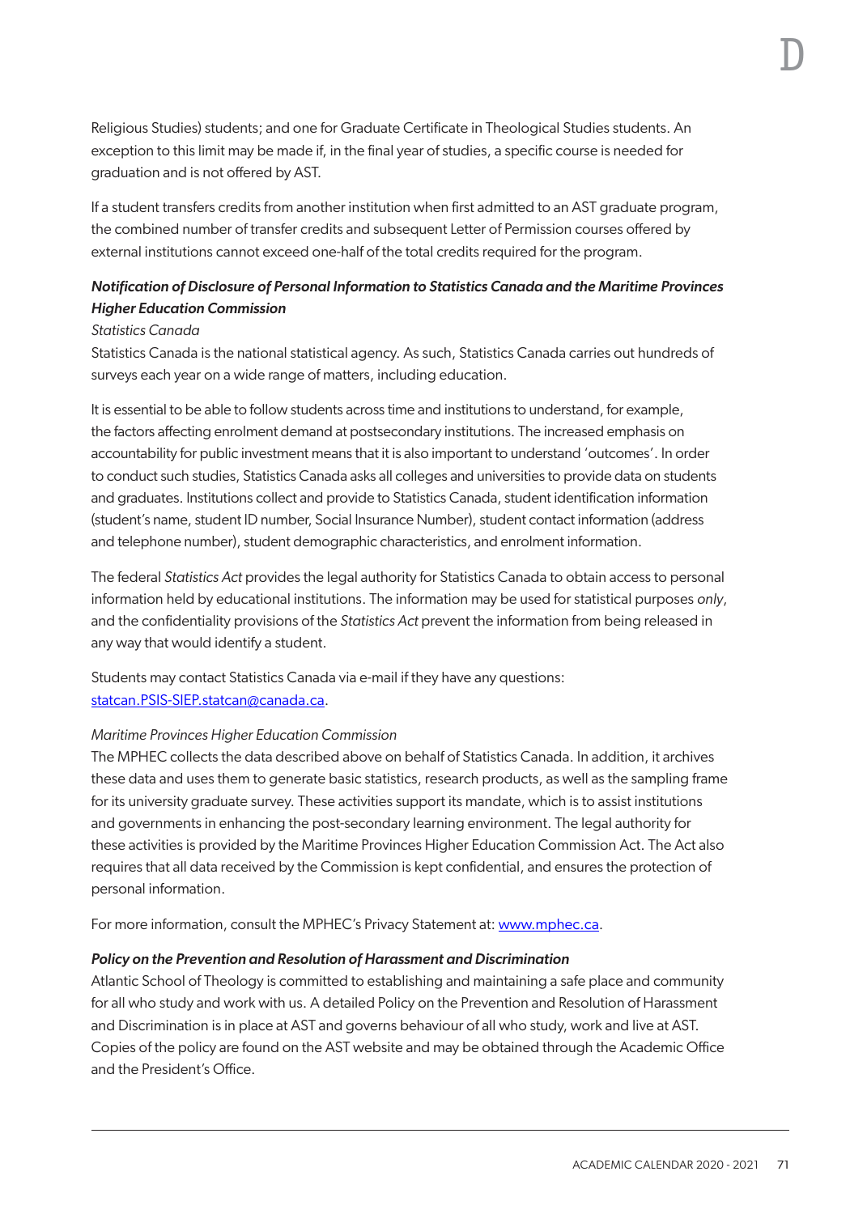Religious Studies) students; and one for Graduate Certificate in Theological Studies students. An exception to this limit may be made if, in the final year of studies, a specific course is needed for graduation and is not offered by AST.

If a student transfers credits from another institution when first admitted to an AST graduate program, the combined number of transfer credits and subsequent Letter of Permission courses offered by external institutions cannot exceed one-half of the total credits required for the program.

***Notification of Disclosure of Personal Information to Statistics Canada and the Maritime Provinces Higher Education Commission***

*Statistics Canada*

Statistics Canada is the national statistical agency. As such, Statistics Canada carries out hundreds of surveys each year on a wide range of matters, including education.

It is essential to be able to follow students across time and institutions to understand, for example, the factors affecting enrolment demand at postsecondary institutions. The increased emphasis on accountability for public investment means that it is also important to understand 'outcomes'. In order to conduct such studies, Statistics Canada asks all colleges and universities to provide data on students and graduates. Institutions collect and provide to Statistics Canada, student identification information (student's name, student ID number, Social Insurance Number), student contact information (address and telephone number), student demographic characteristics, and enrolment information.

The federal *Statistics Act* provides the legal authority for Statistics Canada to obtain access to personal information held by educational institutions. The information may be used for statistical purposes *only*, and the confidentiality provisions of the *Statistics Act* prevent the information from being released in any way that would identify a student.

Students may contact Statistics Canada via e-mail if they have any questions: statcan.PSIS-SIEP.statcan@canada.ca.

*Maritime Provinces Higher Education Commission*

The MPHEC collects the data described above on behalf of Statistics Canada. In addition, it archives these data and uses them to generate basic statistics, research products, as well as the sampling frame for its university graduate survey. These activities support its mandate, which is to assist institutions and governments in enhancing the post-secondary learning environment. The legal authority for these activities is provided by the Maritime Provinces Higher Education Commission Act. The Act also requires that all data received by the Commission is kept confidential, and ensures the protection of personal information.

For more information, consult the MPHEC's Privacy Statement at: www.mphec.ca.

***Policy on the Prevention and Resolution of Harassment and Discrimination***

Atlantic School of Theology is committed to establishing and maintaining a safe place and community for all who study and work with us. A detailed Policy on the Prevention and Resolution of Harassment and Discrimination is in place at AST and governs behaviour of all who study, work and live at AST. Copies of the policy are found on the AST website and may be obtained through the Academic Office and the President's Office.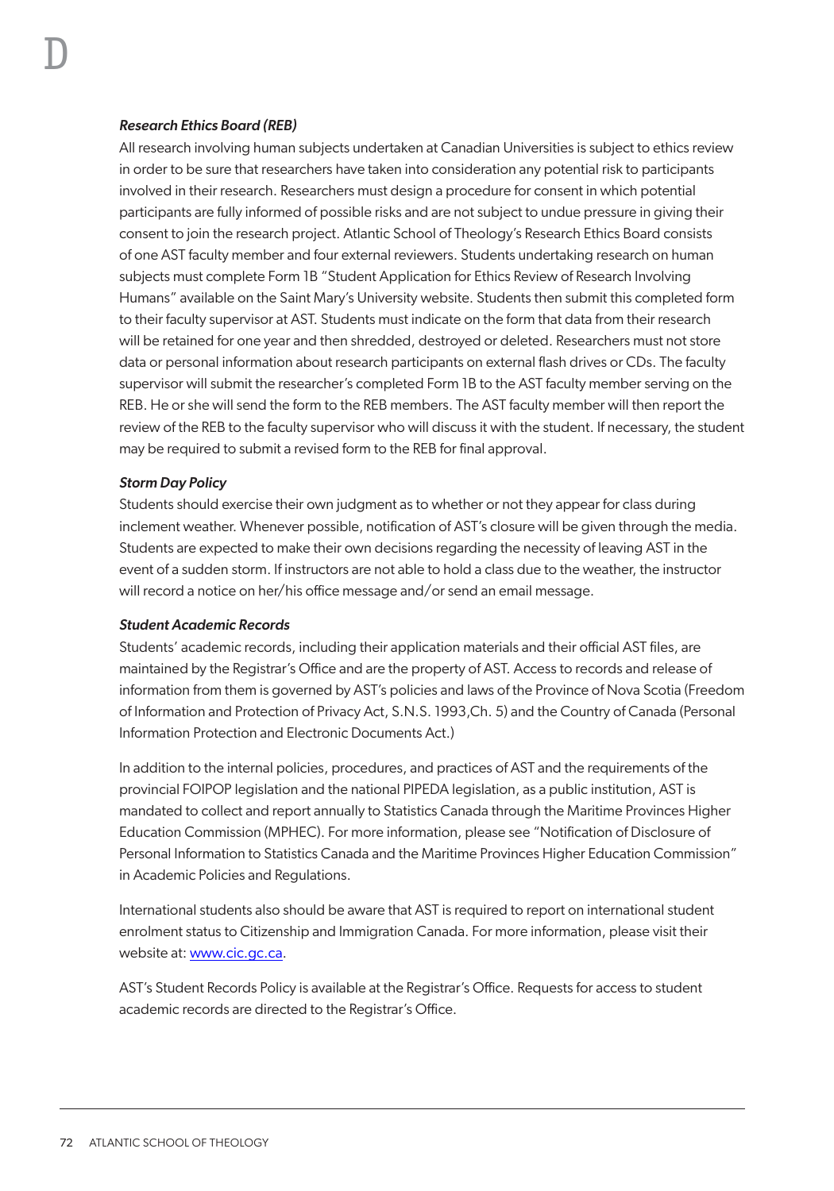### *Research Ethics Board (REB)*

All research involving human subjects undertaken at Canadian Universities is subject to ethics review in order to be sure that researchers have taken into consideration any potential risk to participants involved in their research. Researchers must design a procedure for consent in which potential participants are fully informed of possible risks and are not subject to undue pressure in giving their consent to join the research project. Atlantic School of Theology's Research Ethics Board consists of one AST faculty member and four external reviewers. Students undertaking research on human subjects must complete Form 1B "Student Application for Ethics Review of Research Involving Humans" available on the Saint Mary's University website. Students then submit this completed form to their faculty supervisor at AST. Students must indicate on the form that data from their research will be retained for one year and then shredded, destroyed or deleted. Researchers must not store data or personal information about research participants on external flash drives or CDs. The faculty supervisor will submit the researcher's completed Form 1B to the AST faculty member serving on the REB. He or she will send the form to the REB members. The AST faculty member will then report the review of the REB to the faculty supervisor who will discuss it with the student. If necessary, the student may be required to submit a revised form to the REB for final approval.

### *Storm Day Policy*

Students should exercise their own judgment as to whether or not they appear for class during inclement weather. Whenever possible, notification of AST's closure will be given through the media. Students are expected to make their own decisions regarding the necessity of leaving AST in the event of a sudden storm. If instructors are not able to hold a class due to the weather, the instructor will record a notice on her/his office message and/or send an email message.

### *Student Academic Records*

Students' academic records, including their application materials and their official AST files, are maintained by the Registrar's Office and are the property of AST. Access to records and release of information from them is governed by AST's policies and laws of the Province of Nova Scotia (Freedom of Information and Protection of Privacy Act, S.N.S. 1993,Ch. 5) and the Country of Canada (Personal Information Protection and Electronic Documents Act.)

In addition to the internal policies, procedures, and practices of AST and the requirements of the provincial FOIPOP legislation and the national PIPEDA legislation, as a public institution, AST is mandated to collect and report annually to Statistics Canada through the Maritime Provinces Higher Education Commission (MPHEC). For more information, please see "Notification of Disclosure of Personal Information to Statistics Canada and the Maritime Provinces Higher Education Commission" in Academic Policies and Regulations.

International students also should be aware that AST is required to report on international student enrolment status to Citizenship and Immigration Canada. For more information, please visit their website at: www.cic.gc.ca.

AST's Student Records Policy is available at the Registrar's Office. Requests for access to student academic records are directed to the Registrar's Office.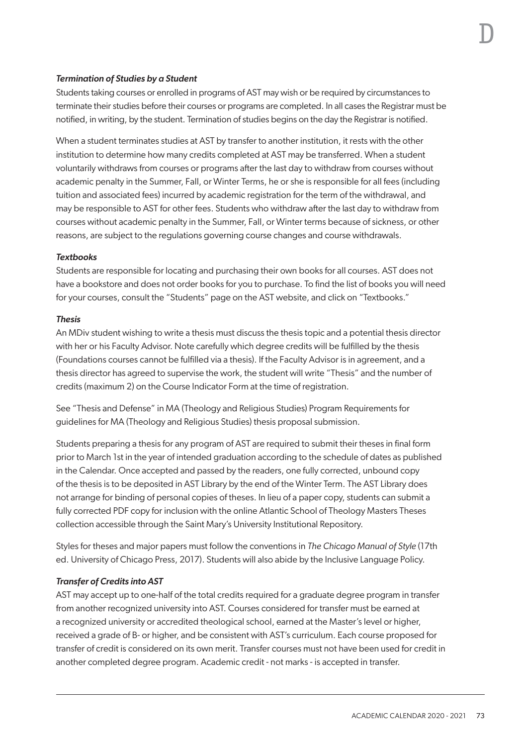*Termination of Studies by a Student*

Students taking courses or enrolled in programs of AST may wish or be required by circumstances to terminate their studies before their courses or programs are completed. In all cases the Registrar must be notified, in writing, by the student. Termination of studies begins on the day the Registrar is notified.

When a student terminates studies at AST by transfer to another institution, it rests with the other institution to determine how many credits completed at AST may be transferred. When a student voluntarily withdraws from courses or programs after the last day to withdraw from courses without academic penalty in the Summer, Fall, or Winter Terms, he or she is responsible for all fees (including tuition and associated fees) incurred by academic registration for the term of the withdrawal, and may be responsible to AST for other fees. Students who withdraw after the last day to withdraw from courses without academic penalty in the Summer, Fall, or Winter terms because of sickness, or other reasons, are subject to the regulations governing course changes and course withdrawals.

*Textbooks*

Students are responsible for locating and purchasing their own books for all courses. AST does not have a bookstore and does not order books for you to purchase. To find the list of books you will need for your courses, consult the "Students" page on the AST website, and click on "Textbooks."

*Thesis*

An MDiv student wishing to write a thesis must discuss the thesis topic and a potential thesis director with her or his Faculty Advisor. Note carefully which degree credits will be fulfilled by the thesis (Foundations courses cannot be fulfilled via a thesis). If the Faculty Advisor is in agreement, and a thesis director has agreed to supervise the work, the student will write "Thesis" and the number of credits (maximum 2) on the Course Indicator Form at the time of registration.

See "Thesis and Defense" in MA (Theology and Religious Studies) Program Requirements for guidelines for MA (Theology and Religious Studies) thesis proposal submission.

Students preparing a thesis for any program of AST are required to submit their theses in final form prior to March 1st in the year of intended graduation according to the schedule of dates as published in the Calendar. Once accepted and passed by the readers, one fully corrected, unbound copy of the thesis is to be deposited in AST Library by the end of the Winter Term. The AST Library does not arrange for binding of personal copies of theses. In lieu of a paper copy, students can submit a fully corrected PDF copy for inclusion with the online Atlantic School of Theology Masters Theses collection accessible through the Saint Mary's University Institutional Repository.

Styles for theses and major papers must follow the conventions in *The Chicago Manual of Style* (17th ed. University of Chicago Press, 2017). Students will also abide by the Inclusive Language Policy.

*Transfer of Credits into AST*

AST may accept up to one-half of the total credits required for a graduate degree program in transfer from another recognized university into AST. Courses considered for transfer must be earned at a recognized university or accredited theological school, earned at the Master's level or higher, received a grade of B- or higher, and be consistent with AST's curriculum. Each course proposed for transfer of credit is considered on its own merit. Transfer courses must not have been used for credit in another completed degree program. Academic credit - not marks - is accepted in transfer.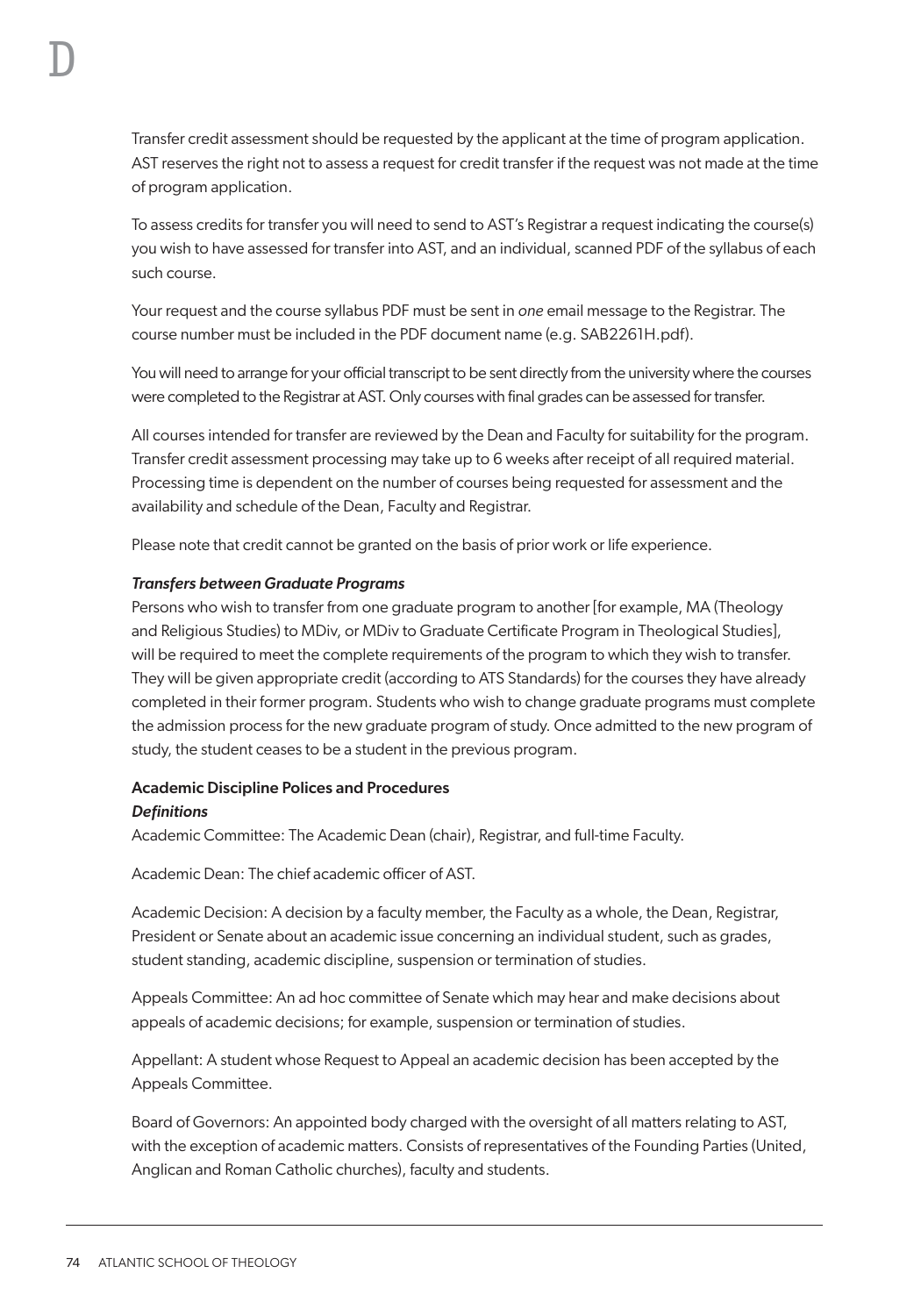Transfer credit assessment should be requested by the applicant at the time of program application. AST reserves the right not to assess a request for credit transfer if the request was not made at the time of program application.

To assess credits for transfer you will need to send to AST's Registrar a request indicating the course(s) you wish to have assessed for transfer into AST, and an individual, scanned PDF of the syllabus of each such course.

Your request and the course syllabus PDF must be sent in *one* email message to the Registrar. The course number must be included in the PDF document name (e.g. SAB2261H.pdf).

You will need to arrange for your official transcript to be sent directly from the university where the courses were completed to the Registrar at AST. Only courses with final grades can be assessed for transfer.

All courses intended for transfer are reviewed by the Dean and Faculty for suitability for the program. Transfer credit assessment processing may take up to 6 weeks after receipt of all required material. Processing time is dependent on the number of courses being requested for assessment and the availability and schedule of the Dean, Faculty and Registrar.

Please note that credit cannot be granted on the basis of prior work or life experience.

***Transfers between Graduate Programs***

Persons who wish to transfer from one graduate program to another [for example, MA (Theology and Religious Studies) to MDiv, or MDiv to Graduate Certificate Program in Theological Studies], will be required to meet the complete requirements of the program to which they wish to transfer. They will be given appropriate credit (according to ATS Standards) for the courses they have already completed in their former program. Students who wish to change graduate programs must complete the admission process for the new graduate program of study. Once admitted to the new program of study, the student ceases to be a student in the previous program.

**Academic Discipline Polices and Procedures**

***Definitions***

Academic Committee: The Academic Dean (chair), Registrar, and full-time Faculty.

Academic Dean: The chief academic officer of AST.

Academic Decision: A decision by a faculty member, the Faculty as a whole, the Dean, Registrar, President or Senate about an academic issue concerning an individual student, such as grades, student standing, academic discipline, suspension or termination of studies.

Appeals Committee: An ad hoc committee of Senate which may hear and make decisions about appeals of academic decisions; for example, suspension or termination of studies.

Appellant: A student whose Request to Appeal an academic decision has been accepted by the Appeals Committee.

Board of Governors: An appointed body charged with the oversight of all matters relating to AST, with the exception of academic matters. Consists of representatives of the Founding Parties (United, Anglican and Roman Catholic churches), faculty and students.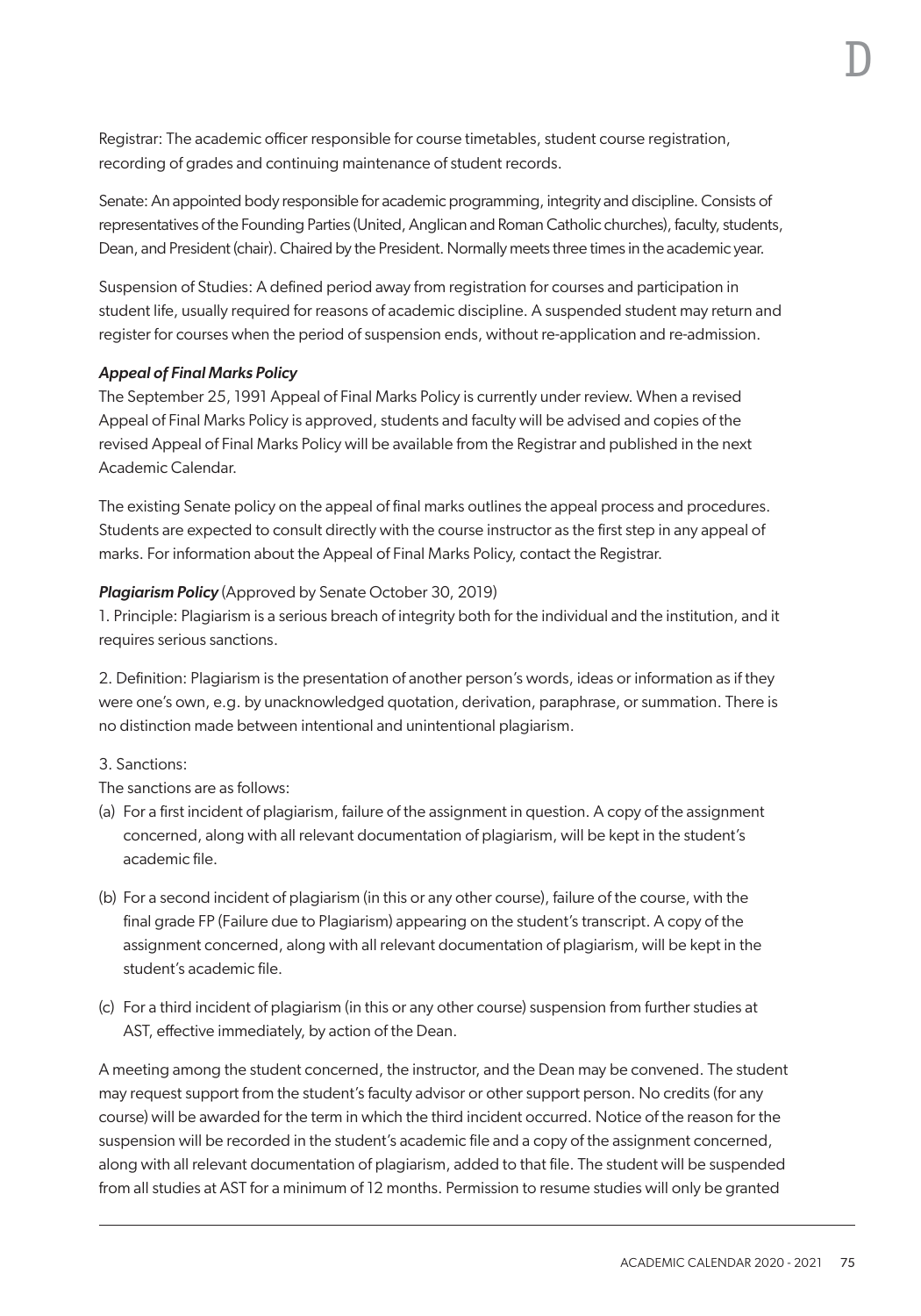Registrar: The academic officer responsible for course timetables, student course registration, recording of grades and continuing maintenance of student records.

Senate: An appointed body responsible for academic programming, integrity and discipline. Consists of representatives of the Founding Parties (United, Anglican and Roman Catholic churches), faculty, students, Dean, and President (chair). Chaired by the President. Normally meets three times in the academic year.

Suspension of Studies: A defined period away from registration for courses and participation in student life, usually required for reasons of academic discipline. A suspended student may return and register for courses when the period of suspension ends, without re-application and re-admission.

***Appeal of Final Marks Policy***

The September 25, 1991 Appeal of Final Marks Policy is currently under review. When a revised Appeal of Final Marks Policy is approved, students and faculty will be advised and copies of the revised Appeal of Final Marks Policy will be available from the Registrar and published in the next Academic Calendar.

The existing Senate policy on the appeal of final marks outlines the appeal process and procedures. Students are expected to consult directly with the course instructor as the first step in any appeal of marks. For information about the Appeal of Final Marks Policy, contact the Registrar.

***Plagiarism Policy*** (Approved by Senate October 30, 2019)

1. Principle: Plagiarism is a serious breach of integrity both for the individual and the institution, and it requires serious sanctions.

2. Definition: Plagiarism is the presentation of another person's words, ideas or information as if they were one's own, e.g. by unacknowledged quotation, derivation, paraphrase, or summation. There is no distinction made between intentional and unintentional plagiarism.

3. Sanctions:

The sanctions are as follows:

(a) For a first incident of plagiarism, failure of the assignment in question. A copy of the assignment concerned, along with all relevant documentation of plagiarism, will be kept in the student's academic file.

(b) For a second incident of plagiarism (in this or any other course), failure of the course, with the final grade FP (Failure due to Plagiarism) appearing on the student's transcript. A copy of the assignment concerned, along with all relevant documentation of plagiarism, will be kept in the student's academic file.

(c) For a third incident of plagiarism (in this or any other course) suspension from further studies at AST, effective immediately, by action of the Dean.

A meeting among the student concerned, the instructor, and the Dean may be convened. The student may request support from the student's faculty advisor or other support person. No credits (for any course) will be awarded for the term in which the third incident occurred. Notice of the reason for the suspension will be recorded in the student's academic file and a copy of the assignment concerned, along with all relevant documentation of plagiarism, added to that file. The student will be suspended from all studies at AST for a minimum of 12 months. Permission to resume studies will only be granted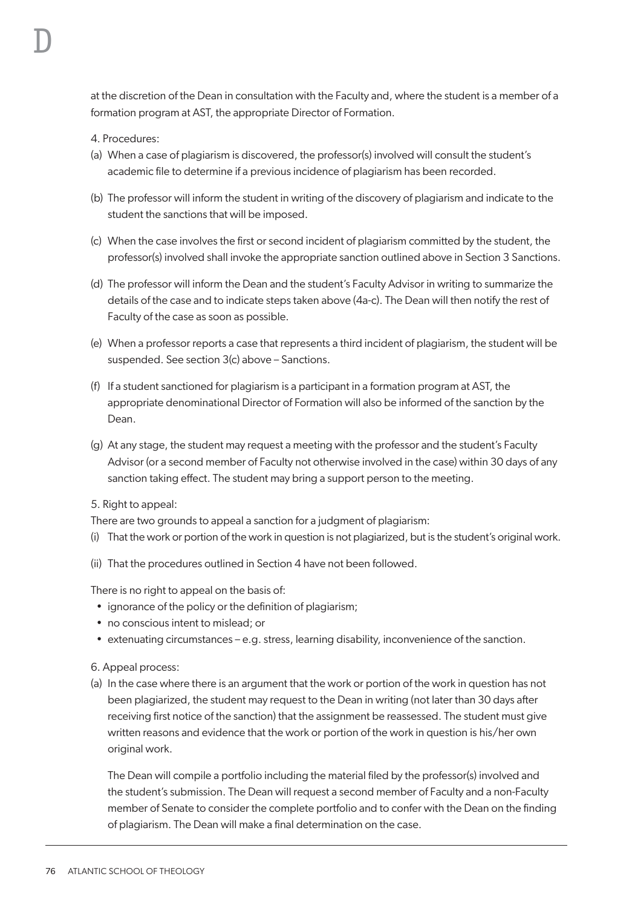at the discretion of the Dean in consultation with the Faculty and, where the student is a member of a formation program at AST, the appropriate Director of Formation.

4. Procedures:

(a) When a case of plagiarism is discovered, the professor(s) involved will consult the student's academic file to determine if a previous incidence of plagiarism has been recorded.

(b) The professor will inform the student in writing of the discovery of plagiarism and indicate to the student the sanctions that will be imposed.

(c) When the case involves the first or second incident of plagiarism committed by the student, the professor(s) involved shall invoke the appropriate sanction outlined above in Section 3 Sanctions.

(d) The professor will inform the Dean and the student's Faculty Advisor in writing to summarize the details of the case and to indicate steps taken above (4a-c). The Dean will then notify the rest of Faculty of the case as soon as possible.

(e) When a professor reports a case that represents a third incident of plagiarism, the student will be suspended. See section 3(c) above – Sanctions.

(f) If a student sanctioned for plagiarism is a participant in a formation program at AST, the appropriate denominational Director of Formation will also be informed of the sanction by the Dean.

(g) At any stage, the student may request a meeting with the professor and the student's Faculty Advisor (or a second member of Faculty not otherwise involved in the case) within 30 days of any sanction taking effect. The student may bring a support person to the meeting.

5. Right to appeal:

There are two grounds to appeal a sanction for a judgment of plagiarism:

(i) That the work or portion of the work in question is not plagiarized, but is the student's original work.

(ii) That the procedures outlined in Section 4 have not been followed.

There is no right to appeal on the basis of:

- ignorance of the policy or the definition of plagiarism;
- no conscious intent to mislead; or
- extenuating circumstances – e.g. stress, learning disability, inconvenience of the sanction.

6. Appeal process:

(a) In the case where there is an argument that the work or portion of the work in question has not been plagiarized, the student may request to the Dean in writing (not later than 30 days after receiving first notice of the sanction) that the assignment be reassessed. The student must give written reasons and evidence that the work or portion of the work in question is his/her own original work.

The Dean will compile a portfolio including the material filed by the professor(s) involved and the student's submission. The Dean will request a second member of Faculty and a non-Faculty member of Senate to consider the complete portfolio and to confer with the Dean on the finding of plagiarism. The Dean will make a final determination on the case.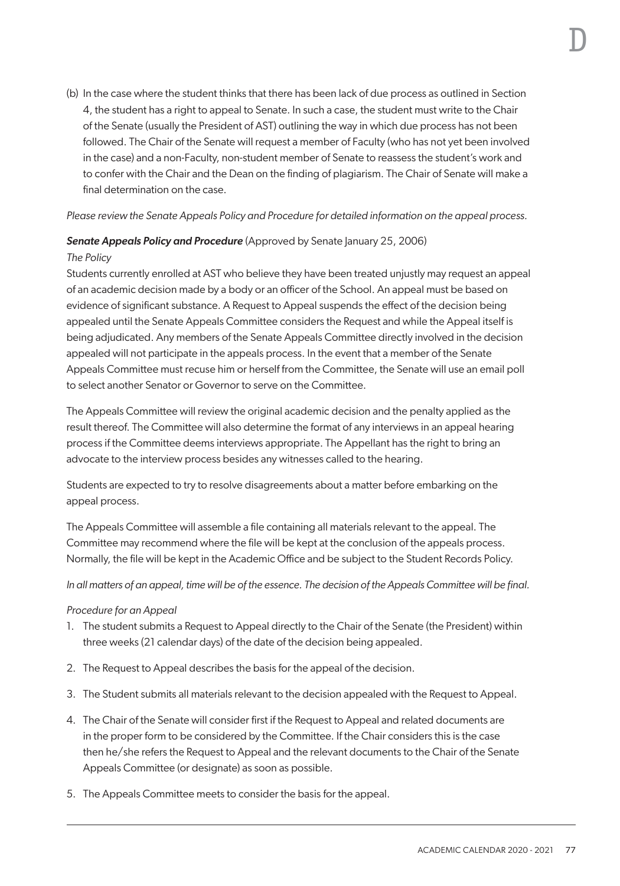(b) In the case where the student thinks that there has been lack of due process as outlined in Section 4, the student has a right to appeal to Senate. In such a case, the student must write to the Chair of the Senate (usually the President of AST) outlining the way in which due process has not been followed. The Chair of the Senate will request a member of Faculty (who has not yet been involved in the case) and a non-Faculty, non-student member of Senate to reassess the student's work and to confer with the Chair and the Dean on the finding of plagiarism. The Chair of Senate will make a final determination on the case.

*Please review the Senate Appeals Policy and Procedure for detailed information on the appeal process.*

***Senate Appeals Policy and Procedure*** (Approved by Senate January 25, 2006)

*The Policy*

Students currently enrolled at AST who believe they have been treated unjustly may request an appeal of an academic decision made by a body or an officer of the School. An appeal must be based on evidence of significant substance. A Request to Appeal suspends the effect of the decision being appealed until the Senate Appeals Committee considers the Request and while the Appeal itself is being adjudicated. Any members of the Senate Appeals Committee directly involved in the decision appealed will not participate in the appeals process. In the event that a member of the Senate Appeals Committee must recuse him or herself from the Committee, the Senate will use an email poll to select another Senator or Governor to serve on the Committee.

The Appeals Committee will review the original academic decision and the penalty applied as the result thereof. The Committee will also determine the format of any interviews in an appeal hearing process if the Committee deems interviews appropriate. The Appellant has the right to bring an advocate to the interview process besides any witnesses called to the hearing.

Students are expected to try to resolve disagreements about a matter before embarking on the appeal process.

The Appeals Committee will assemble a file containing all materials relevant to the appeal. The Committee may recommend where the file will be kept at the conclusion of the appeals process. Normally, the file will be kept in the Academic Office and be subject to the Student Records Policy.

*In all matters of an appeal, time will be of the essence. The decision of the Appeals Committee will be final.*

*Procedure for an Appeal*

1. The student submits a Request to Appeal directly to the Chair of the Senate (the President) within three weeks (21 calendar days) of the date of the decision being appealed.

2. The Request to Appeal describes the basis for the appeal of the decision.

3. The Student submits all materials relevant to the decision appealed with the Request to Appeal.

4. The Chair of the Senate will consider first if the Request to Appeal and related documents are in the proper form to be considered by the Committee. If the Chair considers this is the case then he/she refers the Request to Appeal and the relevant documents to the Chair of the Senate Appeals Committee (or designate) as soon as possible.

5. The Appeals Committee meets to consider the basis for the appeal.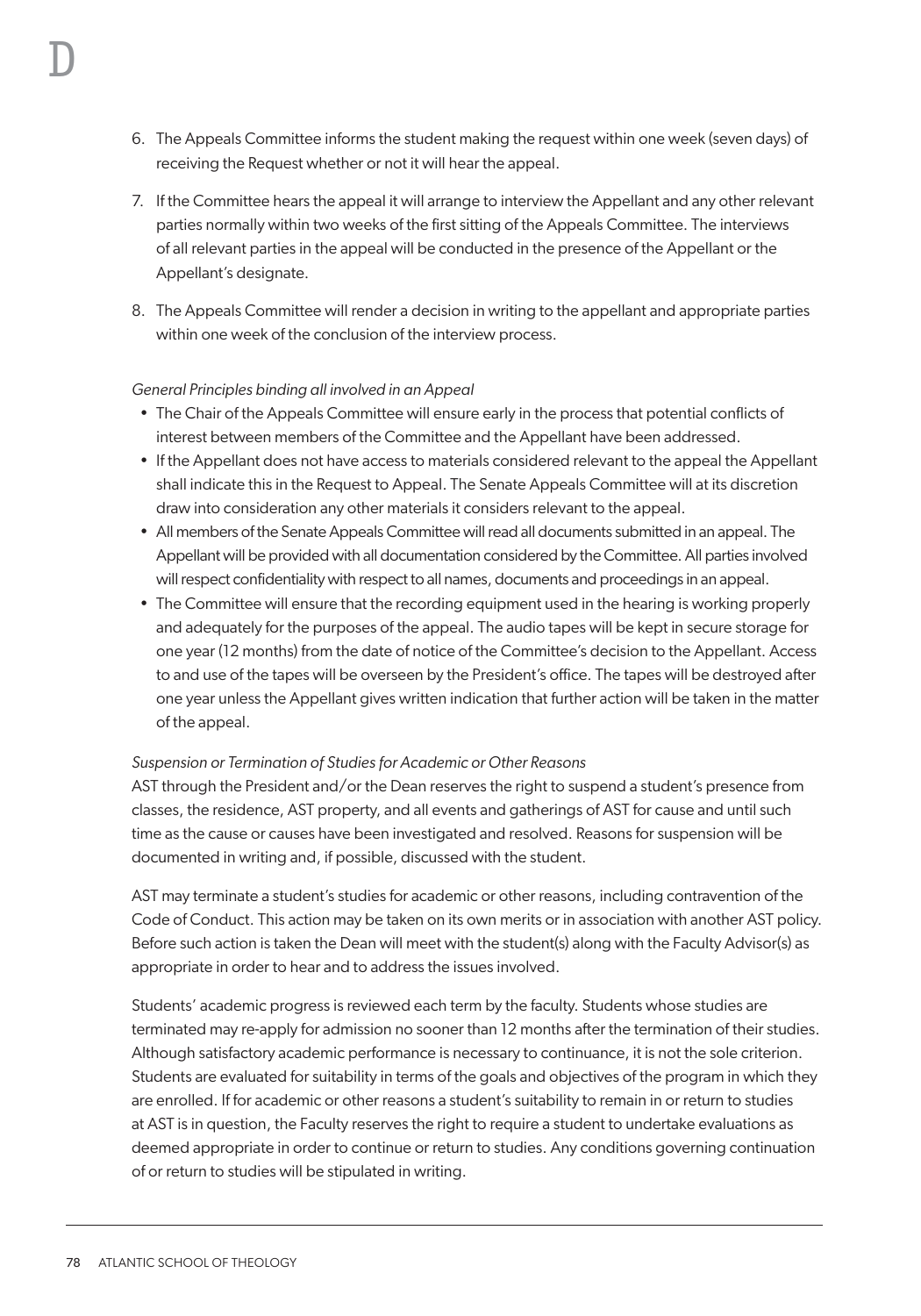6. The Appeals Committee informs the student making the request within one week (seven days) of receiving the Request whether or not it will hear the appeal.
7. If the Committee hears the appeal it will arrange to interview the Appellant and any other relevant parties normally within two weeks of the first sitting of the Appeals Committee. The interviews of all relevant parties in the appeal will be conducted in the presence of the Appellant or the Appellant's designate.
8. The Appeals Committee will render a decision in writing to the appellant and appropriate parties within one week of the conclusion of the interview process.

*General Principles binding all involved in an Appeal*

- The Chair of the Appeals Committee will ensure early in the process that potential conflicts of interest between members of the Committee and the Appellant have been addressed.
- If the Appellant does not have access to materials considered relevant to the appeal the Appellant shall indicate this in the Request to Appeal. The Senate Appeals Committee will at its discretion draw into consideration any other materials it considers relevant to the appeal.
- All members of the Senate Appeals Committee will read all documents submitted in an appeal. The Appellant will be provided with all documentation considered by the Committee. All parties involved will respect confidentiality with respect to all names, documents and proceedings in an appeal.
- The Committee will ensure that the recording equipment used in the hearing is working properly and adequately for the purposes of the appeal. The audio tapes will be kept in secure storage for one year (12 months) from the date of notice of the Committee's decision to the Appellant. Access to and use of the tapes will be overseen by the President's office. The tapes will be destroyed after one year unless the Appellant gives written indication that further action will be taken in the matter of the appeal.

*Suspension or Termination of Studies for Academic or Other Reasons*

AST through the President and/or the Dean reserves the right to suspend a student's presence from classes, the residence, AST property, and all events and gatherings of AST for cause and until such time as the cause or causes have been investigated and resolved. Reasons for suspension will be documented in writing and, if possible, discussed with the student.

AST may terminate a student's studies for academic or other reasons, including contravention of the Code of Conduct. This action may be taken on its own merits or in association with another AST policy. Before such action is taken the Dean will meet with the student(s) along with the Faculty Advisor(s) as appropriate in order to hear and to address the issues involved.

Students' academic progress is reviewed each term by the faculty. Students whose studies are terminated may re-apply for admission no sooner than 12 months after the termination of their studies. Although satisfactory academic performance is necessary to continuance, it is not the sole criterion. Students are evaluated for suitability in terms of the goals and objectives of the program in which they are enrolled. If for academic or other reasons a student's suitability to remain in or return to studies at AST is in question, the Faculty reserves the right to require a student to undertake evaluations as deemed appropriate in order to continue or return to studies. Any conditions governing continuation of or return to studies will be stipulated in writing.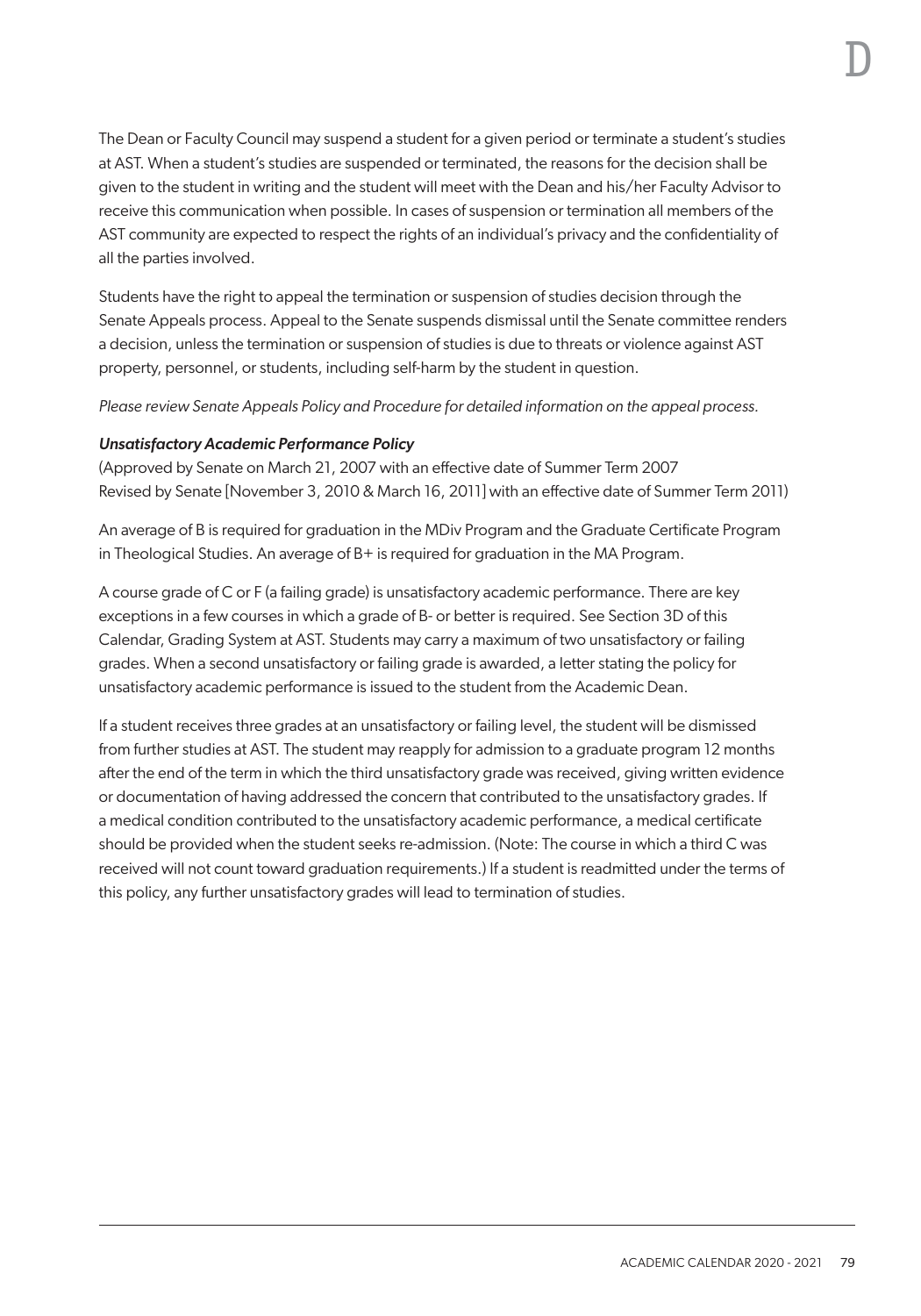The Dean or Faculty Council may suspend a student for a given period or terminate a student's studies at AST. When a student's studies are suspended or terminated, the reasons for the decision shall be given to the student in writing and the student will meet with the Dean and his/her Faculty Advisor to receive this communication when possible. In cases of suspension or termination all members of the AST community are expected to respect the rights of an individual's privacy and the confidentiality of all the parties involved.

Students have the right to appeal the termination or suspension of studies decision through the Senate Appeals process. Appeal to the Senate suspends dismissal until the Senate committee renders a decision, unless the termination or suspension of studies is due to threats or violence against AST property, personnel, or students, including self-harm by the student in question.

*Please review Senate Appeals Policy and Procedure for detailed information on the appeal process.*

***Unsatisfactory Academic Performance Policy***

(Approved by Senate on March 21, 2007 with an effective date of Summer Term 2007
Revised by Senate [November 3, 2010 & March 16, 2011] with an effective date of Summer Term 2011)

An average of B is required for graduation in the MDiv Program and the Graduate Certificate Program in Theological Studies. An average of B+ is required for graduation in the MA Program.

A course grade of C or F (a failing grade) is unsatisfactory academic performance. There are key exceptions in a few courses in which a grade of B- or better is required. See Section 3D of this Calendar, Grading System at AST. Students may carry a maximum of two unsatisfactory or failing grades. When a second unsatisfactory or failing grade is awarded, a letter stating the policy for unsatisfactory academic performance is issued to the student from the Academic Dean.

If a student receives three grades at an unsatisfactory or failing level, the student will be dismissed from further studies at AST. The student may reapply for admission to a graduate program 12 months after the end of the term in which the third unsatisfactory grade was received, giving written evidence or documentation of having addressed the concern that contributed to the unsatisfactory grades. If a medical condition contributed to the unsatisfactory academic performance, a medical certificate should be provided when the student seeks re-admission. (Note: The course in which a third C was received will not count toward graduation requirements.) If a student is readmitted under the terms of this policy, any further unsatisfactory grades will lead to termination of studies.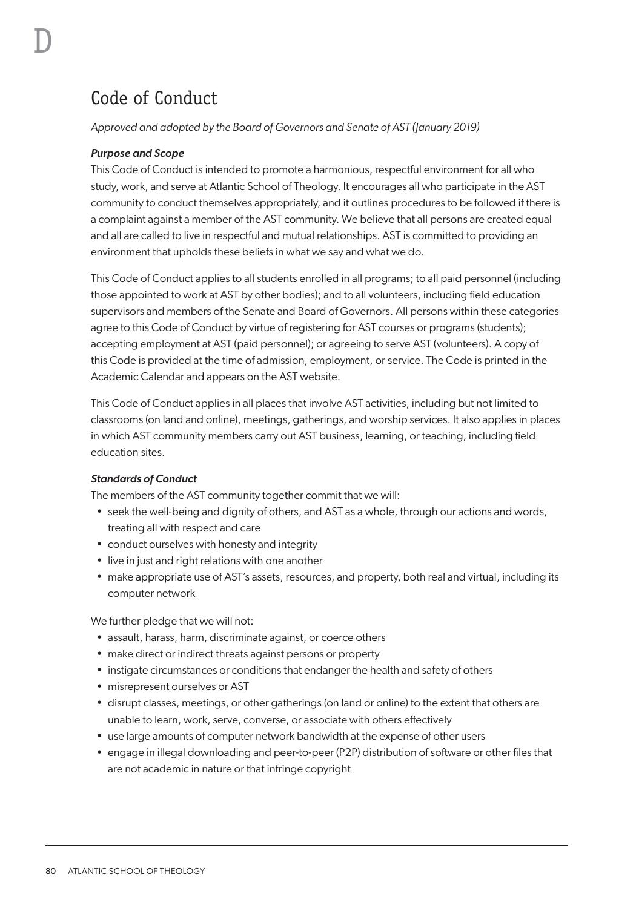# D

## Code of Conduct

*Approved and adopted by the Board of Governors and Senate of AST (January 2019)*

***Purpose and Scope***

This Code of Conduct is intended to promote a harmonious, respectful environment for all who study, work, and serve at Atlantic School of Theology. It encourages all who participate in the AST community to conduct themselves appropriately, and it outlines procedures to be followed if there is a complaint against a member of the AST community. We believe that all persons are created equal and all are called to live in respectful and mutual relationships. AST is committed to providing an environment that upholds these beliefs in what we say and what we do.

This Code of Conduct applies to all students enrolled in all programs; to all paid personnel (including those appointed to work at AST by other bodies); and to all volunteers, including field education supervisors and members of the Senate and Board of Governors. All persons within these categories agree to this Code of Conduct by virtue of registering for AST courses or programs (students); accepting employment at AST (paid personnel); or agreeing to serve AST (volunteers). A copy of this Code is provided at the time of admission, employment, or service. The Code is printed in the Academic Calendar and appears on the AST website.

This Code of Conduct applies in all places that involve AST activities, including but not limited to classrooms (on land and online), meetings, gatherings, and worship services. It also applies in places in which AST community members carry out AST business, learning, or teaching, including field education sites.

***Standards of Conduct***

The members of the AST community together commit that we will:

- seek the well-being and dignity of others, and AST as a whole, through our actions and words, treating all with respect and care
- conduct ourselves with honesty and integrity
- live in just and right relations with one another
- make appropriate use of AST's assets, resources, and property, both real and virtual, including its computer network

We further pledge that we will not:

- assault, harass, harm, discriminate against, or coerce others
- make direct or indirect threats against persons or property
- instigate circumstances or conditions that endanger the health and safety of others
- misrepresent ourselves or AST
- disrupt classes, meetings, or other gatherings (on land or online) to the extent that others are unable to learn, work, serve, converse, or associate with others effectively
- use large amounts of computer network bandwidth at the expense of other users
- engage in illegal downloading and peer-to-peer (P2P) distribution of software or other files that are not academic in nature or that infringe copyright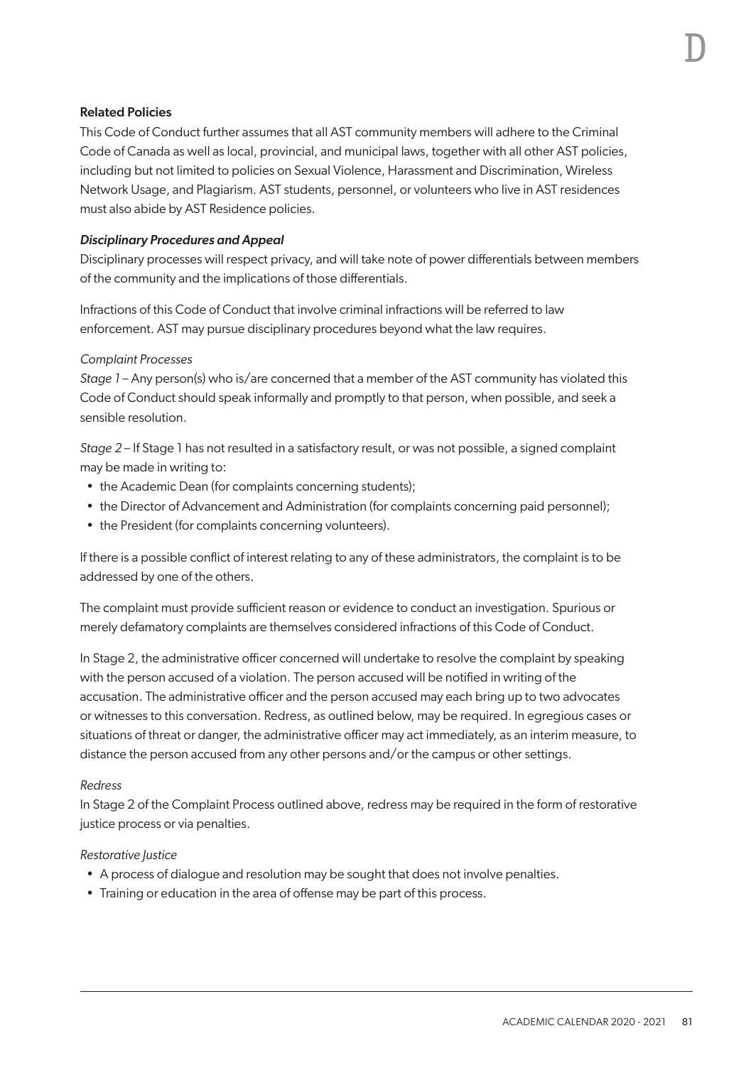#### Related Policies

This Code of Conduct further assumes that all AST community members will adhere to the Criminal Code of Canada as well as local, provincial, and municipal laws, together with all other AST policies, including but not limited to policies on Sexual Violence, Harassment and Discrimination, Wireless Network Usage, and Plagiarism. AST students, personnel, or volunteers who live in AST residences must also abide by AST Residence policies.

***Disciplinary Procedures and Appeal***

Disciplinary processes will respect privacy, and will take note of power differentials between members of the community and the implications of those differentials.

Infractions of this Code of Conduct that involve criminal infractions will be referred to law enforcement. AST may pursue disciplinary procedures beyond what the law requires.

*Complaint Processes*

*Stage 1* – Any person(s) who is/are concerned that a member of the AST community has violated this Code of Conduct should speak informally and promptly to that person, when possible, and seek a sensible resolution.

*Stage 2* – If Stage 1 has not resulted in a satisfactory result, or was not possible, a signed complaint may be made in writing to:

- the Academic Dean (for complaints concerning students);
- the Director of Advancement and Administration (for complaints concerning paid personnel);
- the President (for complaints concerning volunteers).

If there is a possible conflict of interest relating to any of these administrators, the complaint is to be addressed by one of the others.

The complaint must provide sufficient reason or evidence to conduct an investigation. Spurious or merely defamatory complaints are themselves considered infractions of this Code of Conduct.

In Stage 2, the administrative officer concerned will undertake to resolve the complaint by speaking with the person accused of a violation. The person accused will be notified in writing of the accusation. The administrative officer and the person accused may each bring up to two advocates or witnesses to this conversation. Redress, as outlined below, may be required. In egregious cases or situations of threat or danger, the administrative officer may act immediately, as an interim measure, to distance the person accused from any other persons and/or the campus or other settings.

*Redress*

In Stage 2 of the Complaint Process outlined above, redress may be required in the form of restorative justice process or via penalties.

*Restorative Justice*

- A process of dialogue and resolution may be sought that does not involve penalties.
- Training or education in the area of offense may be part of this process.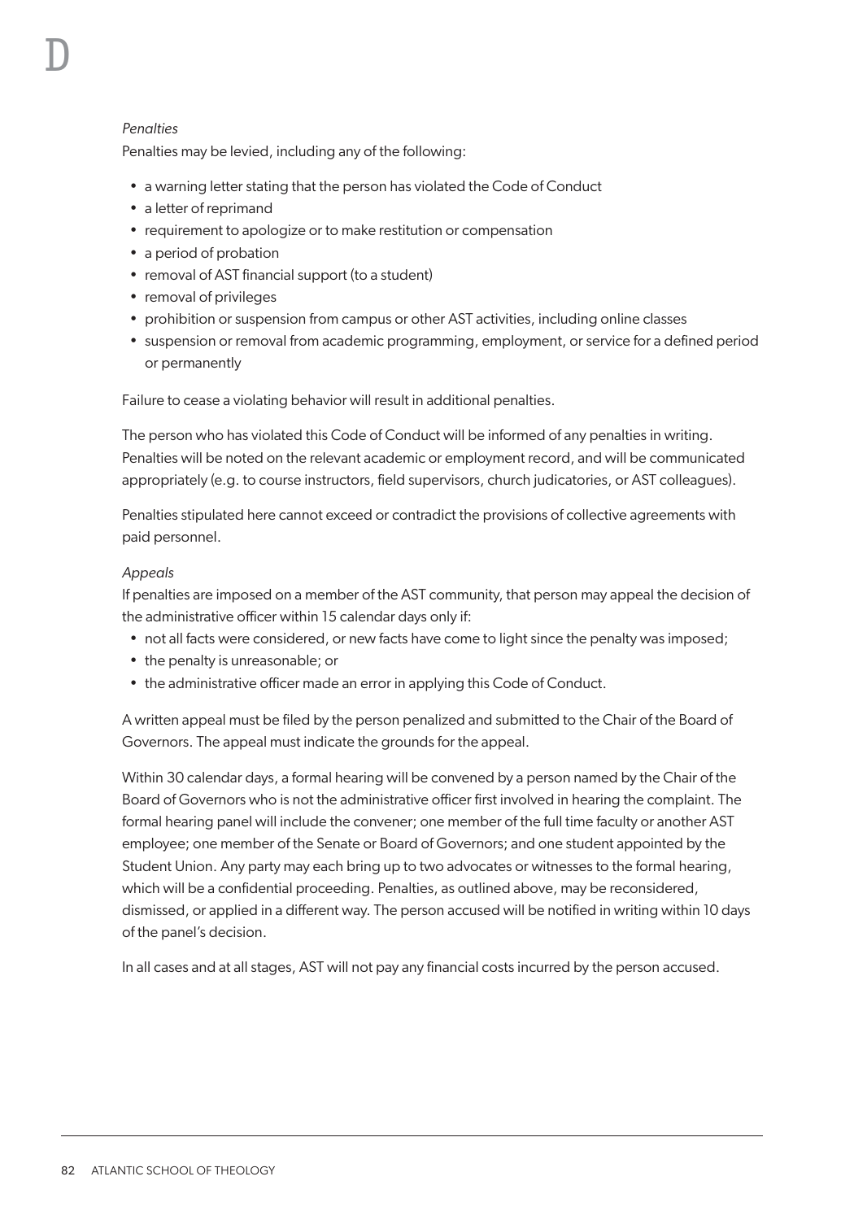*Penalties*

Penalties may be levied, including any of the following:

- a warning letter stating that the person has violated the Code of Conduct
- a letter of reprimand
- requirement to apologize or to make restitution or compensation
- a period of probation
- removal of AST financial support (to a student)
- removal of privileges
- prohibition or suspension from campus or other AST activities, including online classes
- suspension or removal from academic programming, employment, or service for a defined period or permanently

Failure to cease a violating behavior will result in additional penalties.

The person who has violated this Code of Conduct will be informed of any penalties in writing. Penalties will be noted on the relevant academic or employment record, and will be communicated appropriately (e.g. to course instructors, field supervisors, church judicatories, or AST colleagues).

Penalties stipulated here cannot exceed or contradict the provisions of collective agreements with paid personnel.

*Appeals*

If penalties are imposed on a member of the AST community, that person may appeal the decision of the administrative officer within 15 calendar days only if:

- not all facts were considered, or new facts have come to light since the penalty was imposed;
- the penalty is unreasonable; or
- the administrative officer made an error in applying this Code of Conduct.

A written appeal must be filed by the person penalized and submitted to the Chair of the Board of Governors. The appeal must indicate the grounds for the appeal.

Within 30 calendar days, a formal hearing will be convened by a person named by the Chair of the Board of Governors who is not the administrative officer first involved in hearing the complaint. The formal hearing panel will include the convener; one member of the full time faculty or another AST employee; one member of the Senate or Board of Governors; and one student appointed by the Student Union. Any party may each bring up to two advocates or witnesses to the formal hearing, which will be a confidential proceeding. Penalties, as outlined above, may be reconsidered, dismissed, or applied in a different way. The person accused will be notified in writing within 10 days of the panel's decision.

In all cases and at all stages, AST will not pay any financial costs incurred by the person accused.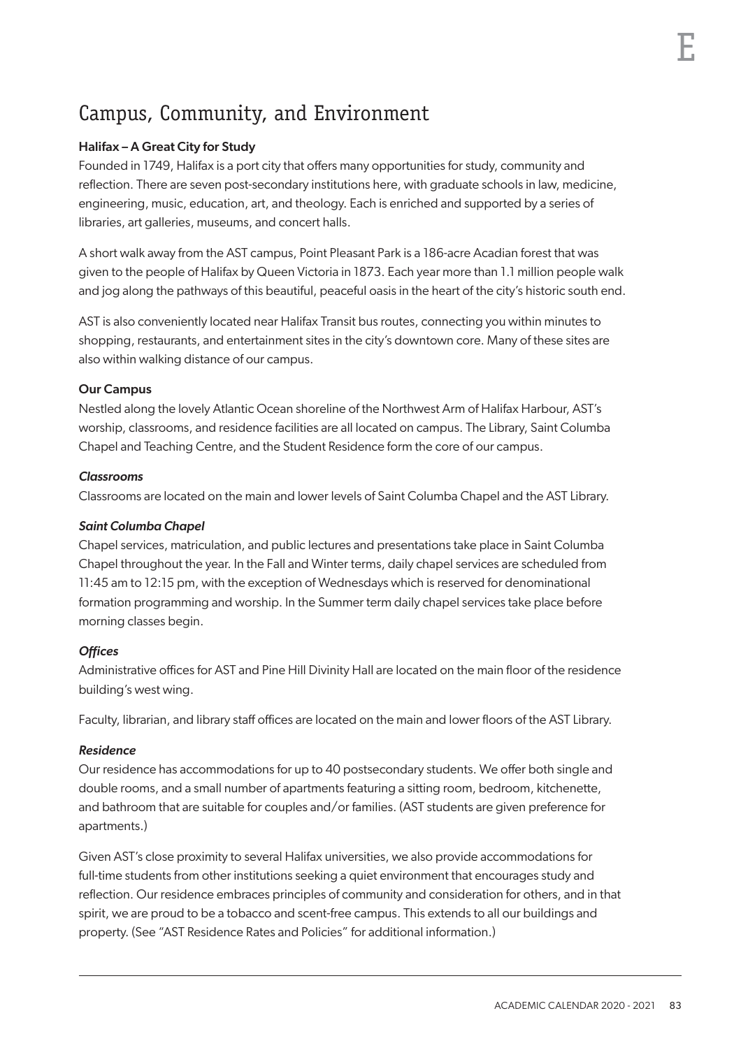# Campus, Community, and Environment

### Halifax – A Great City for Study

Founded in 1749, Halifax is a port city that offers many opportunities for study, community and reflection. There are seven post-secondary institutions here, with graduate schools in law, medicine, engineering, music, education, art, and theology. Each is enriched and supported by a series of libraries, art galleries, museums, and concert halls.

A short walk away from the AST campus, Point Pleasant Park is a 186-acre Acadian forest that was given to the people of Halifax by Queen Victoria in 1873. Each year more than 1.1 million people walk and jog along the pathways of this beautiful, peaceful oasis in the heart of the city's historic south end.

AST is also conveniently located near Halifax Transit bus routes, connecting you within minutes to shopping, restaurants, and entertainment sites in the city's downtown core. Many of these sites are also within walking distance of our campus.

### Our Campus

Nestled along the lovely Atlantic Ocean shoreline of the Northwest Arm of Halifax Harbour, AST's worship, classrooms, and residence facilities are all located on campus. The Library, Saint Columba Chapel and Teaching Centre, and the Student Residence form the core of our campus.

#### *Classrooms*

Classrooms are located on the main and lower levels of Saint Columba Chapel and the AST Library.

#### *Saint Columba Chapel*

Chapel services, matriculation, and public lectures and presentations take place in Saint Columba Chapel throughout the year. In the Fall and Winter terms, daily chapel services are scheduled from 11:45 am to 12:15 pm, with the exception of Wednesdays which is reserved for denominational formation programming and worship. In the Summer term daily chapel services take place before morning classes begin.

#### *Offices*

Administrative offices for AST and Pine Hill Divinity Hall are located on the main floor of the residence building's west wing.

Faculty, librarian, and library staff offices are located on the main and lower floors of the AST Library.

#### *Residence*

Our residence has accommodations for up to 40 postsecondary students. We offer both single and double rooms, and a small number of apartments featuring a sitting room, bedroom, kitchenette, and bathroom that are suitable for couples and/or families. (AST students are given preference for apartments.)

Given AST's close proximity to several Halifax universities, we also provide accommodations for full-time students from other institutions seeking a quiet environment that encourages study and reflection. Our residence embraces principles of community and consideration for others, and in that spirit, we are proud to be a tobacco and scent-free campus. This extends to all our buildings and property. (See "AST Residence Rates and Policies" for additional information.)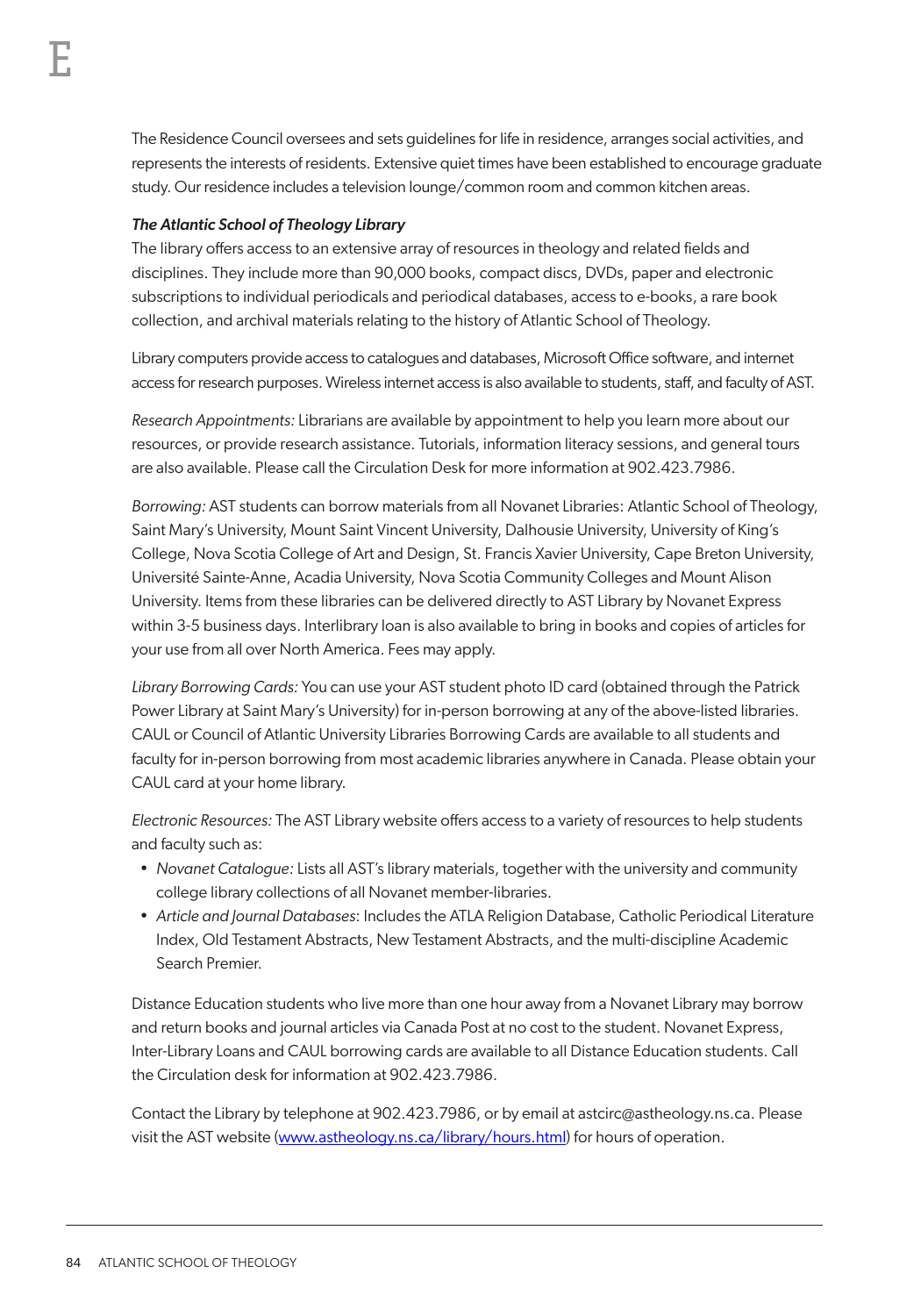The Residence Council oversees and sets guidelines for life in residence, arranges social activities, and represents the interests of residents. Extensive quiet times have been established to encourage graduate study. Our residence includes a television lounge/common room and common kitchen areas.

***The Atlantic School of Theology Library***

The library offers access to an extensive array of resources in theology and related fields and disciplines. They include more than 90,000 books, compact discs, DVDs, paper and electronic subscriptions to individual periodicals and periodical databases, access to e-books, a rare book collection, and archival materials relating to the history of Atlantic School of Theology.

Library computers provide access to catalogues and databases, Microsoft Office software, and internet access for research purposes. Wireless internet access is also available to students, staff, and faculty of AST.

*Research Appointments:* Librarians are available by appointment to help you learn more about our resources, or provide research assistance. Tutorials, information literacy sessions, and general tours are also available. Please call the Circulation Desk for more information at 902.423.7986.

*Borrowing:* AST students can borrow materials from all Novanet Libraries: Atlantic School of Theology, Saint Mary's University, Mount Saint Vincent University, Dalhousie University, University of King's College, Nova Scotia College of Art and Design, St. Francis Xavier University, Cape Breton University, Université Sainte-Anne, Acadia University, Nova Scotia Community Colleges and Mount Alison University. Items from these libraries can be delivered directly to AST Library by Novanet Express within 3-5 business days. Interlibrary loan is also available to bring in books and copies of articles for your use from all over North America. Fees may apply.

*Library Borrowing Cards:* You can use your AST student photo ID card (obtained through the Patrick Power Library at Saint Mary's University) for in-person borrowing at any of the above-listed libraries. CAUL or Council of Atlantic University Libraries Borrowing Cards are available to all students and faculty for in-person borrowing from most academic libraries anywhere in Canada. Please obtain your CAUL card at your home library.

*Electronic Resources:* The AST Library website offers access to a variety of resources to help students and faculty such as:

- *Novanet Catalogue:* Lists all AST's library materials, together with the university and community college library collections of all Novanet member-libraries.
- *Article and Journal Databases*: Includes the ATLA Religion Database, Catholic Periodical Literature Index, Old Testament Abstracts, New Testament Abstracts, and the multi-discipline Academic Search Premier.

Distance Education students who live more than one hour away from a Novanet Library may borrow and return books and journal articles via Canada Post at no cost to the student. Novanet Express, Inter-Library Loans and CAUL borrowing cards are available to all Distance Education students. Call the Circulation desk for information at 902.423.7986.

Contact the Library by telephone at 902.423.7986, or by email at astcirc@astheology.ns.ca. Please visit the AST website (www.astheology.ns.ca/library/hours.html) for hours of operation.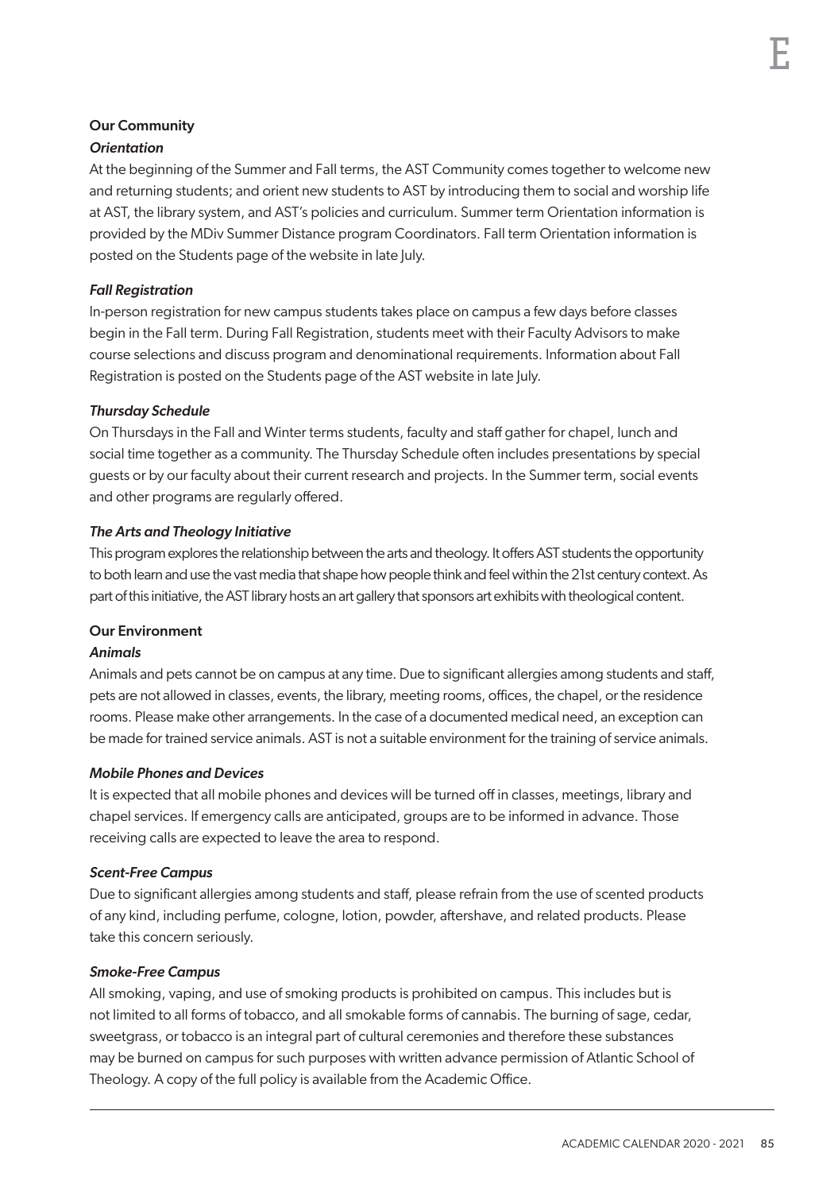## Our Community

### *Orientation*

At the beginning of the Summer and Fall terms, the AST Community comes together to welcome new and returning students; and orient new students to AST by introducing them to social and worship life at AST, the library system, and AST's policies and curriculum. Summer term Orientation information is provided by the MDiv Summer Distance program Coordinators. Fall term Orientation information is posted on the Students page of the website in late July.

### *Fall Registration*

In-person registration for new campus students takes place on campus a few days before classes begin in the Fall term. During Fall Registration, students meet with their Faculty Advisors to make course selections and discuss program and denominational requirements. Information about Fall Registration is posted on the Students page of the AST website in late July.

### *Thursday Schedule*

On Thursdays in the Fall and Winter terms students, faculty and staff gather for chapel, lunch and social time together as a community. The Thursday Schedule often includes presentations by special guests or by our faculty about their current research and projects. In the Summer term, social events and other programs are regularly offered.

### *The Arts and Theology Initiative*

This program explores the relationship between the arts and theology. It offers AST students the opportunity to both learn and use the vast media that shape how people think and feel within the 21st century context. As part of this initiative, the AST library hosts an art gallery that sponsors art exhibits with theological content.

## Our Environment

### *Animals*

Animals and pets cannot be on campus at any time. Due to significant allergies among students and staff, pets are not allowed in classes, events, the library, meeting rooms, offices, the chapel, or the residence rooms. Please make other arrangements. In the case of a documented medical need, an exception can be made for trained service animals. AST is not a suitable environment for the training of service animals.

### *Mobile Phones and Devices*

It is expected that all mobile phones and devices will be turned off in classes, meetings, library and chapel services. If emergency calls are anticipated, groups are to be informed in advance. Those receiving calls are expected to leave the area to respond.

### *Scent-Free Campus*

Due to significant allergies among students and staff, please refrain from the use of scented products of any kind, including perfume, cologne, lotion, powder, aftershave, and related products. Please take this concern seriously.

### *Smoke-Free Campus*

All smoking, vaping, and use of smoking products is prohibited on campus. This includes but is not limited to all forms of tobacco, and all smokable forms of cannabis. The burning of sage, cedar, sweetgrass, or tobacco is an integral part of cultural ceremonies and therefore these substances may be burned on campus for such purposes with written advance permission of Atlantic School of Theology. A copy of the full policy is available from the Academic Office.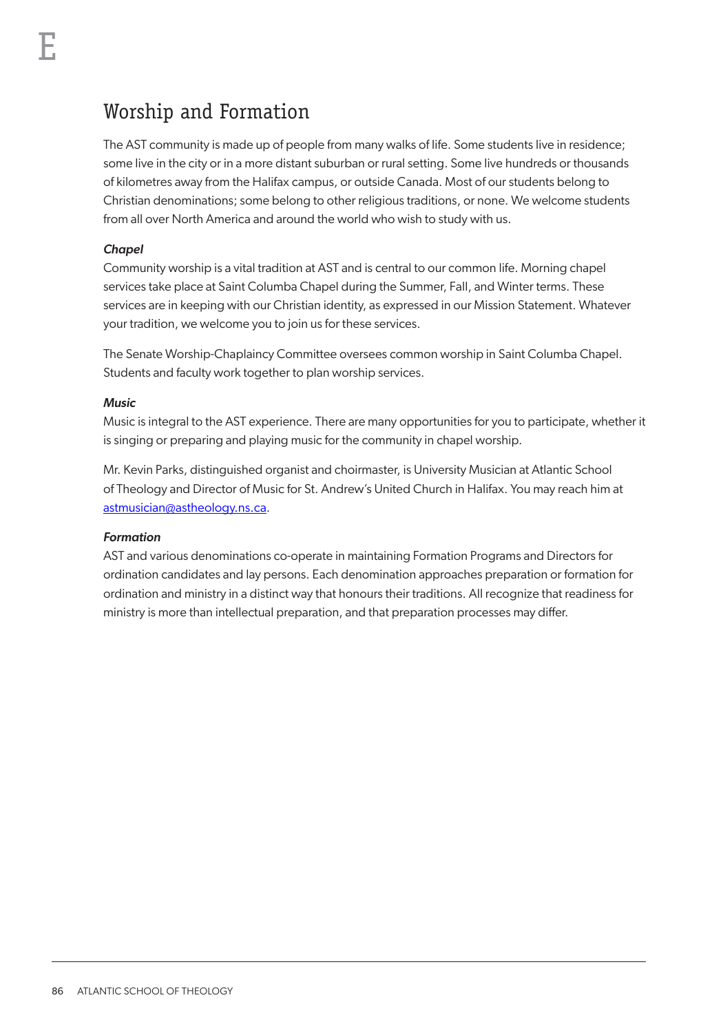## Worship and Formation

The AST community is made up of people from many walks of life. Some students live in residence; some live in the city or in a more distant suburban or rural setting. Some live hundreds or thousands of kilometres away from the Halifax campus, or outside Canada. Most of our students belong to Christian denominations; some belong to other religious traditions, or none. We welcome students from all over North America and around the world who wish to study with us.

***Chapel***

Community worship is a vital tradition at AST and is central to our common life. Morning chapel services take place at Saint Columba Chapel during the Summer, Fall, and Winter terms. These services are in keeping with our Christian identity, as expressed in our Mission Statement. Whatever your tradition, we welcome you to join us for these services.

The Senate Worship-Chaplaincy Committee oversees common worship in Saint Columba Chapel. Students and faculty work together to plan worship services.

***Music***

Music is integral to the AST experience. There are many opportunities for you to participate, whether it is singing or preparing and playing music for the community in chapel worship.

Mr. Kevin Parks, distinguished organist and choirmaster, is University Musician at Atlantic School of Theology and Director of Music for St. Andrew's United Church in Halifax. You may reach him at astmusician@astheology.ns.ca.

***Formation***

AST and various denominations co-operate in maintaining Formation Programs and Directors for ordination candidates and lay persons. Each denomination approaches preparation or formation for ordination and ministry in a distinct way that honours their traditions. All recognize that readiness for ministry is more than intellectual preparation, and that preparation processes may differ.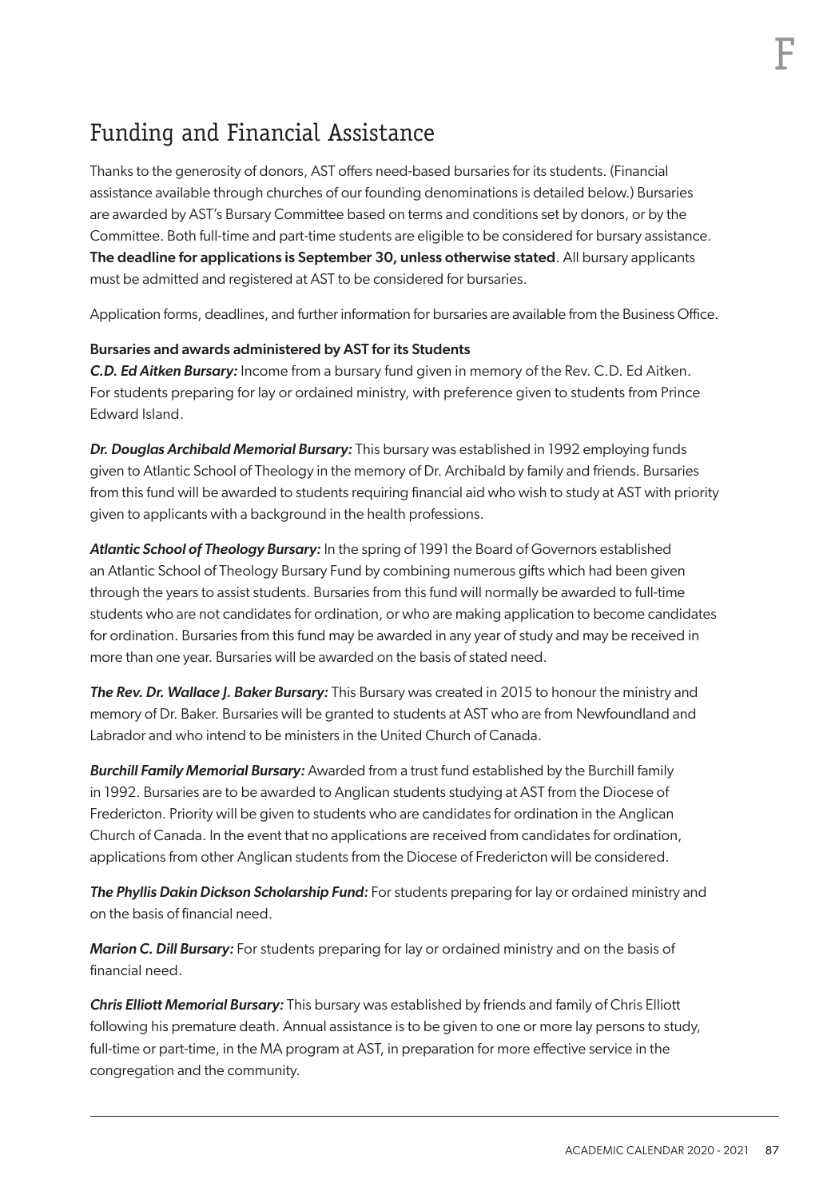# Funding and Financial Assistance

Thanks to the generosity of donors, AST offers need-based bursaries for its students. (Financial assistance available through churches of our founding denominations is detailed below.) Bursaries are awarded by AST's Bursary Committee based on terms and conditions set by donors, or by the Committee. Both full-time and part-time students are eligible to be considered for bursary assistance. **The deadline for applications is September 30, unless otherwise stated**. All bursary applicants must be admitted and registered at AST to be considered for bursaries.

Application forms, deadlines, and further information for bursaries are available from the Business Office.

**Bursaries and awards administered by AST for its Students**

***C.D. Ed Aitken Bursary:*** Income from a bursary fund given in memory of the Rev. C.D. Ed Aitken. For students preparing for lay or ordained ministry, with preference given to students from Prince Edward Island.

***Dr. Douglas Archibald Memorial Bursary:*** This bursary was established in 1992 employing funds given to Atlantic School of Theology in the memory of Dr. Archibald by family and friends. Bursaries from this fund will be awarded to students requiring financial aid who wish to study at AST with priority given to applicants with a background in the health professions.

***Atlantic School of Theology Bursary:*** In the spring of 1991 the Board of Governors established an Atlantic School of Theology Bursary Fund by combining numerous gifts which had been given through the years to assist students. Bursaries from this fund will normally be awarded to full-time students who are not candidates for ordination, or who are making application to become candidates for ordination. Bursaries from this fund may be awarded in any year of study and may be received in more than one year. Bursaries will be awarded on the basis of stated need.

***The Rev. Dr. Wallace J. Baker Bursary:*** This Bursary was created in 2015 to honour the ministry and memory of Dr. Baker. Bursaries will be granted to students at AST who are from Newfoundland and Labrador and who intend to be ministers in the United Church of Canada.

***Burchill Family Memorial Bursary:*** Awarded from a trust fund established by the Burchill family in 1992. Bursaries are to be awarded to Anglican students studying at AST from the Diocese of Fredericton. Priority will be given to students who are candidates for ordination in the Anglican Church of Canada. In the event that no applications are received from candidates for ordination, applications from other Anglican students from the Diocese of Fredericton will be considered.

***The Phyllis Dakin Dickson Scholarship Fund:*** For students preparing for lay or ordained ministry and on the basis of financial need.

***Marion C. Dill Bursary:*** For students preparing for lay or ordained ministry and on the basis of financial need.

***Chris Elliott Memorial Bursary:*** This bursary was established by friends and family of Chris Elliott following his premature death. Annual assistance is to be given to one or more lay persons to study, full-time or part-time, in the MA program at AST, in preparation for more effective service in the congregation and the community.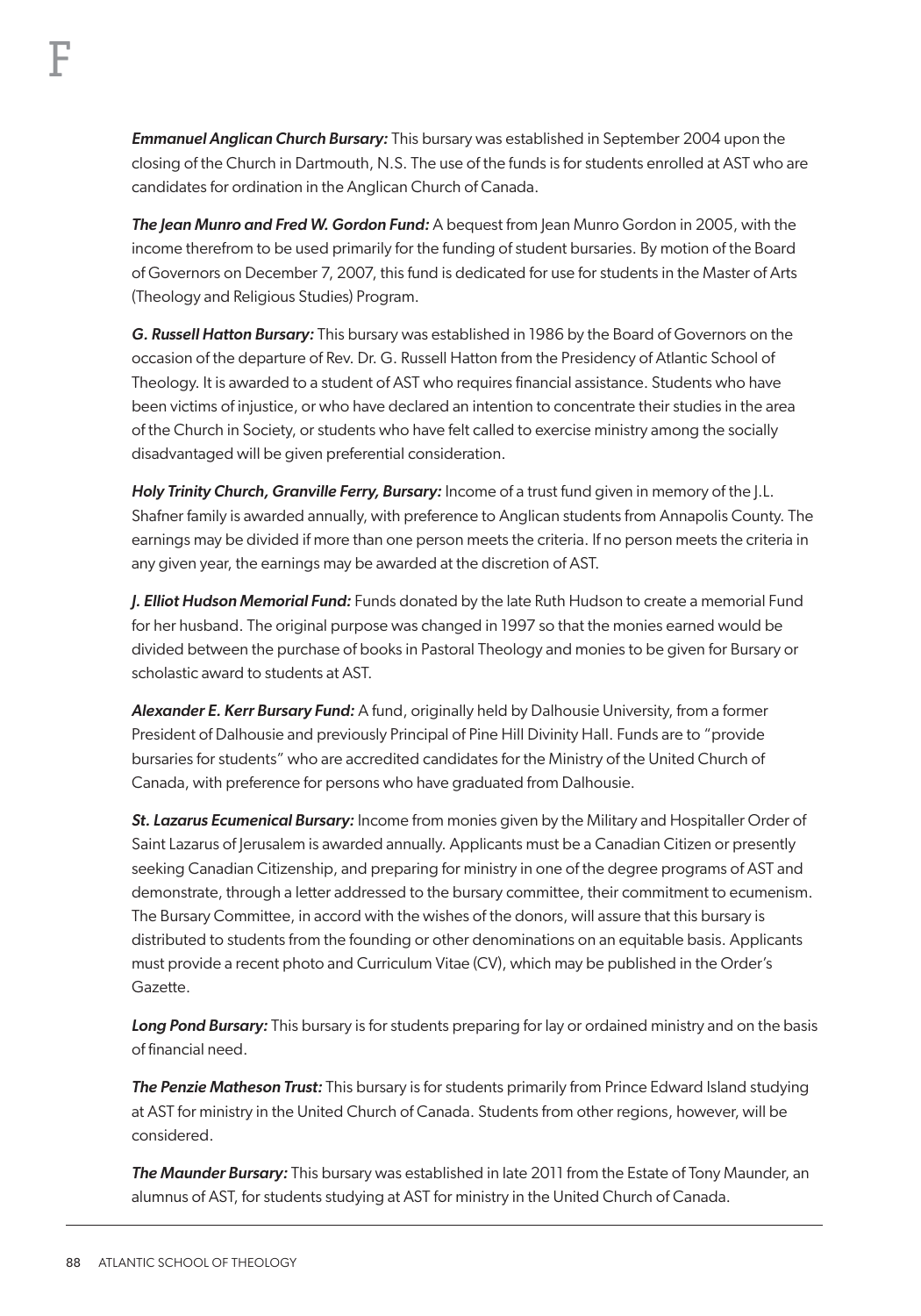***Emmanuel Anglican Church Bursary:*** This bursary was established in September 2004 upon the closing of the Church in Dartmouth, N.S. The use of the funds is for students enrolled at AST who are candidates for ordination in the Anglican Church of Canada.

***The Jean Munro and Fred W. Gordon Fund:*** A bequest from Jean Munro Gordon in 2005, with the income therefrom to be used primarily for the funding of student bursaries. By motion of the Board of Governors on December 7, 2007, this fund is dedicated for use for students in the Master of Arts (Theology and Religious Studies) Program.

***G. Russell Hatton Bursary:*** This bursary was established in 1986 by the Board of Governors on the occasion of the departure of Rev. Dr. G. Russell Hatton from the Presidency of Atlantic School of Theology. It is awarded to a student of AST who requires financial assistance. Students who have been victims of injustice, or who have declared an intention to concentrate their studies in the area of the Church in Society, or students who have felt called to exercise ministry among the socially disadvantaged will be given preferential consideration.

***Holy Trinity Church, Granville Ferry, Bursary:*** Income of a trust fund given in memory of the J.L. Shafner family is awarded annually, with preference to Anglican students from Annapolis County. The earnings may be divided if more than one person meets the criteria. If no person meets the criteria in any given year, the earnings may be awarded at the discretion of AST.

***J. Elliot Hudson Memorial Fund:*** Funds donated by the late Ruth Hudson to create a memorial Fund for her husband. The original purpose was changed in 1997 so that the monies earned would be divided between the purchase of books in Pastoral Theology and monies to be given for Bursary or scholastic award to students at AST.

***Alexander E. Kerr Bursary Fund:*** A fund, originally held by Dalhousie University, from a former President of Dalhousie and previously Principal of Pine Hill Divinity Hall. Funds are to "provide bursaries for students" who are accredited candidates for the Ministry of the United Church of Canada, with preference for persons who have graduated from Dalhousie.

***St. Lazarus Ecumenical Bursary:*** Income from monies given by the Military and Hospitaller Order of Saint Lazarus of Jerusalem is awarded annually. Applicants must be a Canadian Citizen or presently seeking Canadian Citizenship, and preparing for ministry in one of the degree programs of AST and demonstrate, through a letter addressed to the bursary committee, their commitment to ecumenism. The Bursary Committee, in accord with the wishes of the donors, will assure that this bursary is distributed to students from the founding or other denominations on an equitable basis. Applicants must provide a recent photo and Curriculum Vitae (CV), which may be published in the Order's Gazette.

***Long Pond Bursary:*** This bursary is for students preparing for lay or ordained ministry and on the basis of financial need.

***The Penzie Matheson Trust:*** This bursary is for students primarily from Prince Edward Island studying at AST for ministry in the United Church of Canada. Students from other regions, however, will be considered.

***The Maunder Bursary:*** This bursary was established in late 2011 from the Estate of Tony Maunder, an alumnus of AST, for students studying at AST for ministry in the United Church of Canada.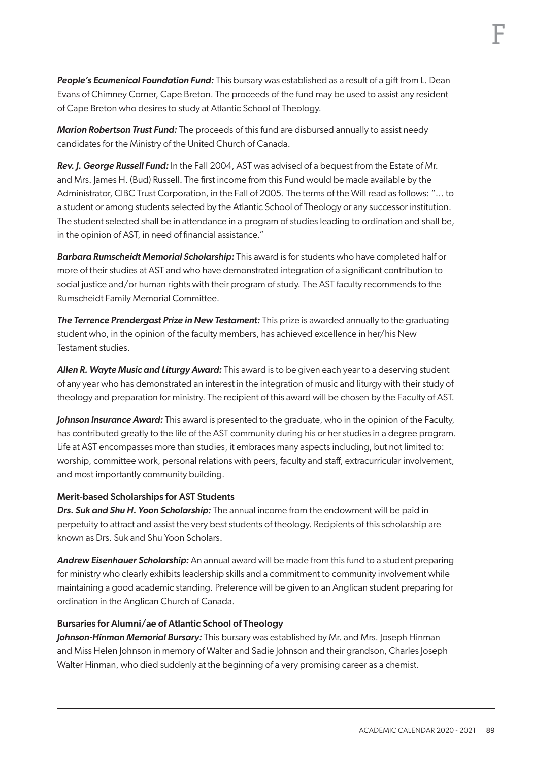***People's Ecumenical Foundation Fund:*** This bursary was established as a result of a gift from L. Dean Evans of Chimney Corner, Cape Breton. The proceeds of the fund may be used to assist any resident of Cape Breton who desires to study at Atlantic School of Theology.

***Marion Robertson Trust Fund:*** The proceeds of this fund are disbursed annually to assist needy candidates for the Ministry of the United Church of Canada.

***Rev. J. George Russell Fund:*** In the Fall 2004, AST was advised of a bequest from the Estate of Mr. and Mrs. James H. (Bud) Russell. The first income from this Fund would be made available by the Administrator, CIBC Trust Corporation, in the Fall of 2005. The terms of the Will read as follows: "… to a student or among students selected by the Atlantic School of Theology or any successor institution. The student selected shall be in attendance in a program of studies leading to ordination and shall be, in the opinion of AST, in need of financial assistance."

***Barbara Rumscheidt Memorial Scholarship:*** This award is for students who have completed half or more of their studies at AST and who have demonstrated integration of a significant contribution to social justice and/or human rights with their program of study. The AST faculty recommends to the Rumscheidt Family Memorial Committee.

***The Terrence Prendergast Prize in New Testament:*** This prize is awarded annually to the graduating student who, in the opinion of the faculty members, has achieved excellence in her/his New Testament studies.

***Allen R. Wayte Music and Liturgy Award:*** This award is to be given each year to a deserving student of any year who has demonstrated an interest in the integration of music and liturgy with their study of theology and preparation for ministry. The recipient of this award will be chosen by the Faculty of AST.

***Johnson Insurance Award:*** This award is presented to the graduate, who in the opinion of the Faculty, has contributed greatly to the life of the AST community during his or her studies in a degree program. Life at AST encompasses more than studies, it embraces many aspects including, but not limited to: worship, committee work, personal relations with peers, faculty and staff, extracurricular involvement, and most importantly community building.

#### Merit-based Scholarships for AST Students

***Drs. Suk and Shu H. Yoon Scholarship:*** The annual income from the endowment will be paid in perpetuity to attract and assist the very best students of theology. Recipients of this scholarship are known as Drs. Suk and Shu Yoon Scholars.

***Andrew Eisenhauer Scholarship:*** An annual award will be made from this fund to a student preparing for ministry who clearly exhibits leadership skills and a commitment to community involvement while maintaining a good academic standing. Preference will be given to an Anglican student preparing for ordination in the Anglican Church of Canada.

#### Bursaries for Alumni/ae of Atlantic School of Theology

***Johnson-Hinman Memorial Bursary:*** This bursary was established by Mr. and Mrs. Joseph Hinman and Miss Helen Johnson in memory of Walter and Sadie Johnson and their grandson, Charles Joseph Walter Hinman, who died suddenly at the beginning of a very promising career as a chemist.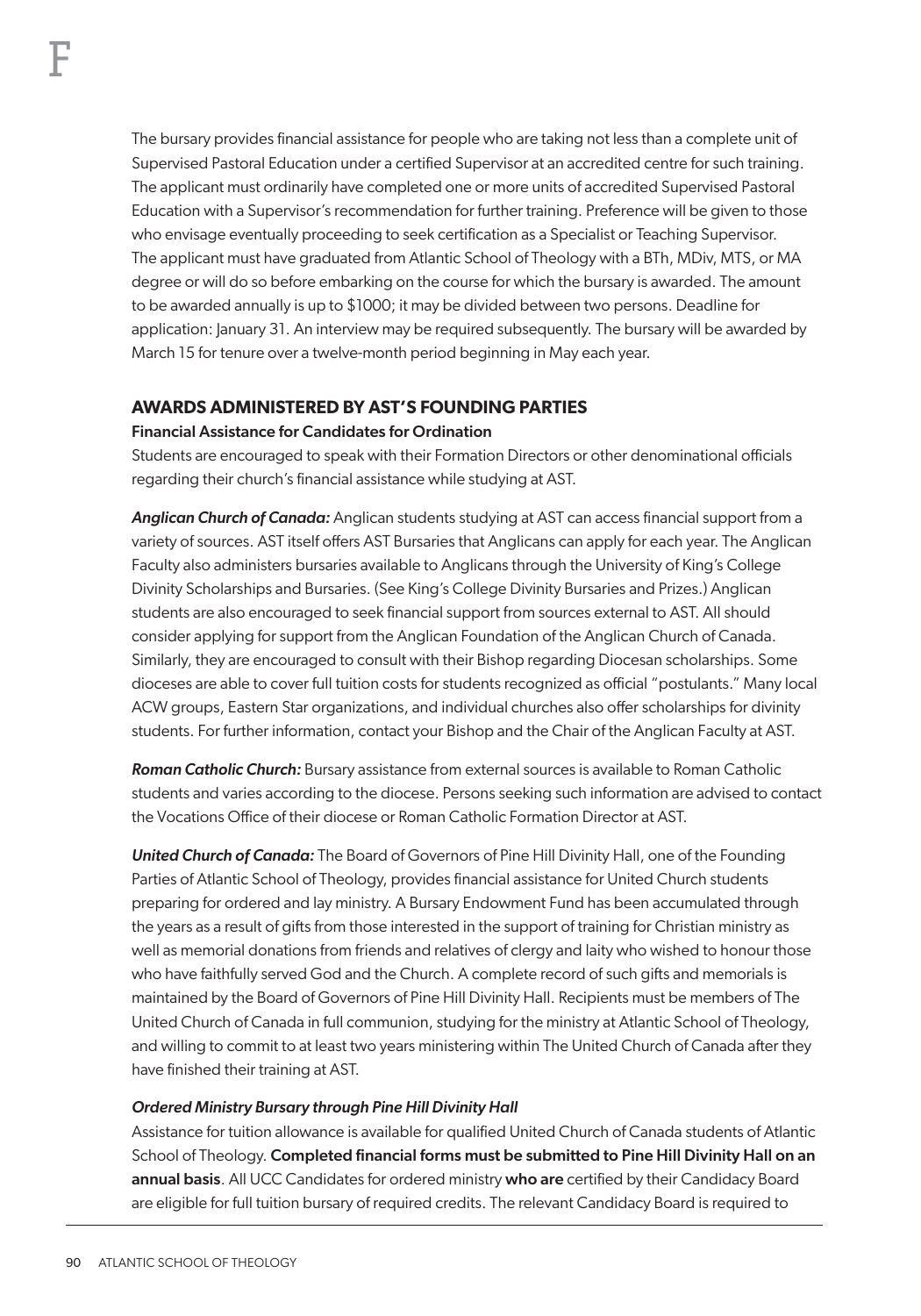The bursary provides financial assistance for people who are taking not less than a complete unit of Supervised Pastoral Education under a certified Supervisor at an accredited centre for such training. The applicant must ordinarily have completed one or more units of accredited Supervised Pastoral Education with a Supervisor's recommendation for further training. Preference will be given to those who envisage eventually proceeding to seek certification as a Specialist or Teaching Supervisor. The applicant must have graduated from Atlantic School of Theology with a BTh, MDiv, MTS, or MA degree or will do so before embarking on the course for which the bursary is awarded. The amount to be awarded annually is up to $1000; it may be divided between two persons. Deadline for application: January 31. An interview may be required subsequently. The bursary will be awarded by March 15 for tenure over a twelve-month period beginning in May each year.

## AWARDS ADMINISTERED BY AST'S FOUNDING PARTIES

### Financial Assistance for Candidates for Ordination

Students are encouraged to speak with their Formation Directors or other denominational officials regarding their church's financial assistance while studying at AST.

***Anglican Church of Canada:*** Anglican students studying at AST can access financial support from a variety of sources. AST itself offers AST Bursaries that Anglicans can apply for each year. The Anglican Faculty also administers bursaries available to Anglicans through the University of King's College Divinity Scholarships and Bursaries. (See King's College Divinity Bursaries and Prizes.) Anglican students are also encouraged to seek financial support from sources external to AST. All should consider applying for support from the Anglican Foundation of the Anglican Church of Canada. Similarly, they are encouraged to consult with their Bishop regarding Diocesan scholarships. Some dioceses are able to cover full tuition costs for students recognized as official "postulants." Many local ACW groups, Eastern Star organizations, and individual churches also offer scholarships for divinity students. For further information, contact your Bishop and the Chair of the Anglican Faculty at AST.

***Roman Catholic Church:*** Bursary assistance from external sources is available to Roman Catholic students and varies according to the diocese. Persons seeking such information are advised to contact the Vocations Office of their diocese or Roman Catholic Formation Director at AST.

***United Church of Canada:*** The Board of Governors of Pine Hill Divinity Hall, one of the Founding Parties of Atlantic School of Theology, provides financial assistance for United Church students preparing for ordered and lay ministry. A Bursary Endowment Fund has been accumulated through the years as a result of gifts from those interested in the support of training for Christian ministry as well as memorial donations from friends and relatives of clergy and laity who wished to honour those who have faithfully served God and the Church. A complete record of such gifts and memorials is maintained by the Board of Governors of Pine Hill Divinity Hall. Recipients must be members of The United Church of Canada in full communion, studying for the ministry at Atlantic School of Theology, and willing to commit to at least two years ministering within The United Church of Canada after they have finished their training at AST.

***Ordered Ministry Bursary through Pine Hill Divinity Hall***

Assistance for tuition allowance is available for qualified United Church of Canada students of Atlantic School of Theology. **Completed financial forms must be submitted to Pine Hill Divinity Hall on an annual basis**. All UCC Candidates for ordered ministry **who are** certified by their Candidacy Board are eligible for full tuition bursary of required credits. The relevant Candidacy Board is required to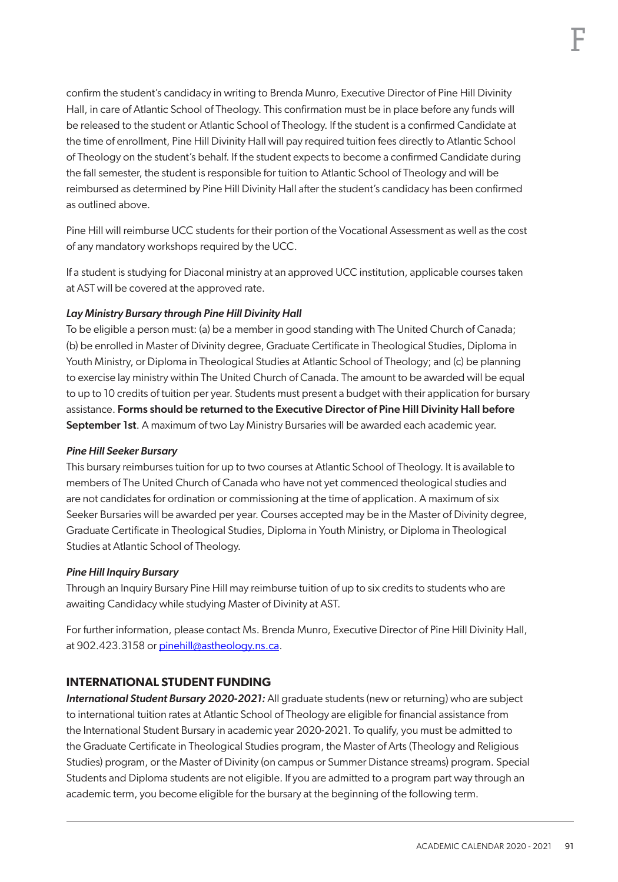confirm the student's candidacy in writing to Brenda Munro, Executive Director of Pine Hill Divinity Hall, in care of Atlantic School of Theology. This confirmation must be in place before any funds will be released to the student or Atlantic School of Theology. If the student is a confirmed Candidate at the time of enrollment, Pine Hill Divinity Hall will pay required tuition fees directly to Atlantic School of Theology on the student's behalf. If the student expects to become a confirmed Candidate during the fall semester, the student is responsible for tuition to Atlantic School of Theology and will be reimbursed as determined by Pine Hill Divinity Hall after the student's candidacy has been confirmed as outlined above.

Pine Hill will reimburse UCC students for their portion of the Vocational Assessment as well as the cost of any mandatory workshops required by the UCC.

If a student is studying for Diaconal ministry at an approved UCC institution, applicable courses taken at AST will be covered at the approved rate.

***Lay Ministry Bursary through Pine Hill Divinity Hall***

To be eligible a person must: (a) be a member in good standing with The United Church of Canada; (b) be enrolled in Master of Divinity degree, Graduate Certificate in Theological Studies, Diploma in Youth Ministry, or Diploma in Theological Studies at Atlantic School of Theology; and (c) be planning to exercise lay ministry within The United Church of Canada. The amount to be awarded will be equal to up to 10 credits of tuition per year. Students must present a budget with their application for bursary assistance. **Forms should be returned to the Executive Director of Pine Hill Divinity Hall before September 1st**. A maximum of two Lay Ministry Bursaries will be awarded each academic year.

***Pine Hill Seeker Bursary***

This bursary reimburses tuition for up to two courses at Atlantic School of Theology. It is available to members of The United Church of Canada who have not yet commenced theological studies and are not candidates for ordination or commissioning at the time of application. A maximum of six Seeker Bursaries will be awarded per year. Courses accepted may be in the Master of Divinity degree, Graduate Certificate in Theological Studies, Diploma in Youth Ministry, or Diploma in Theological Studies at Atlantic School of Theology.

***Pine Hill Inquiry Bursary***

Through an Inquiry Bursary Pine Hill may reimburse tuition of up to six credits to students who are awaiting Candidacy while studying Master of Divinity at AST.

For further information, please contact Ms. Brenda Munro, Executive Director of Pine Hill Divinity Hall, at 902.423.3158 or pinehill@astheology.ns.ca.

## INTERNATIONAL STUDENT FUNDING

***International Student Bursary 2020-2021:*** All graduate students (new or returning) who are subject to international tuition rates at Atlantic School of Theology are eligible for financial assistance from the International Student Bursary in academic year 2020-2021. To qualify, you must be admitted to the Graduate Certificate in Theological Studies program, the Master of Arts (Theology and Religious Studies) program, or the Master of Divinity (on campus or Summer Distance streams) program. Special Students and Diploma students are not eligible. If you are admitted to a program part way through an academic term, you become eligible for the bursary at the beginning of the following term.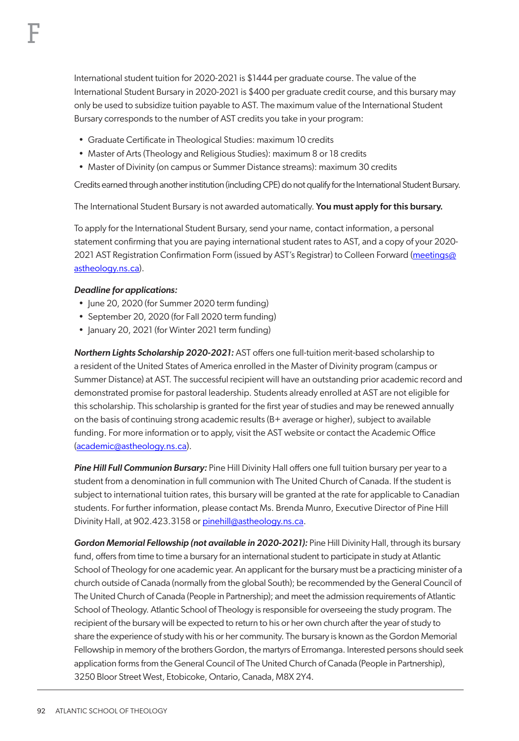International student tuition for 2020-2021 is $1444 per graduate course. The value of the International Student Bursary in 2020-2021 is $400 per graduate credit course, and this bursary may only be used to subsidize tuition payable to AST. The maximum value of the International Student Bursary corresponds to the number of AST credits you take in your program:

- Graduate Certificate in Theological Studies: maximum 10 credits
- Master of Arts (Theology and Religious Studies): maximum 8 or 18 credits
- Master of Divinity (on campus or Summer Distance streams): maximum 30 credits

Credits earned through another institution (including CPE) do not qualify for the International Student Bursary.

The International Student Bursary is not awarded automatically. **You must apply for this bursary.**

To apply for the International Student Bursary, send your name, contact information, a personal statement confirming that you are paying international student rates to AST, and a copy of your 2020-2021 AST Registration Confirmation Form (issued by AST's Registrar) to Colleen Forward (meetings@astheology.ns.ca).

***Deadline for applications:***

- June 20, 2020 (for Summer 2020 term funding)
- September 20, 2020 (for Fall 2020 term funding)
- January 20, 2021 (for Winter 2021 term funding)

***Northern Lights Scholarship 2020-2021:*** AST offers one full-tuition merit-based scholarship to a resident of the United States of America enrolled in the Master of Divinity program (campus or Summer Distance) at AST. The successful recipient will have an outstanding prior academic record and demonstrated promise for pastoral leadership. Students already enrolled at AST are not eligible for this scholarship. This scholarship is granted for the first year of studies and may be renewed annually on the basis of continuing strong academic results (B+ average or higher), subject to available funding. For more information or to apply, visit the AST website or contact the Academic Office (academic@astheology.ns.ca).

***Pine Hill Full Communion Bursary:*** Pine Hill Divinity Hall offers one full tuition bursary per year to a student from a denomination in full communion with The United Church of Canada. If the student is subject to international tuition rates, this bursary will be granted at the rate for applicable to Canadian students. For further information, please contact Ms. Brenda Munro, Executive Director of Pine Hill Divinity Hall, at 902.423.3158 or pinehill@astheology.ns.ca.

***Gordon Memorial Fellowship (not available in 2020-2021):*** Pine Hill Divinity Hall, through its bursary fund, offers from time to time a bursary for an international student to participate in study at Atlantic School of Theology for one academic year. An applicant for the bursary must be a practicing minister of a church outside of Canada (normally from the global South); be recommended by the General Council of The United Church of Canada (People in Partnership); and meet the admission requirements of Atlantic School of Theology. Atlantic School of Theology is responsible for overseeing the study program. The recipient of the bursary will be expected to return to his or her own church after the year of study to share the experience of study with his or her community. The bursary is known as the Gordon Memorial Fellowship in memory of the brothers Gordon, the martyrs of Erromanga. Interested persons should seek application forms from the General Council of The United Church of Canada (People in Partnership), 3250 Bloor Street West, Etobicoke, Ontario, Canada, M8X 2Y4.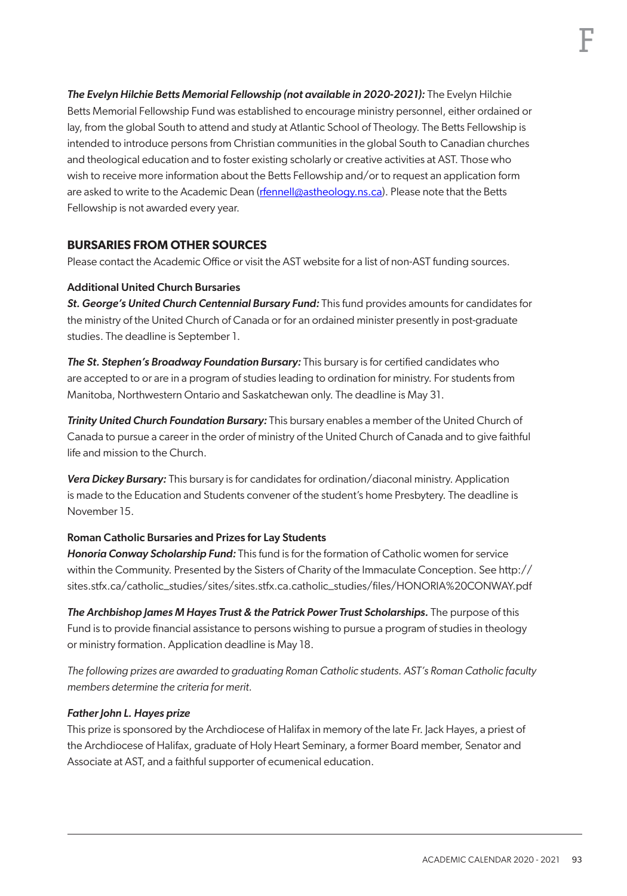***The Evelyn Hilchie Betts Memorial Fellowship (not available in 2020-2021):*** The Evelyn Hilchie Betts Memorial Fellowship Fund was established to encourage ministry personnel, either ordained or lay, from the global South to attend and study at Atlantic School of Theology. The Betts Fellowship is intended to introduce persons from Christian communities in the global South to Canadian churches and theological education and to foster existing scholarly or creative activities at AST. Those who wish to receive more information about the Betts Fellowship and/or to request an application form are asked to write to the Academic Dean (rfennell@astheology.ns.ca). Please note that the Betts Fellowship is not awarded every year.

## BURSARIES FROM OTHER SOURCES

Please contact the Academic Office or visit the AST website for a list of non-AST funding sources.

### Additional United Church Bursaries

***St. George's United Church Centennial Bursary Fund:*** This fund provides amounts for candidates for the ministry of the United Church of Canada or for an ordained minister presently in post-graduate studies. The deadline is September 1.

***The St. Stephen's Broadway Foundation Bursary:*** This bursary is for certified candidates who are accepted to or are in a program of studies leading to ordination for ministry. For students from Manitoba, Northwestern Ontario and Saskatchewan only. The deadline is May 31.

***Trinity United Church Foundation Bursary:*** This bursary enables a member of the United Church of Canada to pursue a career in the order of ministry of the United Church of Canada and to give faithful life and mission to the Church.

***Vera Dickey Bursary:*** This bursary is for candidates for ordination/diaconal ministry. Application is made to the Education and Students convener of the student's home Presbytery. The deadline is November 15.

### Roman Catholic Bursaries and Prizes for Lay Students

***Honoria Conway Scholarship Fund:*** This fund is for the formation of Catholic women for service within the Community. Presented by the Sisters of Charity of the Immaculate Conception. See http://sites.stfx.ca/catholic_studies/sites/sites.stfx.ca.catholic_studies/files/HONORIA%20CONWAY.pdf

***The Archbishop James M Hayes Trust & the Patrick Power Trust Scholarships.*** The purpose of this Fund is to provide financial assistance to persons wishing to pursue a program of studies in theology or ministry formation. Application deadline is May 18.

*The following prizes are awarded to graduating Roman Catholic students. AST's Roman Catholic faculty members determine the criteria for merit.*

***Father John L. Hayes prize***

This prize is sponsored by the Archdiocese of Halifax in memory of the late Fr. Jack Hayes, a priest of the Archdiocese of Halifax, graduate of Holy Heart Seminary, a former Board member, Senator and Associate at AST, and a faithful supporter of ecumenical education.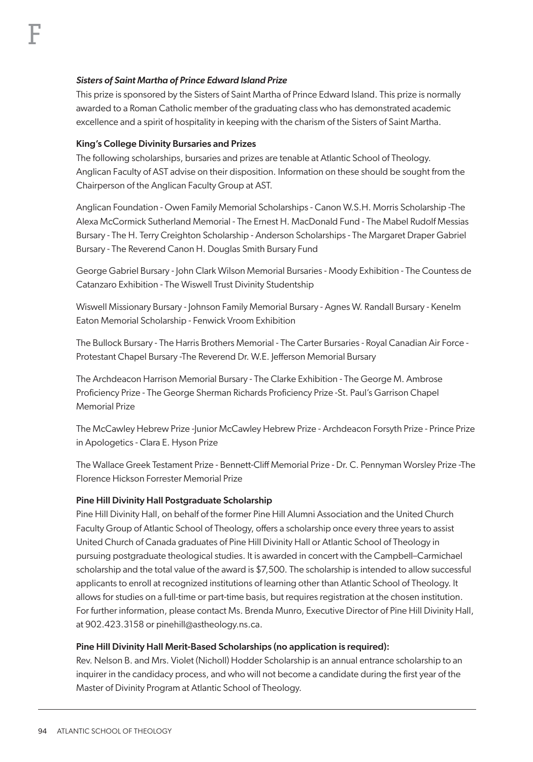### *Sisters of Saint Martha of Prince Edward Island Prize*

This prize is sponsored by the Sisters of Saint Martha of Prince Edward Island. This prize is normally awarded to a Roman Catholic member of the graduating class who has demonstrated academic excellence and a spirit of hospitality in keeping with the charism of the Sisters of Saint Martha.

### King's College Divinity Bursaries and Prizes

The following scholarships, bursaries and prizes are tenable at Atlantic School of Theology. Anglican Faculty of AST advise on their disposition. Information on these should be sought from the Chairperson of the Anglican Faculty Group at AST.

Anglican Foundation - Owen Family Memorial Scholarships - Canon W.S.H. Morris Scholarship -The Alexa McCormick Sutherland Memorial - The Ernest H. MacDonald Fund - The Mabel Rudolf Messias Bursary - The H. Terry Creighton Scholarship - Anderson Scholarships - The Margaret Draper Gabriel Bursary - The Reverend Canon H. Douglas Smith Bursary Fund

George Gabriel Bursary - John Clark Wilson Memorial Bursaries - Moody Exhibition - The Countess de Catanzaro Exhibition - The Wiswell Trust Divinity Studentship

Wiswell Missionary Bursary - Johnson Family Memorial Bursary - Agnes W. Randall Bursary - Kenelm Eaton Memorial Scholarship - Fenwick Vroom Exhibition

The Bullock Bursary - The Harris Brothers Memorial - The Carter Bursaries - Royal Canadian Air Force - Protestant Chapel Bursary -The Reverend Dr. W.E. Jefferson Memorial Bursary

The Archdeacon Harrison Memorial Bursary - The Clarke Exhibition - The George M. Ambrose Proficiency Prize - The George Sherman Richards Proficiency Prize -St. Paul's Garrison Chapel Memorial Prize

The McCawley Hebrew Prize -Junior McCawley Hebrew Prize - Archdeacon Forsyth Prize - Prince Prize in Apologetics - Clara E. Hyson Prize

The Wallace Greek Testament Prize - Bennett-Cliff Memorial Prize - Dr. C. Pennyman Worsley Prize -The Florence Hickson Forrester Memorial Prize

### Pine Hill Divinity Hall Postgraduate Scholarship

Pine Hill Divinity Hall, on behalf of the former Pine Hill Alumni Association and the United Church Faculty Group of Atlantic School of Theology, offers a scholarship once every three years to assist United Church of Canada graduates of Pine Hill Divinity Hall or Atlantic School of Theology in pursuing postgraduate theological studies. It is awarded in concert with the Campbell–Carmichael scholarship and the total value of the award is $7,500. The scholarship is intended to allow successful applicants to enroll at recognized institutions of learning other than Atlantic School of Theology. It allows for studies on a full-time or part-time basis, but requires registration at the chosen institution. For further information, please contact Ms. Brenda Munro, Executive Director of Pine Hill Divinity Hall, at 902.423.3158 or pinehill@astheology.ns.ca.

### Pine Hill Divinity Hall Merit-Based Scholarships (no application is required):

Rev. Nelson B. and Mrs. Violet (Nicholl) Hodder Scholarship is an annual entrance scholarship to an inquirer in the candidacy process, and who will not become a candidate during the first year of the Master of Divinity Program at Atlantic School of Theology.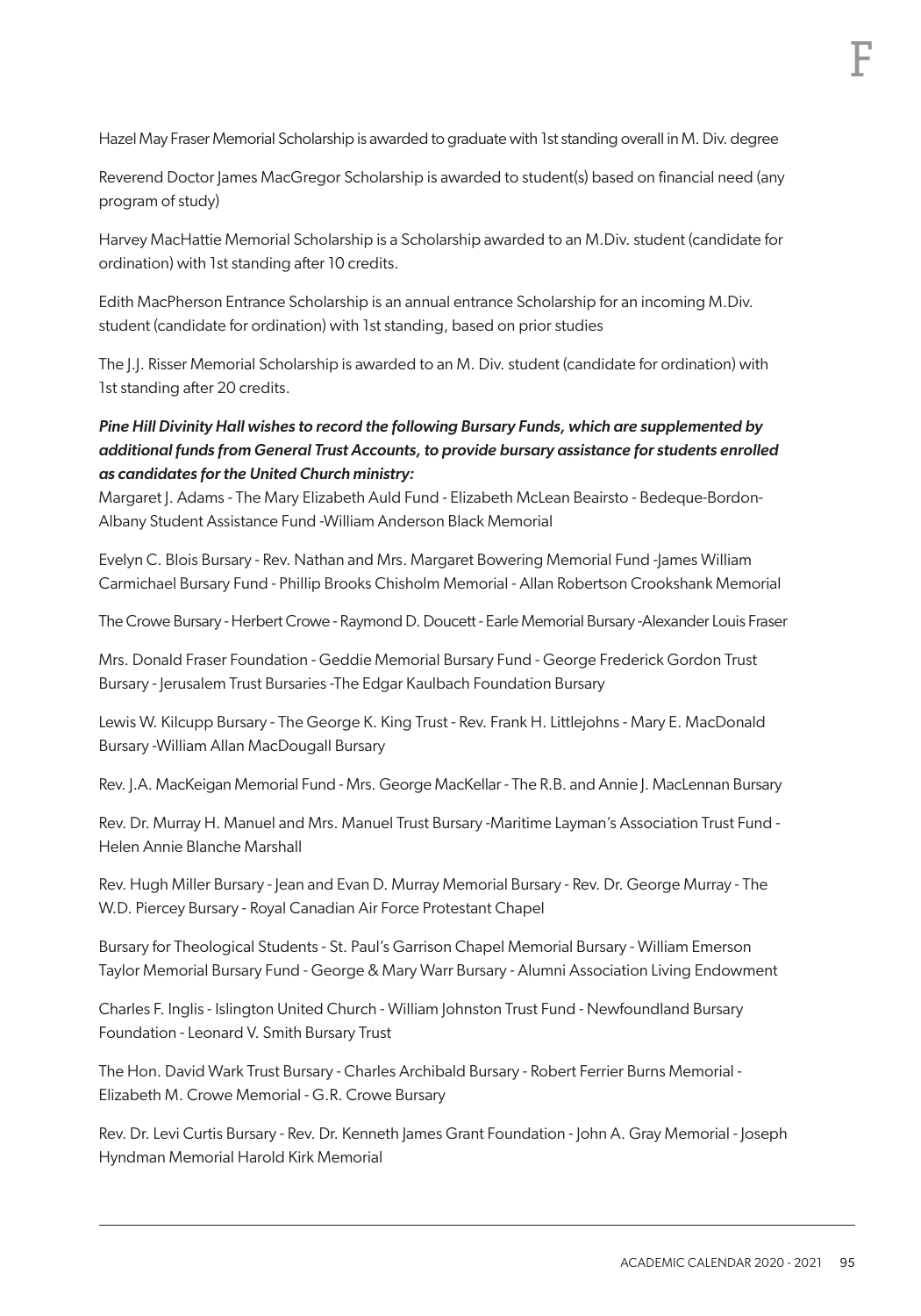Hazel May Fraser Memorial Scholarship is awarded to graduate with 1st standing overall in M. Div. degree

Reverend Doctor James MacGregor Scholarship is awarded to student(s) based on financial need (any program of study)

Harvey MacHattie Memorial Scholarship is a Scholarship awarded to an M.Div. student (candidate for ordination) with 1st standing after 10 credits.

Edith MacPherson Entrance Scholarship is an annual entrance Scholarship for an incoming M.Div. student (candidate for ordination) with 1st standing, based on prior studies

The J.J. Risser Memorial Scholarship is awarded to an M. Div. student (candidate for ordination) with 1st standing after 20 credits.

***Pine Hill Divinity Hall wishes to record the following Bursary Funds, which are supplemented by additional funds from General Trust Accounts, to provide bursary assistance for students enrolled as candidates for the United Church ministry:***

Margaret J. Adams - The Mary Elizabeth Auld Fund - Elizabeth McLean Bearisto - Bedeque-Bordon-Albany Student Assistance Fund -William Anderson Black Memorial

Evelyn C. Blois Bursary - Rev. Nathan and Mrs. Margaret Bowering Memorial Fund -James William Carmichael Bursary Fund - Phillip Brooks Chisholm Memorial - Allan Robertson Crookshank Memorial

The Crowe Bursary - Herbert Crowe - Raymond D. Doucett - Earle Memorial Bursary -Alexander Louis Fraser

Mrs. Donald Fraser Foundation - Geddie Memorial Bursary Fund - George Frederick Gordon Trust Bursary - Jerusalem Trust Bursaries -The Edgar Kaulbach Foundation Bursary

Lewis W. Kilcupp Bursary - The George K. King Trust - Rev. Frank H. Littlejohns - Mary E. MacDonald Bursary -William Allan MacDougall Bursary

Rev. J.A. MacKeigan Memorial Fund - Mrs. George MacKellar - The R.B. and Annie J. MacLennan Bursary

Rev. Dr. Murray H. Manuel and Mrs. Manuel Trust Bursary -Maritime Layman's Association Trust Fund - Helen Annie Blanche Marshall

Rev. Hugh Miller Bursary - Jean and Evan D. Murray Memorial Bursary - Rev. Dr. George Murray - The W.D. Piercey Bursary - Royal Canadian Air Force Protestant Chapel

Bursary for Theological Students - St. Paul's Garrison Chapel Memorial Bursary - William Emerson Taylor Memorial Bursary Fund - George & Mary Warr Bursary - Alumni Association Living Endowment

Charles F. Inglis - Islington United Church - William Johnston Trust Fund - Newfoundland Bursary Foundation - Leonard V. Smith Bursary Trust

The Hon. David Wark Trust Bursary - Charles Archibald Bursary - Robert Ferrier Burns Memorial - Elizabeth M. Crowe Memorial - G.R. Crowe Bursary

Rev. Dr. Levi Curtis Bursary - Rev. Dr. Kenneth James Grant Foundation - John A. Gray Memorial - Joseph Hyndman Memorial Harold Kirk Memorial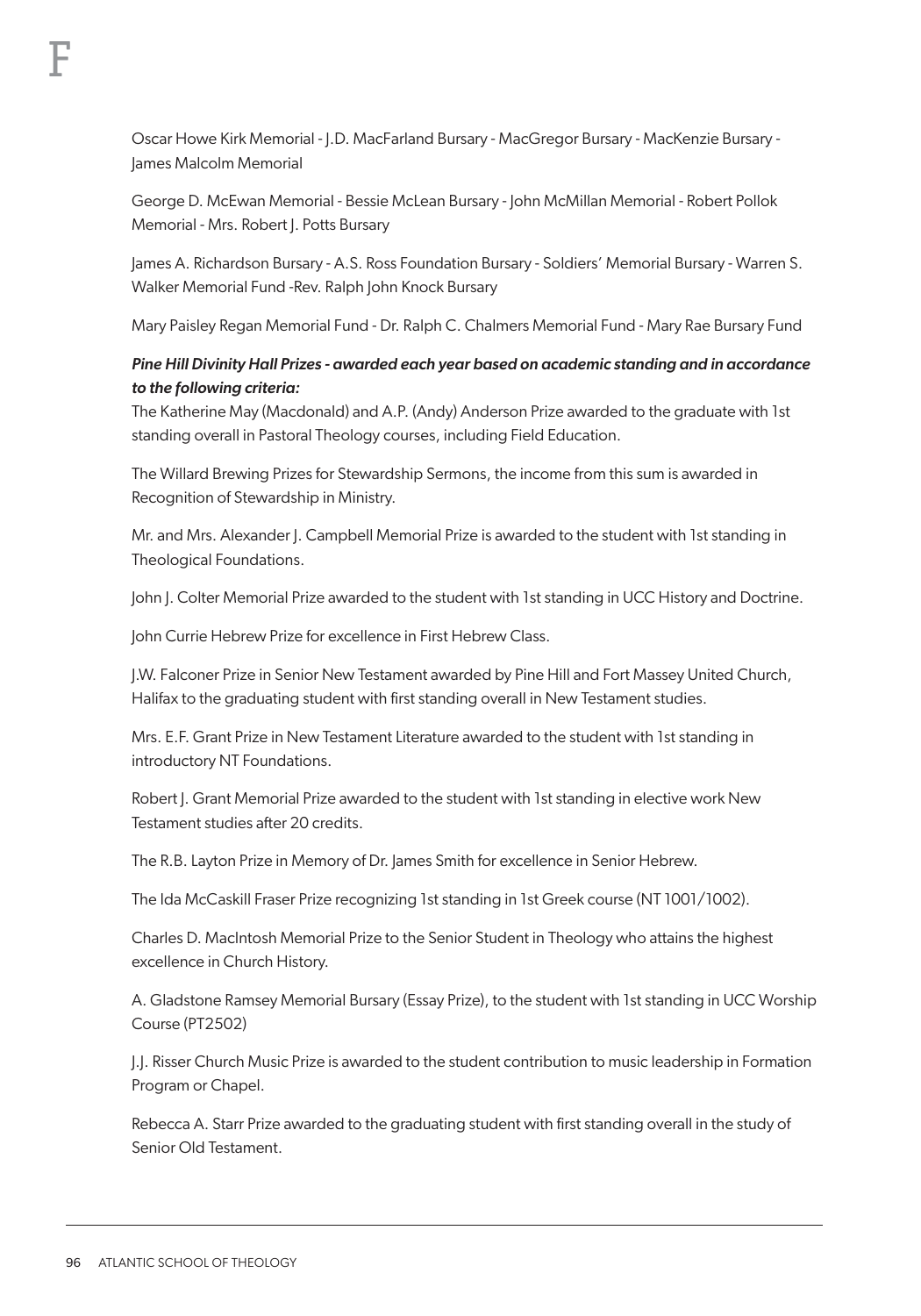Oscar Howe Kirk Memorial - J.D. MacFarland Bursary - MacGregor Bursary - MacKenzie Bursary - James Malcolm Memorial

George D. McEwan Memorial - Bessie McLean Bursary - John McMillan Memorial - Robert Pollok Memorial - Mrs. Robert J. Potts Bursary

James A. Richardson Bursary - A.S. Ross Foundation Bursary - Soldiers' Memorial Bursary - Warren S. Walker Memorial Fund -Rev. Ralph John Knock Bursary

Mary Paisley Regan Memorial Fund - Dr. Ralph C. Chalmers Memorial Fund - Mary Rae Bursary Fund

***Pine Hill Divinity Hall Prizes - awarded each year based on academic standing and in accordance to the following criteria:***

The Katherine May (Macdonald) and A.P. (Andy) Anderson Prize awarded to the graduate with 1st standing overall in Pastoral Theology courses, including Field Education.

The Willard Brewing Prizes for Stewardship Sermons, the income from this sum is awarded in Recognition of Stewardship in Ministry.

Mr. and Mrs. Alexander J. Campbell Memorial Prize is awarded to the student with 1st standing in Theological Foundations.

John J. Colter Memorial Prize awarded to the student with 1st standing in UCC History and Doctrine.

John Currie Hebrew Prize for excellence in First Hebrew Class.

J.W. Falconer Prize in Senior New Testament awarded by Pine Hill and Fort Massey United Church, Halifax to the graduating student with first standing overall in New Testament studies.

Mrs. E.F. Grant Prize in New Testament Literature awarded to the student with 1st standing in introductory NT Foundations.

Robert J. Grant Memorial Prize awarded to the student with 1st standing in elective work New Testament studies after 20 credits.

The R.B. Layton Prize in Memory of Dr. James Smith for excellence in Senior Hebrew.

The Ida McCaskill Fraser Prize recognizing 1st standing in 1st Greek course (NT 1001/1002).

Charles D. MacIntosh Memorial Prize to the Senior Student in Theology who attains the highest excellence in Church History.

A. Gladstone Ramsey Memorial Bursary (Essay Prize), to the student with 1st standing in UCC Worship Course (PT2502)

J.J. Risser Church Music Prize is awarded to the student contribution to music leadership in Formation Program or Chapel.

Rebecca A. Starr Prize awarded to the graduating student with first standing overall in the study of Senior Old Testament.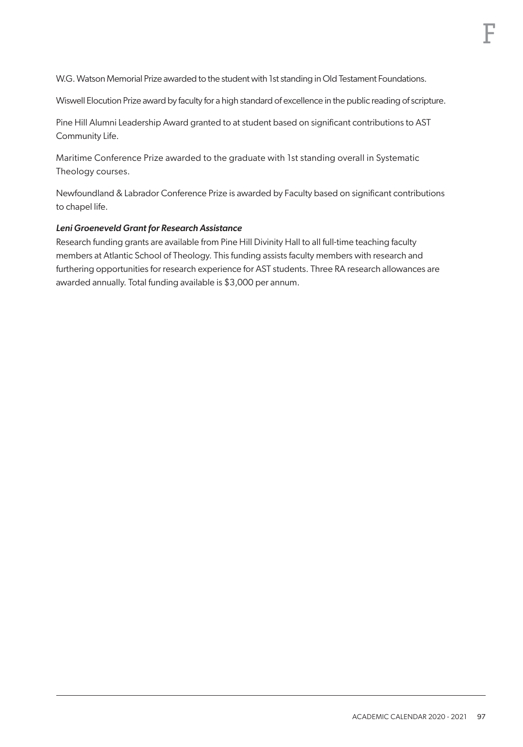W.G. Watson Memorial Prize awarded to the student with 1st standing in Old Testament Foundations.

Wiswell Elocution Prize award by faculty for a high standard of excellence in the public reading of scripture.

Pine Hill Alumni Leadership Award granted to at student based on significant contributions to AST Community Life.

Maritime Conference Prize awarded to the graduate with 1st standing overall in Systematic Theology courses.

Newfoundland & Labrador Conference Prize is awarded by Faculty based on significant contributions to chapel life.

***Leni Groeneveld Grant for Research Assistance***

Research funding grants are available from Pine Hill Divinity Hall to all full-time teaching faculty members at Atlantic School of Theology. This funding assists faculty members with research and furthering opportunities for research experience for AST students. Three RA research allowances are awarded annually. Total funding available is $3,000 per annum.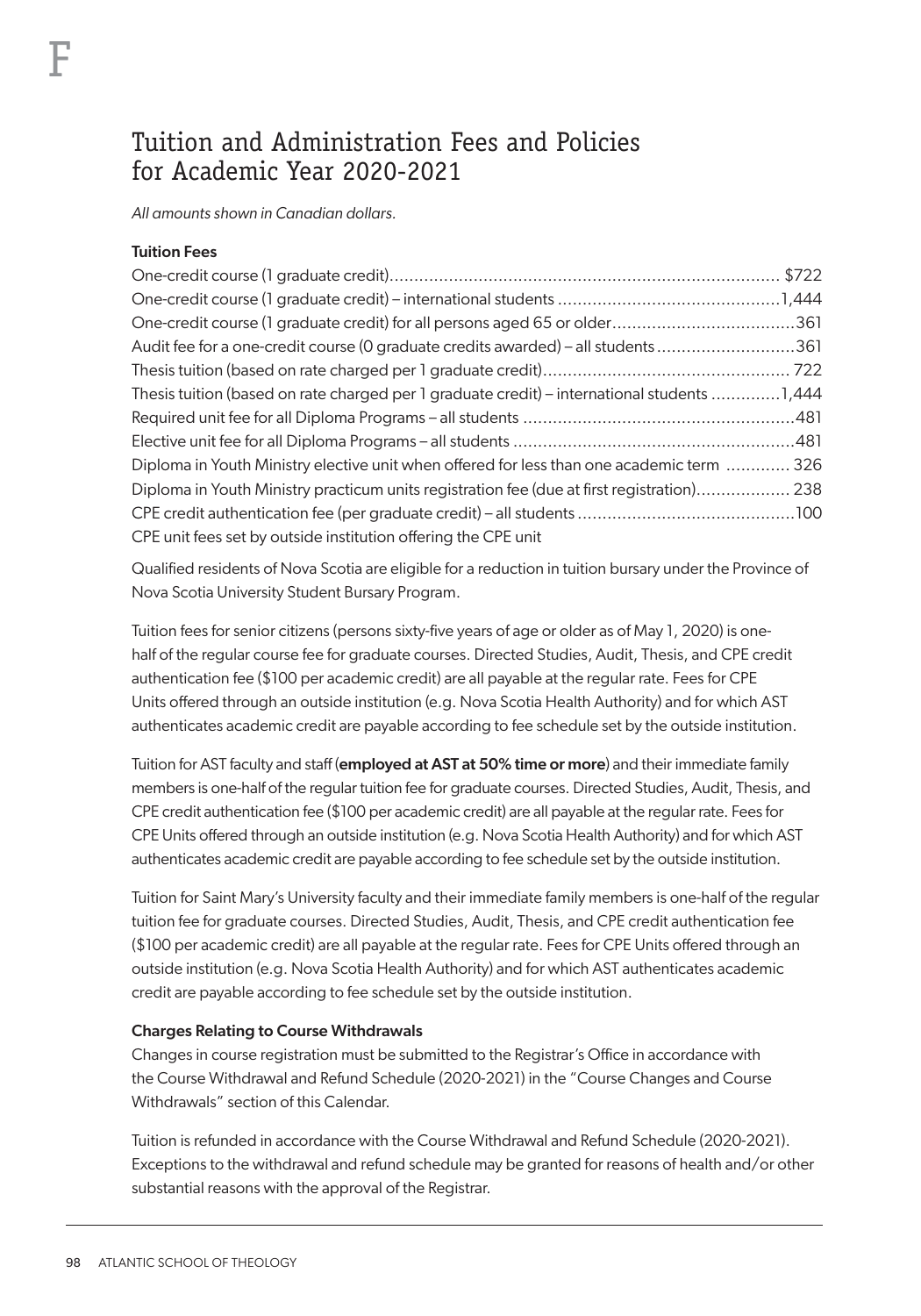# Tuition and Administration Fees and Policies for Academic Year 2020-2021

*All amounts shown in Canadian dollars.*

**Tuition Fees**

| | |
|---|---|
| One-credit course (1 graduate credit) | $722 |
| One-credit course (1 graduate credit) – international students | 1,444 |
| One-credit course (1 graduate credit) for all persons aged 65 or older | 361 |
| Audit fee for a one-credit course (0 graduate credits awarded) – all students | 361 |
| Thesis tuition (based on rate charged per 1 graduate credit) | 722 |
| Thesis tuition (based on rate charged per 1 graduate credit) – international students | 1,444 |
| Required unit fee for all Diploma Programs – all students | 481 |
| Elective unit fee for all Diploma Programs – all students | 481 |
| Diploma in Youth Ministry elective unit when offered for less than one academic term | 326 |
| Diploma in Youth Ministry practicum units registration fee (due at first registration) | 238 |
| CPE credit authentication fee (per graduate credit) – all students | 100 |
| CPE unit fees set by outside institution offering the CPE unit | |

Qualified residents of Nova Scotia are eligible for a reduction in tuition bursary under the Province of Nova Scotia University Student Bursary Program.

Tuition fees for senior citizens (persons sixty-five years of age or older as of May 1, 2020) is one-half of the regular course fee for graduate courses. Directed Studies, Audit, Thesis, and CPE credit authentication fee ($100 per academic credit) are all payable at the regular rate. Fees for CPE Units offered through an outside institution (e.g. Nova Scotia Health Authority) and for which AST authenticates academic credit are payable according to fee schedule set by the outside institution.

Tuition for AST faculty and staff (**employed at AST at 50% time or more**) and their immediate family members is one-half of the regular tuition fee for graduate courses. Directed Studies, Audit, Thesis, and CPE credit authentication fee ($100 per academic credit) are all payable at the regular rate. Fees for CPE Units offered through an outside institution (e.g. Nova Scotia Health Authority) and for which AST authenticates academic credit are payable according to fee schedule set by the outside institution.

Tuition for Saint Mary's University faculty and their immediate family members is one-half of the regular tuition fee for graduate courses. Directed Studies, Audit, Thesis, and CPE credit authentication fee ($100 per academic credit) are all payable at the regular rate. Fees for CPE Units offered through an outside institution (e.g. Nova Scotia Health Authority) and for which AST authenticates academic credit are payable according to fee schedule set by the outside institution.

**Charges Relating to Course Withdrawals**

Changes in course registration must be submitted to the Registrar's Office in accordance with the Course Withdrawal and Refund Schedule (2020-2021) in the "Course Changes and Course Withdrawals" section of this Calendar.

Tuition is refunded in accordance with the Course Withdrawal and Refund Schedule (2020-2021). Exceptions to the withdrawal and refund schedule may be granted for reasons of health and/or other substantial reasons with the approval of the Registrar.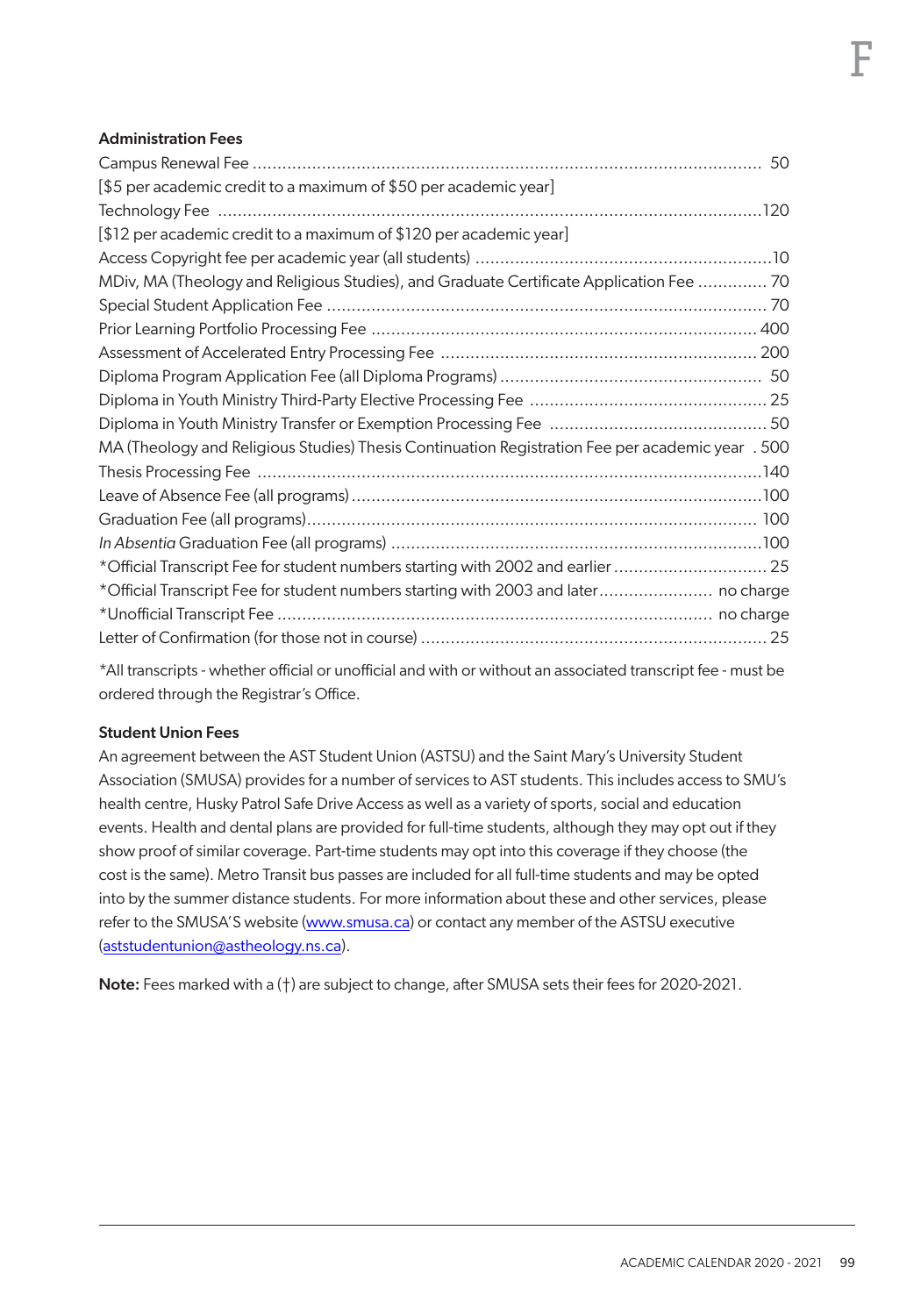### Administration Fees

| Fee | Amount |
| --- | --- |
| Campus Renewal Fee | 50 |
| [$5 per academic credit to a maximum of $50 per academic year] | |
| Technology Fee | 120 |
| [$12 per academic credit to a maximum of $120 per academic year] | |
| Access Copyright fee per academic year (all students) | 10 |
| MDiv, MA (Theology and Religious Studies), and Graduate Certificate Application Fee | 70 |
| Special Student Application Fee | 70 |
| Prior Learning Portfolio Processing Fee | 400 |
| Assessment of Accelerated Entry Processing Fee | 200 |
| Diploma Program Application Fee (all Diploma Programs) | 50 |
| Diploma in Youth Ministry Third-Party Elective Processing Fee | 25 |
| Diploma in Youth Ministry Transfer or Exemption Processing Fee | 50 |
| MA (Theology and Religious Studies) Thesis Continuation Registration Fee per academic year | 500 |
| Thesis Processing Fee | 140 |
| Leave of Absence Fee (all programs) | 100 |
| Graduation Fee (all programs) | 100 |
| *In Absentia* Graduation Fee (all programs) | 100 |
| *Official Transcript Fee for student numbers starting with 2002 and earlier | 25 |
| *Official Transcript Fee for student numbers starting with 2003 and later | no charge |
| *Unofficial Transcript Fee | no charge |
| Letter of Confirmation (for those not in course) | 25 |

*All transcripts - whether official or unofficial and with or without an associated transcript fee - must be ordered through the Registrar's Office.

### Student Union Fees

An agreement between the AST Student Union (ASTSU) and the Saint Mary's University Student Association (SMUSA) provides for a number of services to AST students. This includes access to SMU's health centre, Husky Patrol Safe Drive Access as well as a variety of sports, social and education events. Health and dental plans are provided for full-time students, although they may opt out if they show proof of similar coverage. Part-time students may opt into this coverage if they choose (the cost is the same). Metro Transit bus passes are included for all full-time students and may be opted into by the summer distance students. For more information about these and other services, please refer to the SMUSA'S website (www.smusa.ca) or contact any member of the ASTSU executive (aststudentunion@astheology.ns.ca).

**Note:** Fees marked with a (†) are subject to change, after SMUSA sets their fees for 2020-2021.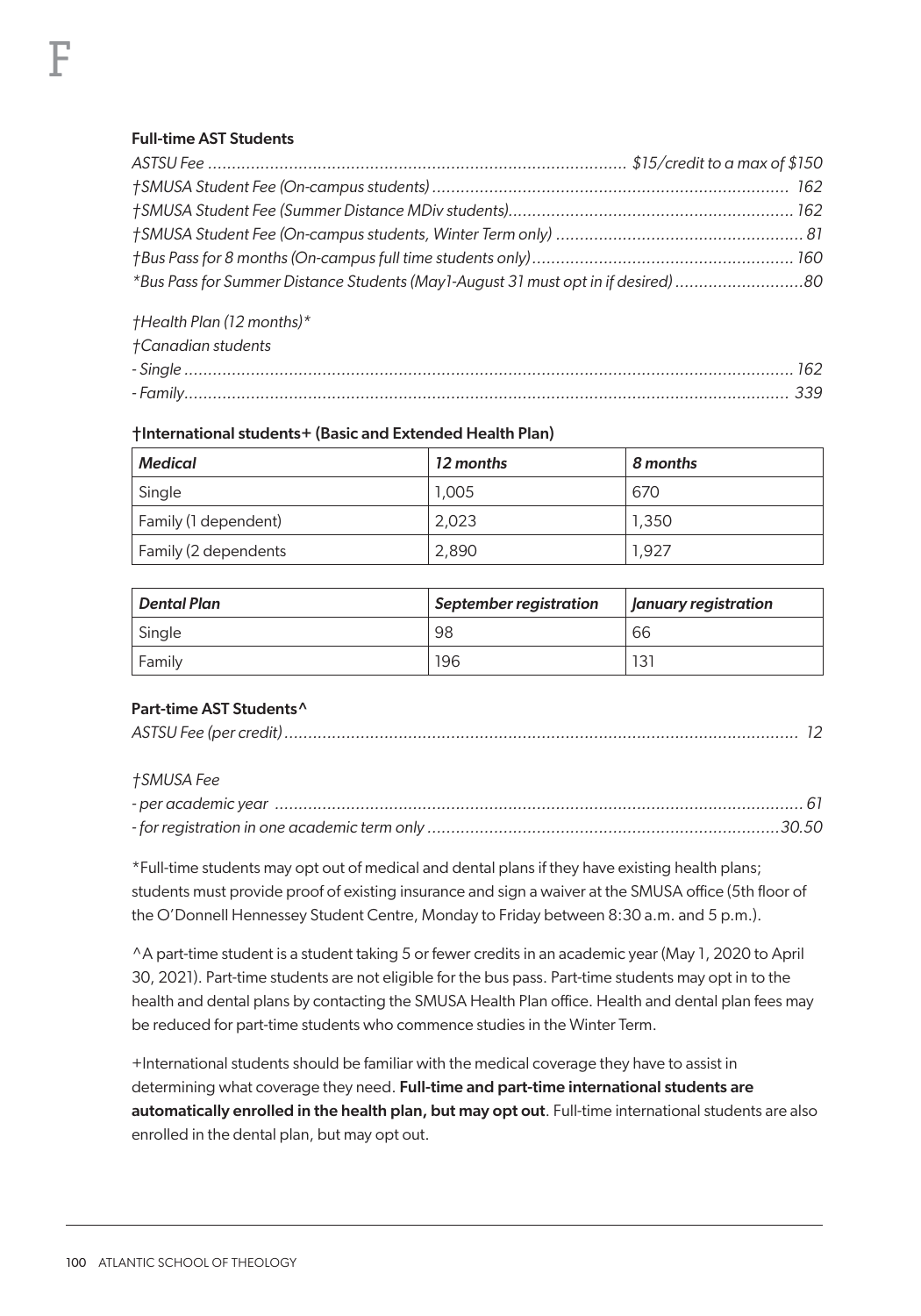F

### Full-time AST Students

*ASTSU Fee ........................................................................................ $15/credit to a max of $150*
*†SMUSA Student Fee (On-campus students) ........................................................................... 162*
*†SMUSA Student Fee (Summer Distance MDiv students)............................................................ 162*
*†SMUSA Student Fee (On-campus students, Winter Term only) .................................................... 81*
*†Bus Pass for 8 months (On-campus full time students only)....................................................... 160*
*\*Bus Pass for Summer Distance Students (May1-August 31 must opt in if desired)...........................80*

*†Health Plan (12 months)\**
*†Canadian students*
*- Single ............................................................................................................................. 162*
*- Family............................................................................................................................ 339*

### †International students+ (Basic and Extended Health Plan)

| *Medical* | *12 months* | *8 months* |
|---|---|---|
| Single | 1,005 | 670 |
| Family (1 dependent) | 2,023 | 1,350 |
| Family (2 dependents | 2,890 | 1,927 |

| *Dental Plan* | *September registration* | *January registration* |
|---|---|---|
| Single | 98 | 66 |
| Family | 196 | 131 |

### Part-time AST Students^

*ASTSU Fee (per credit)............................................................................................................ 12*

*†SMUSA Fee*
*- per academic year ............................................................................................................. 61*
*- for registration in one academic term only .........................................................................30.50*

\*Full-time students may opt out of medical and dental plans if they have existing health plans; students must provide proof of existing insurance and sign a waiver at the SMUSA office (5th floor of the O'Donnell Hennessey Student Centre, Monday to Friday between 8:30 a.m. and 5 p.m.).

^A part-time student is a student taking 5 or fewer credits in an academic year (May 1, 2020 to April 30, 2021). Part-time students are not eligible for the bus pass. Part-time students may opt in to the health and dental plans by contacting the SMUSA Health Plan office. Health and dental plan fees may be reduced for part-time students who commence studies in the Winter Term.

+International students should be familiar with the medical coverage they have to assist in determining what coverage they need. **Full-time and part-time international students are automatically enrolled in the health plan, but may opt out**. Full-time international students are also enrolled in the dental plan, but may opt out.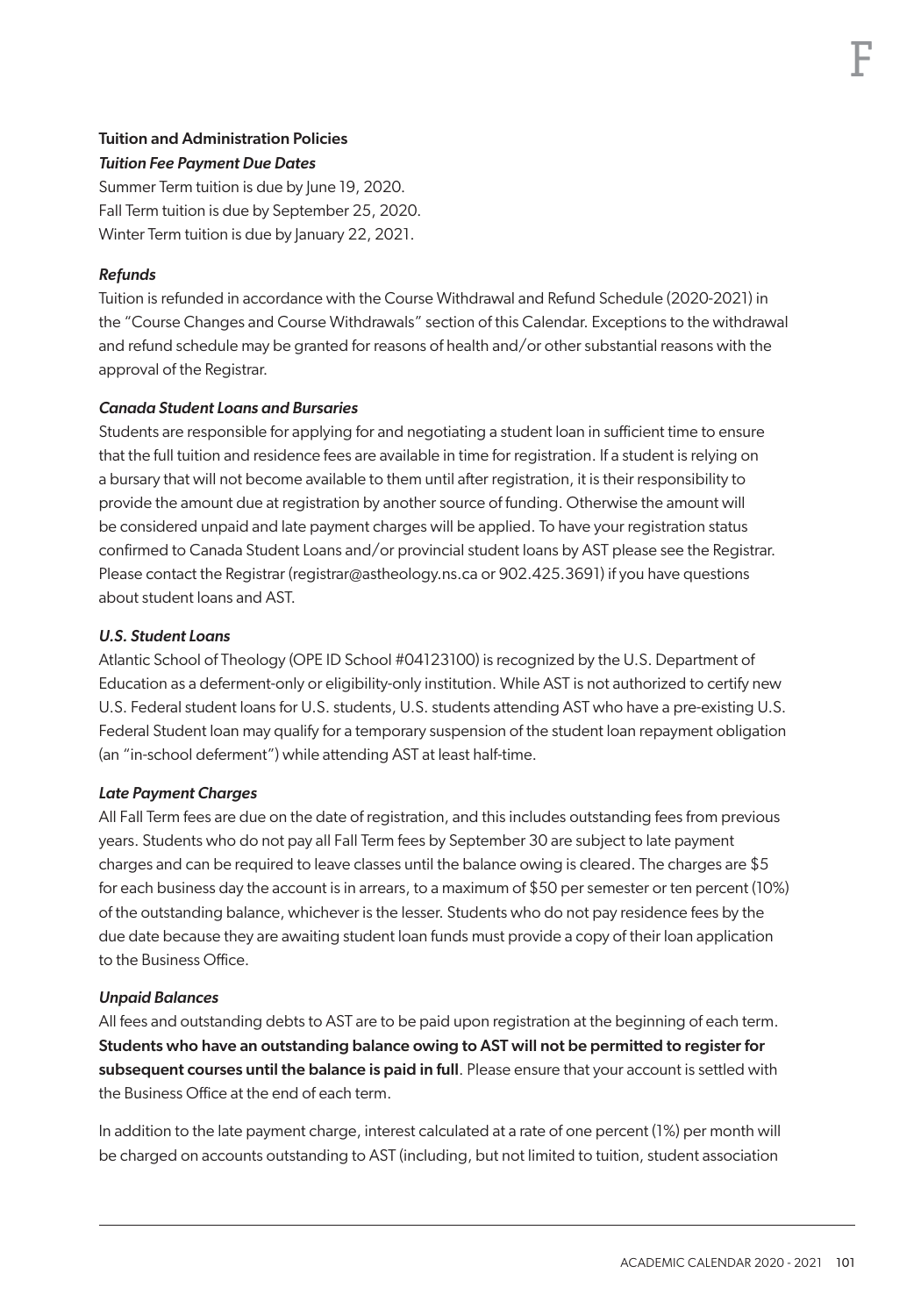### Tuition and Administration Policies

#### *Tuition Fee Payment Due Dates*

Summer Term tuition is due by June 19, 2020.
Fall Term tuition is due by September 25, 2020.
Winter Term tuition is due by January 22, 2021.

#### *Refunds*

Tuition is refunded in accordance with the Course Withdrawal and Refund Schedule (2020-2021) in the "Course Changes and Course Withdrawals" section of this Calendar. Exceptions to the withdrawal and refund schedule may be granted for reasons of health and/or other substantial reasons with the approval of the Registrar.

#### *Canada Student Loans and Bursaries*

Students are responsible for applying for and negotiating a student loan in sufficient time to ensure that the full tuition and residence fees are available in time for registration. If a student is relying on a bursary that will not become available to them until after registration, it is their responsibility to provide the amount due at registration by another source of funding. Otherwise the amount will be considered unpaid and late payment charges will be applied. To have your registration status confirmed to Canada Student Loans and/or provincial student loans by AST please see the Registrar. Please contact the Registrar (registrar@astheology.ns.ca or 902.425.3691) if you have questions about student loans and AST.

#### *U.S. Student Loans*

Atlantic School of Theology (OPE ID School #04123100) is recognized by the U.S. Department of Education as a deferment-only or eligibility-only institution. While AST is not authorized to certify new U.S. Federal student loans for U.S. students, U.S. students attending AST who have a pre-existing U.S. Federal Student loan may qualify for a temporary suspension of the student loan repayment obligation (an "in-school deferment") while attending AST at least half-time.

#### *Late Payment Charges*

All Fall Term fees are due on the date of registration, and this includes outstanding fees from previous years. Students who do not pay all Fall Term fees by September 30 are subject to late payment charges and can be required to leave classes until the balance owing is cleared. The charges are $5 for each business day the account is in arrears, to a maximum of $50 per semester or ten percent (10%) of the outstanding balance, whichever is the lesser. Students who do not pay residence fees by the due date because they are awaiting student loan funds must provide a copy of their loan application to the Business Office.

#### *Unpaid Balances*

All fees and outstanding debts to AST are to be paid upon registration at the beginning of each term. **Students who have an outstanding balance owing to AST will not be permitted to register for subsequent courses until the balance is paid in full**. Please ensure that your account is settled with the Business Office at the end of each term.

In addition to the late payment charge, interest calculated at a rate of one percent (1%) per month will be charged on accounts outstanding to AST (including, but not limited to tuition, student association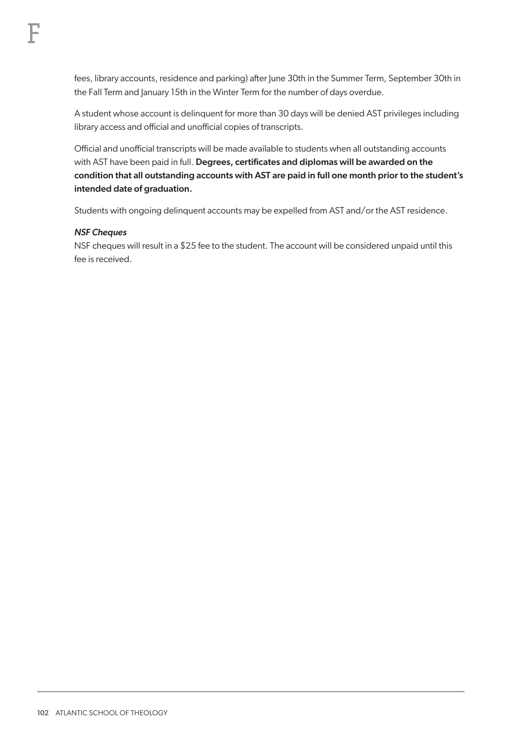fees, library accounts, residence and parking) after June 30th in the Summer Term, September 30th in the Fall Term and January 15th in the Winter Term for the number of days overdue.

A student whose account is delinquent for more than 30 days will be denied AST privileges including library access and official and unofficial copies of transcripts.

Official and unofficial transcripts will be made available to students when all outstanding accounts with AST have been paid in full. **Degrees, certificates and diplomas will be awarded on the condition that all outstanding accounts with AST are paid in full one month prior to the student's intended date of graduation.**

Students with ongoing delinquent accounts may be expelled from AST and/or the AST residence.

***NSF Cheques***

NSF cheques will result in a $25 fee to the student. The account will be considered unpaid until this fee is received.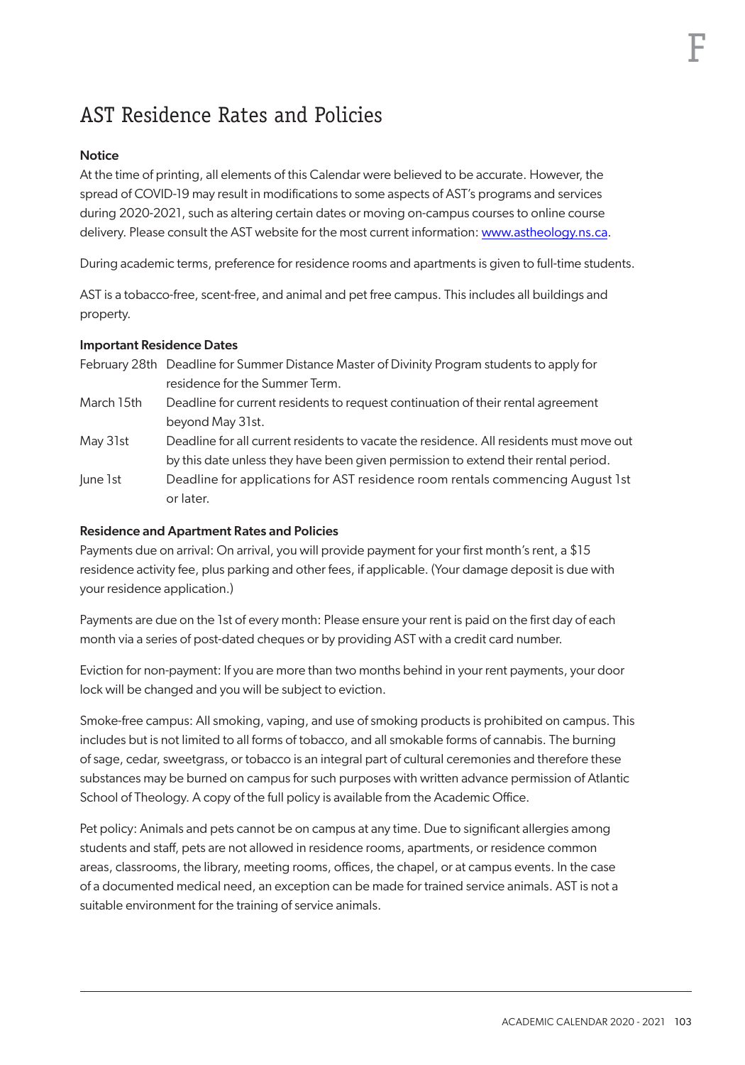# AST Residence Rates and Policies

**Notice**

At the time of printing, all elements of this Calendar were believed to be accurate. However, the spread of COVID-19 may result in modifications to some aspects of AST's programs and services during 2020-2021, such as altering certain dates or moving on-campus courses to online course delivery. Please consult the AST website for the most current information: www.astheology.ns.ca.

During academic terms, preference for residence rooms and apartments is given to full-time students.

AST is a tobacco-free, scent-free, and animal and pet free campus. This includes all buildings and property.

**Important Residence Dates**

| | |
|---|---|
| February 28th | Deadline for Summer Distance Master of Divinity Program students to apply for residence for the Summer Term. |
| March 15th | Deadline for current residents to request continuation of their rental agreement beyond May 31st. |
| May 31st | Deadline for all current residents to vacate the residence. All residents must move out by this date unless they have been given permission to extend their rental period. |
| June 1st | Deadline for applications for AST residence room rentals commencing August 1st or later. |

**Residence and Apartment Rates and Policies**

Payments due on arrival: On arrival, you will provide payment for your first month's rent, a $15 residence activity fee, plus parking and other fees, if applicable. (Your damage deposit is due with your residence application.)

Payments are due on the 1st of every month: Please ensure your rent is paid on the first day of each month via a series of post-dated cheques or by providing AST with a credit card number.

Eviction for non-payment: If you are more than two months behind in your rent payments, your door lock will be changed and you will be subject to eviction.

Smoke-free campus: All smoking, vaping, and use of smoking products is prohibited on campus. This includes but is not limited to all forms of tobacco, and all smokable forms of cannabis. The burning of sage, cedar, sweetgrass, or tobacco is an integral part of cultural ceremonies and therefore these substances may be burned on campus for such purposes with written advance permission of Atlantic School of Theology. A copy of the full policy is available from the Academic Office.

Pet policy: Animals and pets cannot be on campus at any time. Due to significant allergies among students and staff, pets are not allowed in residence rooms, apartments, or residence common areas, classrooms, the library, meeting rooms, offices, the chapel, or at campus events. In the case of a documented medical need, an exception can be made for trained service animals. AST is not a suitable environment for the training of service animals.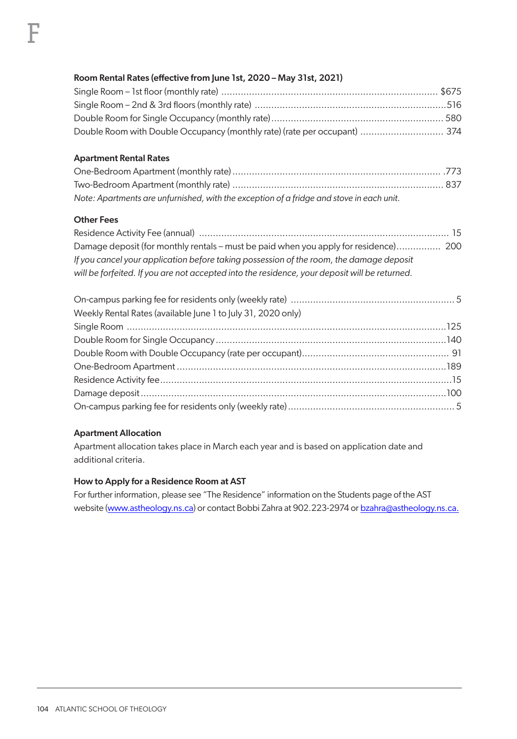### Room Rental Rates (effective from June 1st, 2020 – May 31st, 2021)

| | |
|---|---|
| Single Room – 1st floor (monthly rate) | $675 |
| Single Room – 2nd & 3rd floors (monthly rate) | 516 |
| Double Room for Single Occupancy (monthly rate) | 580 |
| Double Room with Double Occupancy (monthly rate) (rate per occupant) | 374 |

### Apartment Rental Rates

| | |
|---|---|
| One-Bedroom Apartment (monthly rate) | 773 |
| Two-Bedroom Apartment (monthly rate) | 837 |

*Note: Apartments are unfurnished, with the exception of a fridge and stove in each unit.*

### Other Fees

| | |
|---|---|
| Residence Activity Fee (annual) | 15 |
| Damage deposit (for monthly rentals – must be paid when you apply for residence) | 200 |

*If you cancel your application before taking possession of the room, the damage deposit will be forfeited. If you are not accepted into the residence, your deposit will be returned.*

| | |
|---|---|
| On-campus parking fee for residents only (weekly rate) | 5 |
| Weekly Rental Rates (available June 1 to July 31, 2020 only) | |
| Single Room | 125 |
| Double Room for Single Occupancy | 140 |
| Double Room with Double Occupancy (rate per occupant) | 91 |
| One-Bedroom Apartment | 189 |
| Residence Activity fee | 15 |
| Damage deposit | 100 |
| On-campus parking fee for residents only (weekly rate) | 5 |

### Apartment Allocation

Apartment allocation takes place in March each year and is based on application date and additional criteria.

### How to Apply for a Residence Room at AST

For further information, please see "The Residence" information on the Students page of the AST website (www.astheology.ns.ca) or contact Bobbi Zahra at 902.223-2974 or bzahra@astheology.ns.ca.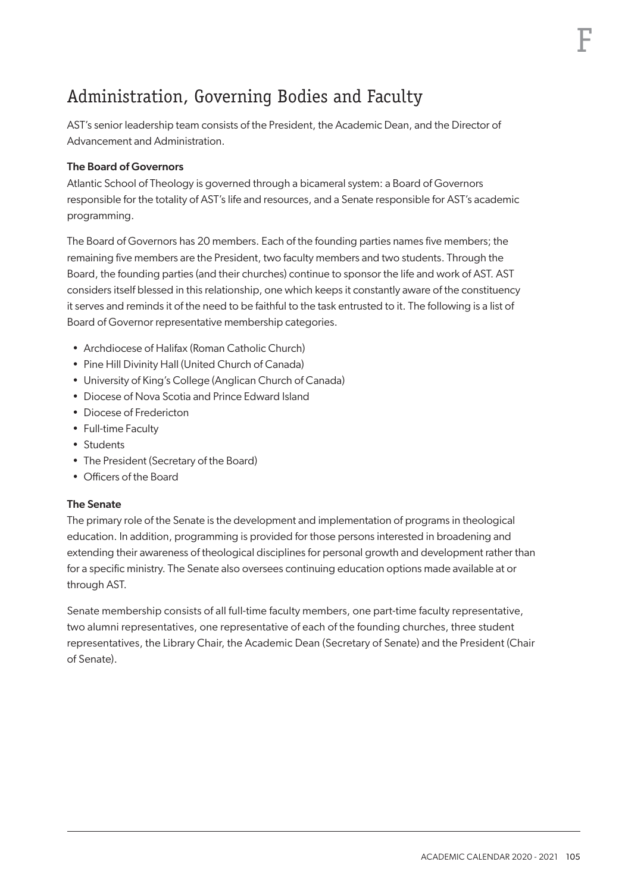# Administration, Governing Bodies and Faculty

AST's senior leadership team consists of the President, the Academic Dean, and the Director of Advancement and Administration.

### The Board of Governors

Atlantic School of Theology is governed through a bicameral system: a Board of Governors responsible for the totality of AST's life and resources, and a Senate responsible for AST's academic programming.

The Board of Governors has 20 members. Each of the founding parties names five members; the remaining five members are the President, two faculty members and two students. Through the Board, the founding parties (and their churches) continue to sponsor the life and work of AST. AST considers itself blessed in this relationship, one which keeps it constantly aware of the constituency it serves and reminds it of the need to be faithful to the task entrusted to it. The following is a list of Board of Governor representative membership categories.

- Archdiocese of Halifax (Roman Catholic Church)
- Pine Hill Divinity Hall (United Church of Canada)
- University of King's College (Anglican Church of Canada)
- Diocese of Nova Scotia and Prince Edward Island
- Diocese of Fredericton
- Full-time Faculty
- Students
- The President (Secretary of the Board)
- Officers of the Board

### The Senate

The primary role of the Senate is the development and implementation of programs in theological education. In addition, programming is provided for those persons interested in broadening and extending their awareness of theological disciplines for personal growth and development rather than for a specific ministry. The Senate also oversees continuing education options made available at or through AST.

Senate membership consists of all full-time faculty members, one part-time faculty representative, two alumni representatives, one representative of each of the founding churches, three student representatives, the Library Chair, the Academic Dean (Secretary of Senate) and the President (Chair of Senate).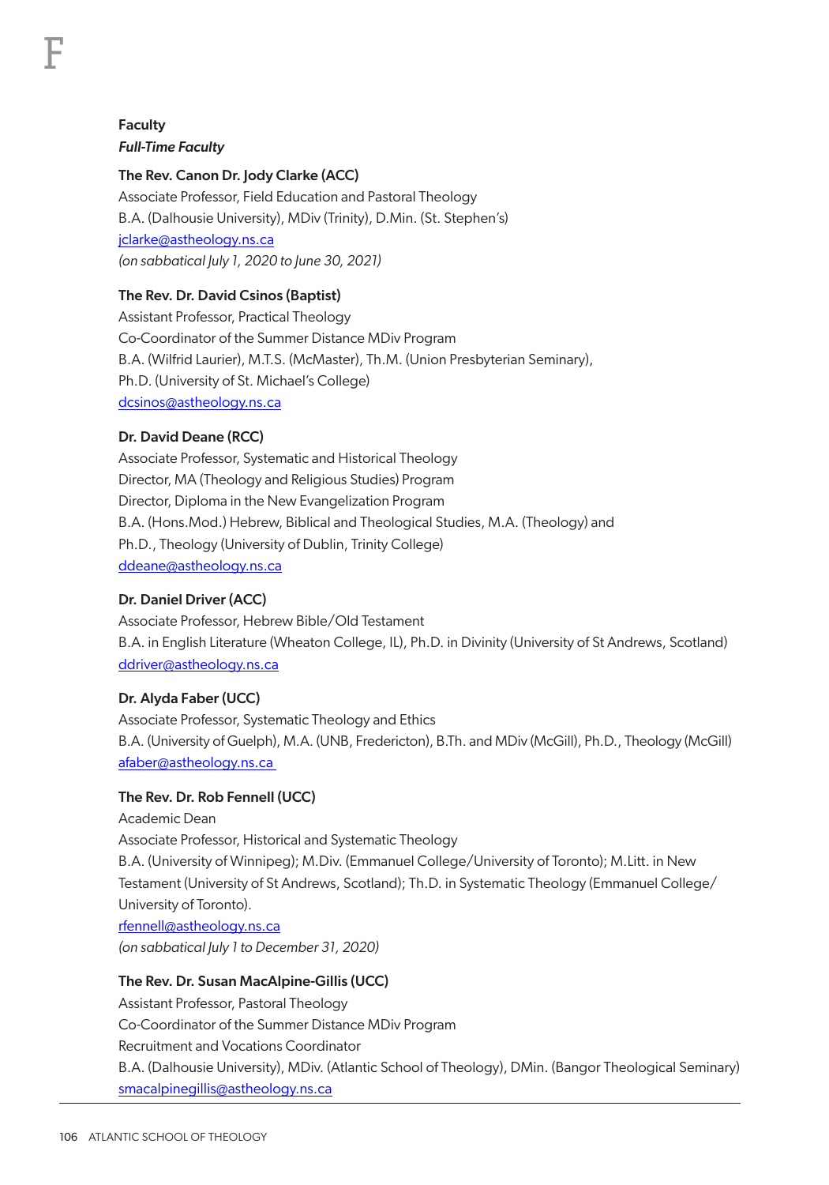## Faculty

### *Full-Time Faculty*

**The Rev. Canon Dr. Jody Clarke (ACC)**
Associate Professor, Field Education and Pastoral Theology
B.A. (Dalhousie University), MDiv (Trinity), D.Min. (St. Stephen's)
jclarke@astheology.ns.ca
*(on sabbatical July 1, 2020 to June 30, 2021)*

**The Rev. Dr. David Csinos (Baptist)**
Assistant Professor, Practical Theology
Co-Coordinator of the Summer Distance MDiv Program
B.A. (Wilfrid Laurier), M.T.S. (McMaster), Th.M. (Union Presbyterian Seminary),
Ph.D. (University of St. Michael's College)
dcsinos@astheology.ns.ca

**Dr. David Deane (RCC)**
Associate Professor, Systematic and Historical Theology
Director, MA (Theology and Religious Studies) Program
Director, Diploma in the New Evangelization Program
B.A. (Hons.Mod.) Hebrew, Biblical and Theological Studies, M.A. (Theology) and
Ph.D., Theology (University of Dublin, Trinity College)
ddeane@astheology.ns.ca

**Dr. Daniel Driver (ACC)**
Associate Professor, Hebrew Bible/Old Testament
B.A. in English Literature (Wheaton College, IL), Ph.D. in Divinity (University of St Andrews, Scotland)
ddriver@astheology.ns.ca

**Dr. Alyda Faber (UCC)**
Associate Professor, Systematic Theology and Ethics
B.A. (University of Guelph), M.A. (UNB, Fredericton), B.Th. and MDiv (McGill), Ph.D., Theology (McGill)
afaber@astheology.ns.ca

**The Rev. Dr. Rob Fennell (UCC)**
Academic Dean
Associate Professor, Historical and Systematic Theology
B.A. (University of Winnipeg); M.Div. (Emmanuel College/University of Toronto); M.Litt. in New Testament (University of St Andrews, Scotland); Th.D. in Systematic Theology (Emmanuel College/University of Toronto).
rfennell@astheology.ns.ca
*(on sabbatical July 1 to December 31, 2020)*

**The Rev. Dr. Susan MacAlpine-Gillis (UCC)**
Assistant Professor, Pastoral Theology
Co-Coordinator of the Summer Distance MDiv Program
Recruitment and Vocations Coordinator
B.A. (Dalhousie University), MDiv. (Atlantic School of Theology), DMin. (Bangor Theological Seminary)
smacalpinegillis@astheology.ns.ca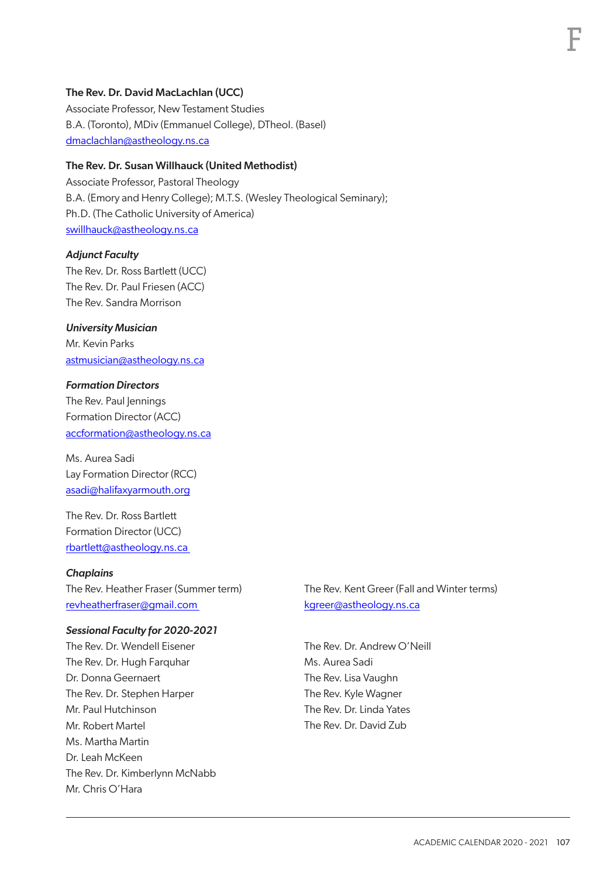**The Rev. Dr. David MacLachlan (UCC)**
Associate Professor, New Testament Studies
B.A. (Toronto), MDiv (Emmanuel College), DTheol. (Basel)
dmaclachlan@astheology.ns.ca

**The Rev. Dr. Susan Willhauck (United Methodist)**
Associate Professor, Pastoral Theology
B.A. (Emory and Henry College); M.T.S. (Wesley Theological Seminary);
Ph.D. (The Catholic University of America)
swillhauck@astheology.ns.ca

***Adjunct Faculty***
The Rev. Dr. Ross Bartlett (UCC)
The Rev. Dr. Paul Friesen (ACC)
The Rev. Sandra Morrison

***University Musician***
Mr. Kevin Parks
astmusician@astheology.ns.ca

***Formation Directors***
The Rev. Paul Jennings
Formation Director (ACC)
accformation@astheology.ns.ca

Ms. Aurea Sadi
Lay Formation Director (RCC)
asadi@halifaxyarmouth.org

The Rev. Dr. Ross Bartlett
Formation Director (UCC)
rbartlett@astheology.ns.ca

***Chaplains***
The Rev. Heather Fraser (Summer term)
revheatherfraser@gmail.com

The Rev. Kent Greer (Fall and Winter terms)
kgreer@astheology.ns.ca

***Sessional Faculty for 2020-2021***
The Rev. Dr. Wendell Eisener
The Rev. Dr. Hugh Farquhar
Dr. Donna Geernaert
The Rev. Dr. Stephen Harper
Mr. Paul Hutchinson
Mr. Robert Martel
Ms. Martha Martin
Dr. Leah McKeen
The Rev. Dr. Kimberlynn McNabb
Mr. Chris O'Hara
The Rev. Dr. Andrew O'Neill
Ms. Aurea Sadi
The Rev. Lisa Vaughn
The Rev. Kyle Wagner
The Rev. Dr. Linda Yates
The Rev. Dr. David Zub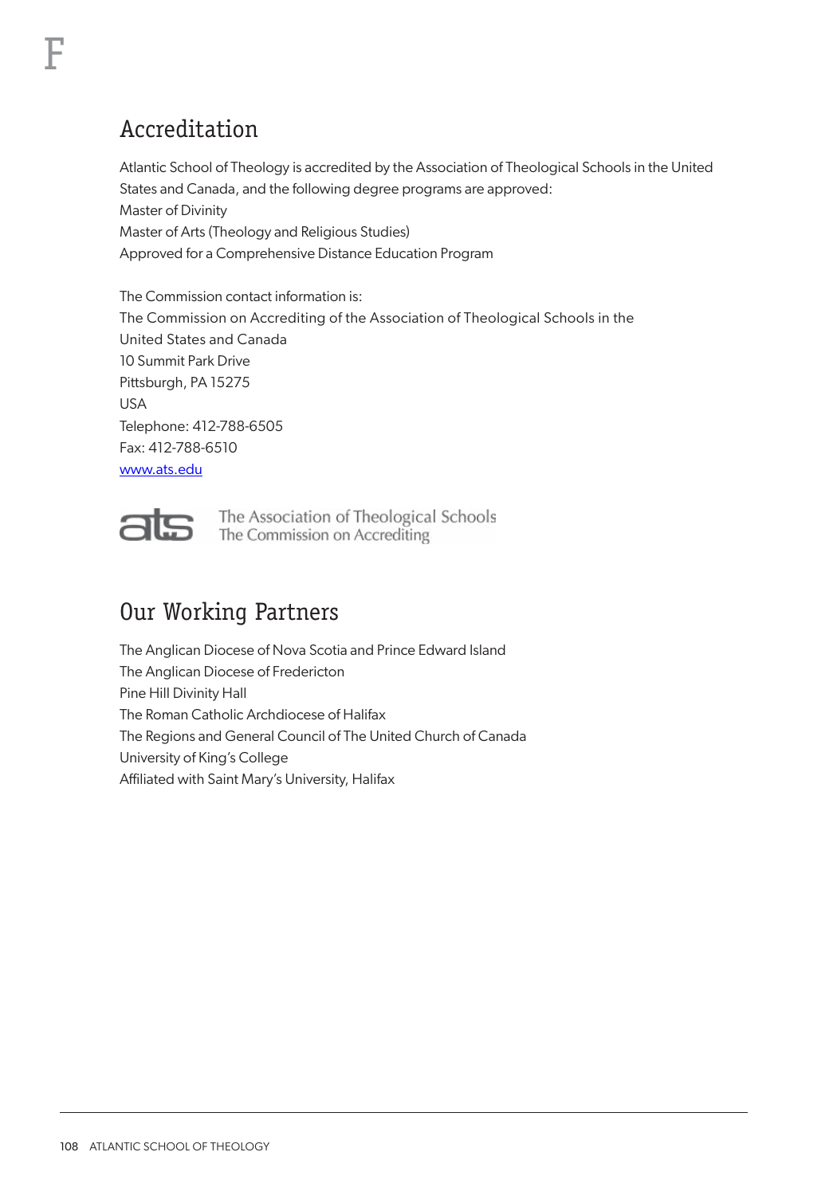## Accreditation

Atlantic School of Theology is accredited by the Association of Theological Schools in the United States and Canada, and the following degree programs are approved:
Master of Divinity
Master of Arts (Theology and Religious Studies)
Approved for a Comprehensive Distance Education Program

The Commission contact information is:
The Commission on Accrediting of the Association of Theological Schools in the United States and Canada
10 Summit Park Drive
Pittsburgh, PA 15275
USA
Telephone: 412-788-6505
Fax: 412-788-6510
www.ats.edu

ats The Association of Theological Schools
The Commission on Accrediting

## Our Working Partners

The Anglican Diocese of Nova Scotia and Prince Edward Island
The Anglican Diocese of Fredericton
Pine Hill Divinity Hall
The Roman Catholic Archdiocese of Halifax
The Regions and General Council of The United Church of Canada
University of King's College
Affiliated with Saint Mary's University, Halifax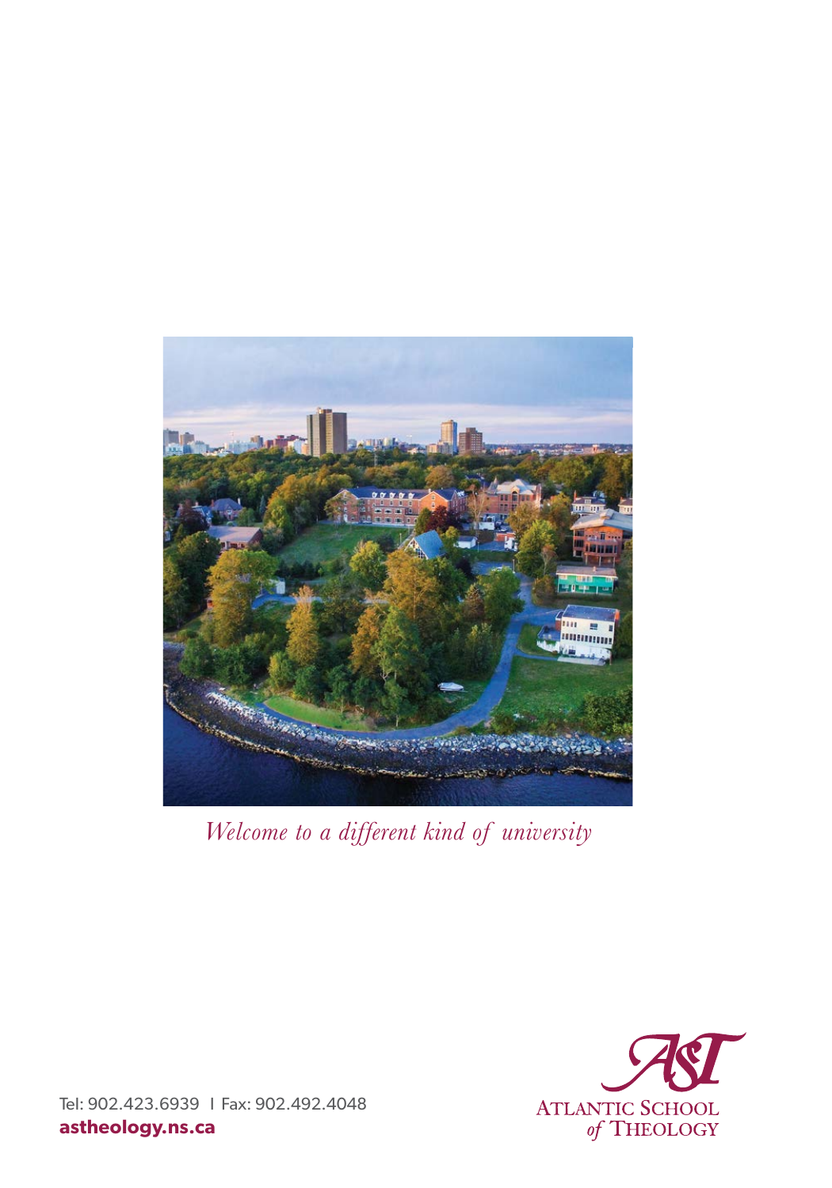*Welcome to a different kind of university*

Tel: 902.423.6939 I Fax: 902.492.4048

**astheology.ns.ca**

ATLANTIC SCHOOL *of* THEOLOGY